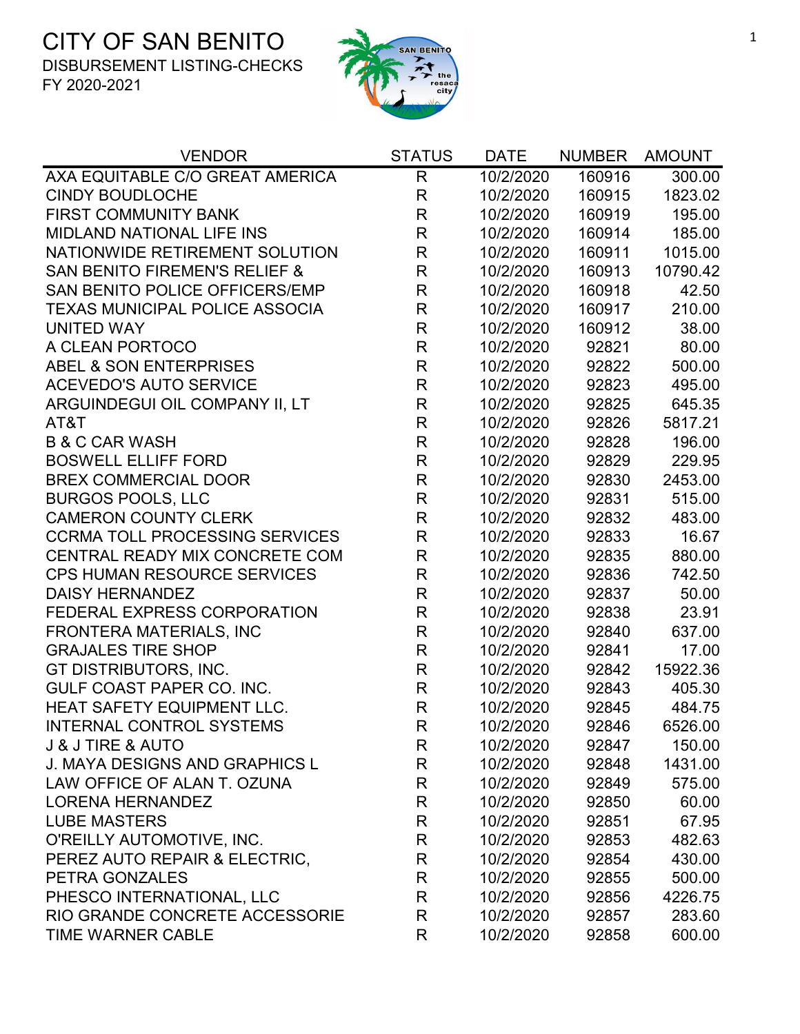# CITY OF SAN BENITO

DISBURSEMENT LISTING-CHECKS

FY 2020-2021

| VENDOR | STATUS | DATE | NUMBER | AMOUNT |
|---|---|---|---|---|
| AXA EQUITABLE C/O GREAT AMERICA | R | 10/2/2020 | 160916 | 300.00 |
| CINDY BOUDLOCHE | R | 10/2/2020 | 160915 | 1823.02 |
| FIRST COMMUNITY BANK | R | 10/2/2020 | 160919 | 195.00 |
| MIDLAND NATIONAL LIFE INS | R | 10/2/2020 | 160914 | 185.00 |
| NATIONWIDE RETIREMENT SOLUTION | R | 10/2/2020 | 160911 | 1015.00 |
| SAN BENITO FIREMEN'S RELIEF & | R | 10/2/2020 | 160913 | 10790.42 |
| SAN BENITO POLICE OFFICERS/EMP | R | 10/2/2020 | 160918 | 42.50 |
| TEXAS MUNICIPAL POLICE ASSOCIA | R | 10/2/2020 | 160917 | 210.00 |
| UNITED WAY | R | 10/2/2020 | 160912 | 38.00 |
| A CLEAN PORTOCO | R | 10/2/2020 | 92821 | 80.00 |
| ABEL & SON ENTERPRISES | R | 10/2/2020 | 92822 | 500.00 |
| ACEVEDO'S AUTO SERVICE | R | 10/2/2020 | 92823 | 495.00 |
| ARGUINDEGUI OIL COMPANY II, LT | R | 10/2/2020 | 92825 | 645.35 |
| AT&T | R | 10/2/2020 | 92826 | 5817.21 |
| B & C CAR WASH | R | 10/2/2020 | 92828 | 196.00 |
| BOSWELL ELLIFF FORD | R | 10/2/2020 | 92829 | 229.95 |
| BREX COMMERCIAL DOOR | R | 10/2/2020 | 92830 | 2453.00 |
| BURGOS POOLS, LLC | R | 10/2/2020 | 92831 | 515.00 |
| CAMERON COUNTY CLERK | R | 10/2/2020 | 92832 | 483.00 |
| CCRMA TOLL PROCESSING SERVICES | R | 10/2/2020 | 92833 | 16.67 |
| CENTRAL READY MIX CONCRETE COM | R | 10/2/2020 | 92835 | 880.00 |
| CPS HUMAN RESOURCE SERVICES | R | 10/2/2020 | 92836 | 742.50 |
| DAISY HERNANDEZ | R | 10/2/2020 | 92837 | 50.00 |
| FEDERAL EXPRESS CORPORATION | R | 10/2/2020 | 92838 | 23.91 |
| FRONTERA MATERIALS, INC | R | 10/2/2020 | 92840 | 637.00 |
| GRAJALES TIRE SHOP | R | 10/2/2020 | 92841 | 17.00 |
| GT DISTRIBUTORS, INC. | R | 10/2/2020 | 92842 | 15922.36 |
| GULF COAST PAPER CO. INC. | R | 10/2/2020 | 92843 | 405.30 |
| HEAT SAFETY EQUIPMENT LLC. | R | 10/2/2020 | 92845 | 484.75 |
| INTERNAL CONTROL SYSTEMS | R | 10/2/2020 | 92846 | 6526.00 |
| J & J TIRE & AUTO | R | 10/2/2020 | 92847 | 150.00 |
| J. MAYA DESIGNS AND GRAPHICS L | R | 10/2/2020 | 92848 | 1431.00 |
| LAW OFFICE OF ALAN T. OZUNA | R | 10/2/2020 | 92849 | 575.00 |
| LORENA HERNANDEZ | R | 10/2/2020 | 92850 | 60.00 |
| LUBE MASTERS | R | 10/2/2020 | 92851 | 67.95 |
| O'REILLY AUTOMOTIVE, INC. | R | 10/2/2020 | 92853 | 482.63 |
| PEREZ AUTO REPAIR & ELECTRIC, | R | 10/2/2020 | 92854 | 430.00 |
| PETRA GONZALES | R | 10/2/2020 | 92855 | 500.00 |
| PHESCO INTERNATIONAL, LLC | R | 10/2/2020 | 92856 | 4226.75 |
| RIO GRANDE CONCRETE ACCESSORIE | R | 10/2/2020 | 92857 | 283.60 |
| TIME WARNER CABLE | R | 10/2/2020 | 92858 | 600.00 |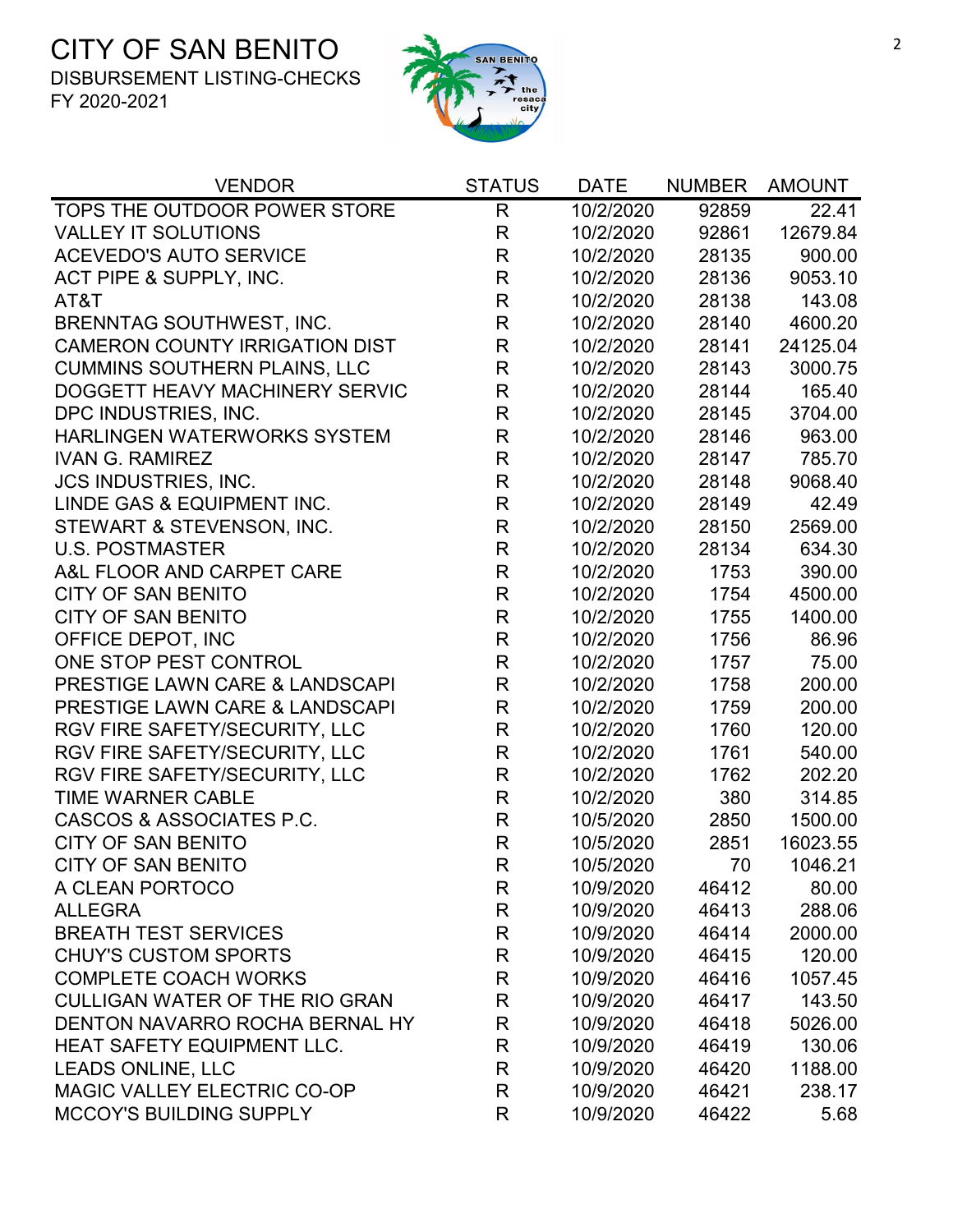# CITY OF SAN BENITO

DISBURSEMENT LISTING-CHECKS
FY 2020-2021

| VENDOR | STATUS | DATE | NUMBER | AMOUNT |
|---|---|---|---|---|
| TOPS THE OUTDOOR POWER STORE | R | 10/2/2020 | 92859 | 22.41 |
| VALLEY IT SOLUTIONS | R | 10/2/2020 | 92861 | 12679.84 |
| ACEVEDO'S AUTO SERVICE | R | 10/2/2020 | 28135 | 900.00 |
| ACT PIPE & SUPPLY, INC. | R | 10/2/2020 | 28136 | 9053.10 |
| AT&T | R | 10/2/2020 | 28138 | 143.08 |
| BRENNTAG SOUTHWEST, INC. | R | 10/2/2020 | 28140 | 4600.20 |
| CAMERON COUNTY IRRIGATION DIST | R | 10/2/2020 | 28141 | 24125.04 |
| CUMMINS SOUTHERN PLAINS, LLC | R | 10/2/2020 | 28143 | 3000.75 |
| DOGGETT HEAVY MACHINERY SERVIC | R | 10/2/2020 | 28144 | 165.40 |
| DPC INDUSTRIES, INC. | R | 10/2/2020 | 28145 | 3704.00 |
| HARLINGEN WATERWORKS SYSTEM | R | 10/2/2020 | 28146 | 963.00 |
| IVAN G. RAMIREZ | R | 10/2/2020 | 28147 | 785.70 |
| JCS INDUSTRIES, INC. | R | 10/2/2020 | 28148 | 9068.40 |
| LINDE GAS & EQUIPMENT INC. | R | 10/2/2020 | 28149 | 42.49 |
| STEWART & STEVENSON, INC. | R | 10/2/2020 | 28150 | 2569.00 |
| U.S. POSTMASTER | R | 10/2/2020 | 28134 | 634.30 |
| A&L FLOOR AND CARPET CARE | R | 10/2/2020 | 1753 | 390.00 |
| CITY OF SAN BENITO | R | 10/2/2020 | 1754 | 4500.00 |
| CITY OF SAN BENITO | R | 10/2/2020 | 1755 | 1400.00 |
| OFFICE DEPOT, INC | R | 10/2/2020 | 1756 | 86.96 |
| ONE STOP PEST CONTROL | R | 10/2/2020 | 1757 | 75.00 |
| PRESTIGE LAWN CARE & LANDSCAPI | R | 10/2/2020 | 1758 | 200.00 |
| PRESTIGE LAWN CARE & LANDSCAPI | R | 10/2/2020 | 1759 | 200.00 |
| RGV FIRE SAFETY/SECURITY, LLC | R | 10/2/2020 | 1760 | 120.00 |
| RGV FIRE SAFETY/SECURITY, LLC | R | 10/2/2020 | 1761 | 540.00 |
| RGV FIRE SAFETY/SECURITY, LLC | R | 10/2/2020 | 1762 | 202.20 |
| TIME WARNER CABLE | R | 10/2/2020 | 380 | 314.85 |
| CASCOS & ASSOCIATES P.C. | R | 10/5/2020 | 2850 | 1500.00 |
| CITY OF SAN BENITO | R | 10/5/2020 | 2851 | 16023.55 |
| CITY OF SAN BENITO | R | 10/5/2020 | 70 | 1046.21 |
| A CLEAN PORTOCO | R | 10/9/2020 | 46412 | 80.00 |
| ALLEGRA | R | 10/9/2020 | 46413 | 288.06 |
| BREATH TEST SERVICES | R | 10/9/2020 | 46414 | 2000.00 |
| CHUY'S CUSTOM SPORTS | R | 10/9/2020 | 46415 | 120.00 |
| COMPLETE COACH WORKS | R | 10/9/2020 | 46416 | 1057.45 |
| CULLIGAN WATER OF THE RIO GRAN | R | 10/9/2020 | 46417 | 143.50 |
| DENTON NAVARRO ROCHA BERNAL HY | R | 10/9/2020 | 46418 | 5026.00 |
| HEAT SAFETY EQUIPMENT LLC. | R | 10/9/2020 | 46419 | 130.06 |
| LEADS ONLINE, LLC | R | 10/9/2020 | 46420 | 1188.00 |
| MAGIC VALLEY ELECTRIC CO-OP | R | 10/9/2020 | 46421 | 238.17 |
| MCCOY'S BUILDING SUPPLY | R | 10/9/2020 | 46422 | 5.68 |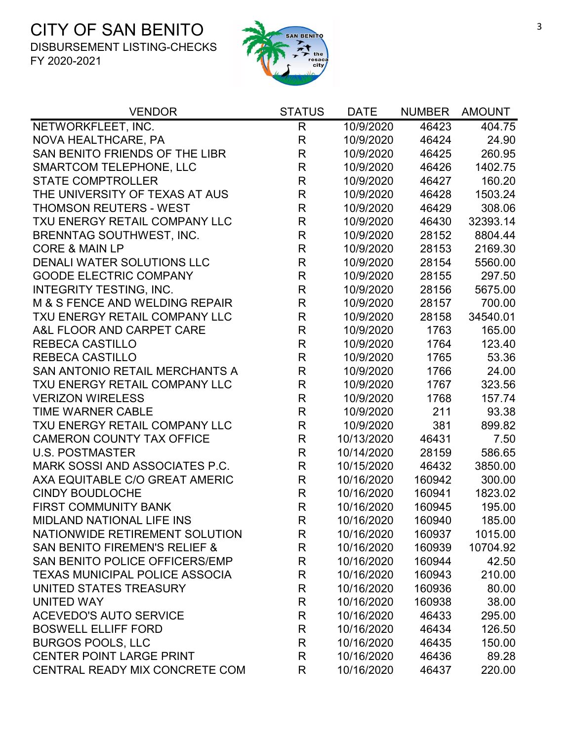# CITY OF SAN BENITO

DISBURSEMENT LISTING-CHECKS
FY 2020-2021

| VENDOR | STATUS | DATE | NUMBER | AMOUNT |
|---|---|---|---|---|
| NETWORKFLEET, INC. | R | 10/9/2020 | 46423 | 404.75 |
| NOVA HEALTHCARE, PA | R | 10/9/2020 | 46424 | 24.90 |
| SAN BENITO FRIENDS OF THE LIBR | R | 10/9/2020 | 46425 | 260.95 |
| SMARTCOM TELEPHONE, LLC | R | 10/9/2020 | 46426 | 1402.75 |
| STATE COMPTROLLER | R | 10/9/2020 | 46427 | 160.20 |
| THE UNIVERSITY OF TEXAS AT AUS | R | 10/9/2020 | 46428 | 1503.24 |
| THOMSON REUTERS - WEST | R | 10/9/2020 | 46429 | 308.06 |
| TXU ENERGY RETAIL COMPANY LLC | R | 10/9/2020 | 46430 | 32393.14 |
| BRENNTAG SOUTHWEST, INC. | R | 10/9/2020 | 28152 | 8804.44 |
| CORE & MAIN LP | R | 10/9/2020 | 28153 | 2169.30 |
| DENALI WATER SOLUTIONS LLC | R | 10/9/2020 | 28154 | 5560.00 |
| GOODE ELECTRIC COMPANY | R | 10/9/2020 | 28155 | 297.50 |
| INTEGRITY TESTING, INC. | R | 10/9/2020 | 28156 | 5675.00 |
| M & S FENCE AND WELDING REPAIR | R | 10/9/2020 | 28157 | 700.00 |
| TXU ENERGY RETAIL COMPANY LLC | R | 10/9/2020 | 28158 | 34540.01 |
| A&L FLOOR AND CARPET CARE | R | 10/9/2020 | 1763 | 165.00 |
| REBECA CASTILLO | R | 10/9/2020 | 1764 | 123.40 |
| REBECA CASTILLO | R | 10/9/2020 | 1765 | 53.36 |
| SAN ANTONIO RETAIL MERCHANTS A | R | 10/9/2020 | 1766 | 24.00 |
| TXU ENERGY RETAIL COMPANY LLC | R | 10/9/2020 | 1767 | 323.56 |
| VERIZON WIRELESS | R | 10/9/2020 | 1768 | 157.74 |
| TIME WARNER CABLE | R | 10/9/2020 | 211 | 93.38 |
| TXU ENERGY RETAIL COMPANY LLC | R | 10/9/2020 | 381 | 899.82 |
| CAMERON COUNTY TAX OFFICE | R | 10/13/2020 | 46431 | 7.50 |
| U.S. POSTMASTER | R | 10/14/2020 | 28159 | 586.65 |
| MARK SOSSI AND ASSOCIATES P.C. | R | 10/15/2020 | 46432 | 3850.00 |
| AXA EQUITABLE C/O GREAT AMERIC | R | 10/16/2020 | 160942 | 300.00 |
| CINDY BOUDLOCHE | R | 10/16/2020 | 160941 | 1823.02 |
| FIRST COMMUNITY BANK | R | 10/16/2020 | 160945 | 195.00 |
| MIDLAND NATIONAL LIFE INS | R | 10/16/2020 | 160940 | 185.00 |
| NATIONWIDE RETIREMENT SOLUTION | R | 10/16/2020 | 160937 | 1015.00 |
| SAN BENITO FIREMEN'S RELIEF & | R | 10/16/2020 | 160939 | 10704.92 |
| SAN BENITO POLICE OFFICERS/EMP | R | 10/16/2020 | 160944 | 42.50 |
| TEXAS MUNICIPAL POLICE ASSOCIA | R | 10/16/2020 | 160943 | 210.00 |
| UNITED STATES TREASURY | R | 10/16/2020 | 160936 | 80.00 |
| UNITED WAY | R | 10/16/2020 | 160938 | 38.00 |
| ACEVEDO'S AUTO SERVICE | R | 10/16/2020 | 46433 | 295.00 |
| BOSWELL ELLIFF FORD | R | 10/16/2020 | 46434 | 126.50 |
| BURGOS POOLS, LLC | R | 10/16/2020 | 46435 | 150.00 |
| CENTER POINT LARGE PRINT | R | 10/16/2020 | 46436 | 89.28 |
| CENTRAL READY MIX CONCRETE COM | R | 10/16/2020 | 46437 | 220.00 |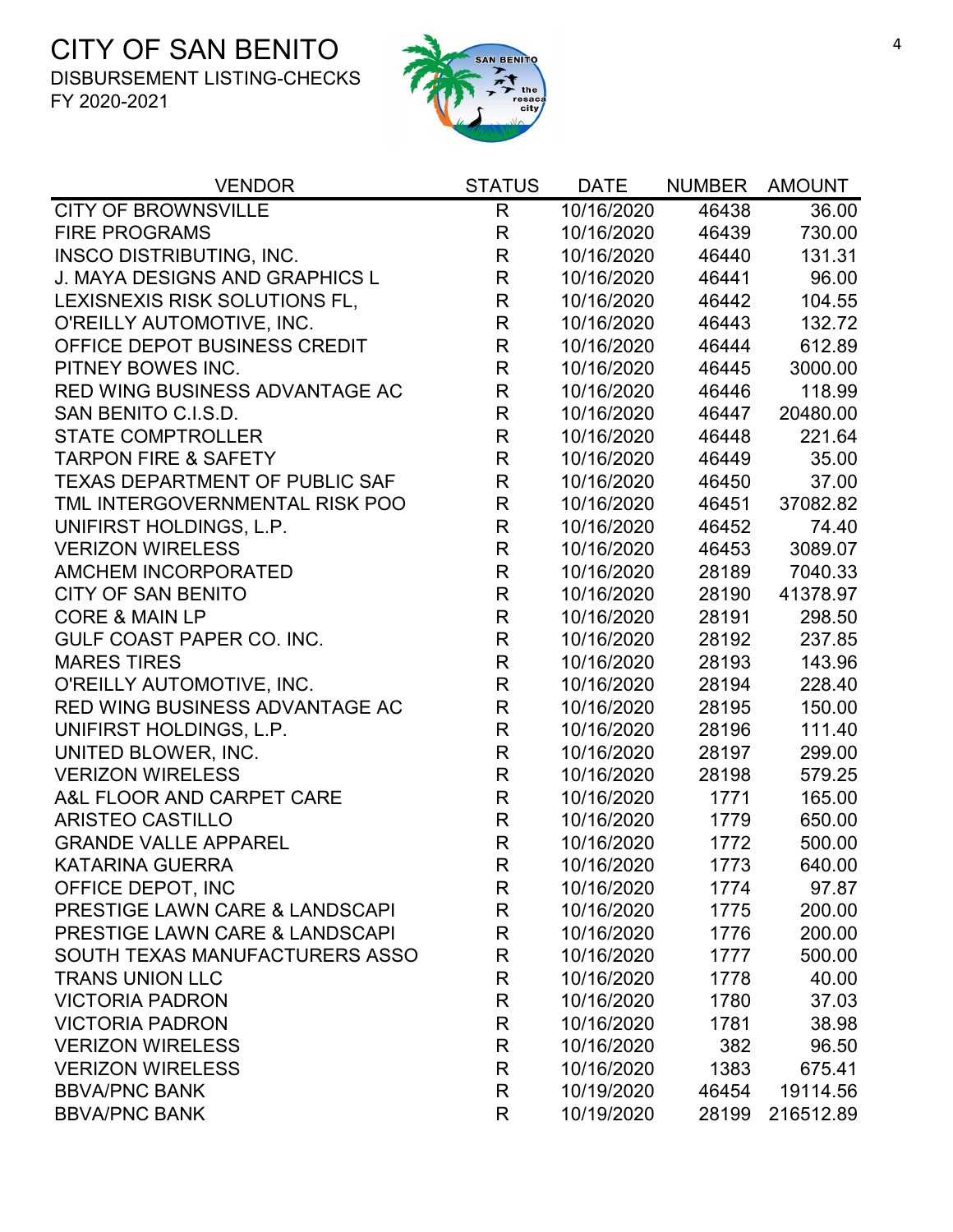# CITY OF SAN BENITO

DISBURSEMENT LISTING-CHECKS

FY 2020-2021

| VENDOR | STATUS | DATE | NUMBER | AMOUNT |
|---|---|---|---|---|
| CITY OF BROWNSVILLE | R | 10/16/2020 | 46438 | 36.00 |
| FIRE PROGRAMS | R | 10/16/2020 | 46439 | 730.00 |
| INSCO DISTRIBUTING, INC. | R | 10/16/2020 | 46440 | 131.31 |
| J. MAYA DESIGNS AND GRAPHICS L | R | 10/16/2020 | 46441 | 96.00 |
| LEXISNEXIS RISK SOLUTIONS FL, | R | 10/16/2020 | 46442 | 104.55 |
| O'REILLY AUTOMOTIVE, INC. | R | 10/16/2020 | 46443 | 132.72 |
| OFFICE DEPOT BUSINESS CREDIT | R | 10/16/2020 | 46444 | 612.89 |
| PITNEY BOWES INC. | R | 10/16/2020 | 46445 | 3000.00 |
| RED WING BUSINESS ADVANTAGE AC | R | 10/16/2020 | 46446 | 118.99 |
| SAN BENITO C.I.S.D. | R | 10/16/2020 | 46447 | 20480.00 |
| STATE COMPTROLLER | R | 10/16/2020 | 46448 | 221.64 |
| TARPON FIRE & SAFETY | R | 10/16/2020 | 46449 | 35.00 |
| TEXAS DEPARTMENT OF PUBLIC SAF | R | 10/16/2020 | 46450 | 37.00 |
| TML INTERGOVERNMENTAL RISK POO | R | 10/16/2020 | 46451 | 37082.82 |
| UNIFIRST HOLDINGS, L.P. | R | 10/16/2020 | 46452 | 74.40 |
| VERIZON WIRELESS | R | 10/16/2020 | 46453 | 3089.07 |
| AMCHEM INCORPORATED | R | 10/16/2020 | 28189 | 7040.33 |
| CITY OF SAN BENITO | R | 10/16/2020 | 28190 | 41378.97 |
| CORE & MAIN LP | R | 10/16/2020 | 28191 | 298.50 |
| GULF COAST PAPER CO. INC. | R | 10/16/2020 | 28192 | 237.85 |
| MARES TIRES | R | 10/16/2020 | 28193 | 143.96 |
| O'REILLY AUTOMOTIVE, INC. | R | 10/16/2020 | 28194 | 228.40 |
| RED WING BUSINESS ADVANTAGE AC | R | 10/16/2020 | 28195 | 150.00 |
| UNIFIRST HOLDINGS, L.P. | R | 10/16/2020 | 28196 | 111.40 |
| UNITED BLOWER, INC. | R | 10/16/2020 | 28197 | 299.00 |
| VERIZON WIRELESS | R | 10/16/2020 | 28198 | 579.25 |
| A&L FLOOR AND CARPET CARE | R | 10/16/2020 | 1771 | 165.00 |
| ARISTEO CASTILLO | R | 10/16/2020 | 1779 | 650.00 |
| GRANDE VALLE APPAREL | R | 10/16/2020 | 1772 | 500.00 |
| KATARINA GUERRA | R | 10/16/2020 | 1773 | 640.00 |
| OFFICE DEPOT, INC | R | 10/16/2020 | 1774 | 97.87 |
| PRESTIGE LAWN CARE & LANDSCAPI | R | 10/16/2020 | 1775 | 200.00 |
| PRESTIGE LAWN CARE & LANDSCAPI | R | 10/16/2020 | 1776 | 200.00 |
| SOUTH TEXAS MANUFACTURERS ASSO | R | 10/16/2020 | 1777 | 500.00 |
| TRANS UNION LLC | R | 10/16/2020 | 1778 | 40.00 |
| VICTORIA PADRON | R | 10/16/2020 | 1780 | 37.03 |
| VICTORIA PADRON | R | 10/16/2020 | 1781 | 38.98 |
| VERIZON WIRELESS | R | 10/16/2020 | 382 | 96.50 |
| VERIZON WIRELESS | R | 10/16/2020 | 1383 | 675.41 |
| BBVA/PNC BANK | R | 10/19/2020 | 46454 | 19114.56 |
| BBVA/PNC BANK | R | 10/19/2020 | 28199 | 216512.89 |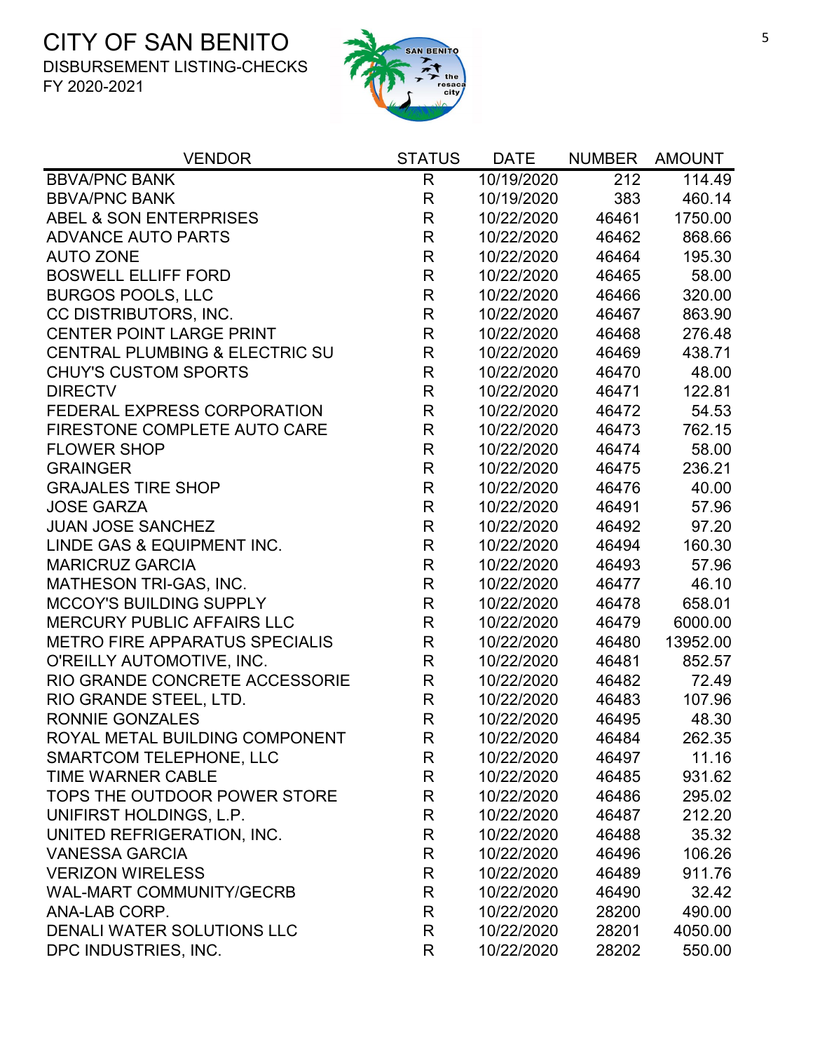# CITY OF SAN BENITO

DISBURSEMENT LISTING-CHECKS

FY 2020-2021

| VENDOR | STATUS | DATE | NUMBER | AMOUNT |
|---|---|---|---|---|
| BBVA/PNC BANK | R | 10/19/2020 | 212 | 114.49 |
| BBVA/PNC BANK | R | 10/19/2020 | 383 | 460.14 |
| ABEL & SON ENTERPRISES | R | 10/22/2020 | 46461 | 1750.00 |
| ADVANCE AUTO PARTS | R | 10/22/2020 | 46462 | 868.66 |
| AUTO ZONE | R | 10/22/2020 | 46464 | 195.30 |
| BOSWELL ELLIFF FORD | R | 10/22/2020 | 46465 | 58.00 |
| BURGOS POOLS, LLC | R | 10/22/2020 | 46466 | 320.00 |
| CC DISTRIBUTORS, INC. | R | 10/22/2020 | 46467 | 863.90 |
| CENTER POINT LARGE PRINT | R | 10/22/2020 | 46468 | 276.48 |
| CENTRAL PLUMBING & ELECTRIC SU | R | 10/22/2020 | 46469 | 438.71 |
| CHUY'S CUSTOM SPORTS | R | 10/22/2020 | 46470 | 48.00 |
| DIRECTV | R | 10/22/2020 | 46471 | 122.81 |
| FEDERAL EXPRESS CORPORATION | R | 10/22/2020 | 46472 | 54.53 |
| FIRESTONE COMPLETE AUTO CARE | R | 10/22/2020 | 46473 | 762.15 |
| FLOWER SHOP | R | 10/22/2020 | 46474 | 58.00 |
| GRAINGER | R | 10/22/2020 | 46475 | 236.21 |
| GRAJALES TIRE SHOP | R | 10/22/2020 | 46476 | 40.00 |
| JOSE GARZA | R | 10/22/2020 | 46491 | 57.96 |
| JUAN JOSE SANCHEZ | R | 10/22/2020 | 46492 | 97.20 |
| LINDE GAS & EQUIPMENT INC. | R | 10/22/2020 | 46494 | 160.30 |
| MARICRUZ GARCIA | R | 10/22/2020 | 46493 | 57.96 |
| MATHESON TRI-GAS, INC. | R | 10/22/2020 | 46477 | 46.10 |
| MCCOY'S BUILDING SUPPLY | R | 10/22/2020 | 46478 | 658.01 |
| MERCURY PUBLIC AFFAIRS LLC | R | 10/22/2020 | 46479 | 6000.00 |
| METRO FIRE APPARATUS SPECIALIS | R | 10/22/2020 | 46480 | 13952.00 |
| O'REILLY AUTOMOTIVE, INC. | R | 10/22/2020 | 46481 | 852.57 |
| RIO GRANDE CONCRETE ACCESSORIE | R | 10/22/2020 | 46482 | 72.49 |
| RIO GRANDE STEEL, LTD. | R | 10/22/2020 | 46483 | 107.96 |
| RONNIE GONZALES | R | 10/22/2020 | 46495 | 48.30 |
| ROYAL METAL BUILDING COMPONENT | R | 10/22/2020 | 46484 | 262.35 |
| SMARTCOM TELEPHONE, LLC | R | 10/22/2020 | 46497 | 11.16 |
| TIME WARNER CABLE | R | 10/22/2020 | 46485 | 931.62 |
| TOPS THE OUTDOOR POWER STORE | R | 10/22/2020 | 46486 | 295.02 |
| UNIFIRST HOLDINGS, L.P. | R | 10/22/2020 | 46487 | 212.20 |
| UNITED REFRIGERATION, INC. | R | 10/22/2020 | 46488 | 35.32 |
| VANESSA GARCIA | R | 10/22/2020 | 46496 | 106.26 |
| VERIZON WIRELESS | R | 10/22/2020 | 46489 | 911.76 |
| WAL-MART COMMUNITY/GECRB | R | 10/22/2020 | 46490 | 32.42 |
| ANA-LAB CORP. | R | 10/22/2020 | 28200 | 490.00 |
| DENALI WATER SOLUTIONS LLC | R | 10/22/2020 | 28201 | 4050.00 |
| DPC INDUSTRIES, INC. | R | 10/22/2020 | 28202 | 550.00 |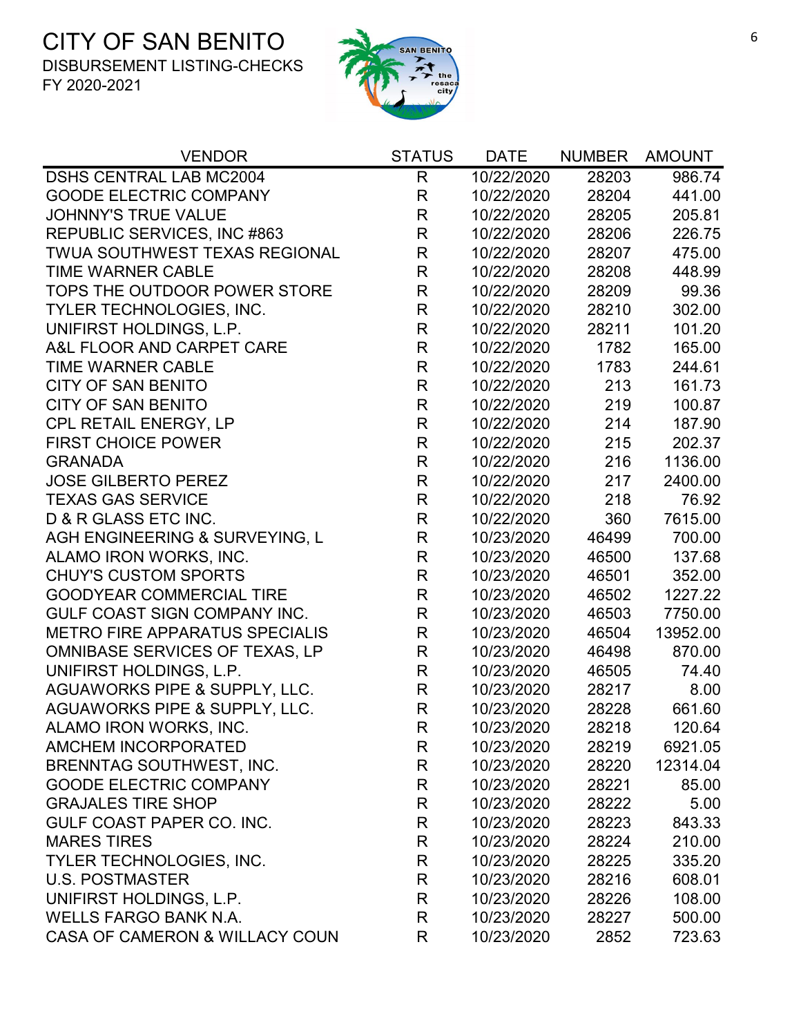# CITY OF SAN BENITO

DISBURSEMENT LISTING-CHECKS

FY 2020-2021

| VENDOR | STATUS | DATE | NUMBER | AMOUNT |
|---|---|---|---|---|
| DSHS CENTRAL LAB MC2004 | R | 10/22/2020 | 28203 | 986.74 |
| GOODE ELECTRIC COMPANY | R | 10/22/2020 | 28204 | 441.00 |
| JOHNNY'S TRUE VALUE | R | 10/22/2020 | 28205 | 205.81 |
| REPUBLIC SERVICES, INC #863 | R | 10/22/2020 | 28206 | 226.75 |
| TWUA SOUTHWEST TEXAS REGIONAL | R | 10/22/2020 | 28207 | 475.00 |
| TIME WARNER CABLE | R | 10/22/2020 | 28208 | 448.99 |
| TOPS THE OUTDOOR POWER STORE | R | 10/22/2020 | 28209 | 99.36 |
| TYLER TECHNOLOGIES, INC. | R | 10/22/2020 | 28210 | 302.00 |
| UNIFIRST HOLDINGS, L.P. | R | 10/22/2020 | 28211 | 101.20 |
| A&L FLOOR AND CARPET CARE | R | 10/22/2020 | 1782 | 165.00 |
| TIME WARNER CABLE | R | 10/22/2020 | 1783 | 244.61 |
| CITY OF SAN BENITO | R | 10/22/2020 | 213 | 161.73 |
| CITY OF SAN BENITO | R | 10/22/2020 | 219 | 100.87 |
| CPL RETAIL ENERGY, LP | R | 10/22/2020 | 214 | 187.90 |
| FIRST CHOICE POWER | R | 10/22/2020 | 215 | 202.37 |
| GRANADA | R | 10/22/2020 | 216 | 1136.00 |
| JOSE GILBERTO PEREZ | R | 10/22/2020 | 217 | 2400.00 |
| TEXAS GAS SERVICE | R | 10/22/2020 | 218 | 76.92 |
| D & R GLASS ETC INC. | R | 10/22/2020 | 360 | 7615.00 |
| AGH ENGINEERING & SURVEYING, L | R | 10/23/2020 | 46499 | 700.00 |
| ALAMO IRON WORKS, INC. | R | 10/23/2020 | 46500 | 137.68 |
| CHUY'S CUSTOM SPORTS | R | 10/23/2020 | 46501 | 352.00 |
| GOODYEAR COMMERCIAL TIRE | R | 10/23/2020 | 46502 | 1227.22 |
| GULF COAST SIGN COMPANY INC. | R | 10/23/2020 | 46503 | 7750.00 |
| METRO FIRE APPARATUS SPECIALIS | R | 10/23/2020 | 46504 | 13952.00 |
| OMNIBASE SERVICES OF TEXAS, LP | R | 10/23/2020 | 46498 | 870.00 |
| UNIFIRST HOLDINGS, L.P. | R | 10/23/2020 | 46505 | 74.40 |
| AGUAWORKS PIPE & SUPPLY, LLC. | R | 10/23/2020 | 28217 | 8.00 |
| AGUAWORKS PIPE & SUPPLY, LLC. | R | 10/23/2020 | 28228 | 661.60 |
| ALAMO IRON WORKS, INC. | R | 10/23/2020 | 28218 | 120.64 |
| AMCHEM INCORPORATED | R | 10/23/2020 | 28219 | 6921.05 |
| BRENNTAG SOUTHWEST, INC. | R | 10/23/2020 | 28220 | 12314.04 |
| GOODE ELECTRIC COMPANY | R | 10/23/2020 | 28221 | 85.00 |
| GRAJALES TIRE SHOP | R | 10/23/2020 | 28222 | 5.00 |
| GULF COAST PAPER CO. INC. | R | 10/23/2020 | 28223 | 843.33 |
| MARES TIRES | R | 10/23/2020 | 28224 | 210.00 |
| TYLER TECHNOLOGIES, INC. | R | 10/23/2020 | 28225 | 335.20 |
| U.S. POSTMASTER | R | 10/23/2020 | 28216 | 608.01 |
| UNIFIRST HOLDINGS, L.P. | R | 10/23/2020 | 28226 | 108.00 |
| WELLS FARGO BANK N.A. | R | 10/23/2020 | 28227 | 500.00 |
| CASA OF CAMERON & WILLACY COUN | R | 10/23/2020 | 2852 | 723.63 |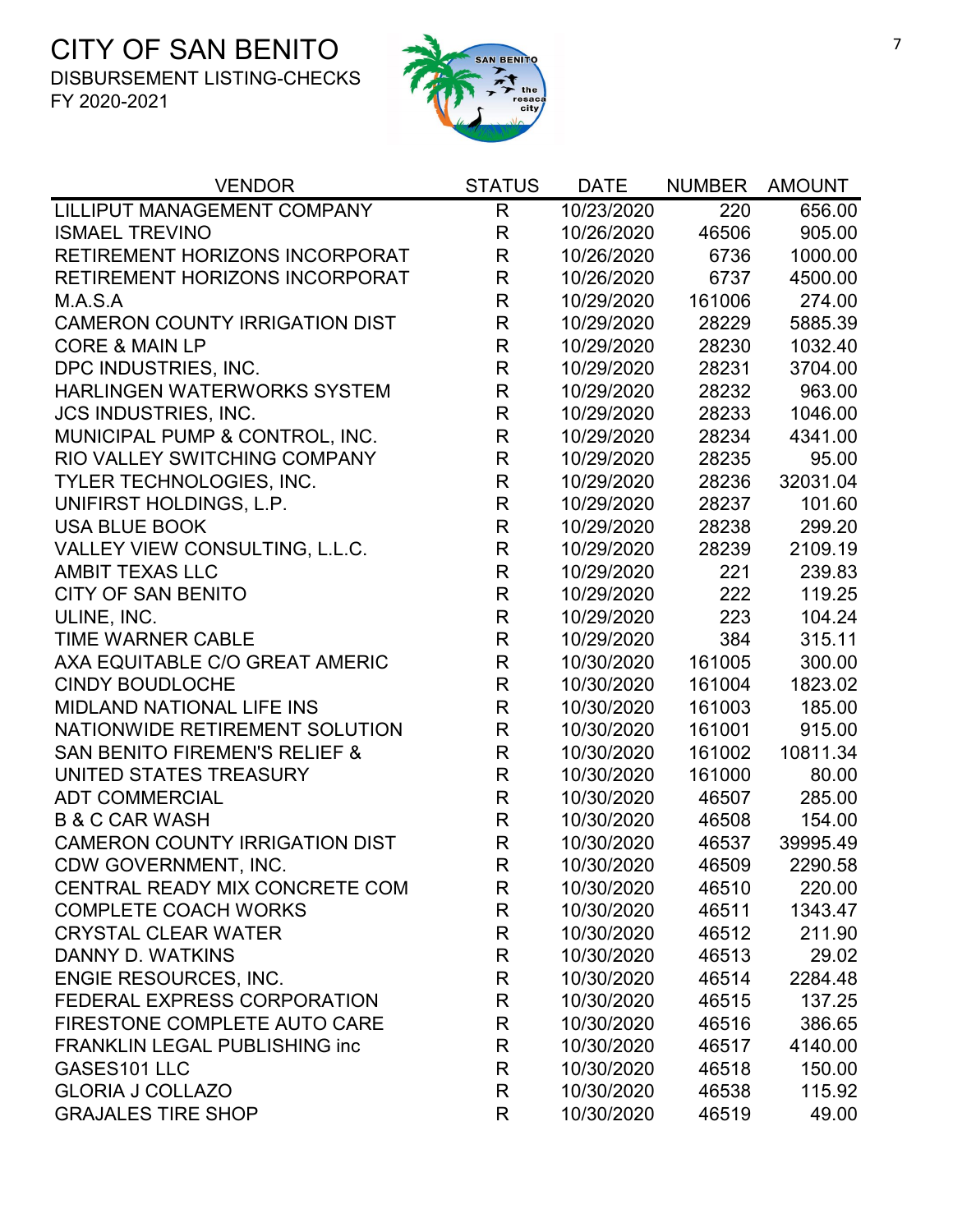# CITY OF SAN BENITO

DISBURSEMENT LISTING-CHECKS

FY 2020-2021

| VENDOR | STATUS | DATE | NUMBER | AMOUNT |
|---|---|---|---|---|
| LILLIPUT MANAGEMENT COMPANY | R | 10/23/2020 | 220 | 656.00 |
| ISMAEL TREVINO | R | 10/26/2020 | 46506 | 905.00 |
| RETIREMENT HORIZONS INCORPORAT | R | 10/26/2020 | 6736 | 1000.00 |
| RETIREMENT HORIZONS INCORPORAT | R | 10/26/2020 | 6737 | 4500.00 |
| M.A.S.A | R | 10/29/2020 | 161006 | 274.00 |
| CAMERON COUNTY IRRIGATION DIST | R | 10/29/2020 | 28229 | 5885.39 |
| CORE & MAIN LP | R | 10/29/2020 | 28230 | 1032.40 |
| DPC INDUSTRIES, INC. | R | 10/29/2020 | 28231 | 3704.00 |
| HARLINGEN WATERWORKS SYSTEM | R | 10/29/2020 | 28232 | 963.00 |
| JCS INDUSTRIES, INC. | R | 10/29/2020 | 28233 | 1046.00 |
| MUNICIPAL PUMP & CONTROL, INC. | R | 10/29/2020 | 28234 | 4341.00 |
| RIO VALLEY SWITCHING COMPANY | R | 10/29/2020 | 28235 | 95.00 |
| TYLER TECHNOLOGIES, INC. | R | 10/29/2020 | 28236 | 32031.04 |
| UNIFIRST HOLDINGS, L.P. | R | 10/29/2020 | 28237 | 101.60 |
| USA BLUE BOOK | R | 10/29/2020 | 28238 | 299.20 |
| VALLEY VIEW CONSULTING, L.L.C. | R | 10/29/2020 | 28239 | 2109.19 |
| AMBIT TEXAS LLC | R | 10/29/2020 | 221 | 239.83 |
| CITY OF SAN BENITO | R | 10/29/2020 | 222 | 119.25 |
| ULINE, INC. | R | 10/29/2020 | 223 | 104.24 |
| TIME WARNER CABLE | R | 10/29/2020 | 384 | 315.11 |
| AXA EQUITABLE C/O GREAT AMERIC | R | 10/30/2020 | 161005 | 300.00 |
| CINDY BOUDLOCHE | R | 10/30/2020 | 161004 | 1823.02 |
| MIDLAND NATIONAL LIFE INS | R | 10/30/2020 | 161003 | 185.00 |
| NATIONWIDE RETIREMENT SOLUTION | R | 10/30/2020 | 161001 | 915.00 |
| SAN BENITO FIREMEN'S RELIEF & | R | 10/30/2020 | 161002 | 10811.34 |
| UNITED STATES TREASURY | R | 10/30/2020 | 161000 | 80.00 |
| ADT COMMERCIAL | R | 10/30/2020 | 46507 | 285.00 |
| B & C CAR WASH | R | 10/30/2020 | 46508 | 154.00 |
| CAMERON COUNTY IRRIGATION DIST | R | 10/30/2020 | 46537 | 39995.49 |
| CDW GOVERNMENT, INC. | R | 10/30/2020 | 46509 | 2290.58 |
| CENTRAL READY MIX CONCRETE COM | R | 10/30/2020 | 46510 | 220.00 |
| COMPLETE COACH WORKS | R | 10/30/2020 | 46511 | 1343.47 |
| CRYSTAL CLEAR WATER | R | 10/30/2020 | 46512 | 211.90 |
| DANNY D. WATKINS | R | 10/30/2020 | 46513 | 29.02 |
| ENGIE RESOURCES, INC. | R | 10/30/2020 | 46514 | 2284.48 |
| FEDERAL EXPRESS CORPORATION | R | 10/30/2020 | 46515 | 137.25 |
| FIRESTONE COMPLETE AUTO CARE | R | 10/30/2020 | 46516 | 386.65 |
| FRANKLIN LEGAL PUBLISHING inc | R | 10/30/2020 | 46517 | 4140.00 |
| GASES101 LLC | R | 10/30/2020 | 46518 | 150.00 |
| GLORIA J COLLAZO | R | 10/30/2020 | 46538 | 115.92 |
| GRAJALES TIRE SHOP | R | 10/30/2020 | 46519 | 49.00 |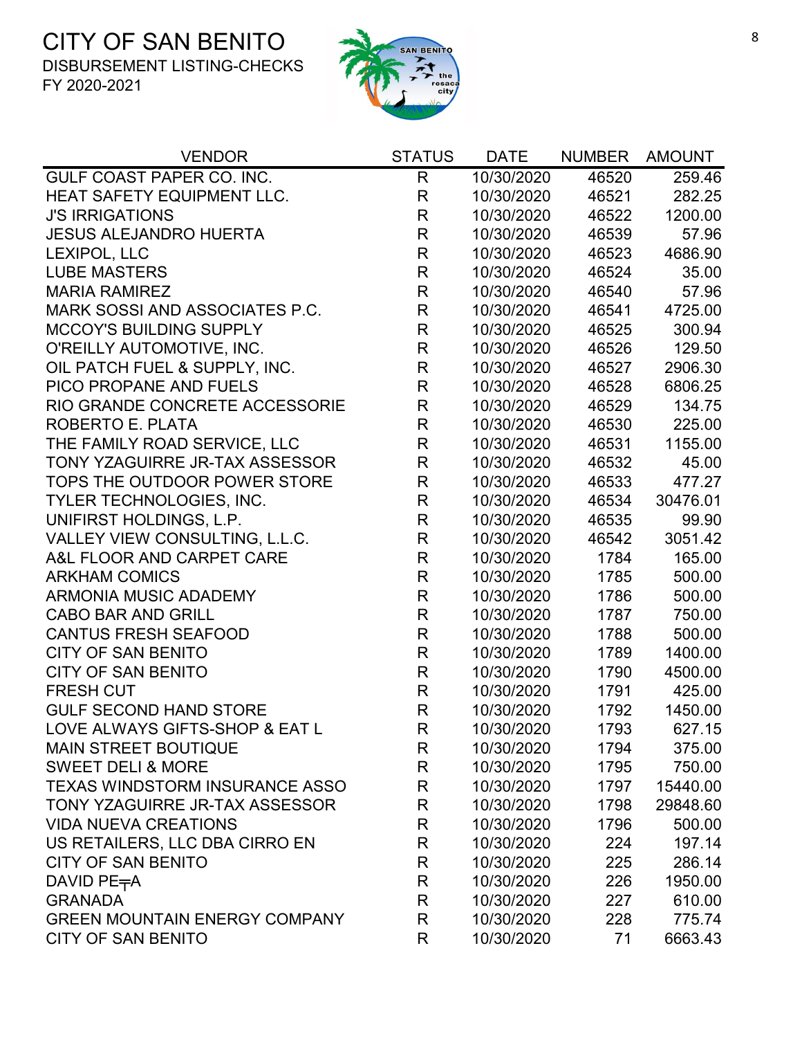# CITY OF SAN BENITO

DISBURSEMENT LISTING-CHECKS

FY 2020-2021

| VENDOR | STATUS | DATE | NUMBER | AMOUNT |
|---|---|---|---|---|
| GULF COAST PAPER CO. INC. | R | 10/30/2020 | 46520 | 259.46 |
| HEAT SAFETY EQUIPMENT LLC. | R | 10/30/2020 | 46521 | 282.25 |
| J'S IRRIGATIONS | R | 10/30/2020 | 46522 | 1200.00 |
| JESUS ALEJANDRO HUERTA | R | 10/30/2020 | 46539 | 57.96 |
| LEXIPOL, LLC | R | 10/30/2020 | 46523 | 4686.90 |
| LUBE MASTERS | R | 10/30/2020 | 46524 | 35.00 |
| MARIA RAMIREZ | R | 10/30/2020 | 46540 | 57.96 |
| MARK SOSSI AND ASSOCIATES P.C. | R | 10/30/2020 | 46541 | 4725.00 |
| MCCOY'S BUILDING SUPPLY | R | 10/30/2020 | 46525 | 300.94 |
| O'REILLY AUTOMOTIVE, INC. | R | 10/30/2020 | 46526 | 129.50 |
| OIL PATCH FUEL & SUPPLY, INC. | R | 10/30/2020 | 46527 | 2906.30 |
| PICO PROPANE AND FUELS | R | 10/30/2020 | 46528 | 6806.25 |
| RIO GRANDE CONCRETE ACCESSORIE | R | 10/30/2020 | 46529 | 134.75 |
| ROBERTO E. PLATA | R | 10/30/2020 | 46530 | 225.00 |
| THE FAMILY ROAD SERVICE, LLC | R | 10/30/2020 | 46531 | 1155.00 |
| TONY YZAGUIRRE JR-TAX ASSESSOR | R | 10/30/2020 | 46532 | 45.00 |
| TOPS THE OUTDOOR POWER STORE | R | 10/30/2020 | 46533 | 477.27 |
| TYLER TECHNOLOGIES, INC. | R | 10/30/2020 | 46534 | 30476.01 |
| UNIFIRST HOLDINGS, L.P. | R | 10/30/2020 | 46535 | 99.90 |
| VALLEY VIEW CONSULTING, L.L.C. | R | 10/30/2020 | 46542 | 3051.42 |
| A&L FLOOR AND CARPET CARE | R | 10/30/2020 | 1784 | 165.00 |
| ARKHAM COMICS | R | 10/30/2020 | 1785 | 500.00 |
| ARMONIA MUSIC ADADEMY | R | 10/30/2020 | 1786 | 500.00 |
| CABO BAR AND GRILL | R | 10/30/2020 | 1787 | 750.00 |
| CANTUS FRESH SEAFOOD | R | 10/30/2020 | 1788 | 500.00 |
| CITY OF SAN BENITO | R | 10/30/2020 | 1789 | 1400.00 |
| CITY OF SAN BENITO | R | 10/30/2020 | 1790 | 4500.00 |
| FRESH CUT | R | 10/30/2020 | 1791 | 425.00 |
| GULF SECOND HAND STORE | R | 10/30/2020 | 1792 | 1450.00 |
| LOVE ALWAYS GIFTS-SHOP & EAT L | R | 10/30/2020 | 1793 | 627.15 |
| MAIN STREET BOUTIQUE | R | 10/30/2020 | 1794 | 375.00 |
| SWEET DELI & MORE | R | 10/30/2020 | 1795 | 750.00 |
| TEXAS WINDSTORM INSURANCE ASSO | R | 10/30/2020 | 1797 | 15440.00 |
| TONY YZAGUIRRE JR-TAX ASSESSOR | R | 10/30/2020 | 1798 | 29848.60 |
| VIDA NUEVA CREATIONS | R | 10/30/2020 | 1796 | 500.00 |
| US RETAILERS, LLC DBA CIRRO EN | R | 10/30/2020 | 224 | 197.14 |
| CITY OF SAN BENITO | R | 10/30/2020 | 225 | 286.14 |
| DAVID PE╤A | R | 10/30/2020 | 226 | 1950.00 |
| GRANADA | R | 10/30/2020 | 227 | 610.00 |
| GREEN MOUNTAIN ENERGY COMPANY | R | 10/30/2020 | 228 | 775.74 |
| CITY OF SAN BENITO | R | 10/30/2020 | 71 | 6663.43 |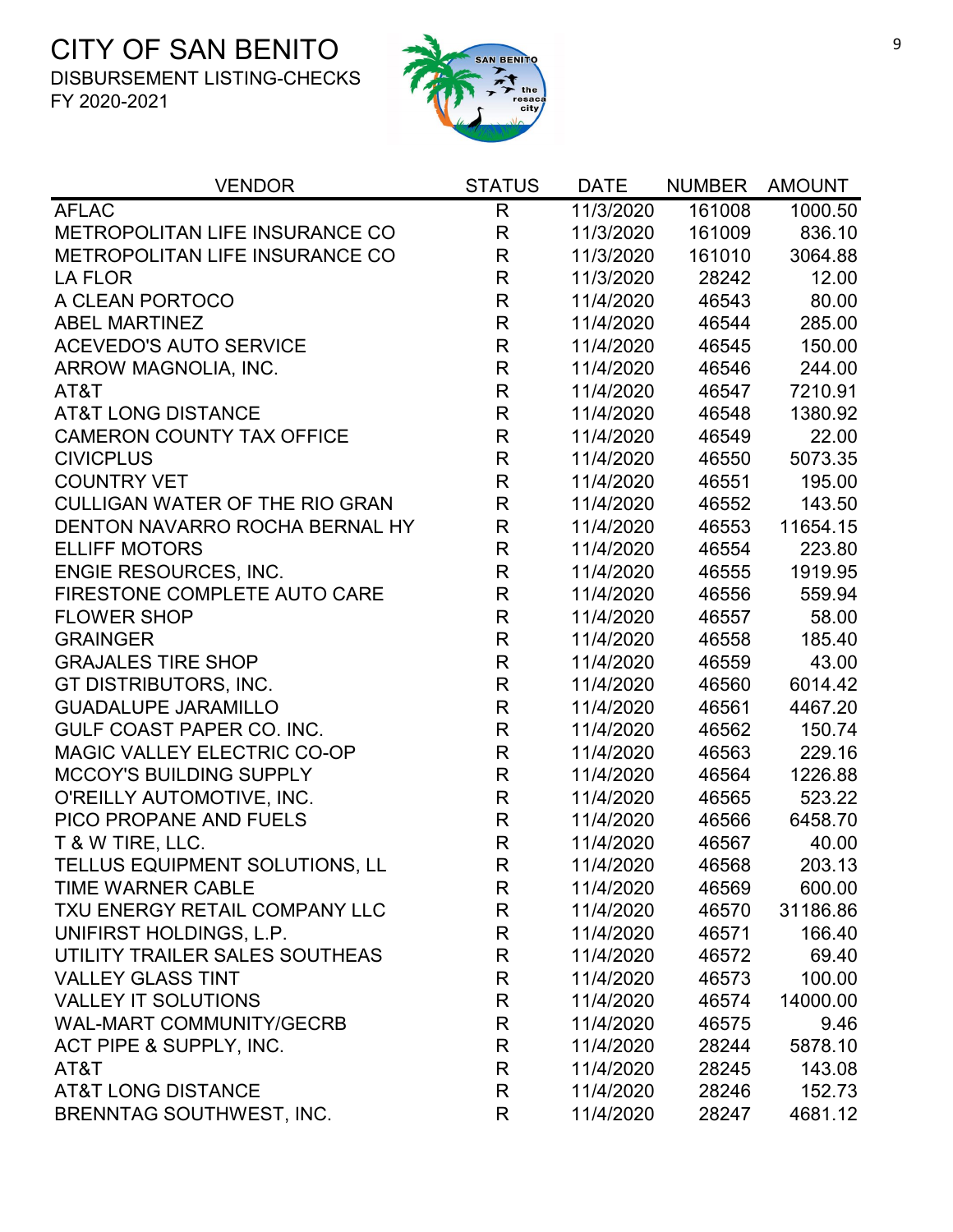# CITY OF SAN BENITO

DISBURSEMENT LISTING-CHECKS
FY 2020-2021

| VENDOR | STATUS | DATE | NUMBER | AMOUNT |
|---|---|---|---|---|
| AFLAC | R | 11/3/2020 | 161008 | 1000.50 |
| METROPOLITAN LIFE INSURANCE CO | R | 11/3/2020 | 161009 | 836.10 |
| METROPOLITAN LIFE INSURANCE CO | R | 11/3/2020 | 161010 | 3064.88 |
| LA FLOR | R | 11/3/2020 | 28242 | 12.00 |
| A CLEAN PORTOCO | R | 11/4/2020 | 46543 | 80.00 |
| ABEL MARTINEZ | R | 11/4/2020 | 46544 | 285.00 |
| ACEVEDO'S AUTO SERVICE | R | 11/4/2020 | 46545 | 150.00 |
| ARROW MAGNOLIA, INC. | R | 11/4/2020 | 46546 | 244.00 |
| AT&T | R | 11/4/2020 | 46547 | 7210.91 |
| AT&T LONG DISTANCE | R | 11/4/2020 | 46548 | 1380.92 |
| CAMERON COUNTY TAX OFFICE | R | 11/4/2020 | 46549 | 22.00 |
| CIVICPLUS | R | 11/4/2020 | 46550 | 5073.35 |
| COUNTRY VET | R | 11/4/2020 | 46551 | 195.00 |
| CULLIGAN WATER OF THE RIO GRAN | R | 11/4/2020 | 46552 | 143.50 |
| DENTON NAVARRO ROCHA BERNAL HY | R | 11/4/2020 | 46553 | 11654.15 |
| ELLIFF MOTORS | R | 11/4/2020 | 46554 | 223.80 |
| ENGIE RESOURCES, INC. | R | 11/4/2020 | 46555 | 1919.95 |
| FIRESTONE COMPLETE AUTO CARE | R | 11/4/2020 | 46556 | 559.94 |
| FLOWER SHOP | R | 11/4/2020 | 46557 | 58.00 |
| GRAINGER | R | 11/4/2020 | 46558 | 185.40 |
| GRAJALES TIRE SHOP | R | 11/4/2020 | 46559 | 43.00 |
| GT DISTRIBUTORS, INC. | R | 11/4/2020 | 46560 | 6014.42 |
| GUADALUPE JARAMILLO | R | 11/4/2020 | 46561 | 4467.20 |
| GULF COAST PAPER CO. INC. | R | 11/4/2020 | 46562 | 150.74 |
| MAGIC VALLEY ELECTRIC CO-OP | R | 11/4/2020 | 46563 | 229.16 |
| MCCOY'S BUILDING SUPPLY | R | 11/4/2020 | 46564 | 1226.88 |
| O'REILLY AUTOMOTIVE, INC. | R | 11/4/2020 | 46565 | 523.22 |
| PICO PROPANE AND FUELS | R | 11/4/2020 | 46566 | 6458.70 |
| T & W TIRE, LLC. | R | 11/4/2020 | 46567 | 40.00 |
| TELLUS EQUIPMENT SOLUTIONS, LL | R | 11/4/2020 | 46568 | 203.13 |
| TIME WARNER CABLE | R | 11/4/2020 | 46569 | 600.00 |
| TXU ENERGY RETAIL COMPANY LLC | R | 11/4/2020 | 46570 | 31186.86 |
| UNIFIRST HOLDINGS, L.P. | R | 11/4/2020 | 46571 | 166.40 |
| UTILITY TRAILER SALES SOUTHEAS | R | 11/4/2020 | 46572 | 69.40 |
| VALLEY GLASS TINT | R | 11/4/2020 | 46573 | 100.00 |
| VALLEY IT SOLUTIONS | R | 11/4/2020 | 46574 | 14000.00 |
| WAL-MART COMMUNITY/GECRB | R | 11/4/2020 | 46575 | 9.46 |
| ACT PIPE & SUPPLY, INC. | R | 11/4/2020 | 28244 | 5878.10 |
| AT&T | R | 11/4/2020 | 28245 | 143.08 |
| AT&T LONG DISTANCE | R | 11/4/2020 | 28246 | 152.73 |
| BRENNTAG SOUTHWEST, INC. | R | 11/4/2020 | 28247 | 4681.12 |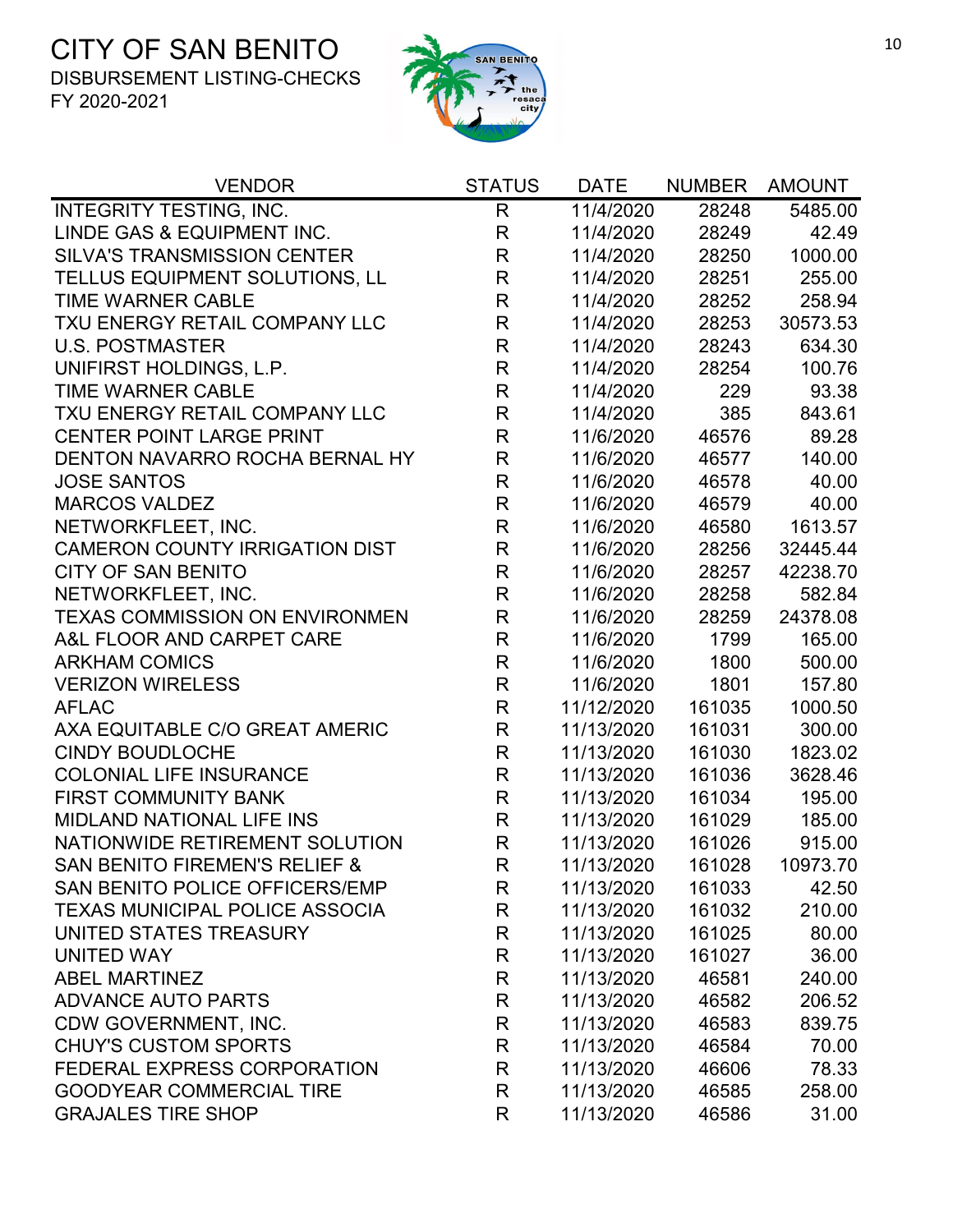# CITY OF SAN BENITO

DISBURSEMENT LISTING-CHECKS
FY 2020-2021

| VENDOR | STATUS | DATE | NUMBER | AMOUNT |
|---|---|---|---|---|
| INTEGRITY TESTING, INC. | R | 11/4/2020 | 28248 | 5485.00 |
| LINDE GAS & EQUIPMENT INC. | R | 11/4/2020 | 28249 | 42.49 |
| SILVA'S TRANSMISSION CENTER | R | 11/4/2020 | 28250 | 1000.00 |
| TELLUS EQUIPMENT SOLUTIONS, LL | R | 11/4/2020 | 28251 | 255.00 |
| TIME WARNER CABLE | R | 11/4/2020 | 28252 | 258.94 |
| TXU ENERGY RETAIL COMPANY LLC | R | 11/4/2020 | 28253 | 30573.53 |
| U.S. POSTMASTER | R | 11/4/2020 | 28243 | 634.30 |
| UNIFIRST HOLDINGS, L.P. | R | 11/4/2020 | 28254 | 100.76 |
| TIME WARNER CABLE | R | 11/4/2020 | 229 | 93.38 |
| TXU ENERGY RETAIL COMPANY LLC | R | 11/4/2020 | 385 | 843.61 |
| CENTER POINT LARGE PRINT | R | 11/6/2020 | 46576 | 89.28 |
| DENTON NAVARRO ROCHA BERNAL HY | R | 11/6/2020 | 46577 | 140.00 |
| JOSE SANTOS | R | 11/6/2020 | 46578 | 40.00 |
| MARCOS VALDEZ | R | 11/6/2020 | 46579 | 40.00 |
| NETWORKFLEET, INC. | R | 11/6/2020 | 46580 | 1613.57 |
| CAMERON COUNTY IRRIGATION DIST | R | 11/6/2020 | 28256 | 32445.44 |
| CITY OF SAN BENITO | R | 11/6/2020 | 28257 | 42238.70 |
| NETWORKFLEET, INC. | R | 11/6/2020 | 28258 | 582.84 |
| TEXAS COMMISSION ON ENVIRONMEN | R | 11/6/2020 | 28259 | 24378.08 |
| A&L FLOOR AND CARPET CARE | R | 11/6/2020 | 1799 | 165.00 |
| ARKHAM COMICS | R | 11/6/2020 | 1800 | 500.00 |
| VERIZON WIRELESS | R | 11/6/2020 | 1801 | 157.80 |
| AFLAC | R | 11/12/2020 | 161035 | 1000.50 |
| AXA EQUITABLE C/O GREAT AMERIC | R | 11/13/2020 | 161031 | 300.00 |
| CINDY BOUDLOCHE | R | 11/13/2020 | 161030 | 1823.02 |
| COLONIAL LIFE INSURANCE | R | 11/13/2020 | 161036 | 3628.46 |
| FIRST COMMUNITY BANK | R | 11/13/2020 | 161034 | 195.00 |
| MIDLAND NATIONAL LIFE INS | R | 11/13/2020 | 161029 | 185.00 |
| NATIONWIDE RETIREMENT SOLUTION | R | 11/13/2020 | 161026 | 915.00 |
| SAN BENITO FIREMEN'S RELIEF & | R | 11/13/2020 | 161028 | 10973.70 |
| SAN BENITO POLICE OFFICERS/EMP | R | 11/13/2020 | 161033 | 42.50 |
| TEXAS MUNICIPAL POLICE ASSOCIA | R | 11/13/2020 | 161032 | 210.00 |
| UNITED STATES TREASURY | R | 11/13/2020 | 161025 | 80.00 |
| UNITED WAY | R | 11/13/2020 | 161027 | 36.00 |
| ABEL MARTINEZ | R | 11/13/2020 | 46581 | 240.00 |
| ADVANCE AUTO PARTS | R | 11/13/2020 | 46582 | 206.52 |
| CDW GOVERNMENT, INC. | R | 11/13/2020 | 46583 | 839.75 |
| CHUY'S CUSTOM SPORTS | R | 11/13/2020 | 46584 | 70.00 |
| FEDERAL EXPRESS CORPORATION | R | 11/13/2020 | 46606 | 78.33 |
| GOODYEAR COMMERCIAL TIRE | R | 11/13/2020 | 46585 | 258.00 |
| GRAJALES TIRE SHOP | R | 11/13/2020 | 46586 | 31.00 |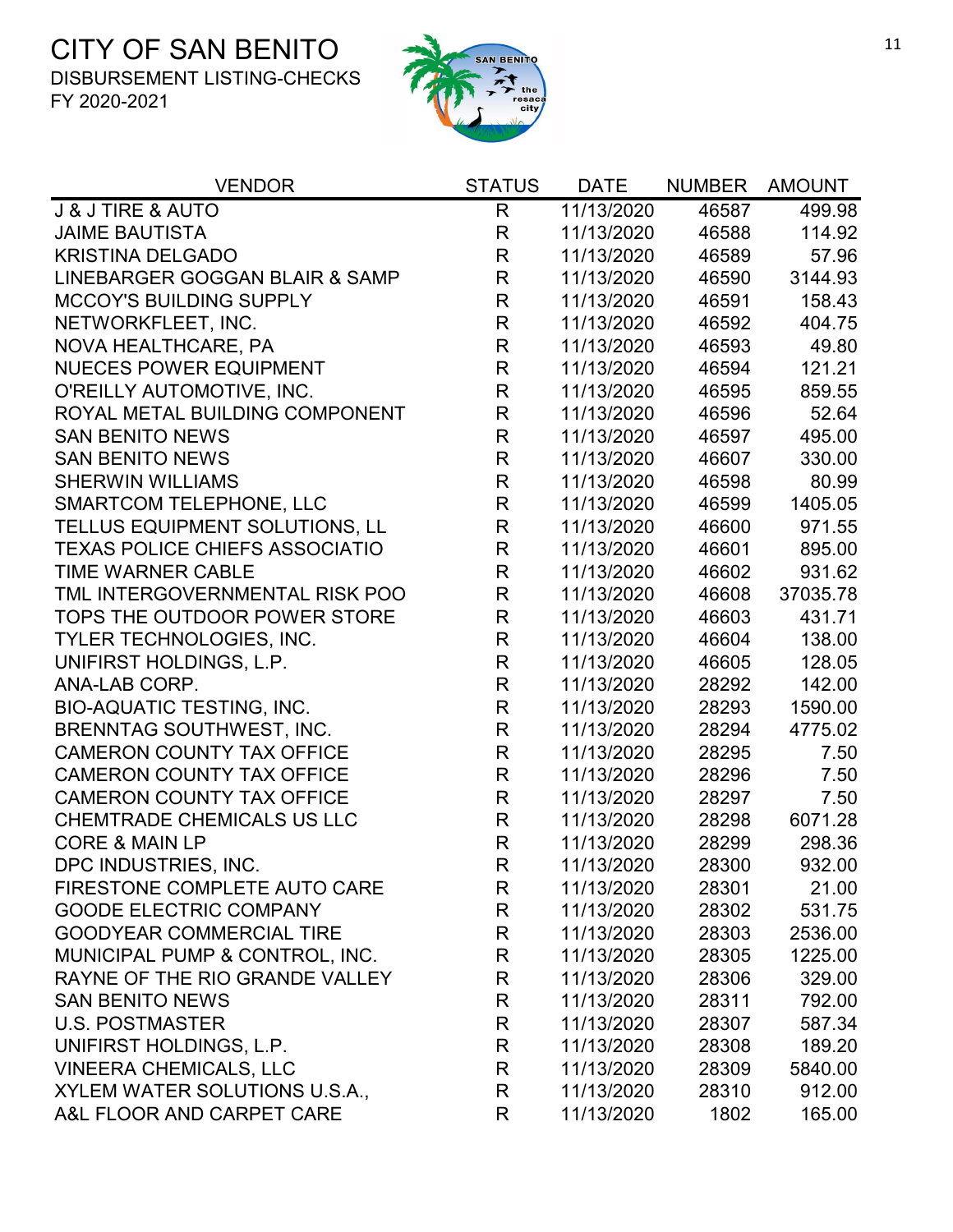# CITY OF SAN BENITO

DISBURSEMENT LISTING-CHECKS
FY 2020-2021

| VENDOR | STATUS | DATE | NUMBER | AMOUNT |
|---|---|---|---|---|
| J & J TIRE & AUTO | R | 11/13/2020 | 46587 | 499.98 |
| JAIME BAUTISTA | R | 11/13/2020 | 46588 | 114.92 |
| KRISTINA DELGADO | R | 11/13/2020 | 46589 | 57.96 |
| LINEBARGER GOGGAN BLAIR & SAMP | R | 11/13/2020 | 46590 | 3144.93 |
| MCCOY'S BUILDING SUPPLY | R | 11/13/2020 | 46591 | 158.43 |
| NETWORKFLEET, INC. | R | 11/13/2020 | 46592 | 404.75 |
| NOVA HEALTHCARE, PA | R | 11/13/2020 | 46593 | 49.80 |
| NUECES POWER EQUIPMENT | R | 11/13/2020 | 46594 | 121.21 |
| O'REILLY AUTOMOTIVE, INC. | R | 11/13/2020 | 46595 | 859.55 |
| ROYAL METAL BUILDING COMPONENT | R | 11/13/2020 | 46596 | 52.64 |
| SAN BENITO NEWS | R | 11/13/2020 | 46597 | 495.00 |
| SAN BENITO NEWS | R | 11/13/2020 | 46607 | 330.00 |
| SHERWIN WILLIAMS | R | 11/13/2020 | 46598 | 80.99 |
| SMARTCOM TELEPHONE, LLC | R | 11/13/2020 | 46599 | 1405.05 |
| TELLUS EQUIPMENT SOLUTIONS, LL | R | 11/13/2020 | 46600 | 971.55 |
| TEXAS POLICE CHIEFS ASSOCIATIO | R | 11/13/2020 | 46601 | 895.00 |
| TIME WARNER CABLE | R | 11/13/2020 | 46602 | 931.62 |
| TML INTERGOVERNMENTAL RISK POO | R | 11/13/2020 | 46608 | 37035.78 |
| TOPS THE OUTDOOR POWER STORE | R | 11/13/2020 | 46603 | 431.71 |
| TYLER TECHNOLOGIES, INC. | R | 11/13/2020 | 46604 | 138.00 |
| UNIFIRST HOLDINGS, L.P. | R | 11/13/2020 | 46605 | 128.05 |
| ANA-LAB CORP. | R | 11/13/2020 | 28292 | 142.00 |
| BIO-AQUATIC TESTING, INC. | R | 11/13/2020 | 28293 | 1590.00 |
| BRENNTAG SOUTHWEST, INC. | R | 11/13/2020 | 28294 | 4775.02 |
| CAMERON COUNTY TAX OFFICE | R | 11/13/2020 | 28295 | 7.50 |
| CAMERON COUNTY TAX OFFICE | R | 11/13/2020 | 28296 | 7.50 |
| CAMERON COUNTY TAX OFFICE | R | 11/13/2020 | 28297 | 7.50 |
| CHEMTRADE CHEMICALS US LLC | R | 11/13/2020 | 28298 | 6071.28 |
| CORE & MAIN LP | R | 11/13/2020 | 28299 | 298.36 |
| DPC INDUSTRIES, INC. | R | 11/13/2020 | 28300 | 932.00 |
| FIRESTONE COMPLETE AUTO CARE | R | 11/13/2020 | 28301 | 21.00 |
| GOODE ELECTRIC COMPANY | R | 11/13/2020 | 28302 | 531.75 |
| GOODYEAR COMMERCIAL TIRE | R | 11/13/2020 | 28303 | 2536.00 |
| MUNICIPAL PUMP & CONTROL, INC. | R | 11/13/2020 | 28305 | 1225.00 |
| RAYNE OF THE RIO GRANDE VALLEY | R | 11/13/2020 | 28306 | 329.00 |
| SAN BENITO NEWS | R | 11/13/2020 | 28311 | 792.00 |
| U.S. POSTMASTER | R | 11/13/2020 | 28307 | 587.34 |
| UNIFIRST HOLDINGS, L.P. | R | 11/13/2020 | 28308 | 189.20 |
| VINEERA CHEMICALS, LLC | R | 11/13/2020 | 28309 | 5840.00 |
| XYLEM WATER SOLUTIONS U.S.A., | R | 11/13/2020 | 28310 | 912.00 |
| A&L FLOOR AND CARPET CARE | R | 11/13/2020 | 1802 | 165.00 |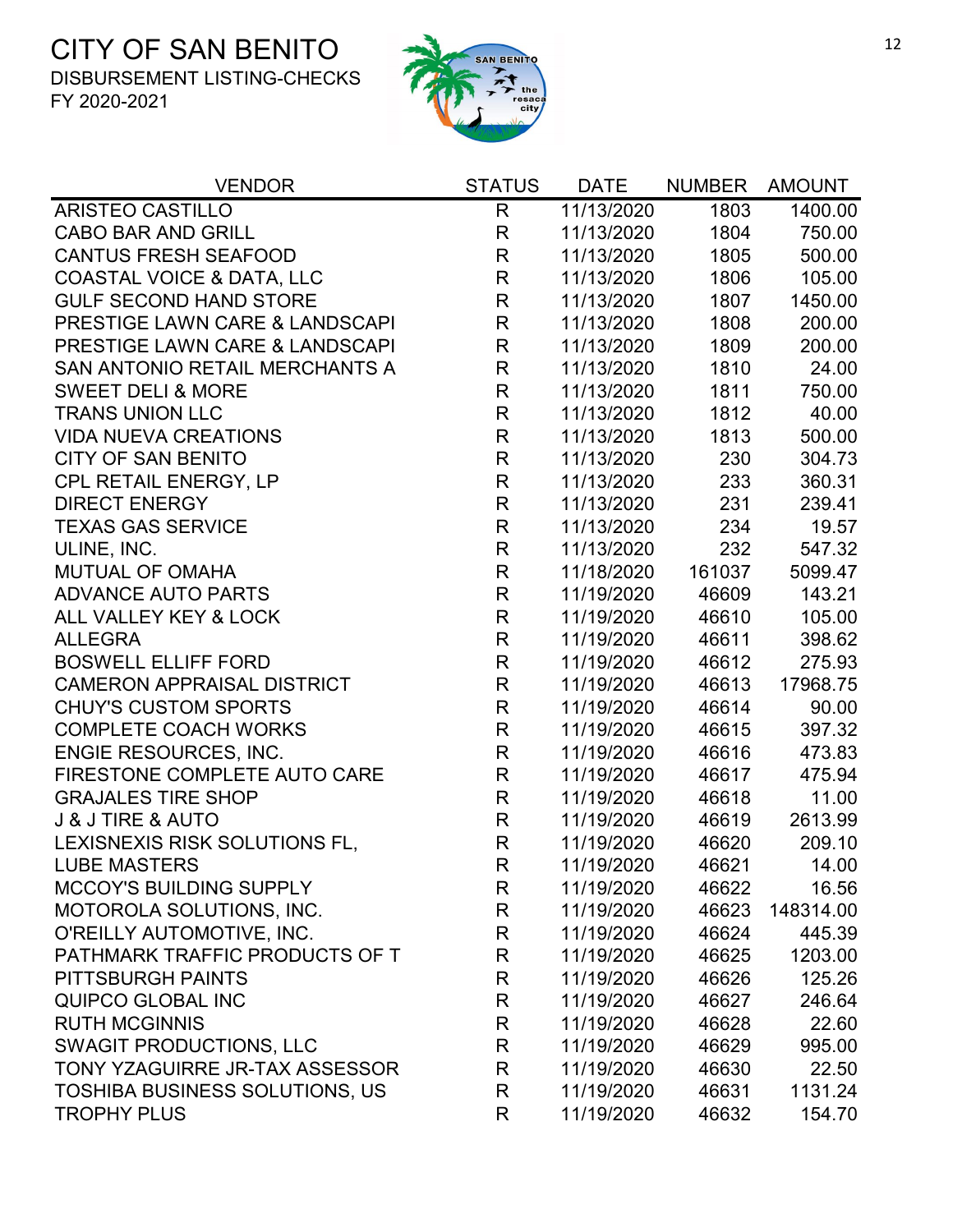# CITY OF SAN BENITO

DISBURSEMENT LISTING-CHECKS

FY 2020-2021

| VENDOR | STATUS | DATE | NUMBER | AMOUNT |
|---|---|---|---|---|
| ARISTEO CASTILLO | R | 11/13/2020 | 1803 | 1400.00 |
| CABO BAR AND GRILL | R | 11/13/2020 | 1804 | 750.00 |
| CANTUS FRESH SEAFOOD | R | 11/13/2020 | 1805 | 500.00 |
| COASTAL VOICE & DATA, LLC | R | 11/13/2020 | 1806 | 105.00 |
| GULF SECOND HAND STORE | R | 11/13/2020 | 1807 | 1450.00 |
| PRESTIGE LAWN CARE & LANDSCAPI | R | 11/13/2020 | 1808 | 200.00 |
| PRESTIGE LAWN CARE & LANDSCAPI | R | 11/13/2020 | 1809 | 200.00 |
| SAN ANTONIO RETAIL MERCHANTS A | R | 11/13/2020 | 1810 | 24.00 |
| SWEET DELI & MORE | R | 11/13/2020 | 1811 | 750.00 |
| TRANS UNION LLC | R | 11/13/2020 | 1812 | 40.00 |
| VIDA NUEVA CREATIONS | R | 11/13/2020 | 1813 | 500.00 |
| CITY OF SAN BENITO | R | 11/13/2020 | 230 | 304.73 |
| CPL RETAIL ENERGY, LP | R | 11/13/2020 | 233 | 360.31 |
| DIRECT ENERGY | R | 11/13/2020 | 231 | 239.41 |
| TEXAS GAS SERVICE | R | 11/13/2020 | 234 | 19.57 |
| ULINE, INC. | R | 11/13/2020 | 232 | 547.32 |
| MUTUAL OF OMAHA | R | 11/18/2020 | 161037 | 5099.47 |
| ADVANCE AUTO PARTS | R | 11/19/2020 | 46609 | 143.21 |
| ALL VALLEY KEY & LOCK | R | 11/19/2020 | 46610 | 105.00 |
| ALLEGRA | R | 11/19/2020 | 46611 | 398.62 |
| BOSWELL ELLIFF FORD | R | 11/19/2020 | 46612 | 275.93 |
| CAMERON APPRAISAL DISTRICT | R | 11/19/2020 | 46613 | 17968.75 |
| CHUY'S CUSTOM SPORTS | R | 11/19/2020 | 46614 | 90.00 |
| COMPLETE COACH WORKS | R | 11/19/2020 | 46615 | 397.32 |
| ENGIE RESOURCES, INC. | R | 11/19/2020 | 46616 | 473.83 |
| FIRESTONE COMPLETE AUTO CARE | R | 11/19/2020 | 46617 | 475.94 |
| GRAJALES TIRE SHOP | R | 11/19/2020 | 46618 | 11.00 |
| J & J TIRE & AUTO | R | 11/19/2020 | 46619 | 2613.99 |
| LEXISNEXIS RISK SOLUTIONS FL, | R | 11/19/2020 | 46620 | 209.10 |
| LUBE MASTERS | R | 11/19/2020 | 46621 | 14.00 |
| MCCOY'S BUILDING SUPPLY | R | 11/19/2020 | 46622 | 16.56 |
| MOTOROLA SOLUTIONS, INC. | R | 11/19/2020 | 46623 | 148314.00 |
| O'REILLY AUTOMOTIVE, INC. | R | 11/19/2020 | 46624 | 445.39 |
| PATHMARK TRAFFIC PRODUCTS OF T | R | 11/19/2020 | 46625 | 1203.00 |
| PITTSBURGH PAINTS | R | 11/19/2020 | 46626 | 125.26 |
| QUIPCO GLOBAL INC | R | 11/19/2020 | 46627 | 246.64 |
| RUTH MCGINNIS | R | 11/19/2020 | 46628 | 22.60 |
| SWAGIT PRODUCTIONS, LLC | R | 11/19/2020 | 46629 | 995.00 |
| TONY YZAGUIRRE JR-TAX ASSESSOR | R | 11/19/2020 | 46630 | 22.50 |
| TOSHIBA BUSINESS SOLUTIONS, US | R | 11/19/2020 | 46631 | 1131.24 |
| TROPHY PLUS | R | 11/19/2020 | 46632 | 154.70 |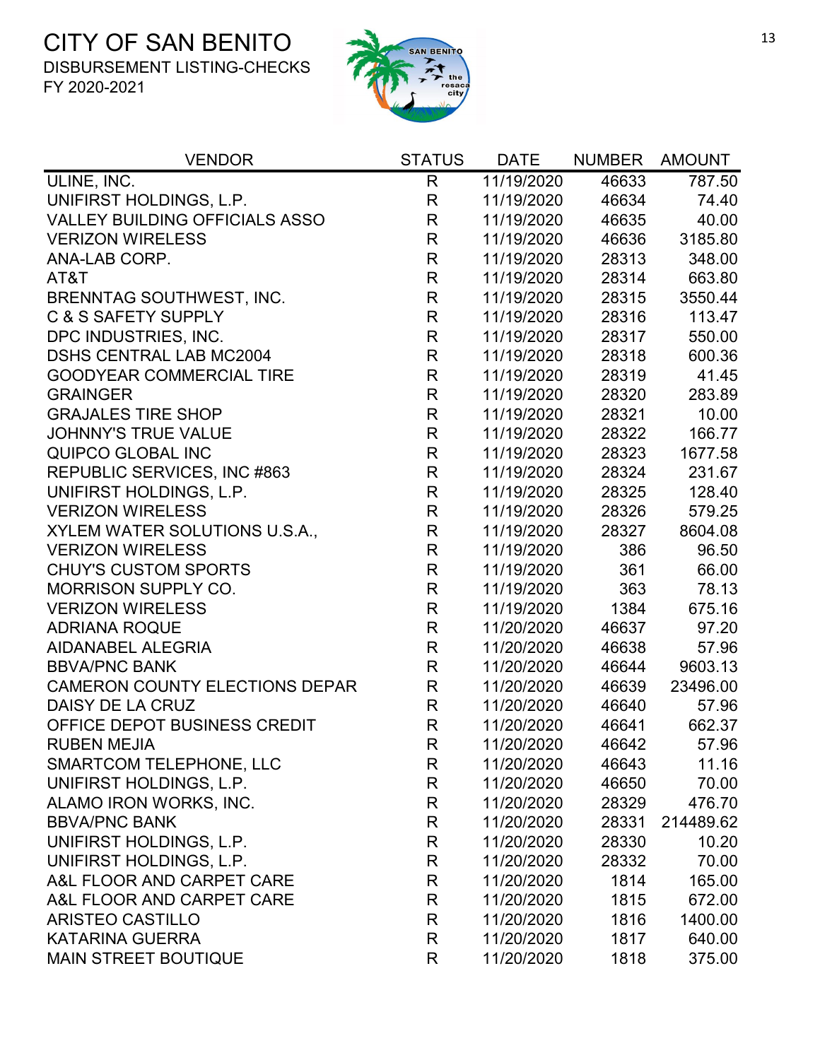# CITY OF SAN BENITO

DISBURSEMENT LISTING-CHECKS
FY 2020-2021

| VENDOR | STATUS | DATE | NUMBER | AMOUNT |
|---|---|---|---|---|
| ULINE, INC. | R | 11/19/2020 | 46633 | 787.50 |
| UNIFIRST HOLDINGS, L.P. | R | 11/19/2020 | 46634 | 74.40 |
| VALLEY BUILDING OFFICIALS ASSO | R | 11/19/2020 | 46635 | 40.00 |
| VERIZON WIRELESS | R | 11/19/2020 | 46636 | 3185.80 |
| ANA-LAB CORP. | R | 11/19/2020 | 28313 | 348.00 |
| AT&T | R | 11/19/2020 | 28314 | 663.80 |
| BRENNTAG SOUTHWEST, INC. | R | 11/19/2020 | 28315 | 3550.44 |
| C & S SAFETY SUPPLY | R | 11/19/2020 | 28316 | 113.47 |
| DPC INDUSTRIES, INC. | R | 11/19/2020 | 28317 | 550.00 |
| DSHS CENTRAL LAB MC2004 | R | 11/19/2020 | 28318 | 600.36 |
| GOODYEAR COMMERCIAL TIRE | R | 11/19/2020 | 28319 | 41.45 |
| GRAINGER | R | 11/19/2020 | 28320 | 283.89 |
| GRAJALES TIRE SHOP | R | 11/19/2020 | 28321 | 10.00 |
| JOHNNY'S TRUE VALUE | R | 11/19/2020 | 28322 | 166.77 |
| QUIPCO GLOBAL INC | R | 11/19/2020 | 28323 | 1677.58 |
| REPUBLIC SERVICES, INC #863 | R | 11/19/2020 | 28324 | 231.67 |
| UNIFIRST HOLDINGS, L.P. | R | 11/19/2020 | 28325 | 128.40 |
| VERIZON WIRELESS | R | 11/19/2020 | 28326 | 579.25 |
| XYLEM WATER SOLUTIONS U.S.A., | R | 11/19/2020 | 28327 | 8604.08 |
| VERIZON WIRELESS | R | 11/19/2020 | 386 | 96.50 |
| CHUY'S CUSTOM SPORTS | R | 11/19/2020 | 361 | 66.00 |
| MORRISON SUPPLY CO. | R | 11/19/2020 | 363 | 78.13 |
| VERIZON WIRELESS | R | 11/19/2020 | 1384 | 675.16 |
| ADRIANA ROQUE | R | 11/20/2020 | 46637 | 97.20 |
| AIDANABEL ALEGRIA | R | 11/20/2020 | 46638 | 57.96 |
| BBVA/PNC BANK | R | 11/20/2020 | 46644 | 9603.13 |
| CAMERON COUNTY ELECTIONS DEPAR | R | 11/20/2020 | 46639 | 23496.00 |
| DAISY DE LA CRUZ | R | 11/20/2020 | 46640 | 57.96 |
| OFFICE DEPOT BUSINESS CREDIT | R | 11/20/2020 | 46641 | 662.37 |
| RUBEN MEJIA | R | 11/20/2020 | 46642 | 57.96 |
| SMARTCOM TELEPHONE, LLC | R | 11/20/2020 | 46643 | 11.16 |
| UNIFIRST HOLDINGS, L.P. | R | 11/20/2020 | 46650 | 70.00 |
| ALAMO IRON WORKS, INC. | R | 11/20/2020 | 28329 | 476.70 |
| BBVA/PNC BANK | R | 11/20/2020 | 28331 | 214489.62 |
| UNIFIRST HOLDINGS, L.P. | R | 11/20/2020 | 28330 | 10.20 |
| UNIFIRST HOLDINGS, L.P. | R | 11/20/2020 | 28332 | 70.00 |
| A&L FLOOR AND CARPET CARE | R | 11/20/2020 | 1814 | 165.00 |
| A&L FLOOR AND CARPET CARE | R | 11/20/2020 | 1815 | 672.00 |
| ARISTEO CASTILLO | R | 11/20/2020 | 1816 | 1400.00 |
| KATARINA GUERRA | R | 11/20/2020 | 1817 | 640.00 |
| MAIN STREET BOUTIQUE | R | 11/20/2020 | 1818 | 375.00 |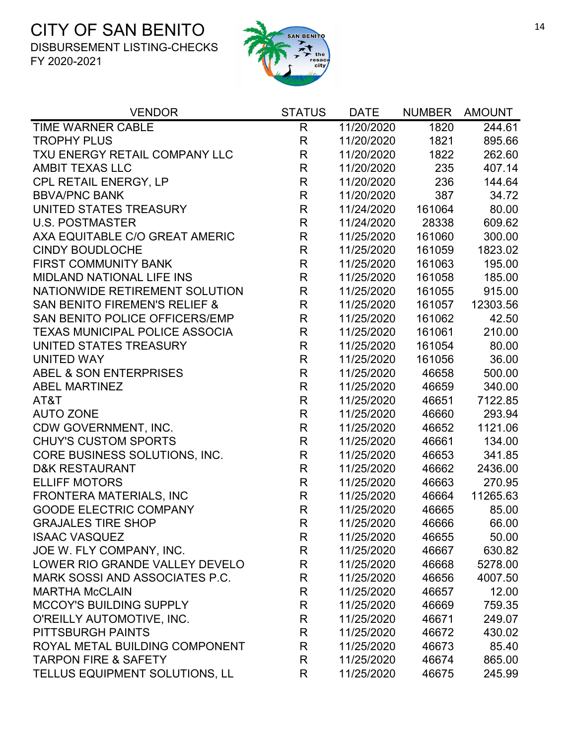# CITY OF SAN BENITO

DISBURSEMENT LISTING-CHECKS
FY 2020-2021

| VENDOR | STATUS | DATE | NUMBER | AMOUNT |
|---|---|---|---|---|
| TIME WARNER CABLE | R | 11/20/2020 | 1820 | 244.61 |
| TROPHY PLUS | R | 11/20/2020 | 1821 | 895.66 |
| TXU ENERGY RETAIL COMPANY LLC | R | 11/20/2020 | 1822 | 262.60 |
| AMBIT TEXAS LLC | R | 11/20/2020 | 235 | 407.14 |
| CPL RETAIL ENERGY, LP | R | 11/20/2020 | 236 | 144.64 |
| BBVA/PNC BANK | R | 11/20/2020 | 387 | 34.72 |
| UNITED STATES TREASURY | R | 11/24/2020 | 161064 | 80.00 |
| U.S. POSTMASTER | R | 11/24/2020 | 28338 | 609.62 |
| AXA EQUITABLE C/O GREAT AMERIC | R | 11/25/2020 | 161060 | 300.00 |
| CINDY BOUDLOCHE | R | 11/25/2020 | 161059 | 1823.02 |
| FIRST COMMUNITY BANK | R | 11/25/2020 | 161063 | 195.00 |
| MIDLAND NATIONAL LIFE INS | R | 11/25/2020 | 161058 | 185.00 |
| NATIONWIDE RETIREMENT SOLUTION | R | 11/25/2020 | 161055 | 915.00 |
| SAN BENITO FIREMEN'S RELIEF & | R | 11/25/2020 | 161057 | 12303.56 |
| SAN BENITO POLICE OFFICERS/EMP | R | 11/25/2020 | 161062 | 42.50 |
| TEXAS MUNICIPAL POLICE ASSOCIA | R | 11/25/2020 | 161061 | 210.00 |
| UNITED STATES TREASURY | R | 11/25/2020 | 161054 | 80.00 |
| UNITED WAY | R | 11/25/2020 | 161056 | 36.00 |
| ABEL & SON ENTERPRISES | R | 11/25/2020 | 46658 | 500.00 |
| ABEL MARTINEZ | R | 11/25/2020 | 46659 | 340.00 |
| AT&T | R | 11/25/2020 | 46651 | 7122.85 |
| AUTO ZONE | R | 11/25/2020 | 46660 | 293.94 |
| CDW GOVERNMENT, INC. | R | 11/25/2020 | 46652 | 1121.06 |
| CHUY'S CUSTOM SPORTS | R | 11/25/2020 | 46661 | 134.00 |
| CORE BUSINESS SOLUTIONS, INC. | R | 11/25/2020 | 46653 | 341.85 |
| D&K RESTAURANT | R | 11/25/2020 | 46662 | 2436.00 |
| ELLIFF MOTORS | R | 11/25/2020 | 46663 | 270.95 |
| FRONTERA MATERIALS, INC | R | 11/25/2020 | 46664 | 11265.63 |
| GOODE ELECTRIC COMPANY | R | 11/25/2020 | 46665 | 85.00 |
| GRAJALES TIRE SHOP | R | 11/25/2020 | 46666 | 66.00 |
| ISAAC VASQUEZ | R | 11/25/2020 | 46655 | 50.00 |
| JOE W. FLY COMPANY, INC. | R | 11/25/2020 | 46667 | 630.82 |
| LOWER RIO GRANDE VALLEY DEVELO | R | 11/25/2020 | 46668 | 5278.00 |
| MARK SOSSI AND ASSOCIATES P.C. | R | 11/25/2020 | 46656 | 4007.50 |
| MARTHA McCLAIN | R | 11/25/2020 | 46657 | 12.00 |
| MCCOY'S BUILDING SUPPLY | R | 11/25/2020 | 46669 | 759.35 |
| O'REILLY AUTOMOTIVE, INC. | R | 11/25/2020 | 46671 | 249.07 |
| PITTSBURGH PAINTS | R | 11/25/2020 | 46672 | 430.02 |
| ROYAL METAL BUILDING COMPONENT | R | 11/25/2020 | 46673 | 85.40 |
| TARPON FIRE & SAFETY | R | 11/25/2020 | 46674 | 865.00 |
| TELLUS EQUIPMENT SOLUTIONS, LL | R | 11/25/2020 | 46675 | 245.99 |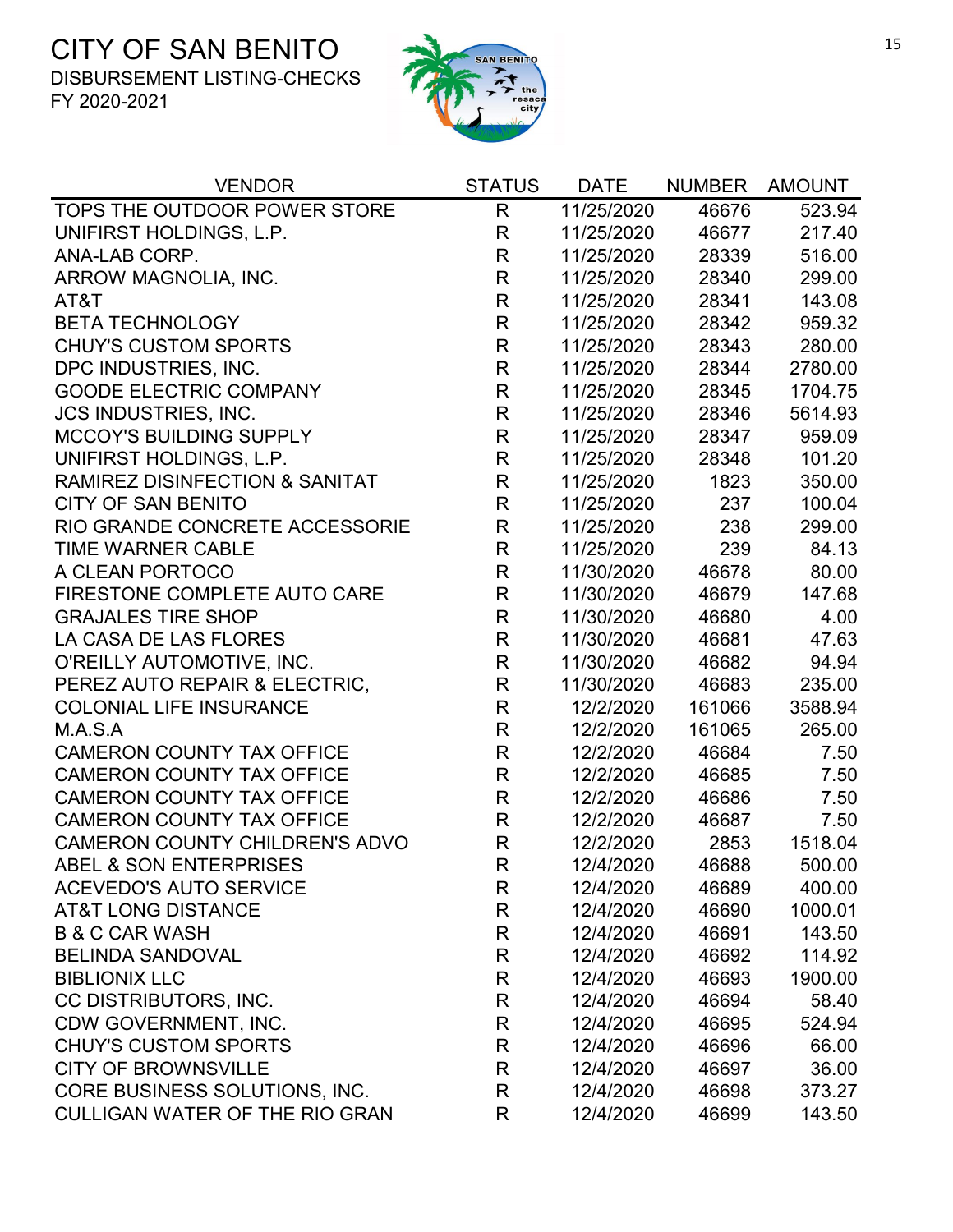# CITY OF SAN BENITO

DISBURSEMENT LISTING-CHECKS
FY 2020-2021

| VENDOR | STATUS | DATE | NUMBER | AMOUNT |
|---|---|---|---|---|
| TOPS THE OUTDOOR POWER STORE | R | 11/25/2020 | 46676 | 523.94 |
| UNIFIRST HOLDINGS, L.P. | R | 11/25/2020 | 46677 | 217.40 |
| ANA-LAB CORP. | R | 11/25/2020 | 28339 | 516.00 |
| ARROW MAGNOLIA, INC. | R | 11/25/2020 | 28340 | 299.00 |
| AT&T | R | 11/25/2020 | 28341 | 143.08 |
| BETA TECHNOLOGY | R | 11/25/2020 | 28342 | 959.32 |
| CHUY'S CUSTOM SPORTS | R | 11/25/2020 | 28343 | 280.00 |
| DPC INDUSTRIES, INC. | R | 11/25/2020 | 28344 | 2780.00 |
| GOODE ELECTRIC COMPANY | R | 11/25/2020 | 28345 | 1704.75 |
| JCS INDUSTRIES, INC. | R | 11/25/2020 | 28346 | 5614.93 |
| MCCOY'S BUILDING SUPPLY | R | 11/25/2020 | 28347 | 959.09 |
| UNIFIRST HOLDINGS, L.P. | R | 11/25/2020 | 28348 | 101.20 |
| RAMIREZ DISINFECTION & SANITAT | R | 11/25/2020 | 1823 | 350.00 |
| CITY OF SAN BENITO | R | 11/25/2020 | 237 | 100.04 |
| RIO GRANDE CONCRETE ACCESSORIE | R | 11/25/2020 | 238 | 299.00 |
| TIME WARNER CABLE | R | 11/25/2020 | 239 | 84.13 |
| A CLEAN PORTOCO | R | 11/30/2020 | 46678 | 80.00 |
| FIRESTONE COMPLETE AUTO CARE | R | 11/30/2020 | 46679 | 147.68 |
| GRAJALES TIRE SHOP | R | 11/30/2020 | 46680 | 4.00 |
| LA CASA DE LAS FLORES | R | 11/30/2020 | 46681 | 47.63 |
| O'REILLY AUTOMOTIVE, INC. | R | 11/30/2020 | 46682 | 94.94 |
| PEREZ AUTO REPAIR & ELECTRIC, | R | 11/30/2020 | 46683 | 235.00 |
| COLONIAL LIFE INSURANCE | R | 12/2/2020 | 161066 | 3588.94 |
| M.A.S.A | R | 12/2/2020 | 161065 | 265.00 |
| CAMERON COUNTY TAX OFFICE | R | 12/2/2020 | 46684 | 7.50 |
| CAMERON COUNTY TAX OFFICE | R | 12/2/2020 | 46685 | 7.50 |
| CAMERON COUNTY TAX OFFICE | R | 12/2/2020 | 46686 | 7.50 |
| CAMERON COUNTY TAX OFFICE | R | 12/2/2020 | 46687 | 7.50 |
| CAMERON COUNTY CHILDREN'S ADVO | R | 12/2/2020 | 2853 | 1518.04 |
| ABEL & SON ENTERPRISES | R | 12/4/2020 | 46688 | 500.00 |
| ACEVEDO'S AUTO SERVICE | R | 12/4/2020 | 46689 | 400.00 |
| AT&T LONG DISTANCE | R | 12/4/2020 | 46690 | 1000.01 |
| B & C CAR WASH | R | 12/4/2020 | 46691 | 143.50 |
| BELINDA SANDOVAL | R | 12/4/2020 | 46692 | 114.92 |
| BIBLIONIX LLC | R | 12/4/2020 | 46693 | 1900.00 |
| CC DISTRIBUTORS, INC. | R | 12/4/2020 | 46694 | 58.40 |
| CDW GOVERNMENT, INC. | R | 12/4/2020 | 46695 | 524.94 |
| CHUY'S CUSTOM SPORTS | R | 12/4/2020 | 46696 | 66.00 |
| CITY OF BROWNSVILLE | R | 12/4/2020 | 46697 | 36.00 |
| CORE BUSINESS SOLUTIONS, INC. | R | 12/4/2020 | 46698 | 373.27 |
| CULLIGAN WATER OF THE RIO GRAN | R | 12/4/2020 | 46699 | 143.50 |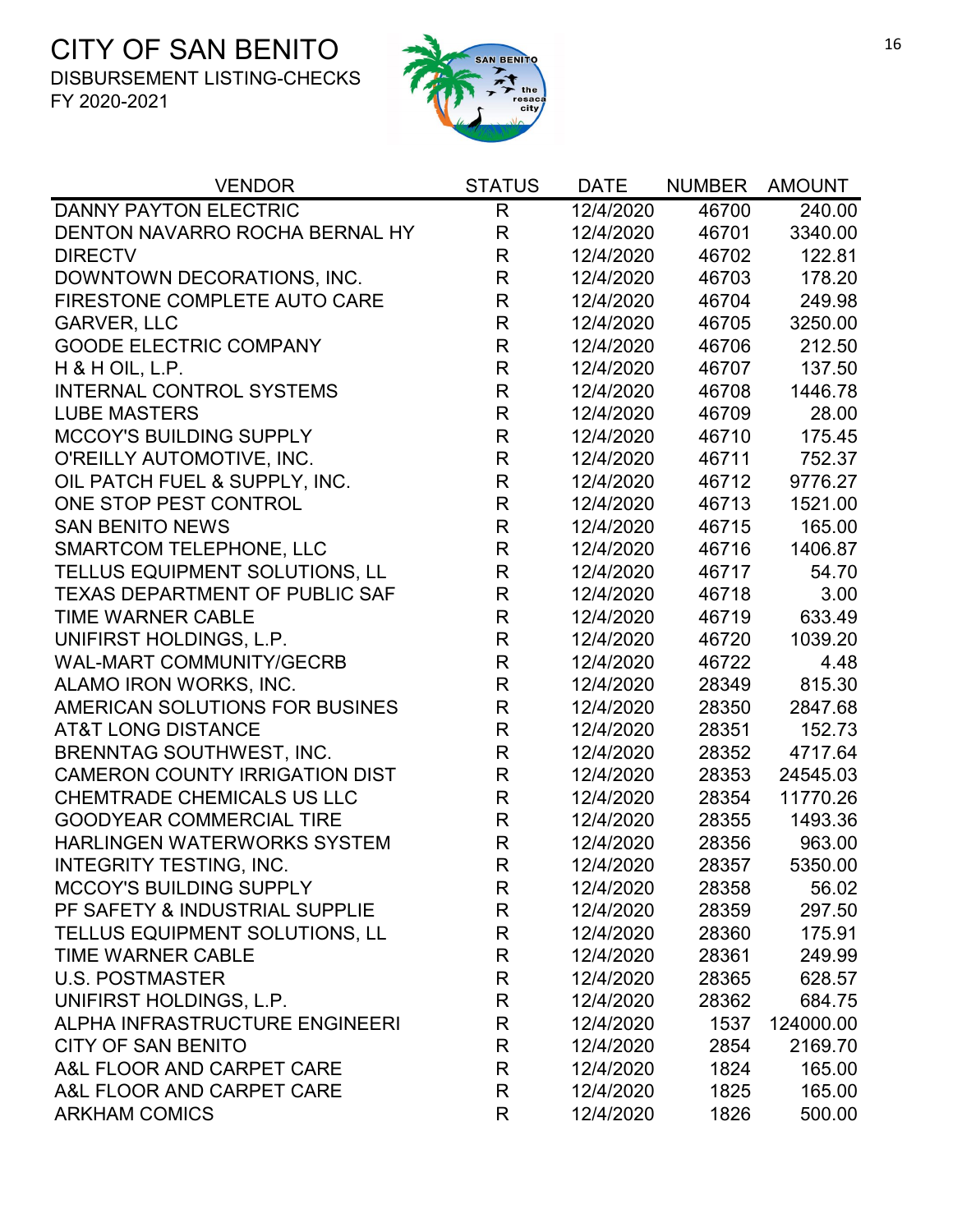# CITY OF SAN BENITO

DISBURSEMENT LISTING-CHECKS
FY 2020-2021

| VENDOR | STATUS | DATE | NUMBER | AMOUNT |
|---|---|---|---|---|
| DANNY PAYTON ELECTRIC | R | 12/4/2020 | 46700 | 240.00 |
| DENTON NAVARRO ROCHA BERNAL HY | R | 12/4/2020 | 46701 | 3340.00 |
| DIRECTV | R | 12/4/2020 | 46702 | 122.81 |
| DOWNTOWN DECORATIONS, INC. | R | 12/4/2020 | 46703 | 178.20 |
| FIRESTONE COMPLETE AUTO CARE | R | 12/4/2020 | 46704 | 249.98 |
| GARVER, LLC | R | 12/4/2020 | 46705 | 3250.00 |
| GOODE ELECTRIC COMPANY | R | 12/4/2020 | 46706 | 212.50 |
| H & H OIL, L.P. | R | 12/4/2020 | 46707 | 137.50 |
| INTERNAL CONTROL SYSTEMS | R | 12/4/2020 | 46708 | 1446.78 |
| LUBE MASTERS | R | 12/4/2020 | 46709 | 28.00 |
| MCCOY'S BUILDING SUPPLY | R | 12/4/2020 | 46710 | 175.45 |
| O'REILLY AUTOMOTIVE, INC. | R | 12/4/2020 | 46711 | 752.37 |
| OIL PATCH FUEL & SUPPLY, INC. | R | 12/4/2020 | 46712 | 9776.27 |
| ONE STOP PEST CONTROL | R | 12/4/2020 | 46713 | 1521.00 |
| SAN BENITO NEWS | R | 12/4/2020 | 46715 | 165.00 |
| SMARTCOM TELEPHONE, LLC | R | 12/4/2020 | 46716 | 1406.87 |
| TELLUS EQUIPMENT SOLUTIONS, LL | R | 12/4/2020 | 46717 | 54.70 |
| TEXAS DEPARTMENT OF PUBLIC SAF | R | 12/4/2020 | 46718 | 3.00 |
| TIME WARNER CABLE | R | 12/4/2020 | 46719 | 633.49 |
| UNIFIRST HOLDINGS, L.P. | R | 12/4/2020 | 46720 | 1039.20 |
| WAL-MART COMMUNITY/GECRB | R | 12/4/2020 | 46722 | 4.48 |
| ALAMO IRON WORKS, INC. | R | 12/4/2020 | 28349 | 815.30 |
| AMERICAN SOLUTIONS FOR BUSINES | R | 12/4/2020 | 28350 | 2847.68 |
| AT&T LONG DISTANCE | R | 12/4/2020 | 28351 | 152.73 |
| BRENNTAG SOUTHWEST, INC. | R | 12/4/2020 | 28352 | 4717.64 |
| CAMERON COUNTY IRRIGATION DIST | R | 12/4/2020 | 28353 | 24545.03 |
| CHEMTRADE CHEMICALS US LLC | R | 12/4/2020 | 28354 | 11770.26 |
| GOODYEAR COMMERCIAL TIRE | R | 12/4/2020 | 28355 | 1493.36 |
| HARLINGEN WATERWORKS SYSTEM | R | 12/4/2020 | 28356 | 963.00 |
| INTEGRITY TESTING, INC. | R | 12/4/2020 | 28357 | 5350.00 |
| MCCOY'S BUILDING SUPPLY | R | 12/4/2020 | 28358 | 56.02 |
| PF SAFETY & INDUSTRIAL SUPPLIE | R | 12/4/2020 | 28359 | 297.50 |
| TELLUS EQUIPMENT SOLUTIONS, LL | R | 12/4/2020 | 28360 | 175.91 |
| TIME WARNER CABLE | R | 12/4/2020 | 28361 | 249.99 |
| U.S. POSTMASTER | R | 12/4/2020 | 28365 | 628.57 |
| UNIFIRST HOLDINGS, L.P. | R | 12/4/2020 | 28362 | 684.75 |
| ALPHA INFRASTRUCTURE ENGINEERI | R | 12/4/2020 | 1537 | 124000.00 |
| CITY OF SAN BENITO | R | 12/4/2020 | 2854 | 2169.70 |
| A&L FLOOR AND CARPET CARE | R | 12/4/2020 | 1824 | 165.00 |
| A&L FLOOR AND CARPET CARE | R | 12/4/2020 | 1825 | 165.00 |
| ARKHAM COMICS | R | 12/4/2020 | 1826 | 500.00 |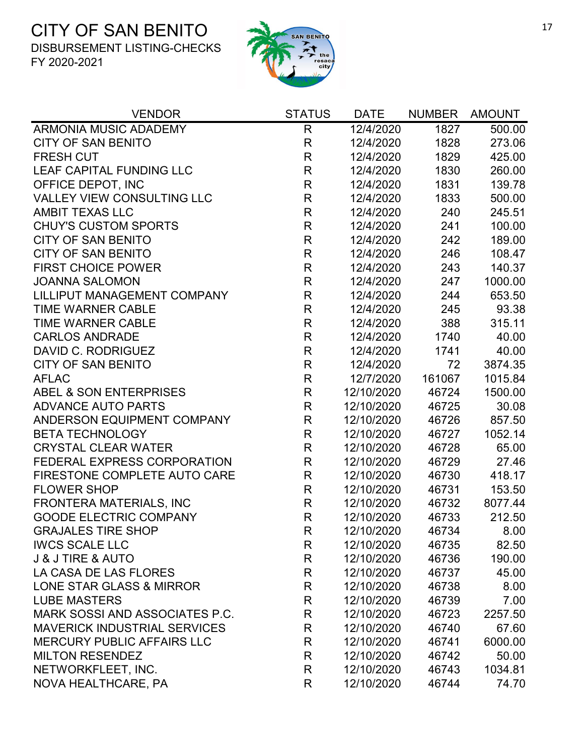# CITY OF SAN BENITO

DISBURSEMENT LISTING-CHECKS

FY 2020-2021

| VENDOR | STATUS | DATE | NUMBER | AMOUNT |
|---|---|---|---|---|
| ARMONIA MUSIC ADADEMY | R | 12/4/2020 | 1827 | 500.00 |
| CITY OF SAN BENITO | R | 12/4/2020 | 1828 | 273.06 |
| FRESH CUT | R | 12/4/2020 | 1829 | 425.00 |
| LEAF CAPITAL FUNDING LLC | R | 12/4/2020 | 1830 | 260.00 |
| OFFICE DEPOT, INC | R | 12/4/2020 | 1831 | 139.78 |
| VALLEY VIEW CONSULTING LLC | R | 12/4/2020 | 1833 | 500.00 |
| AMBIT TEXAS LLC | R | 12/4/2020 | 240 | 245.51 |
| CHUY'S CUSTOM SPORTS | R | 12/4/2020 | 241 | 100.00 |
| CITY OF SAN BENITO | R | 12/4/2020 | 242 | 189.00 |
| CITY OF SAN BENITO | R | 12/4/2020 | 246 | 108.47 |
| FIRST CHOICE POWER | R | 12/4/2020 | 243 | 140.37 |
| JOANNA SALOMON | R | 12/4/2020 | 247 | 1000.00 |
| LILLIPUT MANAGEMENT COMPANY | R | 12/4/2020 | 244 | 653.50 |
| TIME WARNER CABLE | R | 12/4/2020 | 245 | 93.38 |
| TIME WARNER CABLE | R | 12/4/2020 | 388 | 315.11 |
| CARLOS ANDRADE | R | 12/4/2020 | 1740 | 40.00 |
| DAVID C. RODRIGUEZ | R | 12/4/2020 | 1741 | 40.00 |
| CITY OF SAN BENITO | R | 12/4/2020 | 72 | 3874.35 |
| AFLAC | R | 12/7/2020 | 161067 | 1015.84 |
| ABEL & SON ENTERPRISES | R | 12/10/2020 | 46724 | 1500.00 |
| ADVANCE AUTO PARTS | R | 12/10/2020 | 46725 | 30.08 |
| ANDERSON EQUIPMENT COMPANY | R | 12/10/2020 | 46726 | 857.50 |
| BETA TECHNOLOGY | R | 12/10/2020 | 46727 | 1052.14 |
| CRYSTAL CLEAR WATER | R | 12/10/2020 | 46728 | 65.00 |
| FEDERAL EXPRESS CORPORATION | R | 12/10/2020 | 46729 | 27.46 |
| FIRESTONE COMPLETE AUTO CARE | R | 12/10/2020 | 46730 | 418.17 |
| FLOWER SHOP | R | 12/10/2020 | 46731 | 153.50 |
| FRONTERA MATERIALS, INC | R | 12/10/2020 | 46732 | 8077.44 |
| GOODE ELECTRIC COMPANY | R | 12/10/2020 | 46733 | 212.50 |
| GRAJALES TIRE SHOP | R | 12/10/2020 | 46734 | 8.00 |
| IWCS SCALE LLC | R | 12/10/2020 | 46735 | 82.50 |
| J & J TIRE & AUTO | R | 12/10/2020 | 46736 | 190.00 |
| LA CASA DE LAS FLORES | R | 12/10/2020 | 46737 | 45.00 |
| LONE STAR GLASS & MIRROR | R | 12/10/2020 | 46738 | 8.00 |
| LUBE MASTERS | R | 12/10/2020 | 46739 | 7.00 |
| MARK SOSSI AND ASSOCIATES P.C. | R | 12/10/2020 | 46723 | 2257.50 |
| MAVERICK INDUSTRIAL SERVICES | R | 12/10/2020 | 46740 | 67.60 |
| MERCURY PUBLIC AFFAIRS LLC | R | 12/10/2020 | 46741 | 6000.00 |
| MILTON RESENDEZ | R | 12/10/2020 | 46742 | 50.00 |
| NETWORKFLEET, INC. | R | 12/10/2020 | 46743 | 1034.81 |
| NOVA HEALTHCARE, PA | R | 12/10/2020 | 46744 | 74.70 |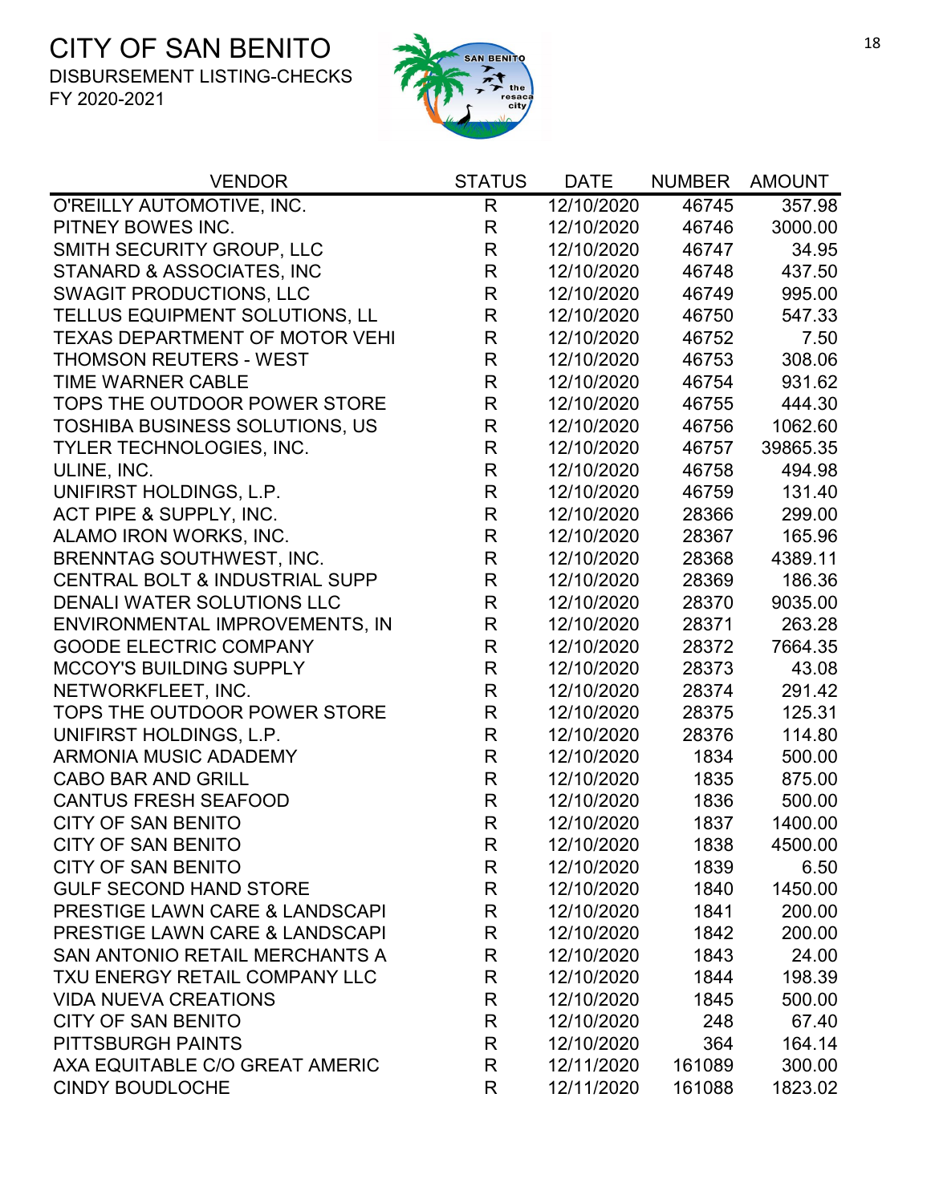# CITY OF SAN BENITO

DISBURSEMENT LISTING-CHECKS

FY 2020-2021

| VENDOR | STATUS | DATE | NUMBER | AMOUNT |
|---|---|---|---|---|
| O'REILLY AUTOMOTIVE, INC. | R | 12/10/2020 | 46745 | 357.98 |
| PITNEY BOWES INC. | R | 12/10/2020 | 46746 | 3000.00 |
| SMITH SECURITY GROUP, LLC | R | 12/10/2020 | 46747 | 34.95 |
| STANARD & ASSOCIATES, INC | R | 12/10/2020 | 46748 | 437.50 |
| SWAGIT PRODUCTIONS, LLC | R | 12/10/2020 | 46749 | 995.00 |
| TELLUS EQUIPMENT SOLUTIONS, LL | R | 12/10/2020 | 46750 | 547.33 |
| TEXAS DEPARTMENT OF MOTOR VEHI | R | 12/10/2020 | 46752 | 7.50 |
| THOMSON REUTERS - WEST | R | 12/10/2020 | 46753 | 308.06 |
| TIME WARNER CABLE | R | 12/10/2020 | 46754 | 931.62 |
| TOPS THE OUTDOOR POWER STORE | R | 12/10/2020 | 46755 | 444.30 |
| TOSHIBA BUSINESS SOLUTIONS, US | R | 12/10/2020 | 46756 | 1062.60 |
| TYLER TECHNOLOGIES, INC. | R | 12/10/2020 | 46757 | 39865.35 |
| ULINE, INC. | R | 12/10/2020 | 46758 | 494.98 |
| UNIFIRST HOLDINGS, L.P. | R | 12/10/2020 | 46759 | 131.40 |
| ACT PIPE & SUPPLY, INC. | R | 12/10/2020 | 28366 | 299.00 |
| ALAMO IRON WORKS, INC. | R | 12/10/2020 | 28367 | 165.96 |
| BRENNTAG SOUTHWEST, INC. | R | 12/10/2020 | 28368 | 4389.11 |
| CENTRAL BOLT & INDUSTRIAL SUPP | R | 12/10/2020 | 28369 | 186.36 |
| DENALI WATER SOLUTIONS LLC | R | 12/10/2020 | 28370 | 9035.00 |
| ENVIRONMENTAL IMPROVEMENTS, IN | R | 12/10/2020 | 28371 | 263.28 |
| GOODE ELECTRIC COMPANY | R | 12/10/2020 | 28372 | 7664.35 |
| MCCOY'S BUILDING SUPPLY | R | 12/10/2020 | 28373 | 43.08 |
| NETWORKFLEET, INC. | R | 12/10/2020 | 28374 | 291.42 |
| TOPS THE OUTDOOR POWER STORE | R | 12/10/2020 | 28375 | 125.31 |
| UNIFIRST HOLDINGS, L.P. | R | 12/10/2020 | 28376 | 114.80 |
| ARMONIA MUSIC ADADEMY | R | 12/10/2020 | 1834 | 500.00 |
| CABO BAR AND GRILL | R | 12/10/2020 | 1835 | 875.00 |
| CANTUS FRESH SEAFOOD | R | 12/10/2020 | 1836 | 500.00 |
| CITY OF SAN BENITO | R | 12/10/2020 | 1837 | 1400.00 |
| CITY OF SAN BENITO | R | 12/10/2020 | 1838 | 4500.00 |
| CITY OF SAN BENITO | R | 12/10/2020 | 1839 | 6.50 |
| GULF SECOND HAND STORE | R | 12/10/2020 | 1840 | 1450.00 |
| PRESTIGE LAWN CARE & LANDSCAPI | R | 12/10/2020 | 1841 | 200.00 |
| PRESTIGE LAWN CARE & LANDSCAPI | R | 12/10/2020 | 1842 | 200.00 |
| SAN ANTONIO RETAIL MERCHANTS A | R | 12/10/2020 | 1843 | 24.00 |
| TXU ENERGY RETAIL COMPANY LLC | R | 12/10/2020 | 1844 | 198.39 |
| VIDA NUEVA CREATIONS | R | 12/10/2020 | 1845 | 500.00 |
| CITY OF SAN BENITO | R | 12/10/2020 | 248 | 67.40 |
| PITTSBURGH PAINTS | R | 12/10/2020 | 364 | 164.14 |
| AXA EQUITABLE C/O GREAT AMERIC | R | 12/11/2020 | 161089 | 300.00 |
| CINDY BOUDLOCHE | R | 12/11/2020 | 161088 | 1823.02 |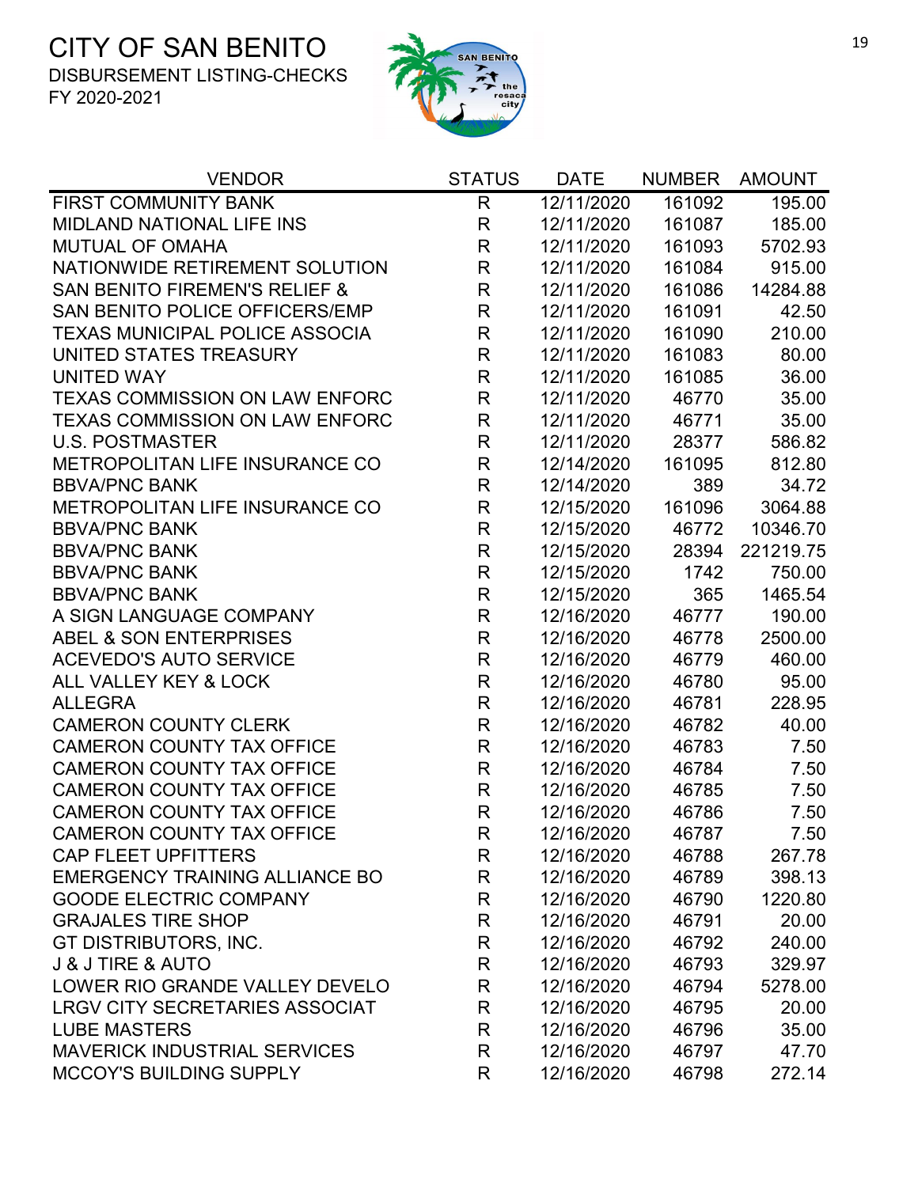# CITY OF SAN BENITO

DISBURSEMENT LISTING-CHECKS

FY 2020-2021

| VENDOR | STATUS | DATE | NUMBER | AMOUNT |
|---|---|---|---|---|
| FIRST COMMUNITY BANK | R | 12/11/2020 | 161092 | 195.00 |
| MIDLAND NATIONAL LIFE INS | R | 12/11/2020 | 161087 | 185.00 |
| MUTUAL OF OMAHA | R | 12/11/2020 | 161093 | 5702.93 |
| NATIONWIDE RETIREMENT SOLUTION | R | 12/11/2020 | 161084 | 915.00 |
| SAN BENITO FIREMEN'S RELIEF & | R | 12/11/2020 | 161086 | 14284.88 |
| SAN BENITO POLICE OFFICERS/EMP | R | 12/11/2020 | 161091 | 42.50 |
| TEXAS MUNICIPAL POLICE ASSOCIA | R | 12/11/2020 | 161090 | 210.00 |
| UNITED STATES TREASURY | R | 12/11/2020 | 161083 | 80.00 |
| UNITED WAY | R | 12/11/2020 | 161085 | 36.00 |
| TEXAS COMMISSION ON LAW ENFORC | R | 12/11/2020 | 46770 | 35.00 |
| TEXAS COMMISSION ON LAW ENFORC | R | 12/11/2020 | 46771 | 35.00 |
| U.S. POSTMASTER | R | 12/11/2020 | 28377 | 586.82 |
| METROPOLITAN LIFE INSURANCE CO | R | 12/14/2020 | 161095 | 812.80 |
| BBVA/PNC BANK | R | 12/14/2020 | 389 | 34.72 |
| METROPOLITAN LIFE INSURANCE CO | R | 12/15/2020 | 161096 | 3064.88 |
| BBVA/PNC BANK | R | 12/15/2020 | 46772 | 10346.70 |
| BBVA/PNC BANK | R | 12/15/2020 | 28394 | 221219.75 |
| BBVA/PNC BANK | R | 12/15/2020 | 1742 | 750.00 |
| BBVA/PNC BANK | R | 12/15/2020 | 365 | 1465.54 |
| A SIGN LANGUAGE COMPANY | R | 12/16/2020 | 46777 | 190.00 |
| ABEL & SON ENTERPRISES | R | 12/16/2020 | 46778 | 2500.00 |
| ACEVEDO'S AUTO SERVICE | R | 12/16/2020 | 46779 | 460.00 |
| ALL VALLEY KEY & LOCK | R | 12/16/2020 | 46780 | 95.00 |
| ALLEGRA | R | 12/16/2020 | 46781 | 228.95 |
| CAMERON COUNTY CLERK | R | 12/16/2020 | 46782 | 40.00 |
| CAMERON COUNTY TAX OFFICE | R | 12/16/2020 | 46783 | 7.50 |
| CAMERON COUNTY TAX OFFICE | R | 12/16/2020 | 46784 | 7.50 |
| CAMERON COUNTY TAX OFFICE | R | 12/16/2020 | 46785 | 7.50 |
| CAMERON COUNTY TAX OFFICE | R | 12/16/2020 | 46786 | 7.50 |
| CAMERON COUNTY TAX OFFICE | R | 12/16/2020 | 46787 | 7.50 |
| CAP FLEET UPFITTERS | R | 12/16/2020 | 46788 | 267.78 |
| EMERGENCY TRAINING ALLIANCE BO | R | 12/16/2020 | 46789 | 398.13 |
| GOODE ELECTRIC COMPANY | R | 12/16/2020 | 46790 | 1220.80 |
| GRAJALES TIRE SHOP | R | 12/16/2020 | 46791 | 20.00 |
| GT DISTRIBUTORS, INC. | R | 12/16/2020 | 46792 | 240.00 |
| J & J TIRE & AUTO | R | 12/16/2020 | 46793 | 329.97 |
| LOWER RIO GRANDE VALLEY DEVELO | R | 12/16/2020 | 46794 | 5278.00 |
| LRGV CITY SECRETARIES ASSOCIAT | R | 12/16/2020 | 46795 | 20.00 |
| LUBE MASTERS | R | 12/16/2020 | 46796 | 35.00 |
| MAVERICK INDUSTRIAL SERVICES | R | 12/16/2020 | 46797 | 47.70 |
| MCCOY'S BUILDING SUPPLY | R | 12/16/2020 | 46798 | 272.14 |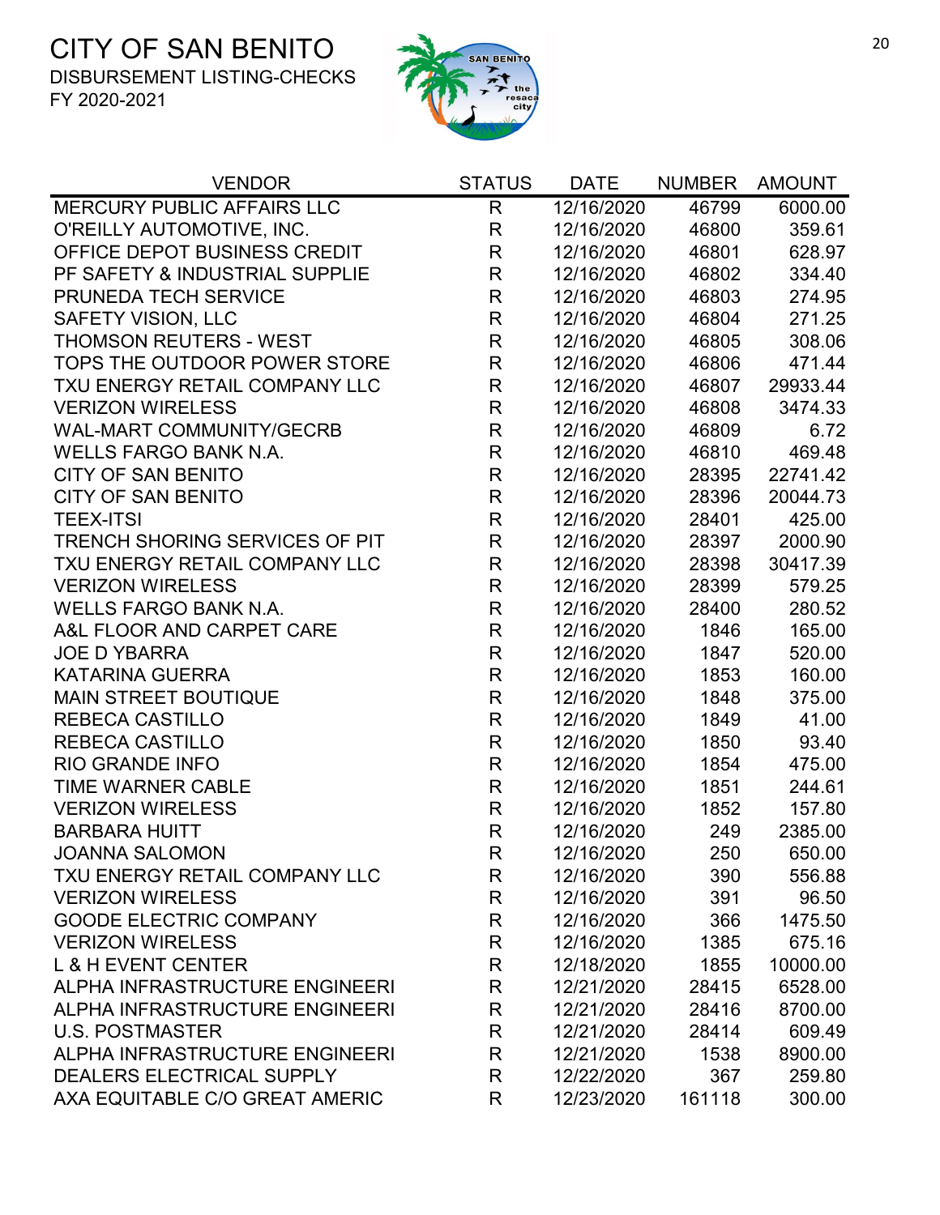# CITY OF SAN BENITO

DISBURSEMENT LISTING-CHECKS

FY 2020-2021

| VENDOR | STATUS | DATE | NUMBER | AMOUNT |
|---|---|---|---|---|
| MERCURY PUBLIC AFFAIRS LLC | R | 12/16/2020 | 46799 | 6000.00 |
| O'REILLY AUTOMOTIVE, INC. | R | 12/16/2020 | 46800 | 359.61 |
| OFFICE DEPOT BUSINESS CREDIT | R | 12/16/2020 | 46801 | 628.97 |
| PF SAFETY & INDUSTRIAL SUPPLIE | R | 12/16/2020 | 46802 | 334.40 |
| PRUNEDA TECH SERVICE | R | 12/16/2020 | 46803 | 274.95 |
| SAFETY VISION, LLC | R | 12/16/2020 | 46804 | 271.25 |
| THOMSON REUTERS - WEST | R | 12/16/2020 | 46805 | 308.06 |
| TOPS THE OUTDOOR POWER STORE | R | 12/16/2020 | 46806 | 471.44 |
| TXU ENERGY RETAIL COMPANY LLC | R | 12/16/2020 | 46807 | 29933.44 |
| VERIZON WIRELESS | R | 12/16/2020 | 46808 | 3474.33 |
| WAL-MART COMMUNITY/GECRB | R | 12/16/2020 | 46809 | 6.72 |
| WELLS FARGO BANK N.A. | R | 12/16/2020 | 46810 | 469.48 |
| CITY OF SAN BENITO | R | 12/16/2020 | 28395 | 22741.42 |
| CITY OF SAN BENITO | R | 12/16/2020 | 28396 | 20044.73 |
| TEEX-ITSI | R | 12/16/2020 | 28401 | 425.00 |
| TRENCH SHORING SERVICES OF PIT | R | 12/16/2020 | 28397 | 2000.90 |
| TXU ENERGY RETAIL COMPANY LLC | R | 12/16/2020 | 28398 | 30417.39 |
| VERIZON WIRELESS | R | 12/16/2020 | 28399 | 579.25 |
| WELLS FARGO BANK N.A. | R | 12/16/2020 | 28400 | 280.52 |
| A&L FLOOR AND CARPET CARE | R | 12/16/2020 | 1846 | 165.00 |
| JOE D YBARRA | R | 12/16/2020 | 1847 | 520.00 |
| KATARINA GUERRA | R | 12/16/2020 | 1853 | 160.00 |
| MAIN STREET BOUTIQUE | R | 12/16/2020 | 1848 | 375.00 |
| REBECA CASTILLO | R | 12/16/2020 | 1849 | 41.00 |
| REBECA CASTILLO | R | 12/16/2020 | 1850 | 93.40 |
| RIO GRANDE INFO | R | 12/16/2020 | 1854 | 475.00 |
| TIME WARNER CABLE | R | 12/16/2020 | 1851 | 244.61 |
| VERIZON WIRELESS | R | 12/16/2020 | 1852 | 157.80 |
| BARBARA HUITT | R | 12/16/2020 | 249 | 2385.00 |
| JOANNA SALOMON | R | 12/16/2020 | 250 | 650.00 |
| TXU ENERGY RETAIL COMPANY LLC | R | 12/16/2020 | 390 | 556.88 |
| VERIZON WIRELESS | R | 12/16/2020 | 391 | 96.50 |
| GOODE ELECTRIC COMPANY | R | 12/16/2020 | 366 | 1475.50 |
| VERIZON WIRELESS | R | 12/16/2020 | 1385 | 675.16 |
| L & H EVENT CENTER | R | 12/18/2020 | 1855 | 10000.00 |
| ALPHA INFRASTRUCTURE ENGINEERI | R | 12/21/2020 | 28415 | 6528.00 |
| ALPHA INFRASTRUCTURE ENGINEERI | R | 12/21/2020 | 28416 | 8700.00 |
| U.S. POSTMASTER | R | 12/21/2020 | 28414 | 609.49 |
| ALPHA INFRASTRUCTURE ENGINEERI | R | 12/21/2020 | 1538 | 8900.00 |
| DEALERS ELECTRICAL SUPPLY | R | 12/22/2020 | 367 | 259.80 |
| AXA EQUITABLE C/O GREAT AMERIC | R | 12/23/2020 | 161118 | 300.00 |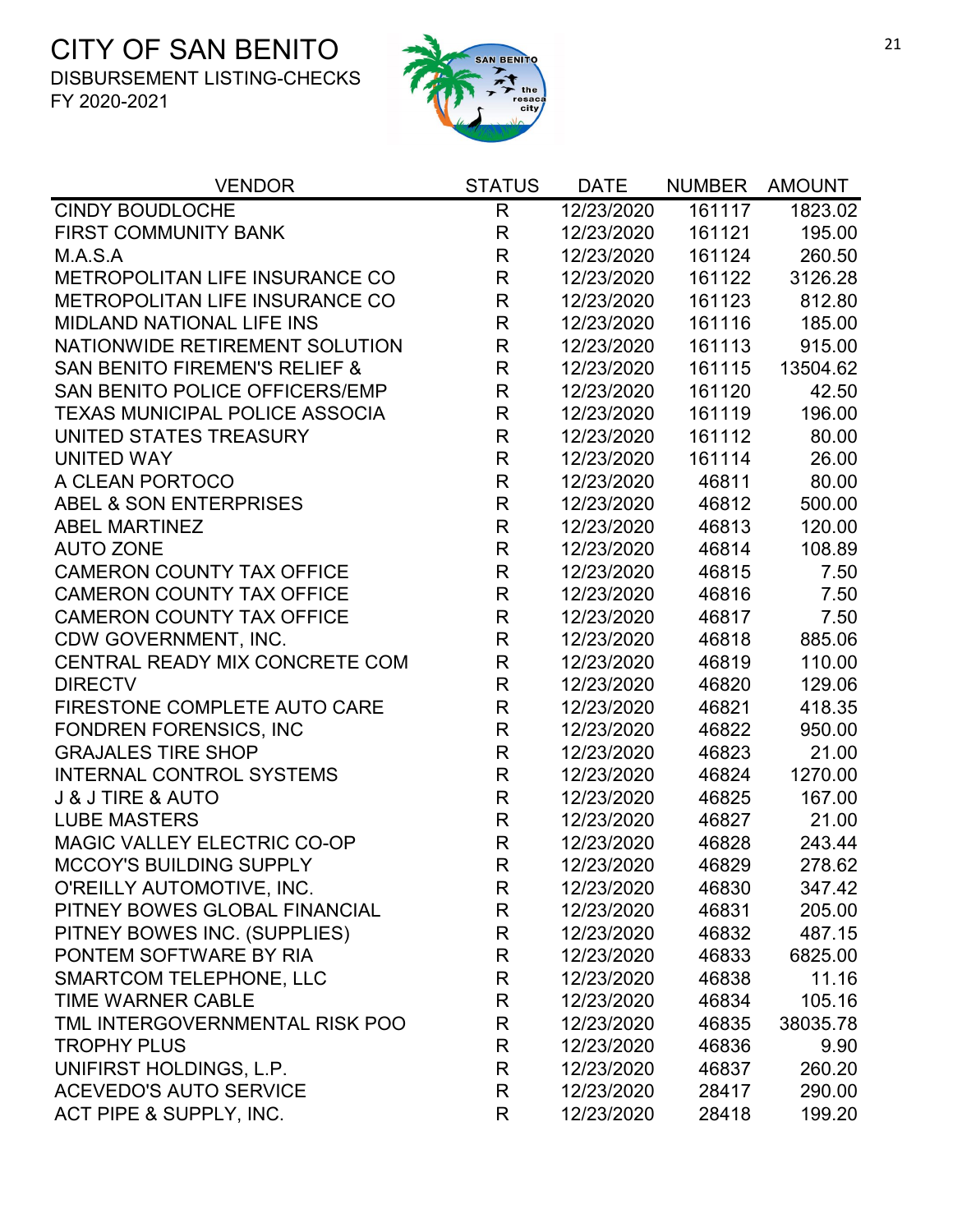# CITY OF SAN BENITO

DISBURSEMENT LISTING-CHECKS

FY 2020-2021

| VENDOR | STATUS | DATE | NUMBER | AMOUNT |
|---|---|---|---|---|
| CINDY BOUDLOCHE | R | 12/23/2020 | 161117 | 1823.02 |
| FIRST COMMUNITY BANK | R | 12/23/2020 | 161121 | 195.00 |
| M.A.S.A | R | 12/23/2020 | 161124 | 260.50 |
| METROPOLITAN LIFE INSURANCE CO | R | 12/23/2020 | 161122 | 3126.28 |
| METROPOLITAN LIFE INSURANCE CO | R | 12/23/2020 | 161123 | 812.80 |
| MIDLAND NATIONAL LIFE INS | R | 12/23/2020 | 161116 | 185.00 |
| NATIONWIDE RETIREMENT SOLUTION | R | 12/23/2020 | 161113 | 915.00 |
| SAN BENITO FIREMEN'S RELIEF & | R | 12/23/2020 | 161115 | 13504.62 |
| SAN BENITO POLICE OFFICERS/EMP | R | 12/23/2020 | 161120 | 42.50 |
| TEXAS MUNICIPAL POLICE ASSOCIA | R | 12/23/2020 | 161119 | 196.00 |
| UNITED STATES TREASURY | R | 12/23/2020 | 161112 | 80.00 |
| UNITED WAY | R | 12/23/2020 | 161114 | 26.00 |
| A CLEAN PORTOCO | R | 12/23/2020 | 46811 | 80.00 |
| ABEL & SON ENTERPRISES | R | 12/23/2020 | 46812 | 500.00 |
| ABEL MARTINEZ | R | 12/23/2020 | 46813 | 120.00 |
| AUTO ZONE | R | 12/23/2020 | 46814 | 108.89 |
| CAMERON COUNTY TAX OFFICE | R | 12/23/2020 | 46815 | 7.50 |
| CAMERON COUNTY TAX OFFICE | R | 12/23/2020 | 46816 | 7.50 |
| CAMERON COUNTY TAX OFFICE | R | 12/23/2020 | 46817 | 7.50 |
| CDW GOVERNMENT, INC. | R | 12/23/2020 | 46818 | 885.06 |
| CENTRAL READY MIX CONCRETE COM | R | 12/23/2020 | 46819 | 110.00 |
| DIRECTV | R | 12/23/2020 | 46820 | 129.06 |
| FIRESTONE COMPLETE AUTO CARE | R | 12/23/2020 | 46821 | 418.35 |
| FONDREN FORENSICS, INC | R | 12/23/2020 | 46822 | 950.00 |
| GRAJALES TIRE SHOP | R | 12/23/2020 | 46823 | 21.00 |
| INTERNAL CONTROL SYSTEMS | R | 12/23/2020 | 46824 | 1270.00 |
| J & J TIRE & AUTO | R | 12/23/2020 | 46825 | 167.00 |
| LUBE MASTERS | R | 12/23/2020 | 46827 | 21.00 |
| MAGIC VALLEY ELECTRIC CO-OP | R | 12/23/2020 | 46828 | 243.44 |
| MCCOY'S BUILDING SUPPLY | R | 12/23/2020 | 46829 | 278.62 |
| O'REILLY AUTOMOTIVE, INC. | R | 12/23/2020 | 46830 | 347.42 |
| PITNEY BOWES GLOBAL FINANCIAL | R | 12/23/2020 | 46831 | 205.00 |
| PITNEY BOWES INC. (SUPPLIES) | R | 12/23/2020 | 46832 | 487.15 |
| PONTEM SOFTWARE BY RIA | R | 12/23/2020 | 46833 | 6825.00 |
| SMARTCOM TELEPHONE, LLC | R | 12/23/2020 | 46838 | 11.16 |
| TIME WARNER CABLE | R | 12/23/2020 | 46834 | 105.16 |
| TML INTERGOVERNMENTAL RISK POO | R | 12/23/2020 | 46835 | 38035.78 |
| TROPHY PLUS | R | 12/23/2020 | 46836 | 9.90 |
| UNIFIRST HOLDINGS, L.P. | R | 12/23/2020 | 46837 | 260.20 |
| ACEVEDO'S AUTO SERVICE | R | 12/23/2020 | 28417 | 290.00 |
| ACT PIPE & SUPPLY, INC. | R | 12/23/2020 | 28418 | 199.20 |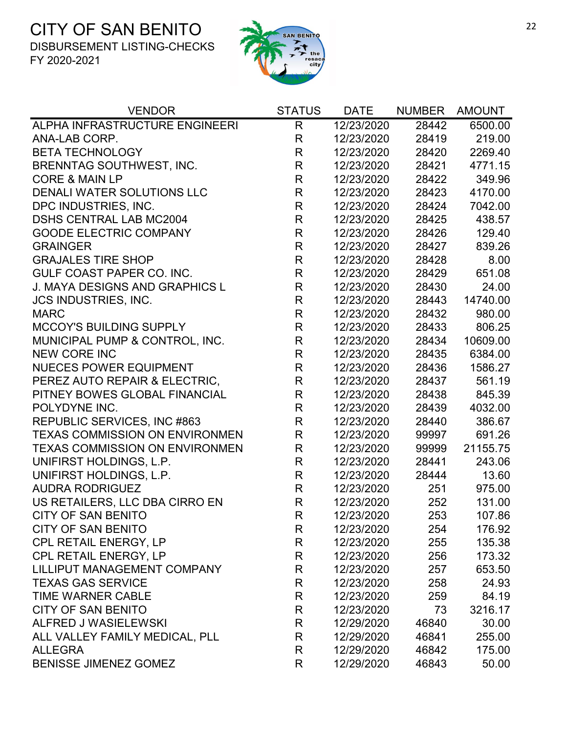# CITY OF SAN BENITO

DISBURSEMENT LISTING-CHECKS

FY 2020-2021

| VENDOR | STATUS | DATE | NUMBER | AMOUNT |
|---|---|---|---|---|
| ALPHA INFRASTRUCTURE ENGINEERI | R | 12/23/2020 | 28442 | 6500.00 |
| ANA-LAB CORP. | R | 12/23/2020 | 28419 | 219.00 |
| BETA TECHNOLOGY | R | 12/23/2020 | 28420 | 2269.40 |
| BRENNTAG SOUTHWEST, INC. | R | 12/23/2020 | 28421 | 4771.15 |
| CORE & MAIN LP | R | 12/23/2020 | 28422 | 349.96 |
| DENALI WATER SOLUTIONS LLC | R | 12/23/2020 | 28423 | 4170.00 |
| DPC INDUSTRIES, INC. | R | 12/23/2020 | 28424 | 7042.00 |
| DSHS CENTRAL LAB MC2004 | R | 12/23/2020 | 28425 | 438.57 |
| GOODE ELECTRIC COMPANY | R | 12/23/2020 | 28426 | 129.40 |
| GRAINGER | R | 12/23/2020 | 28427 | 839.26 |
| GRAJALES TIRE SHOP | R | 12/23/2020 | 28428 | 8.00 |
| GULF COAST PAPER CO. INC. | R | 12/23/2020 | 28429 | 651.08 |
| J. MAYA DESIGNS AND GRAPHICS L | R | 12/23/2020 | 28430 | 24.00 |
| JCS INDUSTRIES, INC. | R | 12/23/2020 | 28443 | 14740.00 |
| MARC | R | 12/23/2020 | 28432 | 980.00 |
| MCCOY'S BUILDING SUPPLY | R | 12/23/2020 | 28433 | 806.25 |
| MUNICIPAL PUMP & CONTROL, INC. | R | 12/23/2020 | 28434 | 10609.00 |
| NEW CORE INC | R | 12/23/2020 | 28435 | 6384.00 |
| NUECES POWER EQUIPMENT | R | 12/23/2020 | 28436 | 1586.27 |
| PEREZ AUTO REPAIR & ELECTRIC, | R | 12/23/2020 | 28437 | 561.19 |
| PITNEY BOWES GLOBAL FINANCIAL | R | 12/23/2020 | 28438 | 845.39 |
| POLYDYNE INC. | R | 12/23/2020 | 28439 | 4032.00 |
| REPUBLIC SERVICES, INC #863 | R | 12/23/2020 | 28440 | 386.67 |
| TEXAS COMMISSION ON ENVIRONMEN | R | 12/23/2020 | 99997 | 691.26 |
| TEXAS COMMISSION ON ENVIRONMEN | R | 12/23/2020 | 99999 | 21155.75 |
| UNIFIRST HOLDINGS, L.P. | R | 12/23/2020 | 28441 | 243.06 |
| UNIFIRST HOLDINGS, L.P. | R | 12/23/2020 | 28444 | 13.60 |
| AUDRA RODRIGUEZ | R | 12/23/2020 | 251 | 975.00 |
| US RETAILERS, LLC DBA CIRRO EN | R | 12/23/2020 | 252 | 131.00 |
| CITY OF SAN BENITO | R | 12/23/2020 | 253 | 107.86 |
| CITY OF SAN BENITO | R | 12/23/2020 | 254 | 176.92 |
| CPL RETAIL ENERGY, LP | R | 12/23/2020 | 255 | 135.38 |
| CPL RETAIL ENERGY, LP | R | 12/23/2020 | 256 | 173.32 |
| LILLIPUT MANAGEMENT COMPANY | R | 12/23/2020 | 257 | 653.50 |
| TEXAS GAS SERVICE | R | 12/23/2020 | 258 | 24.93 |
| TIME WARNER CABLE | R | 12/23/2020 | 259 | 84.19 |
| CITY OF SAN BENITO | R | 12/23/2020 | 73 | 3216.17 |
| ALFRED J WASIELEWSKI | R | 12/29/2020 | 46840 | 30.00 |
| ALL VALLEY FAMILY MEDICAL, PLL | R | 12/29/2020 | 46841 | 255.00 |
| ALLEGRA | R | 12/29/2020 | 46842 | 175.00 |
| BENISSE JIMENEZ GOMEZ | R | 12/29/2020 | 46843 | 50.00 |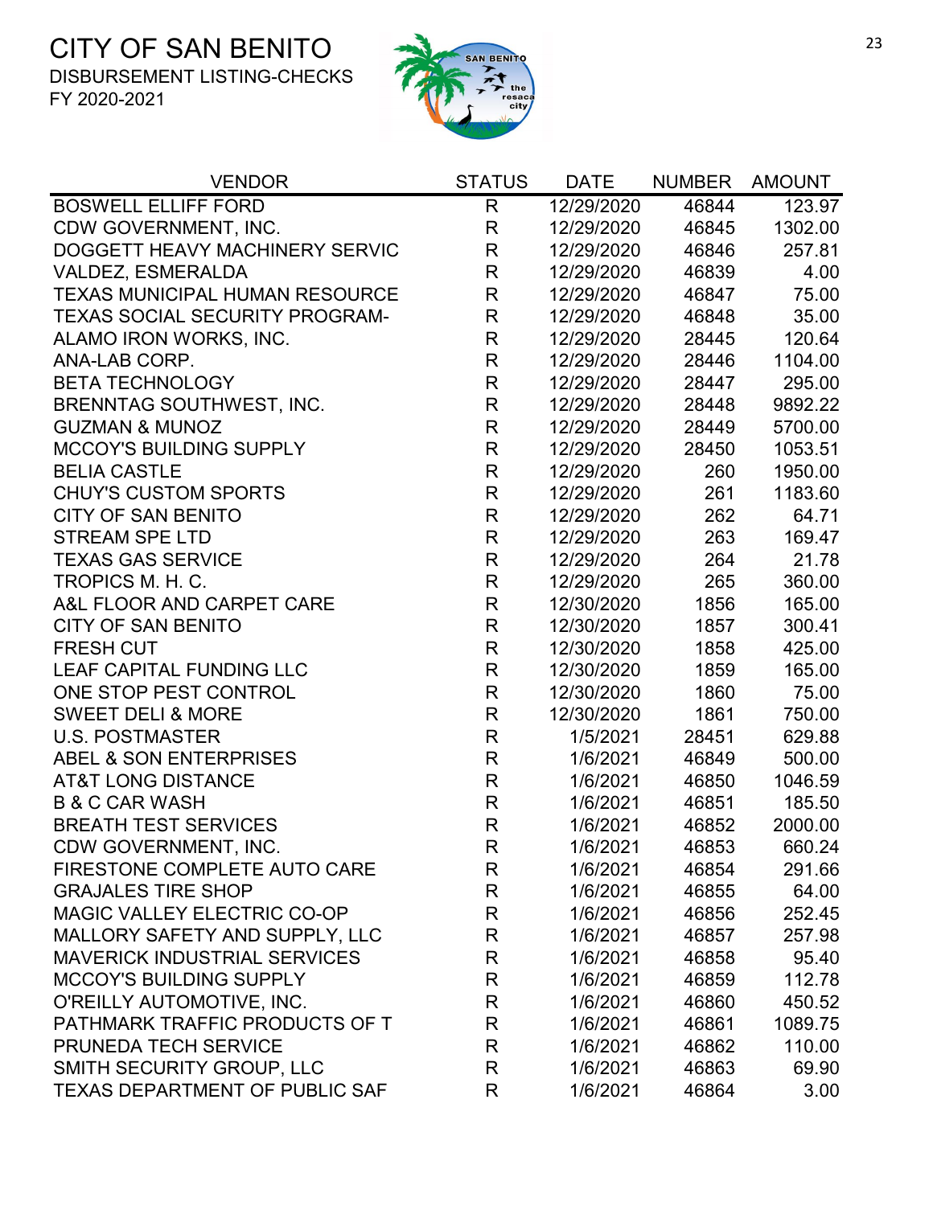# CITY OF SAN BENITO

DISBURSEMENT LISTING-CHECKS

FY 2020-2021

| VENDOR | STATUS | DATE | NUMBER | AMOUNT |
|---|---|---|---|---|
| BOSWELL ELLIFF FORD | R | 12/29/2020 | 46844 | 123.97 |
| CDW GOVERNMENT, INC. | R | 12/29/2020 | 46845 | 1302.00 |
| DOGGETT HEAVY MACHINERY SERVIC | R | 12/29/2020 | 46846 | 257.81 |
| VALDEZ, ESMERALDA | R | 12/29/2020 | 46839 | 4.00 |
| TEXAS MUNICIPAL HUMAN RESOURCE | R | 12/29/2020 | 46847 | 75.00 |
| TEXAS SOCIAL SECURITY PROGRAM- | R | 12/29/2020 | 46848 | 35.00 |
| ALAMO IRON WORKS, INC. | R | 12/29/2020 | 28445 | 120.64 |
| ANA-LAB CORP. | R | 12/29/2020 | 28446 | 1104.00 |
| BETA TECHNOLOGY | R | 12/29/2020 | 28447 | 295.00 |
| BRENNTAG SOUTHWEST, INC. | R | 12/29/2020 | 28448 | 9892.22 |
| GUZMAN & MUNOZ | R | 12/29/2020 | 28449 | 5700.00 |
| MCCOY'S BUILDING SUPPLY | R | 12/29/2020 | 28450 | 1053.51 |
| BELIA CASTLE | R | 12/29/2020 | 260 | 1950.00 |
| CHUY'S CUSTOM SPORTS | R | 12/29/2020 | 261 | 1183.60 |
| CITY OF SAN BENITO | R | 12/29/2020 | 262 | 64.71 |
| STREAM SPE LTD | R | 12/29/2020 | 263 | 169.47 |
| TEXAS GAS SERVICE | R | 12/29/2020 | 264 | 21.78 |
| TROPICS M. H. C. | R | 12/29/2020 | 265 | 360.00 |
| A&L FLOOR AND CARPET CARE | R | 12/30/2020 | 1856 | 165.00 |
| CITY OF SAN BENITO | R | 12/30/2020 | 1857 | 300.41 |
| FRESH CUT | R | 12/30/2020 | 1858 | 425.00 |
| LEAF CAPITAL FUNDING LLC | R | 12/30/2020 | 1859 | 165.00 |
| ONE STOP PEST CONTROL | R | 12/30/2020 | 1860 | 75.00 |
| SWEET DELI & MORE | R | 12/30/2020 | 1861 | 750.00 |
| U.S. POSTMASTER | R | 1/5/2021 | 28451 | 629.88 |
| ABEL & SON ENTERPRISES | R | 1/6/2021 | 46849 | 500.00 |
| AT&T LONG DISTANCE | R | 1/6/2021 | 46850 | 1046.59 |
| B & C CAR WASH | R | 1/6/2021 | 46851 | 185.50 |
| BREATH TEST SERVICES | R | 1/6/2021 | 46852 | 2000.00 |
| CDW GOVERNMENT, INC. | R | 1/6/2021 | 46853 | 660.24 |
| FIRESTONE COMPLETE AUTO CARE | R | 1/6/2021 | 46854 | 291.66 |
| GRAJALES TIRE SHOP | R | 1/6/2021 | 46855 | 64.00 |
| MAGIC VALLEY ELECTRIC CO-OP | R | 1/6/2021 | 46856 | 252.45 |
| MALLORY SAFETY AND SUPPLY, LLC | R | 1/6/2021 | 46857 | 257.98 |
| MAVERICK INDUSTRIAL SERVICES | R | 1/6/2021 | 46858 | 95.40 |
| MCCOY'S BUILDING SUPPLY | R | 1/6/2021 | 46859 | 112.78 |
| O'REILLY AUTOMOTIVE, INC. | R | 1/6/2021 | 46860 | 450.52 |
| PATHMARK TRAFFIC PRODUCTS OF T | R | 1/6/2021 | 46861 | 1089.75 |
| PRUNEDA TECH SERVICE | R | 1/6/2021 | 46862 | 110.00 |
| SMITH SECURITY GROUP, LLC | R | 1/6/2021 | 46863 | 69.90 |
| TEXAS DEPARTMENT OF PUBLIC SAF | R | 1/6/2021 | 46864 | 3.00 |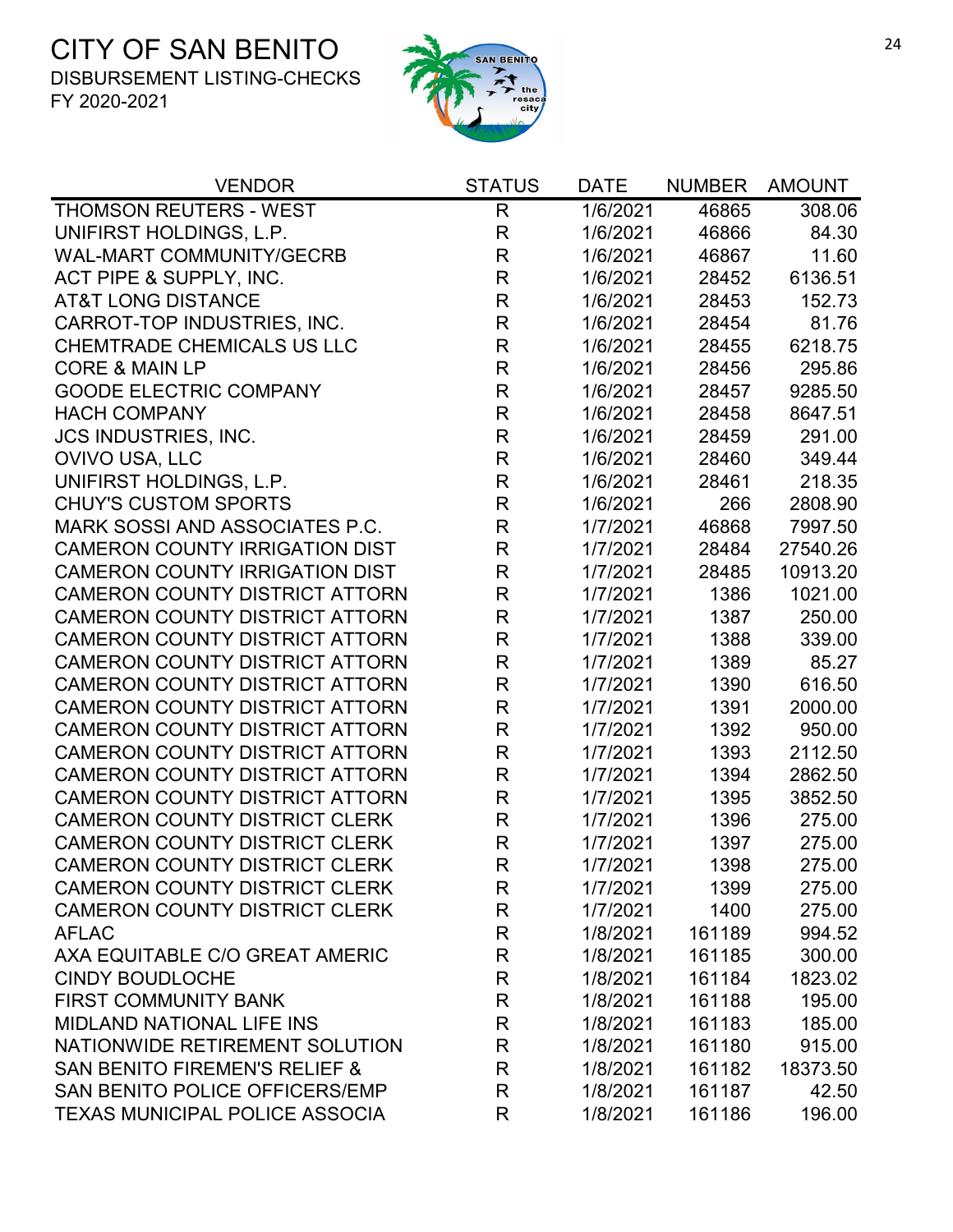# CITY OF SAN BENITO

DISBURSEMENT LISTING-CHECKS

FY 2020-2021

| VENDOR | STATUS | DATE | NUMBER | AMOUNT |
|---|---|---|---|---|
| THOMSON REUTERS - WEST | R | 1/6/2021 | 46865 | 308.06 |
| UNIFIRST HOLDINGS, L.P. | R | 1/6/2021 | 46866 | 84.30 |
| WAL-MART COMMUNITY/GECRB | R | 1/6/2021 | 46867 | 11.60 |
| ACT PIPE & SUPPLY, INC. | R | 1/6/2021 | 28452 | 6136.51 |
| AT&T LONG DISTANCE | R | 1/6/2021 | 28453 | 152.73 |
| CARROT-TOP INDUSTRIES, INC. | R | 1/6/2021 | 28454 | 81.76 |
| CHEMTRADE CHEMICALS US LLC | R | 1/6/2021 | 28455 | 6218.75 |
| CORE & MAIN LP | R | 1/6/2021 | 28456 | 295.86 |
| GOODE ELECTRIC COMPANY | R | 1/6/2021 | 28457 | 9285.50 |
| HACH COMPANY | R | 1/6/2021 | 28458 | 8647.51 |
| JCS INDUSTRIES, INC. | R | 1/6/2021 | 28459 | 291.00 |
| OVIVO USA, LLC | R | 1/6/2021 | 28460 | 349.44 |
| UNIFIRST HOLDINGS, L.P. | R | 1/6/2021 | 28461 | 218.35 |
| CHUY'S CUSTOM SPORTS | R | 1/6/2021 | 266 | 2808.90 |
| MARK SOSSI AND ASSOCIATES P.C. | R | 1/7/2021 | 46868 | 7997.50 |
| CAMERON COUNTY IRRIGATION DIST | R | 1/7/2021 | 28484 | 27540.26 |
| CAMERON COUNTY IRRIGATION DIST | R | 1/7/2021 | 28485 | 10913.20 |
| CAMERON COUNTY DISTRICT ATTORN | R | 1/7/2021 | 1386 | 1021.00 |
| CAMERON COUNTY DISTRICT ATTORN | R | 1/7/2021 | 1387 | 250.00 |
| CAMERON COUNTY DISTRICT ATTORN | R | 1/7/2021 | 1388 | 339.00 |
| CAMERON COUNTY DISTRICT ATTORN | R | 1/7/2021 | 1389 | 85.27 |
| CAMERON COUNTY DISTRICT ATTORN | R | 1/7/2021 | 1390 | 616.50 |
| CAMERON COUNTY DISTRICT ATTORN | R | 1/7/2021 | 1391 | 2000.00 |
| CAMERON COUNTY DISTRICT ATTORN | R | 1/7/2021 | 1392 | 950.00 |
| CAMERON COUNTY DISTRICT ATTORN | R | 1/7/2021 | 1393 | 2112.50 |
| CAMERON COUNTY DISTRICT ATTORN | R | 1/7/2021 | 1394 | 2862.50 |
| CAMERON COUNTY DISTRICT ATTORN | R | 1/7/2021 | 1395 | 3852.50 |
| CAMERON COUNTY DISTRICT CLERK | R | 1/7/2021 | 1396 | 275.00 |
| CAMERON COUNTY DISTRICT CLERK | R | 1/7/2021 | 1397 | 275.00 |
| CAMERON COUNTY DISTRICT CLERK | R | 1/7/2021 | 1398 | 275.00 |
| CAMERON COUNTY DISTRICT CLERK | R | 1/7/2021 | 1399 | 275.00 |
| CAMERON COUNTY DISTRICT CLERK | R | 1/7/2021 | 1400 | 275.00 |
| AFLAC | R | 1/8/2021 | 161189 | 994.52 |
| AXA EQUITABLE C/O GREAT AMERIC | R | 1/8/2021 | 161185 | 300.00 |
| CINDY BOUDLOCHE | R | 1/8/2021 | 161184 | 1823.02 |
| FIRST COMMUNITY BANK | R | 1/8/2021 | 161188 | 195.00 |
| MIDLAND NATIONAL LIFE INS | R | 1/8/2021 | 161183 | 185.00 |
| NATIONWIDE RETIREMENT SOLUTION | R | 1/8/2021 | 161180 | 915.00 |
| SAN BENITO FIREMEN'S RELIEF & | R | 1/8/2021 | 161182 | 18373.50 |
| SAN BENITO POLICE OFFICERS/EMP | R | 1/8/2021 | 161187 | 42.50 |
| TEXAS MUNICIPAL POLICE ASSOCIA | R | 1/8/2021 | 161186 | 196.00 |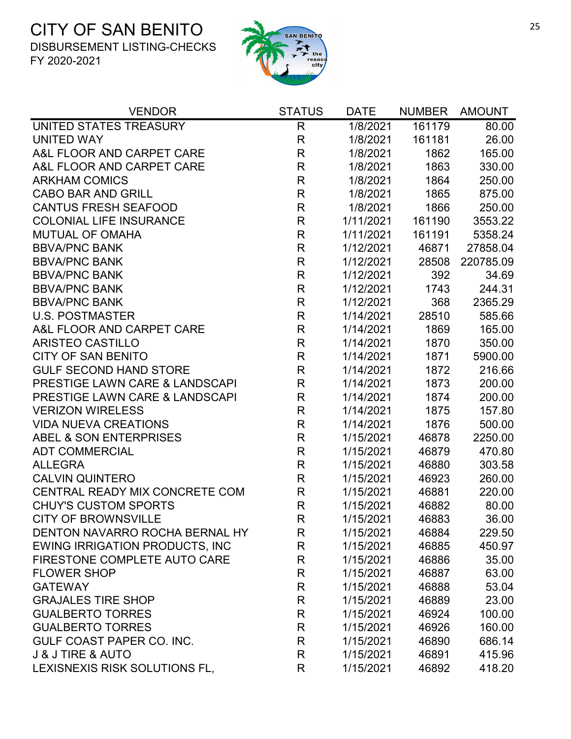# CITY OF SAN BENITO

DISBURSEMENT LISTING-CHECKS

FY 2020-2021

| VENDOR | STATUS | DATE | NUMBER | AMOUNT |
|---|---|---|---|---|
| UNITED STATES TREASURY | R | 1/8/2021 | 161179 | 80.00 |
| UNITED WAY | R | 1/8/2021 | 161181 | 26.00 |
| A&L FLOOR AND CARPET CARE | R | 1/8/2021 | 1862 | 165.00 |
| A&L FLOOR AND CARPET CARE | R | 1/8/2021 | 1863 | 330.00 |
| ARKHAM COMICS | R | 1/8/2021 | 1864 | 250.00 |
| CABO BAR AND GRILL | R | 1/8/2021 | 1865 | 875.00 |
| CANTUS FRESH SEAFOOD | R | 1/8/2021 | 1866 | 250.00 |
| COLONIAL LIFE INSURANCE | R | 1/11/2021 | 161190 | 3553.22 |
| MUTUAL OF OMAHA | R | 1/11/2021 | 161191 | 5358.24 |
| BBVA/PNC BANK | R | 1/12/2021 | 46871 | 27858.04 |
| BBVA/PNC BANK | R | 1/12/2021 | 28508 | 220785.09 |
| BBVA/PNC BANK | R | 1/12/2021 | 392 | 34.69 |
| BBVA/PNC BANK | R | 1/12/2021 | 1743 | 244.31 |
| BBVA/PNC BANK | R | 1/12/2021 | 368 | 2365.29 |
| U.S. POSTMASTER | R | 1/14/2021 | 28510 | 585.66 |
| A&L FLOOR AND CARPET CARE | R | 1/14/2021 | 1869 | 165.00 |
| ARISTEO CASTILLO | R | 1/14/2021 | 1870 | 350.00 |
| CITY OF SAN BENITO | R | 1/14/2021 | 1871 | 5900.00 |
| GULF SECOND HAND STORE | R | 1/14/2021 | 1872 | 216.66 |
| PRESTIGE LAWN CARE & LANDSCAPI | R | 1/14/2021 | 1873 | 200.00 |
| PRESTIGE LAWN CARE & LANDSCAPI | R | 1/14/2021 | 1874 | 200.00 |
| VERIZON WIRELESS | R | 1/14/2021 | 1875 | 157.80 |
| VIDA NUEVA CREATIONS | R | 1/14/2021 | 1876 | 500.00 |
| ABEL & SON ENTERPRISES | R | 1/15/2021 | 46878 | 2250.00 |
| ADT COMMERCIAL | R | 1/15/2021 | 46879 | 470.80 |
| ALLEGRA | R | 1/15/2021 | 46880 | 303.58 |
| CALVIN QUINTERO | R | 1/15/2021 | 46923 | 260.00 |
| CENTRAL READY MIX CONCRETE COM | R | 1/15/2021 | 46881 | 220.00 |
| CHUY'S CUSTOM SPORTS | R | 1/15/2021 | 46882 | 80.00 |
| CITY OF BROWNSVILLE | R | 1/15/2021 | 46883 | 36.00 |
| DENTON NAVARRO ROCHA BERNAL HY | R | 1/15/2021 | 46884 | 229.50 |
| EWING IRRIGATION PRODUCTS, INC | R | 1/15/2021 | 46885 | 450.97 |
| FIRESTONE COMPLETE AUTO CARE | R | 1/15/2021 | 46886 | 35.00 |
| FLOWER SHOP | R | 1/15/2021 | 46887 | 63.00 |
| GATEWAY | R | 1/15/2021 | 46888 | 53.04 |
| GRAJALES TIRE SHOP | R | 1/15/2021 | 46889 | 23.00 |
| GUALBERTO TORRES | R | 1/15/2021 | 46924 | 100.00 |
| GUALBERTO TORRES | R | 1/15/2021 | 46926 | 160.00 |
| GULF COAST PAPER CO. INC. | R | 1/15/2021 | 46890 | 686.14 |
| J & J TIRE & AUTO | R | 1/15/2021 | 46891 | 415.96 |
| LEXISNEXIS RISK SOLUTIONS FL, | R | 1/15/2021 | 46892 | 418.20 |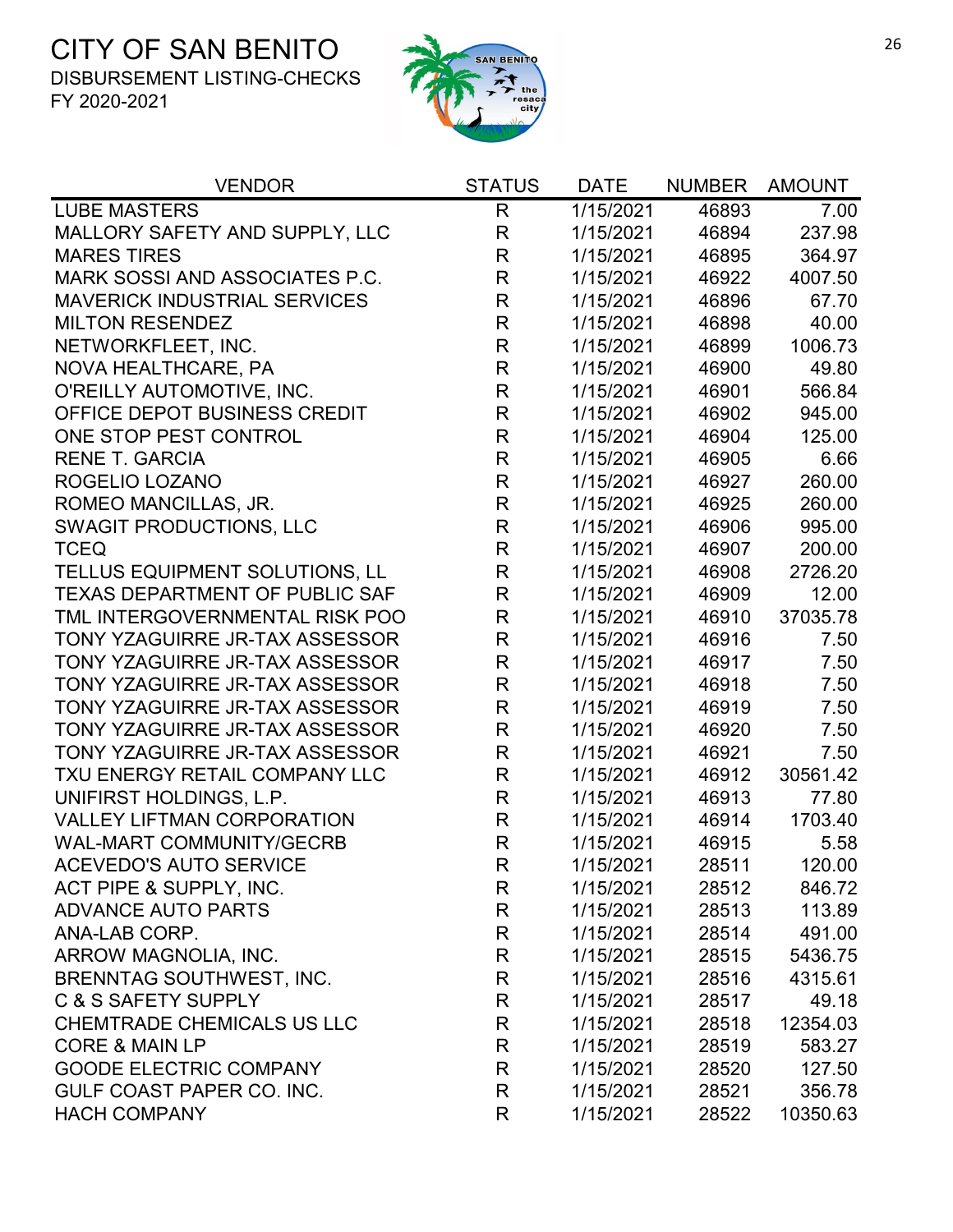# CITY OF SAN BENITO

DISBURSEMENT LISTING-CHECKS

FY 2020-2021

| VENDOR | STATUS | DATE | NUMBER | AMOUNT |
|---|---|---|---|---|
| LUBE MASTERS | R | 1/15/2021 | 46893 | 7.00 |
| MALLORY SAFETY AND SUPPLY, LLC | R | 1/15/2021 | 46894 | 237.98 |
| MARES TIRES | R | 1/15/2021 | 46895 | 364.97 |
| MARK SOSSI AND ASSOCIATES P.C. | R | 1/15/2021 | 46922 | 4007.50 |
| MAVERICK INDUSTRIAL SERVICES | R | 1/15/2021 | 46896 | 67.70 |
| MILTON RESENDEZ | R | 1/15/2021 | 46898 | 40.00 |
| NETWORKFLEET, INC. | R | 1/15/2021 | 46899 | 1006.73 |
| NOVA HEALTHCARE, PA | R | 1/15/2021 | 46900 | 49.80 |
| O'REILLY AUTOMOTIVE, INC. | R | 1/15/2021 | 46901 | 566.84 |
| OFFICE DEPOT BUSINESS CREDIT | R | 1/15/2021 | 46902 | 945.00 |
| ONE STOP PEST CONTROL | R | 1/15/2021 | 46904 | 125.00 |
| RENE T. GARCIA | R | 1/15/2021 | 46905 | 6.66 |
| ROGELIO LOZANO | R | 1/15/2021 | 46927 | 260.00 |
| ROMEO MANCILLAS, JR. | R | 1/15/2021 | 46925 | 260.00 |
| SWAGIT PRODUCTIONS, LLC | R | 1/15/2021 | 46906 | 995.00 |
| TCEQ | R | 1/15/2021 | 46907 | 200.00 |
| TELLUS EQUIPMENT SOLUTIONS, LL | R | 1/15/2021 | 46908 | 2726.20 |
| TEXAS DEPARTMENT OF PUBLIC SAF | R | 1/15/2021 | 46909 | 12.00 |
| TML INTERGOVERNMENTAL RISK POO | R | 1/15/2021 | 46910 | 37035.78 |
| TONY YZAGUIRRE JR-TAX ASSESSOR | R | 1/15/2021 | 46916 | 7.50 |
| TONY YZAGUIRRE JR-TAX ASSESSOR | R | 1/15/2021 | 46917 | 7.50 |
| TONY YZAGUIRRE JR-TAX ASSESSOR | R | 1/15/2021 | 46918 | 7.50 |
| TONY YZAGUIRRE JR-TAX ASSESSOR | R | 1/15/2021 | 46919 | 7.50 |
| TONY YZAGUIRRE JR-TAX ASSESSOR | R | 1/15/2021 | 46920 | 7.50 |
| TONY YZAGUIRRE JR-TAX ASSESSOR | R | 1/15/2021 | 46921 | 7.50 |
| TXU ENERGY RETAIL COMPANY LLC | R | 1/15/2021 | 46912 | 30561.42 |
| UNIFIRST HOLDINGS, L.P. | R | 1/15/2021 | 46913 | 77.80 |
| VALLEY LIFTMAN CORPORATION | R | 1/15/2021 | 46914 | 1703.40 |
| WAL-MART COMMUNITY/GECRB | R | 1/15/2021 | 46915 | 5.58 |
| ACEVEDO'S AUTO SERVICE | R | 1/15/2021 | 28511 | 120.00 |
| ACT PIPE & SUPPLY, INC. | R | 1/15/2021 | 28512 | 846.72 |
| ADVANCE AUTO PARTS | R | 1/15/2021 | 28513 | 113.89 |
| ANA-LAB CORP. | R | 1/15/2021 | 28514 | 491.00 |
| ARROW MAGNOLIA, INC. | R | 1/15/2021 | 28515 | 5436.75 |
| BRENNTAG SOUTHWEST, INC. | R | 1/15/2021 | 28516 | 4315.61 |
| C & S SAFETY SUPPLY | R | 1/15/2021 | 28517 | 49.18 |
| CHEMTRADE CHEMICALS US LLC | R | 1/15/2021 | 28518 | 12354.03 |
| CORE & MAIN LP | R | 1/15/2021 | 28519 | 583.27 |
| GOODE ELECTRIC COMPANY | R | 1/15/2021 | 28520 | 127.50 |
| GULF COAST PAPER CO. INC. | R | 1/15/2021 | 28521 | 356.78 |
| HACH COMPANY | R | 1/15/2021 | 28522 | 10350.63 |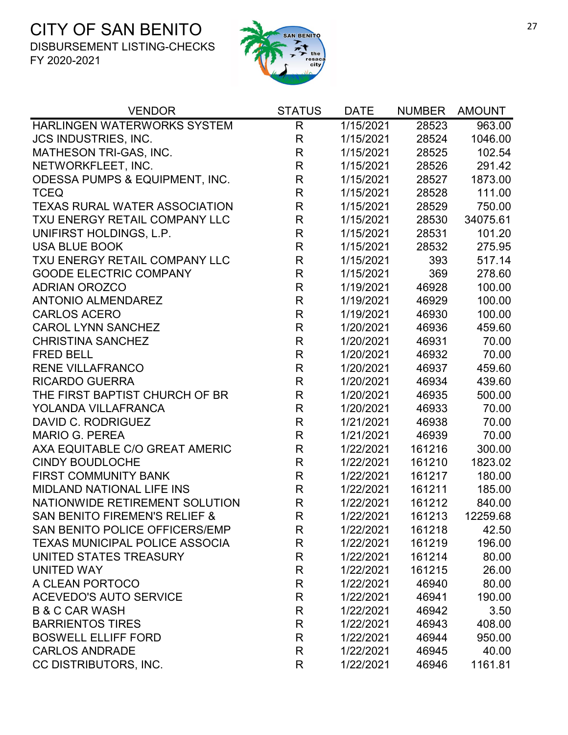# CITY OF SAN BENITO

DISBURSEMENT LISTING-CHECKS

FY 2020-2021

| VENDOR | STATUS | DATE | NUMBER | AMOUNT |
|---|---|---|---|---|
| HARLINGEN WATERWORKS SYSTEM | R | 1/15/2021 | 28523 | 963.00 |
| JCS INDUSTRIES, INC. | R | 1/15/2021 | 28524 | 1046.00 |
| MATHESON TRI-GAS, INC. | R | 1/15/2021 | 28525 | 102.54 |
| NETWORKFLEET, INC. | R | 1/15/2021 | 28526 | 291.42 |
| ODESSA PUMPS & EQUIPMENT, INC. | R | 1/15/2021 | 28527 | 1873.00 |
| TCEQ | R | 1/15/2021 | 28528 | 111.00 |
| TEXAS RURAL WATER ASSOCIATION | R | 1/15/2021 | 28529 | 750.00 |
| TXU ENERGY RETAIL COMPANY LLC | R | 1/15/2021 | 28530 | 34075.61 |
| UNIFIRST HOLDINGS, L.P. | R | 1/15/2021 | 28531 | 101.20 |
| USA BLUE BOOK | R | 1/15/2021 | 28532 | 275.95 |
| TXU ENERGY RETAIL COMPANY LLC | R | 1/15/2021 | 393 | 517.14 |
| GOODE ELECTRIC COMPANY | R | 1/15/2021 | 369 | 278.60 |
| ADRIAN OROZCO | R | 1/19/2021 | 46928 | 100.00 |
| ANTONIO ALMENDAREZ | R | 1/19/2021 | 46929 | 100.00 |
| CARLOS ACERO | R | 1/19/2021 | 46930 | 100.00 |
| CAROL LYNN SANCHEZ | R | 1/20/2021 | 46936 | 459.60 |
| CHRISTINA SANCHEZ | R | 1/20/2021 | 46931 | 70.00 |
| FRED BELL | R | 1/20/2021 | 46932 | 70.00 |
| RENE VILLAFRANCO | R | 1/20/2021 | 46937 | 459.60 |
| RICARDO GUERRA | R | 1/20/2021 | 46934 | 439.60 |
| THE FIRST BAPTIST CHURCH OF BR | R | 1/20/2021 | 46935 | 500.00 |
| YOLANDA VILLAFRANCA | R | 1/20/2021 | 46933 | 70.00 |
| DAVID C. RODRIGUEZ | R | 1/21/2021 | 46938 | 70.00 |
| MARIO G. PEREA | R | 1/21/2021 | 46939 | 70.00 |
| AXA EQUITABLE C/O GREAT AMERIC | R | 1/22/2021 | 161216 | 300.00 |
| CINDY BOUDLOCHE | R | 1/22/2021 | 161210 | 1823.02 |
| FIRST COMMUNITY BANK | R | 1/22/2021 | 161217 | 180.00 |
| MIDLAND NATIONAL LIFE INS | R | 1/22/2021 | 161211 | 185.00 |
| NATIONWIDE RETIREMENT SOLUTION | R | 1/22/2021 | 161212 | 840.00 |
| SAN BENITO FIREMEN'S RELIEF & | R | 1/22/2021 | 161213 | 12259.68 |
| SAN BENITO POLICE OFFICERS/EMP | R | 1/22/2021 | 161218 | 42.50 |
| TEXAS MUNICIPAL POLICE ASSOCIA | R | 1/22/2021 | 161219 | 196.00 |
| UNITED STATES TREASURY | R | 1/22/2021 | 161214 | 80.00 |
| UNITED WAY | R | 1/22/2021 | 161215 | 26.00 |
| A CLEAN PORTOCO | R | 1/22/2021 | 46940 | 80.00 |
| ACEVEDO'S AUTO SERVICE | R | 1/22/2021 | 46941 | 190.00 |
| B & C CAR WASH | R | 1/22/2021 | 46942 | 3.50 |
| BARRIENTOS TIRES | R | 1/22/2021 | 46943 | 408.00 |
| BOSWELL ELLIFF FORD | R | 1/22/2021 | 46944 | 950.00 |
| CARLOS ANDRADE | R | 1/22/2021 | 46945 | 40.00 |
| CC DISTRIBUTORS, INC. | R | 1/22/2021 | 46946 | 1161.81 |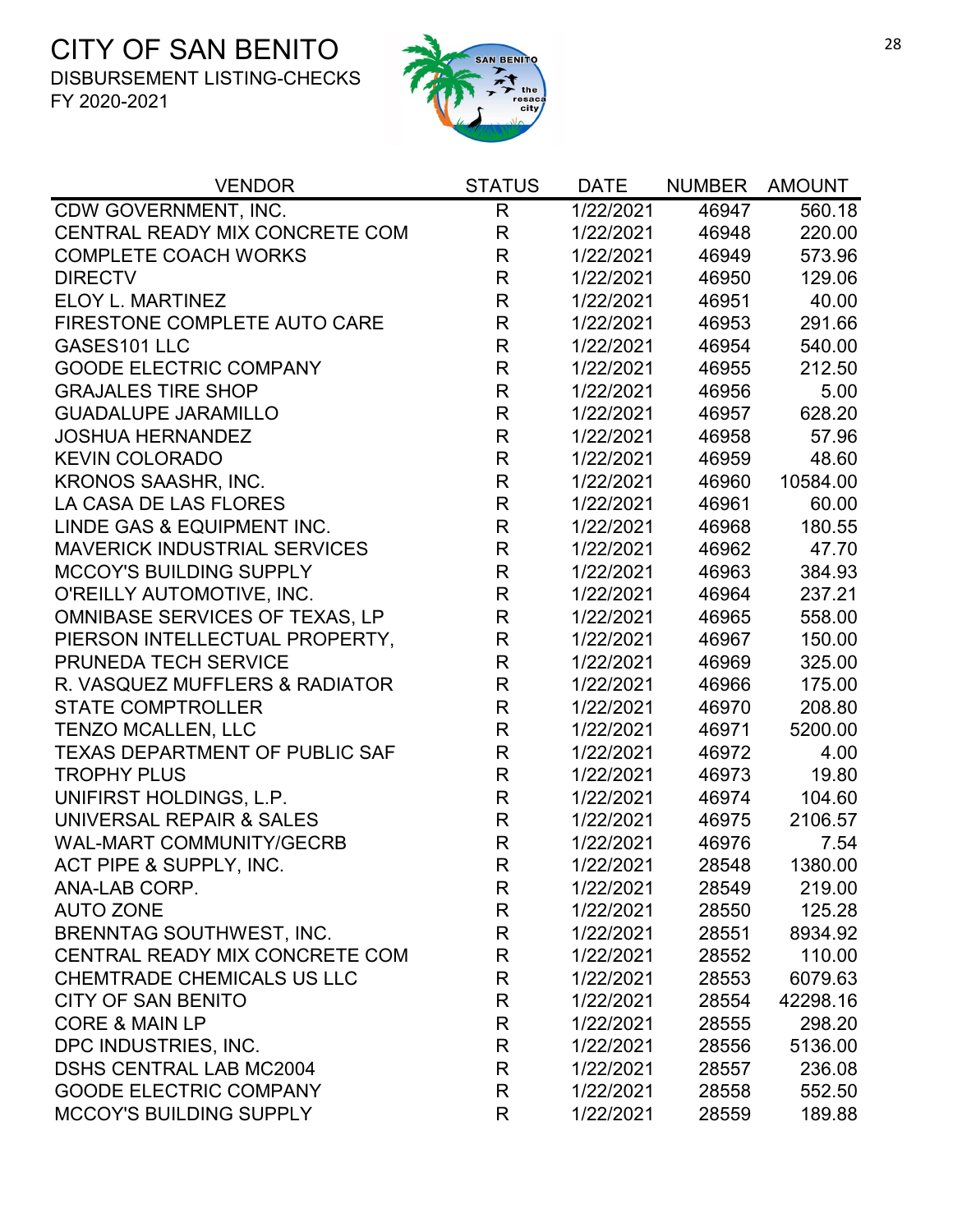# CITY OF SAN BENITO

DISBURSEMENT LISTING-CHECKS

FY 2020-2021

| VENDOR | STATUS | DATE | NUMBER | AMOUNT |
|---|---|---|---|---|
| CDW GOVERNMENT, INC. | R | 1/22/2021 | 46947 | 560.18 |
| CENTRAL READY MIX CONCRETE COM | R | 1/22/2021 | 46948 | 220.00 |
| COMPLETE COACH WORKS | R | 1/22/2021 | 46949 | 573.96 |
| DIRECTV | R | 1/22/2021 | 46950 | 129.06 |
| ELOY L. MARTINEZ | R | 1/22/2021 | 46951 | 40.00 |
| FIRESTONE COMPLETE AUTO CARE | R | 1/22/2021 | 46953 | 291.66 |
| GASES101 LLC | R | 1/22/2021 | 46954 | 540.00 |
| GOODE ELECTRIC COMPANY | R | 1/22/2021 | 46955 | 212.50 |
| GRAJALES TIRE SHOP | R | 1/22/2021 | 46956 | 5.00 |
| GUADALUPE JARAMILLO | R | 1/22/2021 | 46957 | 628.20 |
| JOSHUA HERNANDEZ | R | 1/22/2021 | 46958 | 57.96 |
| KEVIN COLORADO | R | 1/22/2021 | 46959 | 48.60 |
| KRONOS SAASHR, INC. | R | 1/22/2021 | 46960 | 10584.00 |
| LA CASA DE LAS FLORES | R | 1/22/2021 | 46961 | 60.00 |
| LINDE GAS & EQUIPMENT INC. | R | 1/22/2021 | 46968 | 180.55 |
| MAVERICK INDUSTRIAL SERVICES | R | 1/22/2021 | 46962 | 47.70 |
| MCCOY'S BUILDING SUPPLY | R | 1/22/2021 | 46963 | 384.93 |
| O'REILLY AUTOMOTIVE, INC. | R | 1/22/2021 | 46964 | 237.21 |
| OMNIBASE SERVICES OF TEXAS, LP | R | 1/22/2021 | 46965 | 558.00 |
| PIERSON INTELLECTUAL PROPERTY, | R | 1/22/2021 | 46967 | 150.00 |
| PRUNEDA TECH SERVICE | R | 1/22/2021 | 46969 | 325.00 |
| R. VASQUEZ MUFFLERS & RADIATOR | R | 1/22/2021 | 46966 | 175.00 |
| STATE COMPTROLLER | R | 1/22/2021 | 46970 | 208.80 |
| TENZO MCALLEN, LLC | R | 1/22/2021 | 46971 | 5200.00 |
| TEXAS DEPARTMENT OF PUBLIC SAF | R | 1/22/2021 | 46972 | 4.00 |
| TROPHY PLUS | R | 1/22/2021 | 46973 | 19.80 |
| UNIFIRST HOLDINGS, L.P. | R | 1/22/2021 | 46974 | 104.60 |
| UNIVERSAL REPAIR & SALES | R | 1/22/2021 | 46975 | 2106.57 |
| WAL-MART COMMUNITY/GECRB | R | 1/22/2021 | 46976 | 7.54 |
| ACT PIPE & SUPPLY, INC. | R | 1/22/2021 | 28548 | 1380.00 |
| ANA-LAB CORP. | R | 1/22/2021 | 28549 | 219.00 |
| AUTO ZONE | R | 1/22/2021 | 28550 | 125.28 |
| BRENNTAG SOUTHWEST, INC. | R | 1/22/2021 | 28551 | 8934.92 |
| CENTRAL READY MIX CONCRETE COM | R | 1/22/2021 | 28552 | 110.00 |
| CHEMTRADE CHEMICALS US LLC | R | 1/22/2021 | 28553 | 6079.63 |
| CITY OF SAN BENITO | R | 1/22/2021 | 28554 | 42298.16 |
| CORE & MAIN LP | R | 1/22/2021 | 28555 | 298.20 |
| DPC INDUSTRIES, INC. | R | 1/22/2021 | 28556 | 5136.00 |
| DSHS CENTRAL LAB MC2004 | R | 1/22/2021 | 28557 | 236.08 |
| GOODE ELECTRIC COMPANY | R | 1/22/2021 | 28558 | 552.50 |
| MCCOY'S BUILDING SUPPLY | R | 1/22/2021 | 28559 | 189.88 |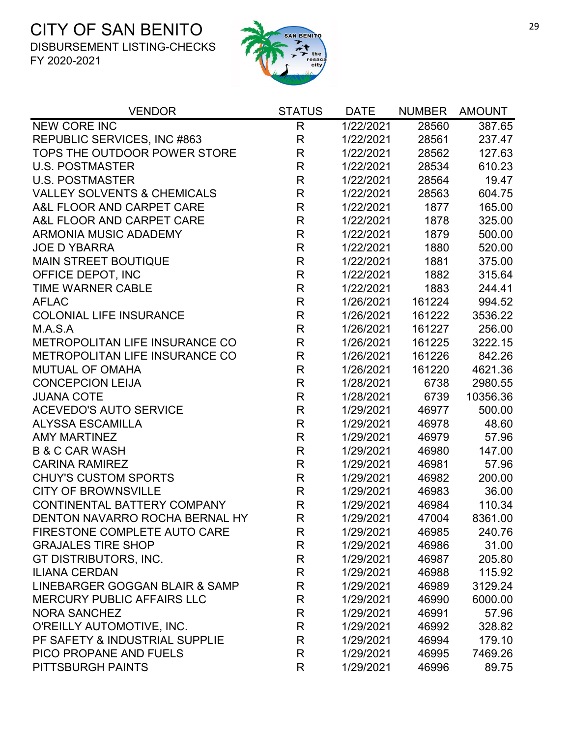# CITY OF SAN BENITO

DISBURSEMENT LISTING-CHECKS

FY 2020-2021

| VENDOR | STATUS | DATE | NUMBER | AMOUNT |
|---|---|---|---|---|
| NEW CORE INC | R | 1/22/2021 | 28560 | 387.65 |
| REPUBLIC SERVICES, INC #863 | R | 1/22/2021 | 28561 | 237.47 |
| TOPS THE OUTDOOR POWER STORE | R | 1/22/2021 | 28562 | 127.63 |
| U.S. POSTMASTER | R | 1/22/2021 | 28534 | 610.23 |
| U.S. POSTMASTER | R | 1/22/2021 | 28564 | 19.47 |
| VALLEY SOLVENTS & CHEMICALS | R | 1/22/2021 | 28563 | 604.75 |
| A&L FLOOR AND CARPET CARE | R | 1/22/2021 | 1877 | 165.00 |
| A&L FLOOR AND CARPET CARE | R | 1/22/2021 | 1878 | 325.00 |
| ARMONIA MUSIC ADADEMY | R | 1/22/2021 | 1879 | 500.00 |
| JOE D YBARRA | R | 1/22/2021 | 1880 | 520.00 |
| MAIN STREET BOUTIQUE | R | 1/22/2021 | 1881 | 375.00 |
| OFFICE DEPOT, INC | R | 1/22/2021 | 1882 | 315.64 |
| TIME WARNER CABLE | R | 1/22/2021 | 1883 | 244.41 |
| AFLAC | R | 1/26/2021 | 161224 | 994.52 |
| COLONIAL LIFE INSURANCE | R | 1/26/2021 | 161222 | 3536.22 |
| M.A.S.A | R | 1/26/2021 | 161227 | 256.00 |
| METROPOLITAN LIFE INSURANCE CO | R | 1/26/2021 | 161225 | 3222.15 |
| METROPOLITAN LIFE INSURANCE CO | R | 1/26/2021 | 161226 | 842.26 |
| MUTUAL OF OMAHA | R | 1/26/2021 | 161220 | 4621.36 |
| CONCEPCION LEIJA | R | 1/28/2021 | 6738 | 2980.55 |
| JUANA COTE | R | 1/28/2021 | 6739 | 10356.36 |
| ACEVEDO'S AUTO SERVICE | R | 1/29/2021 | 46977 | 500.00 |
| ALYSSA ESCAMILLA | R | 1/29/2021 | 46978 | 48.60 |
| AMY MARTINEZ | R | 1/29/2021 | 46979 | 57.96 |
| B & C CAR WASH | R | 1/29/2021 | 46980 | 147.00 |
| CARINA RAMIREZ | R | 1/29/2021 | 46981 | 57.96 |
| CHUY'S CUSTOM SPORTS | R | 1/29/2021 | 46982 | 200.00 |
| CITY OF BROWNSVILLE | R | 1/29/2021 | 46983 | 36.00 |
| CONTINENTAL BATTERY COMPANY | R | 1/29/2021 | 46984 | 110.34 |
| DENTON NAVARRO ROCHA BERNAL HY | R | 1/29/2021 | 47004 | 8361.00 |
| FIRESTONE COMPLETE AUTO CARE | R | 1/29/2021 | 46985 | 240.76 |
| GRAJALES TIRE SHOP | R | 1/29/2021 | 46986 | 31.00 |
| GT DISTRIBUTORS, INC. | R | 1/29/2021 | 46987 | 205.80 |
| ILIANA CERDAN | R | 1/29/2021 | 46988 | 115.92 |
| LINEBARGER GOGGAN BLAIR & SAMP | R | 1/29/2021 | 46989 | 3129.24 |
| MERCURY PUBLIC AFFAIRS LLC | R | 1/29/2021 | 46990 | 6000.00 |
| NORA SANCHEZ | R | 1/29/2021 | 46991 | 57.96 |
| O'REILLY AUTOMOTIVE, INC. | R | 1/29/2021 | 46992 | 328.82 |
| PF SAFETY & INDUSTRIAL SUPPLIE | R | 1/29/2021 | 46994 | 179.10 |
| PICO PROPANE AND FUELS | R | 1/29/2021 | 46995 | 7469.26 |
| PITTSBURGH PAINTS | R | 1/29/2021 | 46996 | 89.75 |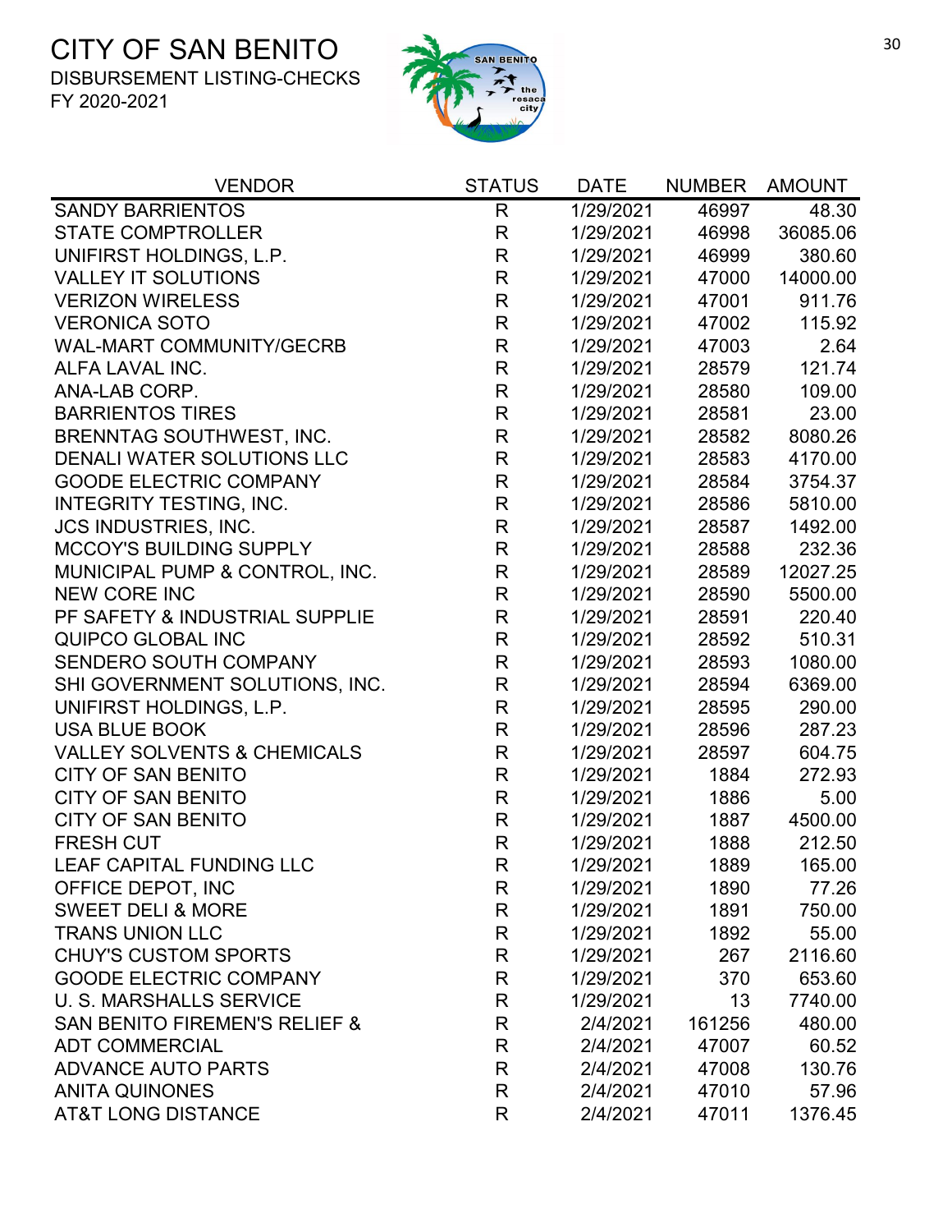# CITY OF SAN BENITO

DISBURSEMENT LISTING-CHECKS
FY 2020-2021

| VENDOR | STATUS | DATE | NUMBER | AMOUNT |
|---|---|---|---|---|
| SANDY BARRIENTOS | R | 1/29/2021 | 46997 | 48.30 |
| STATE COMPTROLLER | R | 1/29/2021 | 46998 | 36085.06 |
| UNIFIRST HOLDINGS, L.P. | R | 1/29/2021 | 46999 | 380.60 |
| VALLEY IT SOLUTIONS | R | 1/29/2021 | 47000 | 14000.00 |
| VERIZON WIRELESS | R | 1/29/2021 | 47001 | 911.76 |
| VERONICA SOTO | R | 1/29/2021 | 47002 | 115.92 |
| WAL-MART COMMUNITY/GECRB | R | 1/29/2021 | 47003 | 2.64 |
| ALFA LAVAL INC. | R | 1/29/2021 | 28579 | 121.74 |
| ANA-LAB CORP. | R | 1/29/2021 | 28580 | 109.00 |
| BARRIENTOS TIRES | R | 1/29/2021 | 28581 | 23.00 |
| BRENNTAG SOUTHWEST, INC. | R | 1/29/2021 | 28582 | 8080.26 |
| DENALI WATER SOLUTIONS LLC | R | 1/29/2021 | 28583 | 4170.00 |
| GOODE ELECTRIC COMPANY | R | 1/29/2021 | 28584 | 3754.37 |
| INTEGRITY TESTING, INC. | R | 1/29/2021 | 28586 | 5810.00 |
| JCS INDUSTRIES, INC. | R | 1/29/2021 | 28587 | 1492.00 |
| MCCOY'S BUILDING SUPPLY | R | 1/29/2021 | 28588 | 232.36 |
| MUNICIPAL PUMP & CONTROL, INC. | R | 1/29/2021 | 28589 | 12027.25 |
| NEW CORE INC | R | 1/29/2021 | 28590 | 5500.00 |
| PF SAFETY & INDUSTRIAL SUPPLIE | R | 1/29/2021 | 28591 | 220.40 |
| QUIPCO GLOBAL INC | R | 1/29/2021 | 28592 | 510.31 |
| SENDERO SOUTH COMPANY | R | 1/29/2021 | 28593 | 1080.00 |
| SHI GOVERNMENT SOLUTIONS, INC. | R | 1/29/2021 | 28594 | 6369.00 |
| UNIFIRST HOLDINGS, L.P. | R | 1/29/2021 | 28595 | 290.00 |
| USA BLUE BOOK | R | 1/29/2021 | 28596 | 287.23 |
| VALLEY SOLVENTS & CHEMICALS | R | 1/29/2021 | 28597 | 604.75 |
| CITY OF SAN BENITO | R | 1/29/2021 | 1884 | 272.93 |
| CITY OF SAN BENITO | R | 1/29/2021 | 1886 | 5.00 |
| CITY OF SAN BENITO | R | 1/29/2021 | 1887 | 4500.00 |
| FRESH CUT | R | 1/29/2021 | 1888 | 212.50 |
| LEAF CAPITAL FUNDING LLC | R | 1/29/2021 | 1889 | 165.00 |
| OFFICE DEPOT, INC | R | 1/29/2021 | 1890 | 77.26 |
| SWEET DELI & MORE | R | 1/29/2021 | 1891 | 750.00 |
| TRANS UNION LLC | R | 1/29/2021 | 1892 | 55.00 |
| CHUY'S CUSTOM SPORTS | R | 1/29/2021 | 267 | 2116.60 |
| GOODE ELECTRIC COMPANY | R | 1/29/2021 | 370 | 653.60 |
| U. S. MARSHALLS SERVICE | R | 1/29/2021 | 13 | 7740.00 |
| SAN BENITO FIREMEN'S RELIEF & | R | 2/4/2021 | 161256 | 480.00 |
| ADT COMMERCIAL | R | 2/4/2021 | 47007 | 60.52 |
| ADVANCE AUTO PARTS | R | 2/4/2021 | 47008 | 130.76 |
| ANITA QUINONES | R | 2/4/2021 | 47010 | 57.96 |
| AT&T LONG DISTANCE | R | 2/4/2021 | 47011 | 1376.45 |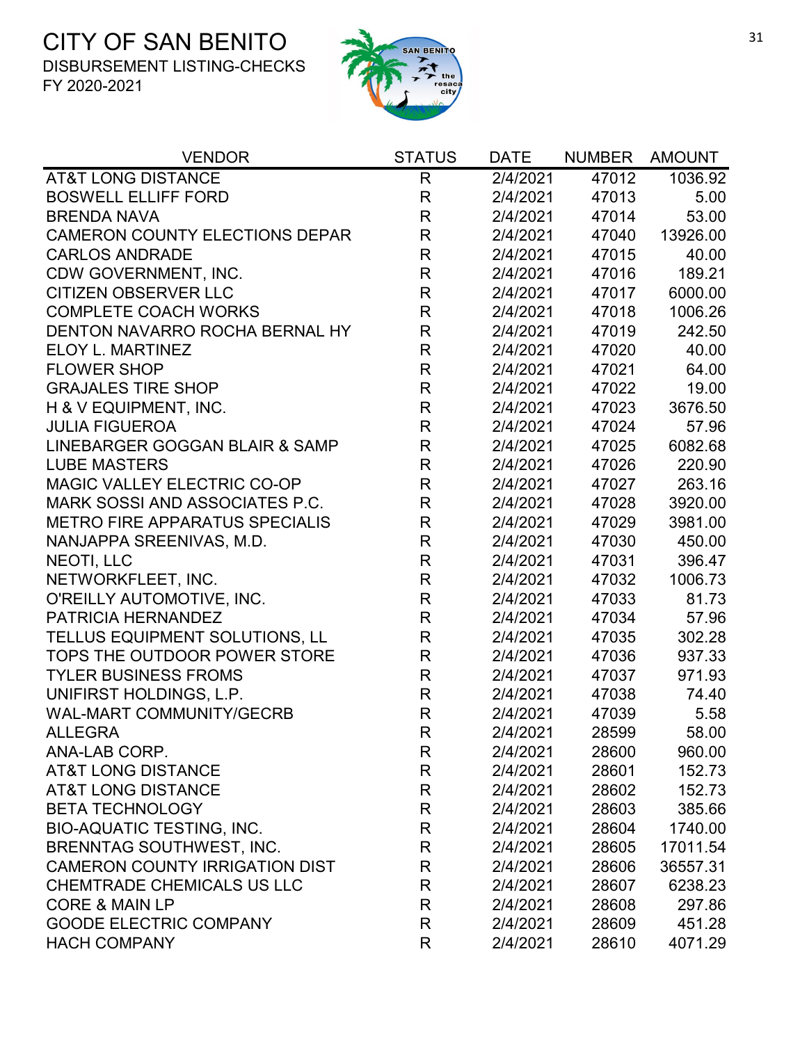# CITY OF SAN BENITO

DISBURSEMENT LISTING-CHECKS

FY 2020-2021

| VENDOR | STATUS | DATE | NUMBER | AMOUNT |
|---|---|---|---|---|
| AT&T LONG DISTANCE | R | 2/4/2021 | 47012 | 1036.92 |
| BOSWELL ELLIFF FORD | R | 2/4/2021 | 47013 | 5.00 |
| BRENDA NAVA | R | 2/4/2021 | 47014 | 53.00 |
| CAMERON COUNTY ELECTIONS DEPAR | R | 2/4/2021 | 47040 | 13926.00 |
| CARLOS ANDRADE | R | 2/4/2021 | 47015 | 40.00 |
| CDW GOVERNMENT, INC. | R | 2/4/2021 | 47016 | 189.21 |
| CITIZEN OBSERVER LLC | R | 2/4/2021 | 47017 | 6000.00 |
| COMPLETE COACH WORKS | R | 2/4/2021 | 47018 | 1006.26 |
| DENTON NAVARRO ROCHA BERNAL HY | R | 2/4/2021 | 47019 | 242.50 |
| ELOY L. MARTINEZ | R | 2/4/2021 | 47020 | 40.00 |
| FLOWER SHOP | R | 2/4/2021 | 47021 | 64.00 |
| GRAJALES TIRE SHOP | R | 2/4/2021 | 47022 | 19.00 |
| H & V EQUIPMENT, INC. | R | 2/4/2021 | 47023 | 3676.50 |
| JULIA FIGUEROA | R | 2/4/2021 | 47024 | 57.96 |
| LINEBARGER GOGGAN BLAIR & SAMP | R | 2/4/2021 | 47025 | 6082.68 |
| LUBE MASTERS | R | 2/4/2021 | 47026 | 220.90 |
| MAGIC VALLEY ELECTRIC CO-OP | R | 2/4/2021 | 47027 | 263.16 |
| MARK SOSSI AND ASSOCIATES P.C. | R | 2/4/2021 | 47028 | 3920.00 |
| METRO FIRE APPARATUS SPECIALIS | R | 2/4/2021 | 47029 | 3981.00 |
| NANJAPPA SREENIVAS, M.D. | R | 2/4/2021 | 47030 | 450.00 |
| NEOTI, LLC | R | 2/4/2021 | 47031 | 396.47 |
| NETWORKFLEET, INC. | R | 2/4/2021 | 47032 | 1006.73 |
| O'REILLY AUTOMOTIVE, INC. | R | 2/4/2021 | 47033 | 81.73 |
| PATRICIA HERNANDEZ | R | 2/4/2021 | 47034 | 57.96 |
| TELLUS EQUIPMENT SOLUTIONS, LL | R | 2/4/2021 | 47035 | 302.28 |
| TOPS THE OUTDOOR POWER STORE | R | 2/4/2021 | 47036 | 937.33 |
| TYLER BUSINESS FROMS | R | 2/4/2021 | 47037 | 971.93 |
| UNIFIRST HOLDINGS, L.P. | R | 2/4/2021 | 47038 | 74.40 |
| WAL-MART COMMUNITY/GECRB | R | 2/4/2021 | 47039 | 5.58 |
| ALLEGRA | R | 2/4/2021 | 28599 | 58.00 |
| ANA-LAB CORP. | R | 2/4/2021 | 28600 | 960.00 |
| AT&T LONG DISTANCE | R | 2/4/2021 | 28601 | 152.73 |
| AT&T LONG DISTANCE | R | 2/4/2021 | 28602 | 152.73 |
| BETA TECHNOLOGY | R | 2/4/2021 | 28603 | 385.66 |
| BIO-AQUATIC TESTING, INC. | R | 2/4/2021 | 28604 | 1740.00 |
| BRENNTAG SOUTHWEST, INC. | R | 2/4/2021 | 28605 | 17011.54 |
| CAMERON COUNTY IRRIGATION DIST | R | 2/4/2021 | 28606 | 36557.31 |
| CHEMTRADE CHEMICALS US LLC | R | 2/4/2021 | 28607 | 6238.23 |
| CORE & MAIN LP | R | 2/4/2021 | 28608 | 297.86 |
| GOODE ELECTRIC COMPANY | R | 2/4/2021 | 28609 | 451.28 |
| HACH COMPANY | R | 2/4/2021 | 28610 | 4071.29 |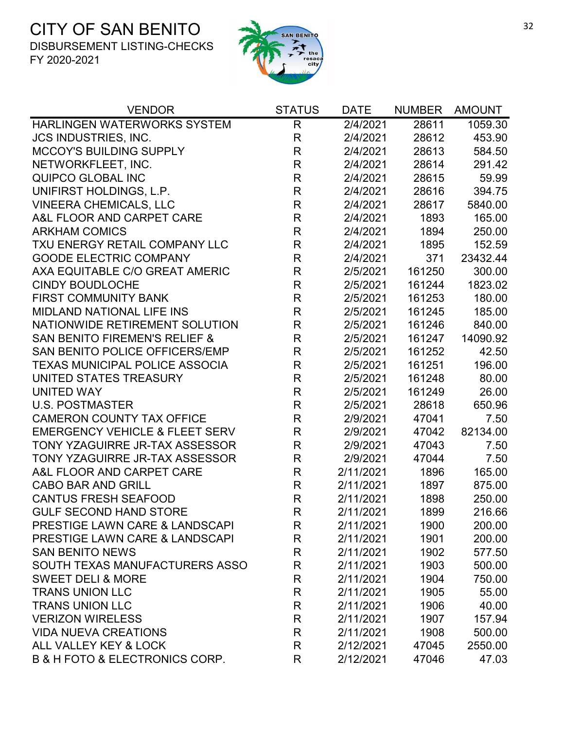# CITY OF SAN BENITO

DISBURSEMENT LISTING-CHECKS

FY 2020-2021

| VENDOR | STATUS | DATE | NUMBER | AMOUNT |
|---|---|---|---|---|
| HARLINGEN WATERWORKS SYSTEM | R | 2/4/2021 | 28611 | 1059.30 |
| JCS INDUSTRIES, INC. | R | 2/4/2021 | 28612 | 453.90 |
| MCCOY'S BUILDING SUPPLY | R | 2/4/2021 | 28613 | 584.50 |
| NETWORKFLEET, INC. | R | 2/4/2021 | 28614 | 291.42 |
| QUIPCO GLOBAL INC | R | 2/4/2021 | 28615 | 59.99 |
| UNIFIRST HOLDINGS, L.P. | R | 2/4/2021 | 28616 | 394.75 |
| VINEERA CHEMICALS, LLC | R | 2/4/2021 | 28617 | 5840.00 |
| A&L FLOOR AND CARPET CARE | R | 2/4/2021 | 1893 | 165.00 |
| ARKHAM COMICS | R | 2/4/2021 | 1894 | 250.00 |
| TXU ENERGY RETAIL COMPANY LLC | R | 2/4/2021 | 1895 | 152.59 |
| GOODE ELECTRIC COMPANY | R | 2/4/2021 | 371 | 23432.44 |
| AXA EQUITABLE C/O GREAT AMERIC | R | 2/5/2021 | 161250 | 300.00 |
| CINDY BOUDLOCHE | R | 2/5/2021 | 161244 | 1823.02 |
| FIRST COMMUNITY BANK | R | 2/5/2021 | 161253 | 180.00 |
| MIDLAND NATIONAL LIFE INS | R | 2/5/2021 | 161245 | 185.00 |
| NATIONWIDE RETIREMENT SOLUTION | R | 2/5/2021 | 161246 | 840.00 |
| SAN BENITO FIREMEN'S RELIEF & | R | 2/5/2021 | 161247 | 14090.92 |
| SAN BENITO POLICE OFFICERS/EMP | R | 2/5/2021 | 161252 | 42.50 |
| TEXAS MUNICIPAL POLICE ASSOCIA | R | 2/5/2021 | 161251 | 196.00 |
| UNITED STATES TREASURY | R | 2/5/2021 | 161248 | 80.00 |
| UNITED WAY | R | 2/5/2021 | 161249 | 26.00 |
| U.S. POSTMASTER | R | 2/5/2021 | 28618 | 650.96 |
| CAMERON COUNTY TAX OFFICE | R | 2/9/2021 | 47041 | 7.50 |
| EMERGENCY VEHICLE & FLEET SERV | R | 2/9/2021 | 47042 | 82134.00 |
| TONY YZAGUIRRE JR-TAX ASSESSOR | R | 2/9/2021 | 47043 | 7.50 |
| TONY YZAGUIRRE JR-TAX ASSESSOR | R | 2/9/2021 | 47044 | 7.50 |
| A&L FLOOR AND CARPET CARE | R | 2/11/2021 | 1896 | 165.00 |
| CABO BAR AND GRILL | R | 2/11/2021 | 1897 | 875.00 |
| CANTUS FRESH SEAFOOD | R | 2/11/2021 | 1898 | 250.00 |
| GULF SECOND HAND STORE | R | 2/11/2021 | 1899 | 216.66 |
| PRESTIGE LAWN CARE & LANDSCAPI | R | 2/11/2021 | 1900 | 200.00 |
| PRESTIGE LAWN CARE & LANDSCAPI | R | 2/11/2021 | 1901 | 200.00 |
| SAN BENITO NEWS | R | 2/11/2021 | 1902 | 577.50 |
| SOUTH TEXAS MANUFACTURERS ASSO | R | 2/11/2021 | 1903 | 500.00 |
| SWEET DELI & MORE | R | 2/11/2021 | 1904 | 750.00 |
| TRANS UNION LLC | R | 2/11/2021 | 1905 | 55.00 |
| TRANS UNION LLC | R | 2/11/2021 | 1906 | 40.00 |
| VERIZON WIRELESS | R | 2/11/2021 | 1907 | 157.94 |
| VIDA NUEVA CREATIONS | R | 2/11/2021 | 1908 | 500.00 |
| ALL VALLEY KEY & LOCK | R | 2/12/2021 | 47045 | 2550.00 |
| B & H FOTO & ELECTRONICS CORP. | R | 2/12/2021 | 47046 | 47.03 |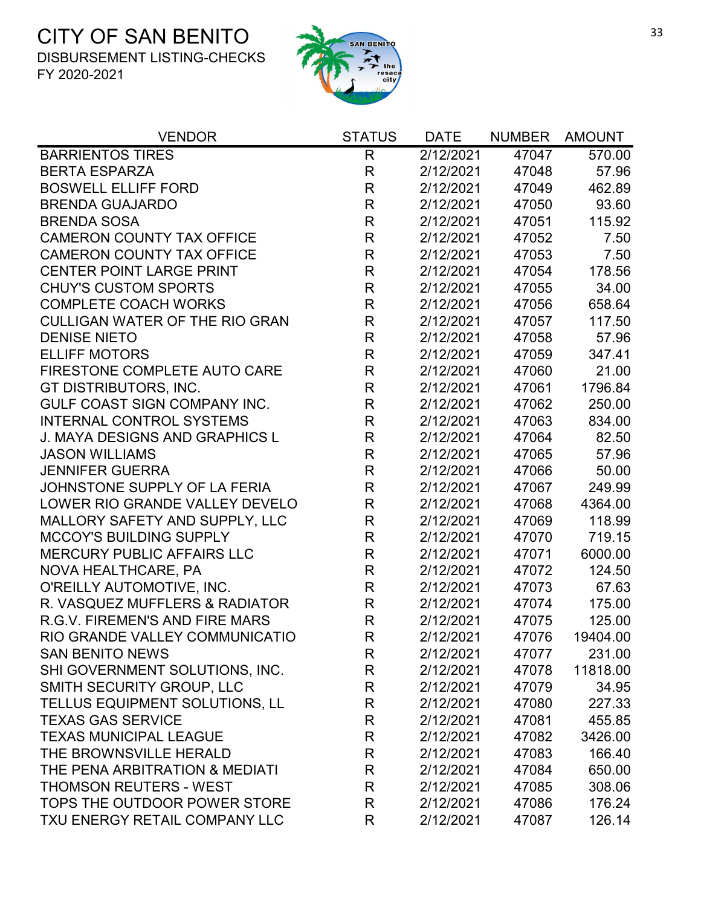# CITY OF SAN BENITO

DISBURSEMENT LISTING-CHECKS
FY 2020-2021

| VENDOR | STATUS | DATE | NUMBER | AMOUNT |
|---|---|---|---|---|
| BARRIENTOS TIRES | R | 2/12/2021 | 47047 | 570.00 |
| BERTA ESPARZA | R | 2/12/2021 | 47048 | 57.96 |
| BOSWELL ELLIFF FORD | R | 2/12/2021 | 47049 | 462.89 |
| BRENDA GUAJARDO | R | 2/12/2021 | 47050 | 93.60 |
| BRENDA SOSA | R | 2/12/2021 | 47051 | 115.92 |
| CAMERON COUNTY TAX OFFICE | R | 2/12/2021 | 47052 | 7.50 |
| CAMERON COUNTY TAX OFFICE | R | 2/12/2021 | 47053 | 7.50 |
| CENTER POINT LARGE PRINT | R | 2/12/2021 | 47054 | 178.56 |
| CHUY'S CUSTOM SPORTS | R | 2/12/2021 | 47055 | 34.00 |
| COMPLETE COACH WORKS | R | 2/12/2021 | 47056 | 658.64 |
| CULLIGAN WATER OF THE RIO GRAN | R | 2/12/2021 | 47057 | 117.50 |
| DENISE NIETO | R | 2/12/2021 | 47058 | 57.96 |
| ELLIFF MOTORS | R | 2/12/2021 | 47059 | 347.41 |
| FIRESTONE COMPLETE AUTO CARE | R | 2/12/2021 | 47060 | 21.00 |
| GT DISTRIBUTORS, INC. | R | 2/12/2021 | 47061 | 1796.84 |
| GULF COAST SIGN COMPANY INC. | R | 2/12/2021 | 47062 | 250.00 |
| INTERNAL CONTROL SYSTEMS | R | 2/12/2021 | 47063 | 834.00 |
| J. MAYA DESIGNS AND GRAPHICS L | R | 2/12/2021 | 47064 | 82.50 |
| JASON WILLIAMS | R | 2/12/2021 | 47065 | 57.96 |
| JENNIFER GUERRA | R | 2/12/2021 | 47066 | 50.00 |
| JOHNSTONE SUPPLY OF LA FERIA | R | 2/12/2021 | 47067 | 249.99 |
| LOWER RIO GRANDE VALLEY DEVELO | R | 2/12/2021 | 47068 | 4364.00 |
| MALLORY SAFETY AND SUPPLY, LLC | R | 2/12/2021 | 47069 | 118.99 |
| MCCOY'S BUILDING SUPPLY | R | 2/12/2021 | 47070 | 719.15 |
| MERCURY PUBLIC AFFAIRS LLC | R | 2/12/2021 | 47071 | 6000.00 |
| NOVA HEALTHCARE, PA | R | 2/12/2021 | 47072 | 124.50 |
| O'REILLY AUTOMOTIVE, INC. | R | 2/12/2021 | 47073 | 67.63 |
| R. VASQUEZ MUFFLERS & RADIATOR | R | 2/12/2021 | 47074 | 175.00 |
| R.G.V. FIREMEN'S AND FIRE MARS | R | 2/12/2021 | 47075 | 125.00 |
| RIO GRANDE VALLEY COMMUNICATIO | R | 2/12/2021 | 47076 | 19404.00 |
| SAN BENITO NEWS | R | 2/12/2021 | 47077 | 231.00 |
| SHI GOVERNMENT SOLUTIONS, INC. | R | 2/12/2021 | 47078 | 11818.00 |
| SMITH SECURITY GROUP, LLC | R | 2/12/2021 | 47079 | 34.95 |
| TELLUS EQUIPMENT SOLUTIONS, LL | R | 2/12/2021 | 47080 | 227.33 |
| TEXAS GAS SERVICE | R | 2/12/2021 | 47081 | 455.85 |
| TEXAS MUNICIPAL LEAGUE | R | 2/12/2021 | 47082 | 3426.00 |
| THE BROWNSVILLE HERALD | R | 2/12/2021 | 47083 | 166.40 |
| THE PENA ARBITRATION & MEDIATI | R | 2/12/2021 | 47084 | 650.00 |
| THOMSON REUTERS - WEST | R | 2/12/2021 | 47085 | 308.06 |
| TOPS THE OUTDOOR POWER STORE | R | 2/12/2021 | 47086 | 176.24 |
| TXU ENERGY RETAIL COMPANY LLC | R | 2/12/2021 | 47087 | 126.14 |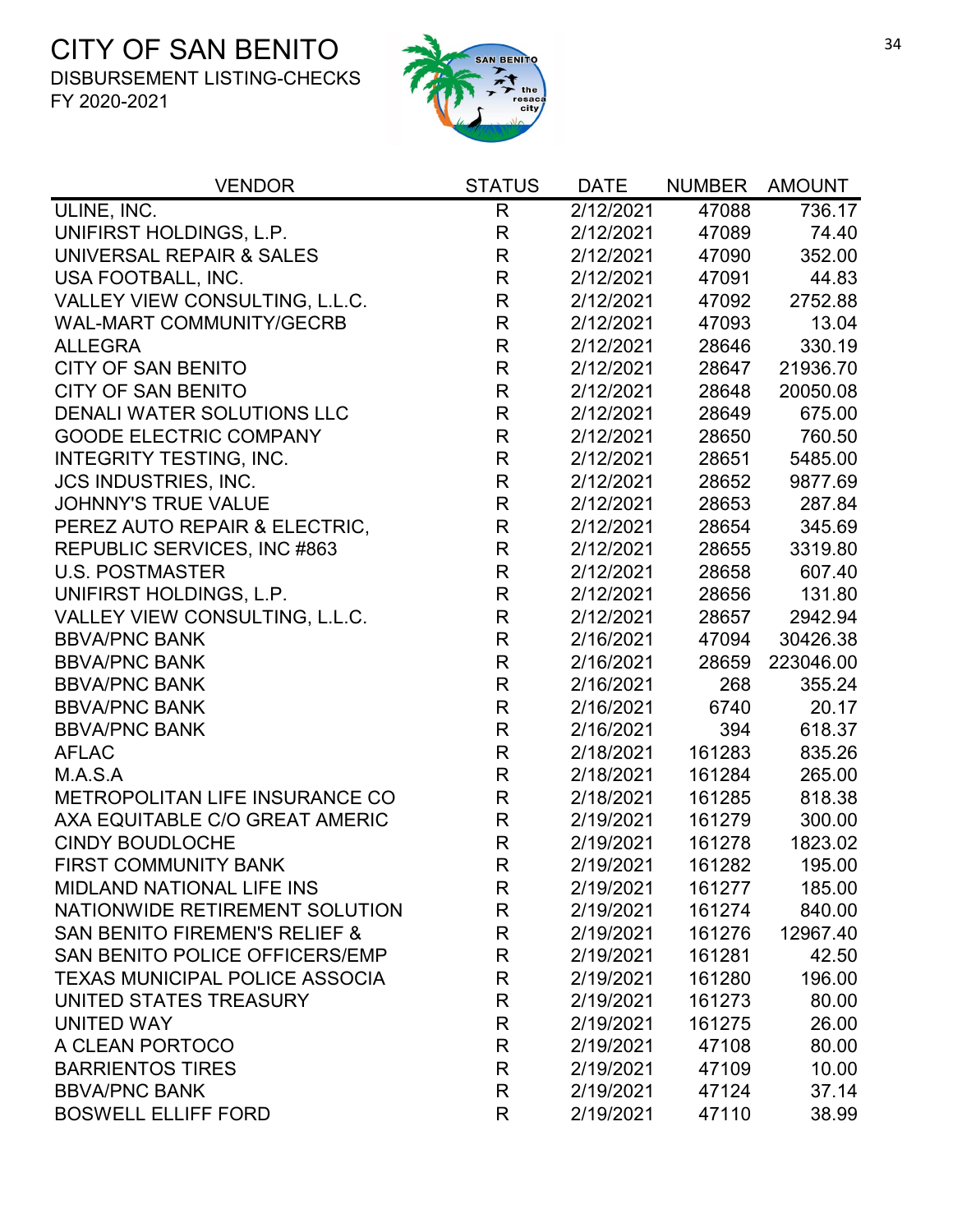# CITY OF SAN BENITO

DISBURSEMENT LISTING-CHECKS
FY 2020-2021

| VENDOR | STATUS | DATE | NUMBER | AMOUNT |
|---|---|---|---|---|
| ULINE, INC. | R | 2/12/2021 | 47088 | 736.17 |
| UNIFIRST HOLDINGS, L.P. | R | 2/12/2021 | 47089 | 74.40 |
| UNIVERSAL REPAIR & SALES | R | 2/12/2021 | 47090 | 352.00 |
| USA FOOTBALL, INC. | R | 2/12/2021 | 47091 | 44.83 |
| VALLEY VIEW CONSULTING, L.L.C. | R | 2/12/2021 | 47092 | 2752.88 |
| WAL-MART COMMUNITY/GECRB | R | 2/12/2021 | 47093 | 13.04 |
| ALLEGRA | R | 2/12/2021 | 28646 | 330.19 |
| CITY OF SAN BENITO | R | 2/12/2021 | 28647 | 21936.70 |
| CITY OF SAN BENITO | R | 2/12/2021 | 28648 | 20050.08 |
| DENALI WATER SOLUTIONS LLC | R | 2/12/2021 | 28649 | 675.00 |
| GOODE ELECTRIC COMPANY | R | 2/12/2021 | 28650 | 760.50 |
| INTEGRITY TESTING, INC. | R | 2/12/2021 | 28651 | 5485.00 |
| JCS INDUSTRIES, INC. | R | 2/12/2021 | 28652 | 9877.69 |
| JOHNNY'S TRUE VALUE | R | 2/12/2021 | 28653 | 287.84 |
| PEREZ AUTO REPAIR & ELECTRIC, | R | 2/12/2021 | 28654 | 345.69 |
| REPUBLIC SERVICES, INC #863 | R | 2/12/2021 | 28655 | 3319.80 |
| U.S. POSTMASTER | R | 2/12/2021 | 28658 | 607.40 |
| UNIFIRST HOLDINGS, L.P. | R | 2/12/2021 | 28656 | 131.80 |
| VALLEY VIEW CONSULTING, L.L.C. | R | 2/12/2021 | 28657 | 2942.94 |
| BBVA/PNC BANK | R | 2/16/2021 | 47094 | 30426.38 |
| BBVA/PNC BANK | R | 2/16/2021 | 28659 | 223046.00 |
| BBVA/PNC BANK | R | 2/16/2021 | 268 | 355.24 |
| BBVA/PNC BANK | R | 2/16/2021 | 6740 | 20.17 |
| BBVA/PNC BANK | R | 2/16/2021 | 394 | 618.37 |
| AFLAC | R | 2/18/2021 | 161283 | 835.26 |
| M.A.S.A | R | 2/18/2021 | 161284 | 265.00 |
| METROPOLITAN LIFE INSURANCE CO | R | 2/18/2021 | 161285 | 818.38 |
| AXA EQUITABLE C/O GREAT AMERIC | R | 2/19/2021 | 161279 | 300.00 |
| CINDY BOUDLOCHE | R | 2/19/2021 | 161278 | 1823.02 |
| FIRST COMMUNITY BANK | R | 2/19/2021 | 161282 | 195.00 |
| MIDLAND NATIONAL LIFE INS | R | 2/19/2021 | 161277 | 185.00 |
| NATIONWIDE RETIREMENT SOLUTION | R | 2/19/2021 | 161274 | 840.00 |
| SAN BENITO FIREMEN'S RELIEF & | R | 2/19/2021 | 161276 | 12967.40 |
| SAN BENITO POLICE OFFICERS/EMP | R | 2/19/2021 | 161281 | 42.50 |
| TEXAS MUNICIPAL POLICE ASSOCIA | R | 2/19/2021 | 161280 | 196.00 |
| UNITED STATES TREASURY | R | 2/19/2021 | 161273 | 80.00 |
| UNITED WAY | R | 2/19/2021 | 161275 | 26.00 |
| A CLEAN PORTOCO | R | 2/19/2021 | 47108 | 80.00 |
| BARRIENTOS TIRES | R | 2/19/2021 | 47109 | 10.00 |
| BBVA/PNC BANK | R | 2/19/2021 | 47124 | 37.14 |
| BOSWELL ELLIFF FORD | R | 2/19/2021 | 47110 | 38.99 |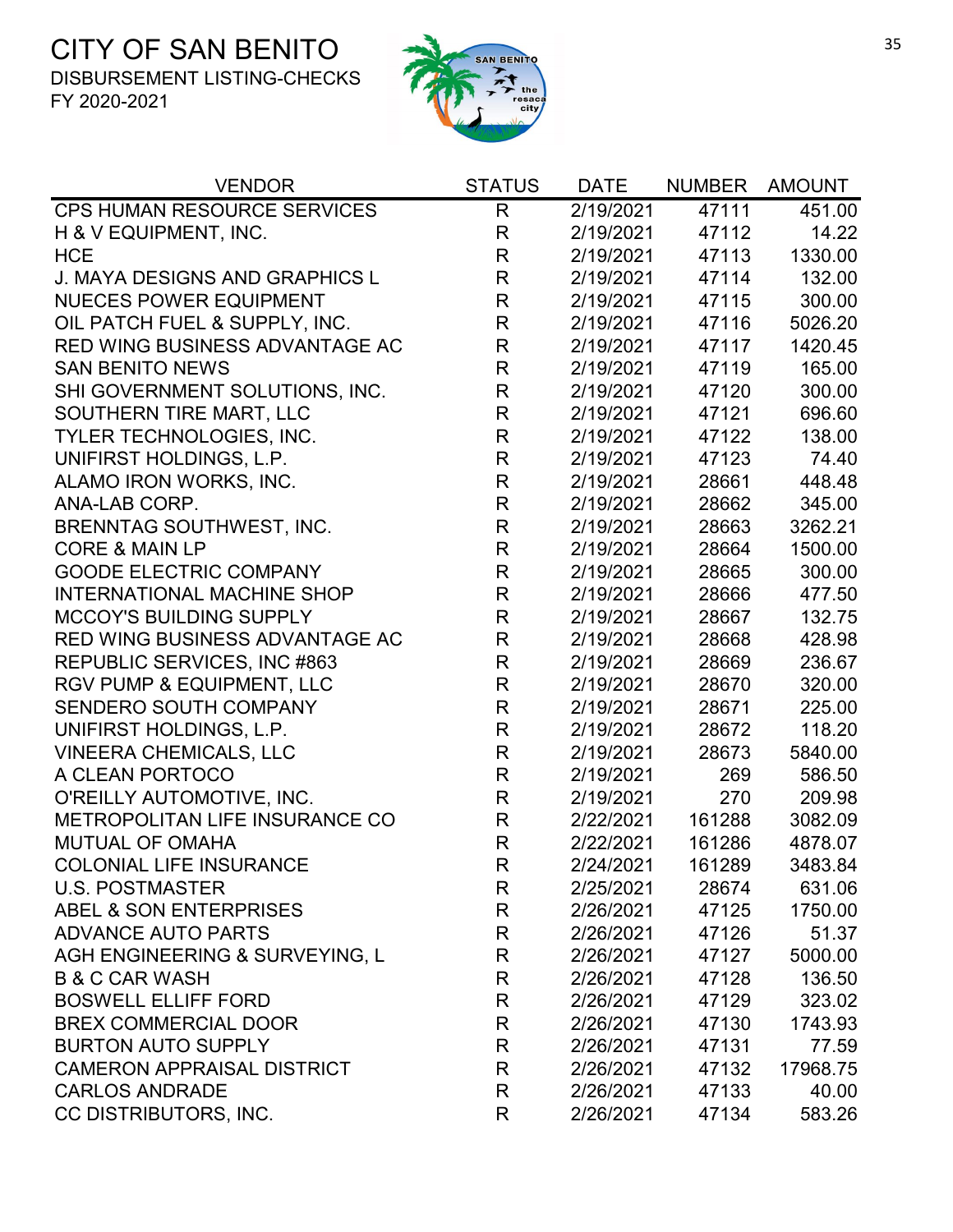# CITY OF SAN BENITO

DISBURSEMENT LISTING-CHECKS
FY 2020-2021

| VENDOR | STATUS | DATE | NUMBER | AMOUNT |
|---|---|---|---|---|
| CPS HUMAN RESOURCE SERVICES | R | 2/19/2021 | 47111 | 451.00 |
| H & V EQUIPMENT, INC. | R | 2/19/2021 | 47112 | 14.22 |
| HCE | R | 2/19/2021 | 47113 | 1330.00 |
| J. MAYA DESIGNS AND GRAPHICS L | R | 2/19/2021 | 47114 | 132.00 |
| NUECES POWER EQUIPMENT | R | 2/19/2021 | 47115 | 300.00 |
| OIL PATCH FUEL & SUPPLY, INC. | R | 2/19/2021 | 47116 | 5026.20 |
| RED WING BUSINESS ADVANTAGE AC | R | 2/19/2021 | 47117 | 1420.45 |
| SAN BENITO NEWS | R | 2/19/2021 | 47119 | 165.00 |
| SHI GOVERNMENT SOLUTIONS, INC. | R | 2/19/2021 | 47120 | 300.00 |
| SOUTHERN TIRE MART, LLC | R | 2/19/2021 | 47121 | 696.60 |
| TYLER TECHNOLOGIES, INC. | R | 2/19/2021 | 47122 | 138.00 |
| UNIFIRST HOLDINGS, L.P. | R | 2/19/2021 | 47123 | 74.40 |
| ALAMO IRON WORKS, INC. | R | 2/19/2021 | 28661 | 448.48 |
| ANA-LAB CORP. | R | 2/19/2021 | 28662 | 345.00 |
| BRENNTAG SOUTHWEST, INC. | R | 2/19/2021 | 28663 | 3262.21 |
| CORE & MAIN LP | R | 2/19/2021 | 28664 | 1500.00 |
| GOODE ELECTRIC COMPANY | R | 2/19/2021 | 28665 | 300.00 |
| INTERNATIONAL MACHINE SHOP | R | 2/19/2021 | 28666 | 477.50 |
| MCCOY'S BUILDING SUPPLY | R | 2/19/2021 | 28667 | 132.75 |
| RED WING BUSINESS ADVANTAGE AC | R | 2/19/2021 | 28668 | 428.98 |
| REPUBLIC SERVICES, INC #863 | R | 2/19/2021 | 28669 | 236.67 |
| RGV PUMP & EQUIPMENT, LLC | R | 2/19/2021 | 28670 | 320.00 |
| SENDERO SOUTH COMPANY | R | 2/19/2021 | 28671 | 225.00 |
| UNIFIRST HOLDINGS, L.P. | R | 2/19/2021 | 28672 | 118.20 |
| VINEERA CHEMICALS, LLC | R | 2/19/2021 | 28673 | 5840.00 |
| A CLEAN PORTOCO | R | 2/19/2021 | 269 | 586.50 |
| O'REILLY AUTOMOTIVE, INC. | R | 2/19/2021 | 270 | 209.98 |
| METROPOLITAN LIFE INSURANCE CO | R | 2/22/2021 | 161288 | 3082.09 |
| MUTUAL OF OMAHA | R | 2/22/2021 | 161286 | 4878.07 |
| COLONIAL LIFE INSURANCE | R | 2/24/2021 | 161289 | 3483.84 |
| U.S. POSTMASTER | R | 2/25/2021 | 28674 | 631.06 |
| ABEL & SON ENTERPRISES | R | 2/26/2021 | 47125 | 1750.00 |
| ADVANCE AUTO PARTS | R | 2/26/2021 | 47126 | 51.37 |
| AGH ENGINEERING & SURVEYING, L | R | 2/26/2021 | 47127 | 5000.00 |
| B & C CAR WASH | R | 2/26/2021 | 47128 | 136.50 |
| BOSWELL ELLIFF FORD | R | 2/26/2021 | 47129 | 323.02 |
| BREX COMMERCIAL DOOR | R | 2/26/2021 | 47130 | 1743.93 |
| BURTON AUTO SUPPLY | R | 2/26/2021 | 47131 | 77.59 |
| CAMERON APPRAISAL DISTRICT | R | 2/26/2021 | 47132 | 17968.75 |
| CARLOS ANDRADE | R | 2/26/2021 | 47133 | 40.00 |
| CC DISTRIBUTORS, INC. | R | 2/26/2021 | 47134 | 583.26 |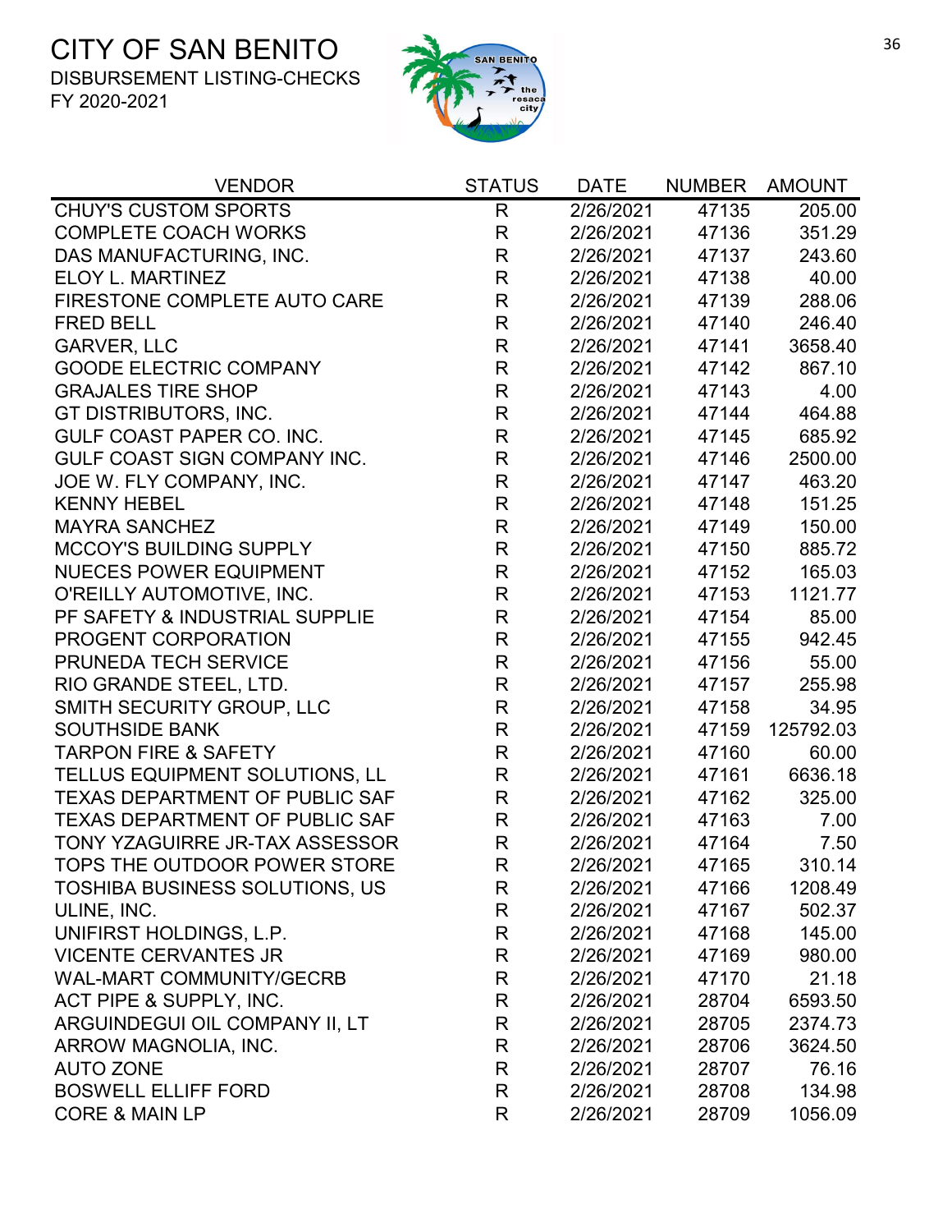# CITY OF SAN BENITO

DISBURSEMENT LISTING-CHECKS

FY 2020-2021

| VENDOR | STATUS | DATE | NUMBER | AMOUNT |
|---|---|---|---|---|
| CHUY'S CUSTOM SPORTS | R | 2/26/2021 | 47135 | 205.00 |
| COMPLETE COACH WORKS | R | 2/26/2021 | 47136 | 351.29 |
| DAS MANUFACTURING, INC. | R | 2/26/2021 | 47137 | 243.60 |
| ELOY L. MARTINEZ | R | 2/26/2021 | 47138 | 40.00 |
| FIRESTONE COMPLETE AUTO CARE | R | 2/26/2021 | 47139 | 288.06 |
| FRED BELL | R | 2/26/2021 | 47140 | 246.40 |
| GARVER, LLC | R | 2/26/2021 | 47141 | 3658.40 |
| GOODE ELECTRIC COMPANY | R | 2/26/2021 | 47142 | 867.10 |
| GRAJALES TIRE SHOP | R | 2/26/2021 | 47143 | 4.00 |
| GT DISTRIBUTORS, INC. | R | 2/26/2021 | 47144 | 464.88 |
| GULF COAST PAPER CO. INC. | R | 2/26/2021 | 47145 | 685.92 |
| GULF COAST SIGN COMPANY INC. | R | 2/26/2021 | 47146 | 2500.00 |
| JOE W. FLY COMPANY, INC. | R | 2/26/2021 | 47147 | 463.20 |
| KENNY HEBEL | R | 2/26/2021 | 47148 | 151.25 |
| MAYRA SANCHEZ | R | 2/26/2021 | 47149 | 150.00 |
| MCCOY'S BUILDING SUPPLY | R | 2/26/2021 | 47150 | 885.72 |
| NUECES POWER EQUIPMENT | R | 2/26/2021 | 47152 | 165.03 |
| O'REILLY AUTOMOTIVE, INC. | R | 2/26/2021 | 47153 | 1121.77 |
| PF SAFETY & INDUSTRIAL SUPPLIE | R | 2/26/2021 | 47154 | 85.00 |
| PROGENT CORPORATION | R | 2/26/2021 | 47155 | 942.45 |
| PRUNEDA TECH SERVICE | R | 2/26/2021 | 47156 | 55.00 |
| RIO GRANDE STEEL, LTD. | R | 2/26/2021 | 47157 | 255.98 |
| SMITH SECURITY GROUP, LLC | R | 2/26/2021 | 47158 | 34.95 |
| SOUTHSIDE BANK | R | 2/26/2021 | 47159 | 125792.03 |
| TARPON FIRE & SAFETY | R | 2/26/2021 | 47160 | 60.00 |
| TELLUS EQUIPMENT SOLUTIONS, LL | R | 2/26/2021 | 47161 | 6636.18 |
| TEXAS DEPARTMENT OF PUBLIC SAF | R | 2/26/2021 | 47162 | 325.00 |
| TEXAS DEPARTMENT OF PUBLIC SAF | R | 2/26/2021 | 47163 | 7.00 |
| TONY YZAGUIRRE JR-TAX ASSESSOR | R | 2/26/2021 | 47164 | 7.50 |
| TOPS THE OUTDOOR POWER STORE | R | 2/26/2021 | 47165 | 310.14 |
| TOSHIBA BUSINESS SOLUTIONS, US | R | 2/26/2021 | 47166 | 1208.49 |
| ULINE, INC. | R | 2/26/2021 | 47167 | 502.37 |
| UNIFIRST HOLDINGS, L.P. | R | 2/26/2021 | 47168 | 145.00 |
| VICENTE CERVANTES JR | R | 2/26/2021 | 47169 | 980.00 |
| WAL-MART COMMUNITY/GECRB | R | 2/26/2021 | 47170 | 21.18 |
| ACT PIPE & SUPPLY, INC. | R | 2/26/2021 | 28704 | 6593.50 |
| ARGUINDEGUI OIL COMPANY II, LT | R | 2/26/2021 | 28705 | 2374.73 |
| ARROW MAGNOLIA, INC. | R | 2/26/2021 | 28706 | 3624.50 |
| AUTO ZONE | R | 2/26/2021 | 28707 | 76.16 |
| BOSWELL ELLIFF FORD | R | 2/26/2021 | 28708 | 134.98 |
| CORE & MAIN LP | R | 2/26/2021 | 28709 | 1056.09 |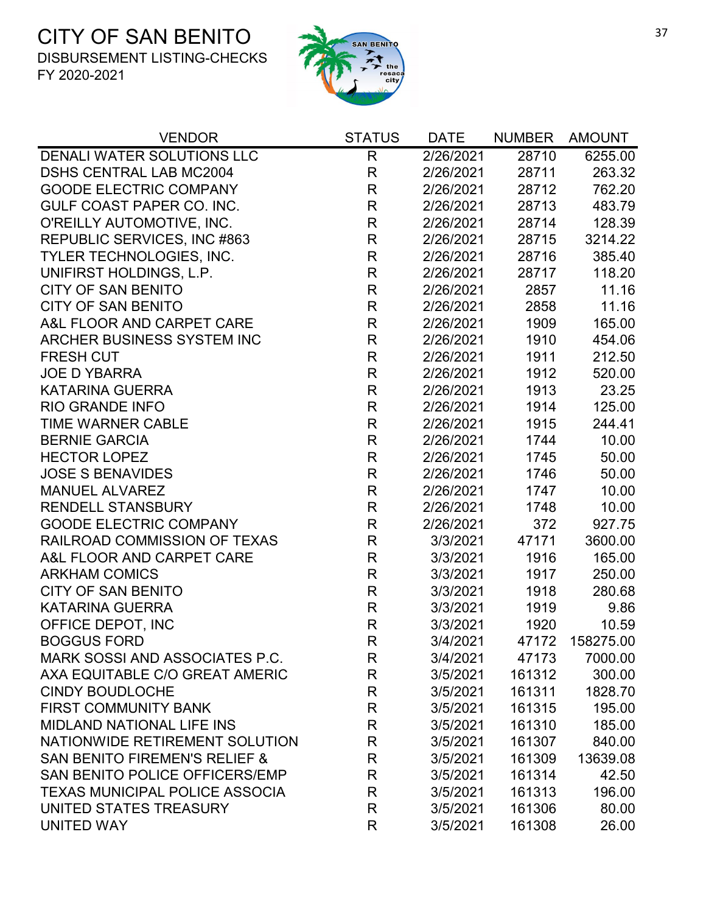# CITY OF SAN BENITO

DISBURSEMENT LISTING-CHECKS

FY 2020-2021

| VENDOR | STATUS | DATE | NUMBER | AMOUNT |
|---|---|---|---|---|
| DENALI WATER SOLUTIONS LLC | R | 2/26/2021 | 28710 | 6255.00 |
| DSHS CENTRAL LAB MC2004 | R | 2/26/2021 | 28711 | 263.32 |
| GOODE ELECTRIC COMPANY | R | 2/26/2021 | 28712 | 762.20 |
| GULF COAST PAPER CO. INC. | R | 2/26/2021 | 28713 | 483.79 |
| O'REILLY AUTOMOTIVE, INC. | R | 2/26/2021 | 28714 | 128.39 |
| REPUBLIC SERVICES, INC #863 | R | 2/26/2021 | 28715 | 3214.22 |
| TYLER TECHNOLOGIES, INC. | R | 2/26/2021 | 28716 | 385.40 |
| UNIFIRST HOLDINGS, L.P. | R | 2/26/2021 | 28717 | 118.20 |
| CITY OF SAN BENITO | R | 2/26/2021 | 2857 | 11.16 |
| CITY OF SAN BENITO | R | 2/26/2021 | 2858 | 11.16 |
| A&L FLOOR AND CARPET CARE | R | 2/26/2021 | 1909 | 165.00 |
| ARCHER BUSINESS SYSTEM INC | R | 2/26/2021 | 1910 | 454.06 |
| FRESH CUT | R | 2/26/2021 | 1911 | 212.50 |
| JOE D YBARRA | R | 2/26/2021 | 1912 | 520.00 |
| KATARINA GUERRA | R | 2/26/2021 | 1913 | 23.25 |
| RIO GRANDE INFO | R | 2/26/2021 | 1914 | 125.00 |
| TIME WARNER CABLE | R | 2/26/2021 | 1915 | 244.41 |
| BERNIE GARCIA | R | 2/26/2021 | 1744 | 10.00 |
| HECTOR LOPEZ | R | 2/26/2021 | 1745 | 50.00 |
| JOSE S BENAVIDES | R | 2/26/2021 | 1746 | 50.00 |
| MANUEL ALVAREZ | R | 2/26/2021 | 1747 | 10.00 |
| RENDELL STANSBURY | R | 2/26/2021 | 1748 | 10.00 |
| GOODE ELECTRIC COMPANY | R | 2/26/2021 | 372 | 927.75 |
| RAILROAD COMMISSION OF TEXAS | R | 3/3/2021 | 47171 | 3600.00 |
| A&L FLOOR AND CARPET CARE | R | 3/3/2021 | 1916 | 165.00 |
| ARKHAM COMICS | R | 3/3/2021 | 1917 | 250.00 |
| CITY OF SAN BENITO | R | 3/3/2021 | 1918 | 280.68 |
| KATARINA GUERRA | R | 3/3/2021 | 1919 | 9.86 |
| OFFICE DEPOT, INC | R | 3/3/2021 | 1920 | 10.59 |
| BOGGUS FORD | R | 3/4/2021 | 47172 | 158275.00 |
| MARK SOSSI AND ASSOCIATES P.C. | R | 3/4/2021 | 47173 | 7000.00 |
| AXA EQUITABLE C/O GREAT AMERIC | R | 3/5/2021 | 161312 | 300.00 |
| CINDY BOUDLOCHE | R | 3/5/2021 | 161311 | 1828.70 |
| FIRST COMMUNITY BANK | R | 3/5/2021 | 161315 | 195.00 |
| MIDLAND NATIONAL LIFE INS | R | 3/5/2021 | 161310 | 185.00 |
| NATIONWIDE RETIREMENT SOLUTION | R | 3/5/2021 | 161307 | 840.00 |
| SAN BENITO FIREMEN'S RELIEF & | R | 3/5/2021 | 161309 | 13639.08 |
| SAN BENITO POLICE OFFICERS/EMP | R | 3/5/2021 | 161314 | 42.50 |
| TEXAS MUNICIPAL POLICE ASSOCIA | R | 3/5/2021 | 161313 | 196.00 |
| UNITED STATES TREASURY | R | 3/5/2021 | 161306 | 80.00 |
| UNITED WAY | R | 3/5/2021 | 161308 | 26.00 |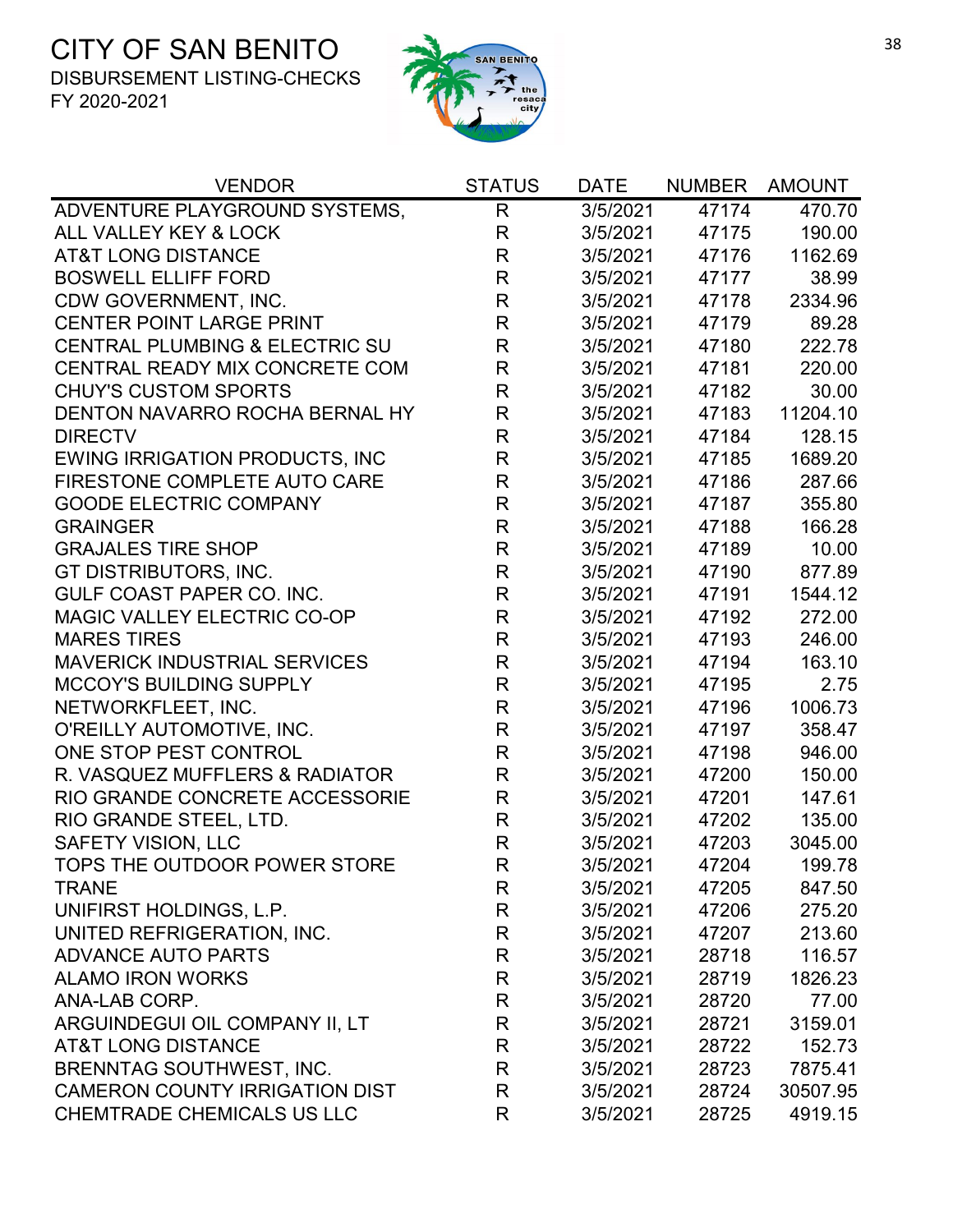# CITY OF SAN BENITO

DISBURSEMENT LISTING-CHECKS
FY 2020-2021

| VENDOR | STATUS | DATE | NUMBER | AMOUNT |
|---|---|---|---|---|
| ADVENTURE PLAYGROUND SYSTEMS, | R | 3/5/2021 | 47174 | 470.70 |
| ALL VALLEY KEY & LOCK | R | 3/5/2021 | 47175 | 190.00 |
| AT&T LONG DISTANCE | R | 3/5/2021 | 47176 | 1162.69 |
| BOSWELL ELLIFF FORD | R | 3/5/2021 | 47177 | 38.99 |
| CDW GOVERNMENT, INC. | R | 3/5/2021 | 47178 | 2334.96 |
| CENTER POINT LARGE PRINT | R | 3/5/2021 | 47179 | 89.28 |
| CENTRAL PLUMBING & ELECTRIC SU | R | 3/5/2021 | 47180 | 222.78 |
| CENTRAL READY MIX CONCRETE COM | R | 3/5/2021 | 47181 | 220.00 |
| CHUY'S CUSTOM SPORTS | R | 3/5/2021 | 47182 | 30.00 |
| DENTON NAVARRO ROCHA BERNAL HY | R | 3/5/2021 | 47183 | 11204.10 |
| DIRECTV | R | 3/5/2021 | 47184 | 128.15 |
| EWING IRRIGATION PRODUCTS, INC | R | 3/5/2021 | 47185 | 1689.20 |
| FIRESTONE COMPLETE AUTO CARE | R | 3/5/2021 | 47186 | 287.66 |
| GOODE ELECTRIC COMPANY | R | 3/5/2021 | 47187 | 355.80 |
| GRAINGER | R | 3/5/2021 | 47188 | 166.28 |
| GRAJALES TIRE SHOP | R | 3/5/2021 | 47189 | 10.00 |
| GT DISTRIBUTORS, INC. | R | 3/5/2021 | 47190 | 877.89 |
| GULF COAST PAPER CO. INC. | R | 3/5/2021 | 47191 | 1544.12 |
| MAGIC VALLEY ELECTRIC CO-OP | R | 3/5/2021 | 47192 | 272.00 |
| MARES TIRES | R | 3/5/2021 | 47193 | 246.00 |
| MAVERICK INDUSTRIAL SERVICES | R | 3/5/2021 | 47194 | 163.10 |
| MCCOY'S BUILDING SUPPLY | R | 3/5/2021 | 47195 | 2.75 |
| NETWORKFLEET, INC. | R | 3/5/2021 | 47196 | 1006.73 |
| O'REILLY AUTOMOTIVE, INC. | R | 3/5/2021 | 47197 | 358.47 |
| ONE STOP PEST CONTROL | R | 3/5/2021 | 47198 | 946.00 |
| R. VASQUEZ MUFFLERS & RADIATOR | R | 3/5/2021 | 47200 | 150.00 |
| RIO GRANDE CONCRETE ACCESSORIE | R | 3/5/2021 | 47201 | 147.61 |
| RIO GRANDE STEEL, LTD. | R | 3/5/2021 | 47202 | 135.00 |
| SAFETY VISION, LLC | R | 3/5/2021 | 47203 | 3045.00 |
| TOPS THE OUTDOOR POWER STORE | R | 3/5/2021 | 47204 | 199.78 |
| TRANE | R | 3/5/2021 | 47205 | 847.50 |
| UNIFIRST HOLDINGS, L.P. | R | 3/5/2021 | 47206 | 275.20 |
| UNITED REFRIGERATION, INC. | R | 3/5/2021 | 47207 | 213.60 |
| ADVANCE AUTO PARTS | R | 3/5/2021 | 28718 | 116.57 |
| ALAMO IRON WORKS | R | 3/5/2021 | 28719 | 1826.23 |
| ANA-LAB CORP. | R | 3/5/2021 | 28720 | 77.00 |
| ARGUINDEGUI OIL COMPANY II, LT | R | 3/5/2021 | 28721 | 3159.01 |
| AT&T LONG DISTANCE | R | 3/5/2021 | 28722 | 152.73 |
| BRENNTAG SOUTHWEST, INC. | R | 3/5/2021 | 28723 | 7875.41 |
| CAMERON COUNTY IRRIGATION DIST | R | 3/5/2021 | 28724 | 30507.95 |
| CHEMTRADE CHEMICALS US LLC | R | 3/5/2021 | 28725 | 4919.15 |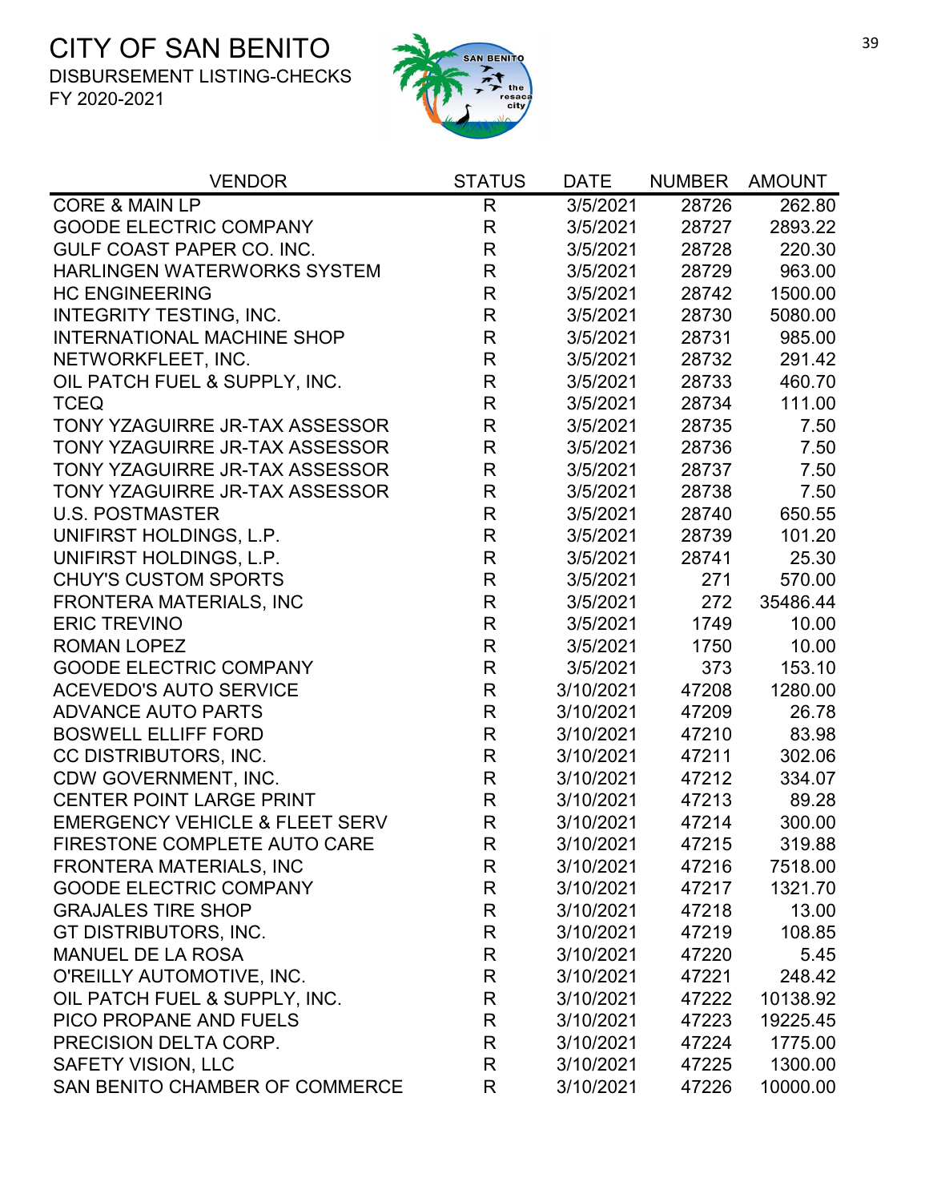# CITY OF SAN BENITO

DISBURSEMENT LISTING-CHECKS

FY 2020-2021

| VENDOR | STATUS | DATE | NUMBER | AMOUNT |
|---|---|---|---|---|
| CORE & MAIN LP | R | 3/5/2021 | 28726 | 262.80 |
| GOODE ELECTRIC COMPANY | R | 3/5/2021 | 28727 | 2893.22 |
| GULF COAST PAPER CO. INC. | R | 3/5/2021 | 28728 | 220.30 |
| HARLINGEN WATERWORKS SYSTEM | R | 3/5/2021 | 28729 | 963.00 |
| HC ENGINEERING | R | 3/5/2021 | 28742 | 1500.00 |
| INTEGRITY TESTING, INC. | R | 3/5/2021 | 28730 | 5080.00 |
| INTERNATIONAL MACHINE SHOP | R | 3/5/2021 | 28731 | 985.00 |
| NETWORKFLEET, INC. | R | 3/5/2021 | 28732 | 291.42 |
| OIL PATCH FUEL & SUPPLY, INC. | R | 3/5/2021 | 28733 | 460.70 |
| TCEQ | R | 3/5/2021 | 28734 | 111.00 |
| TONY YZAGUIRRE JR-TAX ASSESSOR | R | 3/5/2021 | 28735 | 7.50 |
| TONY YZAGUIRRE JR-TAX ASSESSOR | R | 3/5/2021 | 28736 | 7.50 |
| TONY YZAGUIRRE JR-TAX ASSESSOR | R | 3/5/2021 | 28737 | 7.50 |
| TONY YZAGUIRRE JR-TAX ASSESSOR | R | 3/5/2021 | 28738 | 7.50 |
| U.S. POSTMASTER | R | 3/5/2021 | 28740 | 650.55 |
| UNIFIRST HOLDINGS, L.P. | R | 3/5/2021 | 28739 | 101.20 |
| UNIFIRST HOLDINGS, L.P. | R | 3/5/2021 | 28741 | 25.30 |
| CHUY'S CUSTOM SPORTS | R | 3/5/2021 | 271 | 570.00 |
| FRONTERA MATERIALS, INC | R | 3/5/2021 | 272 | 35486.44 |
| ERIC TREVINO | R | 3/5/2021 | 1749 | 10.00 |
| ROMAN LOPEZ | R | 3/5/2021 | 1750 | 10.00 |
| GOODE ELECTRIC COMPANY | R | 3/5/2021 | 373 | 153.10 |
| ACEVEDO'S AUTO SERVICE | R | 3/10/2021 | 47208 | 1280.00 |
| ADVANCE AUTO PARTS | R | 3/10/2021 | 47209 | 26.78 |
| BOSWELL ELLIFF FORD | R | 3/10/2021 | 47210 | 83.98 |
| CC DISTRIBUTORS, INC. | R | 3/10/2021 | 47211 | 302.06 |
| CDW GOVERNMENT, INC. | R | 3/10/2021 | 47212 | 334.07 |
| CENTER POINT LARGE PRINT | R | 3/10/2021 | 47213 | 89.28 |
| EMERGENCY VEHICLE & FLEET SERV | R | 3/10/2021 | 47214 | 300.00 |
| FIRESTONE COMPLETE AUTO CARE | R | 3/10/2021 | 47215 | 319.88 |
| FRONTERA MATERIALS, INC | R | 3/10/2021 | 47216 | 7518.00 |
| GOODE ELECTRIC COMPANY | R | 3/10/2021 | 47217 | 1321.70 |
| GRAJALES TIRE SHOP | R | 3/10/2021 | 47218 | 13.00 |
| GT DISTRIBUTORS, INC. | R | 3/10/2021 | 47219 | 108.85 |
| MANUEL DE LA ROSA | R | 3/10/2021 | 47220 | 5.45 |
| O'REILLY AUTOMOTIVE, INC. | R | 3/10/2021 | 47221 | 248.42 |
| OIL PATCH FUEL & SUPPLY, INC. | R | 3/10/2021 | 47222 | 10138.92 |
| PICO PROPANE AND FUELS | R | 3/10/2021 | 47223 | 19225.45 |
| PRECISION DELTA CORP. | R | 3/10/2021 | 47224 | 1775.00 |
| SAFETY VISION, LLC | R | 3/10/2021 | 47225 | 1300.00 |
| SAN BENITO CHAMBER OF COMMERCE | R | 3/10/2021 | 47226 | 10000.00 |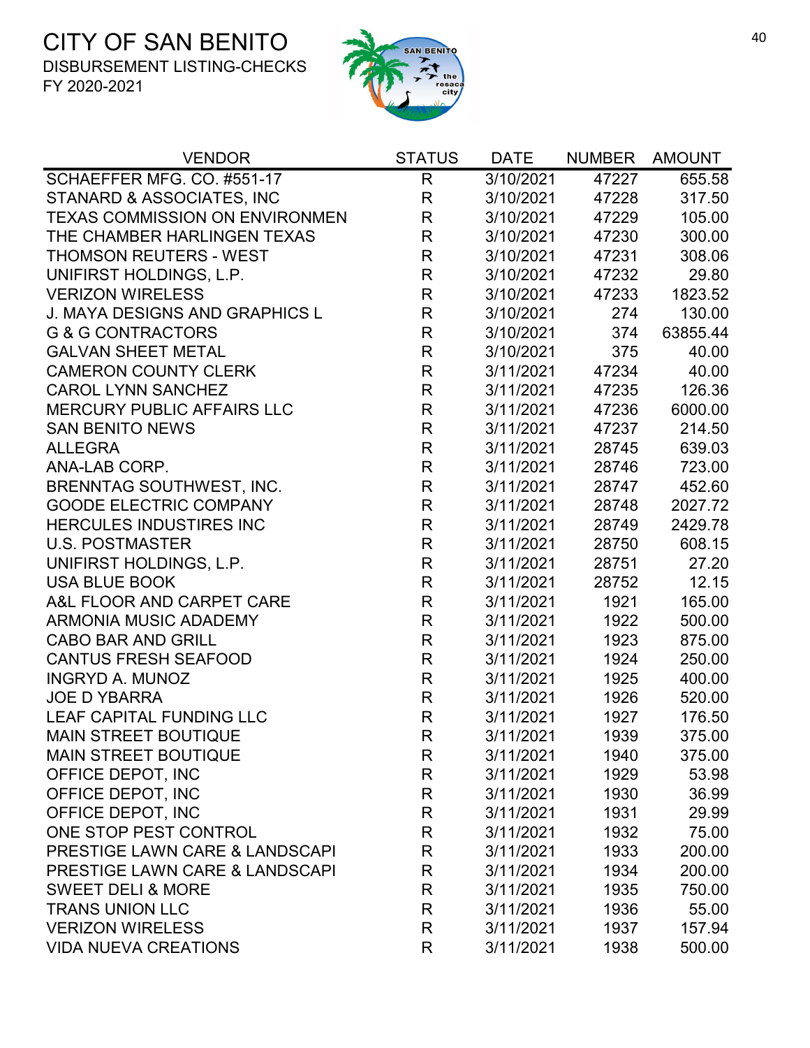# CITY OF SAN BENITO

DISBURSEMENT LISTING-CHECKS

FY 2020-2021

| VENDOR | STATUS | DATE | NUMBER | AMOUNT |
|---|---|---|---|---|
| SCHAEFFER MFG. CO. #551-17 | R | 3/10/2021 | 47227 | 655.58 |
| STANARD & ASSOCIATES, INC | R | 3/10/2021 | 47228 | 317.50 |
| TEXAS COMMISSION ON ENVIRONMEN | R | 3/10/2021 | 47229 | 105.00 |
| THE CHAMBER HARLINGEN TEXAS | R | 3/10/2021 | 47230 | 300.00 |
| THOMSON REUTERS - WEST | R | 3/10/2021 | 47231 | 308.06 |
| UNIFIRST HOLDINGS, L.P. | R | 3/10/2021 | 47232 | 29.80 |
| VERIZON WIRELESS | R | 3/10/2021 | 47233 | 1823.52 |
| J. MAYA DESIGNS AND GRAPHICS L | R | 3/10/2021 | 274 | 130.00 |
| G & G CONTRACTORS | R | 3/10/2021 | 374 | 63855.44 |
| GALVAN SHEET METAL | R | 3/10/2021 | 375 | 40.00 |
| CAMERON COUNTY CLERK | R | 3/11/2021 | 47234 | 40.00 |
| CAROL LYNN SANCHEZ | R | 3/11/2021 | 47235 | 126.36 |
| MERCURY PUBLIC AFFAIRS LLC | R | 3/11/2021 | 47236 | 6000.00 |
| SAN BENITO NEWS | R | 3/11/2021 | 47237 | 214.50 |
| ALLEGRA | R | 3/11/2021 | 28745 | 639.03 |
| ANA-LAB CORP. | R | 3/11/2021 | 28746 | 723.00 |
| BRENNTAG SOUTHWEST, INC. | R | 3/11/2021 | 28747 | 452.60 |
| GOODE ELECTRIC COMPANY | R | 3/11/2021 | 28748 | 2027.72 |
| HERCULES INDUSTIRES INC | R | 3/11/2021 | 28749 | 2429.78 |
| U.S. POSTMASTER | R | 3/11/2021 | 28750 | 608.15 |
| UNIFIRST HOLDINGS, L.P. | R | 3/11/2021 | 28751 | 27.20 |
| USA BLUE BOOK | R | 3/11/2021 | 28752 | 12.15 |
| A&L FLOOR AND CARPET CARE | R | 3/11/2021 | 1921 | 165.00 |
| ARMONIA MUSIC ADADEMY | R | 3/11/2021 | 1922 | 500.00 |
| CABO BAR AND GRILL | R | 3/11/2021 | 1923 | 875.00 |
| CANTUS FRESH SEAFOOD | R | 3/11/2021 | 1924 | 250.00 |
| INGRYD A. MUNOZ | R | 3/11/2021 | 1925 | 400.00 |
| JOE D YBARRA | R | 3/11/2021 | 1926 | 520.00 |
| LEAF CAPITAL FUNDING LLC | R | 3/11/2021 | 1927 | 176.50 |
| MAIN STREET BOUTIQUE | R | 3/11/2021 | 1939 | 375.00 |
| MAIN STREET BOUTIQUE | R | 3/11/2021 | 1940 | 375.00 |
| OFFICE DEPOT, INC | R | 3/11/2021 | 1929 | 53.98 |
| OFFICE DEPOT, INC | R | 3/11/2021 | 1930 | 36.99 |
| OFFICE DEPOT, INC | R | 3/11/2021 | 1931 | 29.99 |
| ONE STOP PEST CONTROL | R | 3/11/2021 | 1932 | 75.00 |
| PRESTIGE LAWN CARE & LANDSCAPI | R | 3/11/2021 | 1933 | 200.00 |
| PRESTIGE LAWN CARE & LANDSCAPI | R | 3/11/2021 | 1934 | 200.00 |
| SWEET DELI & MORE | R | 3/11/2021 | 1935 | 750.00 |
| TRANS UNION LLC | R | 3/11/2021 | 1936 | 55.00 |
| VERIZON WIRELESS | R | 3/11/2021 | 1937 | 157.94 |
| VIDA NUEVA CREATIONS | R | 3/11/2021 | 1938 | 500.00 |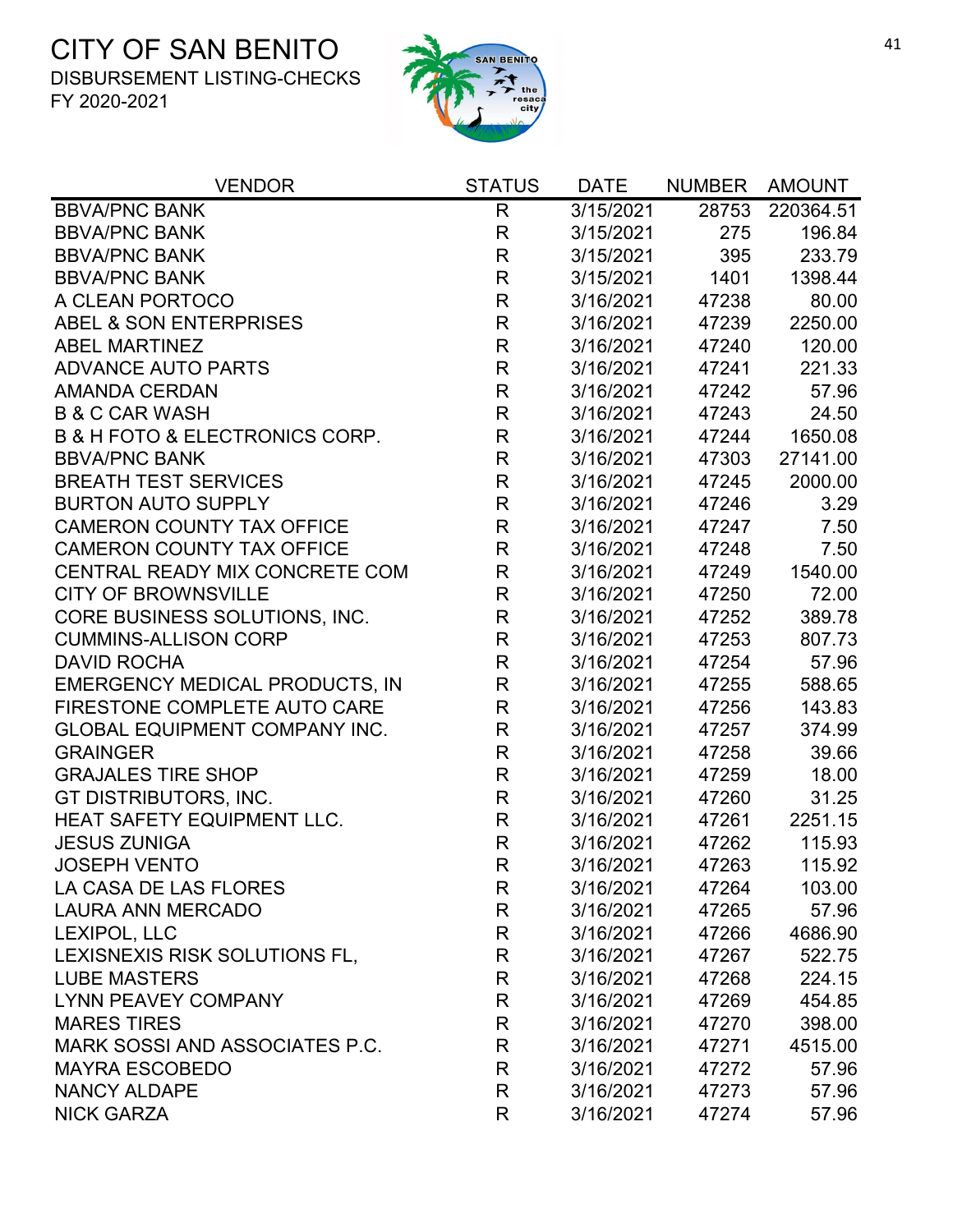# CITY OF SAN BENITO

DISBURSEMENT LISTING-CHECKS
FY 2020-2021

| VENDOR | STATUS | DATE | NUMBER | AMOUNT |
| --- | --- | --- | --- | --- |
| BBVA/PNC BANK | R | 3/15/2021 | 28753 | 220364.51 |
| BBVA/PNC BANK | R | 3/15/2021 | 275 | 196.84 |
| BBVA/PNC BANK | R | 3/15/2021 | 395 | 233.79 |
| BBVA/PNC BANK | R | 3/15/2021 | 1401 | 1398.44 |
| A CLEAN PORTOCO | R | 3/16/2021 | 47238 | 80.00 |
| ABEL & SON ENTERPRISES | R | 3/16/2021 | 47239 | 2250.00 |
| ABEL MARTINEZ | R | 3/16/2021 | 47240 | 120.00 |
| ADVANCE AUTO PARTS | R | 3/16/2021 | 47241 | 221.33 |
| AMANDA CERDAN | R | 3/16/2021 | 47242 | 57.96 |
| B & C CAR WASH | R | 3/16/2021 | 47243 | 24.50 |
| B & H FOTO & ELECTRONICS CORP. | R | 3/16/2021 | 47244 | 1650.08 |
| BBVA/PNC BANK | R | 3/16/2021 | 47303 | 27141.00 |
| BREATH TEST SERVICES | R | 3/16/2021 | 47245 | 2000.00 |
| BURTON AUTO SUPPLY | R | 3/16/2021 | 47246 | 3.29 |
| CAMERON COUNTY TAX OFFICE | R | 3/16/2021 | 47247 | 7.50 |
| CAMERON COUNTY TAX OFFICE | R | 3/16/2021 | 47248 | 7.50 |
| CENTRAL READY MIX CONCRETE COM | R | 3/16/2021 | 47249 | 1540.00 |
| CITY OF BROWNSVILLE | R | 3/16/2021 | 47250 | 72.00 |
| CORE BUSINESS SOLUTIONS, INC. | R | 3/16/2021 | 47252 | 389.78 |
| CUMMINS-ALLISON CORP | R | 3/16/2021 | 47253 | 807.73 |
| DAVID ROCHA | R | 3/16/2021 | 47254 | 57.96 |
| EMERGENCY MEDICAL PRODUCTS, IN | R | 3/16/2021 | 47255 | 588.65 |
| FIRESTONE COMPLETE AUTO CARE | R | 3/16/2021 | 47256 | 143.83 |
| GLOBAL EQUIPMENT COMPANY INC. | R | 3/16/2021 | 47257 | 374.99 |
| GRAINGER | R | 3/16/2021 | 47258 | 39.66 |
| GRAJALES TIRE SHOP | R | 3/16/2021 | 47259 | 18.00 |
| GT DISTRIBUTORS, INC. | R | 3/16/2021 | 47260 | 31.25 |
| HEAT SAFETY EQUIPMENT LLC. | R | 3/16/2021 | 47261 | 2251.15 |
| JESUS ZUNIGA | R | 3/16/2021 | 47262 | 115.93 |
| JOSEPH VENTO | R | 3/16/2021 | 47263 | 115.92 |
| LA CASA DE LAS FLORES | R | 3/16/2021 | 47264 | 103.00 |
| LAURA ANN MERCADO | R | 3/16/2021 | 47265 | 57.96 |
| LEXIPOL, LLC | R | 3/16/2021 | 47266 | 4686.90 |
| LEXISNEXIS RISK SOLUTIONS FL, | R | 3/16/2021 | 47267 | 522.75 |
| LUBE MASTERS | R | 3/16/2021 | 47268 | 224.15 |
| LYNN PEAVEY COMPANY | R | 3/16/2021 | 47269 | 454.85 |
| MARES TIRES | R | 3/16/2021 | 47270 | 398.00 |
| MARK SOSSI AND ASSOCIATES P.C. | R | 3/16/2021 | 47271 | 4515.00 |
| MAYRA ESCOBEDO | R | 3/16/2021 | 47272 | 57.96 |
| NANCY ALDAPE | R | 3/16/2021 | 47273 | 57.96 |
| NICK GARZA | R | 3/16/2021 | 47274 | 57.96 |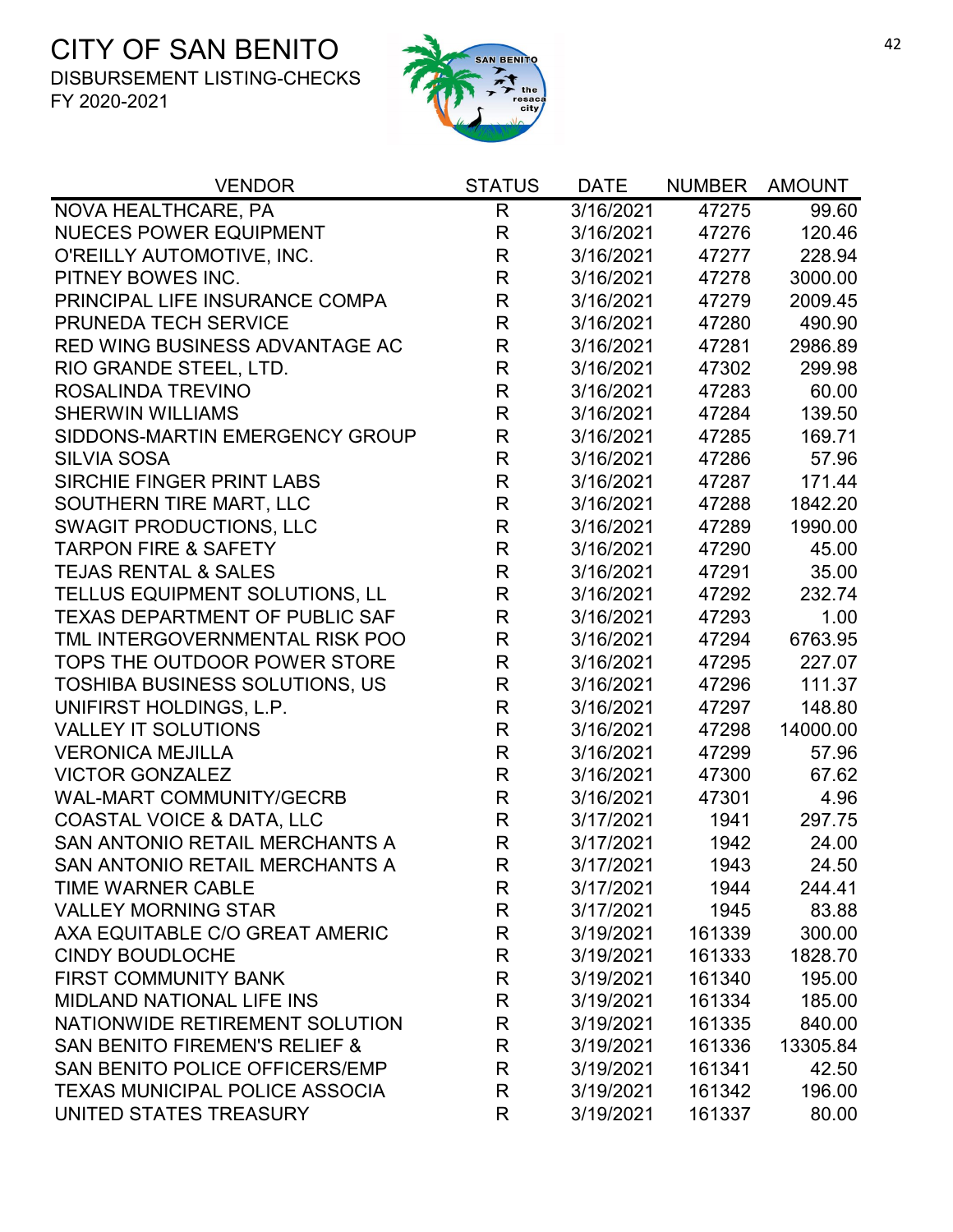# CITY OF SAN BENITO

DISBURSEMENT LISTING-CHECKS
FY 2020-2021

| VENDOR | STATUS | DATE | NUMBER | AMOUNT |
|---|---|---|---|---|
| NOVA HEALTHCARE, PA | R | 3/16/2021 | 47275 | 99.60 |
| NUECES POWER EQUIPMENT | R | 3/16/2021 | 47276 | 120.46 |
| O'REILLY AUTOMOTIVE, INC. | R | 3/16/2021 | 47277 | 228.94 |
| PITNEY BOWES INC. | R | 3/16/2021 | 47278 | 3000.00 |
| PRINCIPAL LIFE INSURANCE COMPA | R | 3/16/2021 | 47279 | 2009.45 |
| PRUNEDA TECH SERVICE | R | 3/16/2021 | 47280 | 490.90 |
| RED WING BUSINESS ADVANTAGE AC | R | 3/16/2021 | 47281 | 2986.89 |
| RIO GRANDE STEEL, LTD. | R | 3/16/2021 | 47302 | 299.98 |
| ROSALINDA TREVINO | R | 3/16/2021 | 47283 | 60.00 |
| SHERWIN WILLIAMS | R | 3/16/2021 | 47284 | 139.50 |
| SIDDONS-MARTIN EMERGENCY GROUP | R | 3/16/2021 | 47285 | 169.71 |
| SILVIA SOSA | R | 3/16/2021 | 47286 | 57.96 |
| SIRCHIE FINGER PRINT LABS | R | 3/16/2021 | 47287 | 171.44 |
| SOUTHERN TIRE MART, LLC | R | 3/16/2021 | 47288 | 1842.20 |
| SWAGIT PRODUCTIONS, LLC | R | 3/16/2021 | 47289 | 1990.00 |
| TARPON FIRE & SAFETY | R | 3/16/2021 | 47290 | 45.00 |
| TEJAS RENTAL & SALES | R | 3/16/2021 | 47291 | 35.00 |
| TELLUS EQUIPMENT SOLUTIONS, LL | R | 3/16/2021 | 47292 | 232.74 |
| TEXAS DEPARTMENT OF PUBLIC SAF | R | 3/16/2021 | 47293 | 1.00 |
| TML INTERGOVERNMENTAL RISK POO | R | 3/16/2021 | 47294 | 6763.95 |
| TOPS THE OUTDOOR POWER STORE | R | 3/16/2021 | 47295 | 227.07 |
| TOSHIBA BUSINESS SOLUTIONS, US | R | 3/16/2021 | 47296 | 111.37 |
| UNIFIRST HOLDINGS, L.P. | R | 3/16/2021 | 47297 | 148.80 |
| VALLEY IT SOLUTIONS | R | 3/16/2021 | 47298 | 14000.00 |
| VERONICA MEJILLA | R | 3/16/2021 | 47299 | 57.96 |
| VICTOR GONZALEZ | R | 3/16/2021 | 47300 | 67.62 |
| WAL-MART COMMUNITY/GECRB | R | 3/16/2021 | 47301 | 4.96 |
| COASTAL VOICE & DATA, LLC | R | 3/17/2021 | 1941 | 297.75 |
| SAN ANTONIO RETAIL MERCHANTS A | R | 3/17/2021 | 1942 | 24.00 |
| SAN ANTONIO RETAIL MERCHANTS A | R | 3/17/2021 | 1943 | 24.50 |
| TIME WARNER CABLE | R | 3/17/2021 | 1944 | 244.41 |
| VALLEY MORNING STAR | R | 3/17/2021 | 1945 | 83.88 |
| AXA EQUITABLE C/O GREAT AMERIC | R | 3/19/2021 | 161339 | 300.00 |
| CINDY BOUDLOCHE | R | 3/19/2021 | 161333 | 1828.70 |
| FIRST COMMUNITY BANK | R | 3/19/2021 | 161340 | 195.00 |
| MIDLAND NATIONAL LIFE INS | R | 3/19/2021 | 161334 | 185.00 |
| NATIONWIDE RETIREMENT SOLUTION | R | 3/19/2021 | 161335 | 840.00 |
| SAN BENITO FIREMEN'S RELIEF & | R | 3/19/2021 | 161336 | 13305.84 |
| SAN BENITO POLICE OFFICERS/EMP | R | 3/19/2021 | 161341 | 42.50 |
| TEXAS MUNICIPAL POLICE ASSOCIA | R | 3/19/2021 | 161342 | 196.00 |
| UNITED STATES TREASURY | R | 3/19/2021 | 161337 | 80.00 |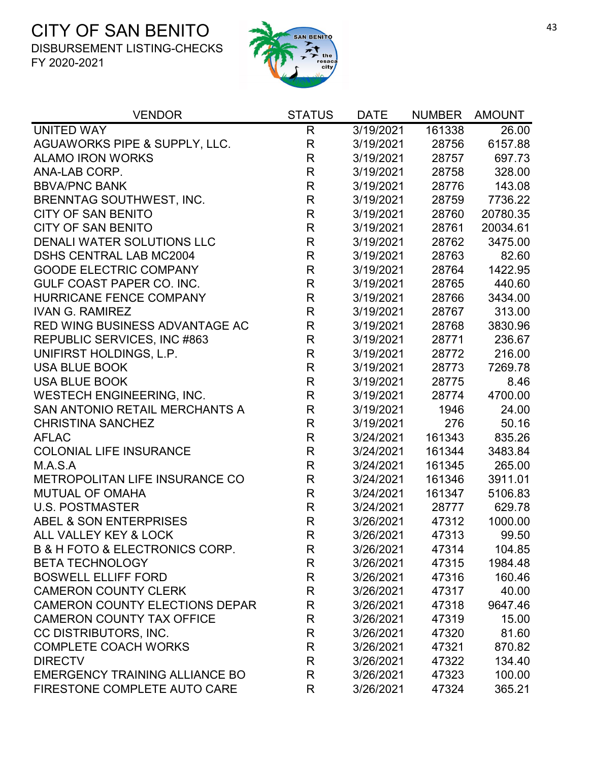# CITY OF SAN BENITO

DISBURSEMENT LISTING-CHECKS

FY 2020-2021

| VENDOR | STATUS | DATE | NUMBER | AMOUNT |
|---|---|---|---|---|
| UNITED WAY | R | 3/19/2021 | 161338 | 26.00 |
| AGUAWORKS PIPE & SUPPLY, LLC. | R | 3/19/2021 | 28756 | 6157.88 |
| ALAMO IRON WORKS | R | 3/19/2021 | 28757 | 697.73 |
| ANA-LAB CORP. | R | 3/19/2021 | 28758 | 328.00 |
| BBVA/PNC BANK | R | 3/19/2021 | 28776 | 143.08 |
| BRENNTAG SOUTHWEST, INC. | R | 3/19/2021 | 28759 | 7736.22 |
| CITY OF SAN BENITO | R | 3/19/2021 | 28760 | 20780.35 |
| CITY OF SAN BENITO | R | 3/19/2021 | 28761 | 20034.61 |
| DENALI WATER SOLUTIONS LLC | R | 3/19/2021 | 28762 | 3475.00 |
| DSHS CENTRAL LAB MC2004 | R | 3/19/2021 | 28763 | 82.60 |
| GOODE ELECTRIC COMPANY | R | 3/19/2021 | 28764 | 1422.95 |
| GULF COAST PAPER CO. INC. | R | 3/19/2021 | 28765 | 440.60 |
| HURRICANE FENCE COMPANY | R | 3/19/2021 | 28766 | 3434.00 |
| IVAN G. RAMIREZ | R | 3/19/2021 | 28767 | 313.00 |
| RED WING BUSINESS ADVANTAGE AC | R | 3/19/2021 | 28768 | 3830.96 |
| REPUBLIC SERVICES, INC #863 | R | 3/19/2021 | 28771 | 236.67 |
| UNIFIRST HOLDINGS, L.P. | R | 3/19/2021 | 28772 | 216.00 |
| USA BLUE BOOK | R | 3/19/2021 | 28773 | 7269.78 |
| USA BLUE BOOK | R | 3/19/2021 | 28775 | 8.46 |
| WESTECH ENGINEERING, INC. | R | 3/19/2021 | 28774 | 4700.00 |
| SAN ANTONIO RETAIL MERCHANTS A | R | 3/19/2021 | 1946 | 24.00 |
| CHRISTINA SANCHEZ | R | 3/19/2021 | 276 | 50.16 |
| AFLAC | R | 3/24/2021 | 161343 | 835.26 |
| COLONIAL LIFE INSURANCE | R | 3/24/2021 | 161344 | 3483.84 |
| M.A.S.A | R | 3/24/2021 | 161345 | 265.00 |
| METROPOLITAN LIFE INSURANCE CO | R | 3/24/2021 | 161346 | 3911.01 |
| MUTUAL OF OMAHA | R | 3/24/2021 | 161347 | 5106.83 |
| U.S. POSTMASTER | R | 3/24/2021 | 28777 | 629.78 |
| ABEL & SON ENTERPRISES | R | 3/26/2021 | 47312 | 1000.00 |
| ALL VALLEY KEY & LOCK | R | 3/26/2021 | 47313 | 99.50 |
| B & H FOTO & ELECTRONICS CORP. | R | 3/26/2021 | 47314 | 104.85 |
| BETA TECHNOLOGY | R | 3/26/2021 | 47315 | 1984.48 |
| BOSWELL ELLIFF FORD | R | 3/26/2021 | 47316 | 160.46 |
| CAMERON COUNTY CLERK | R | 3/26/2021 | 47317 | 40.00 |
| CAMERON COUNTY ELECTIONS DEPAR | R | 3/26/2021 | 47318 | 9647.46 |
| CAMERON COUNTY TAX OFFICE | R | 3/26/2021 | 47319 | 15.00 |
| CC DISTRIBUTORS, INC. | R | 3/26/2021 | 47320 | 81.60 |
| COMPLETE COACH WORKS | R | 3/26/2021 | 47321 | 870.82 |
| DIRECTV | R | 3/26/2021 | 47322 | 134.40 |
| EMERGENCY TRAINING ALLIANCE BO | R | 3/26/2021 | 47323 | 100.00 |
| FIRESTONE COMPLETE AUTO CARE | R | 3/26/2021 | 47324 | 365.21 |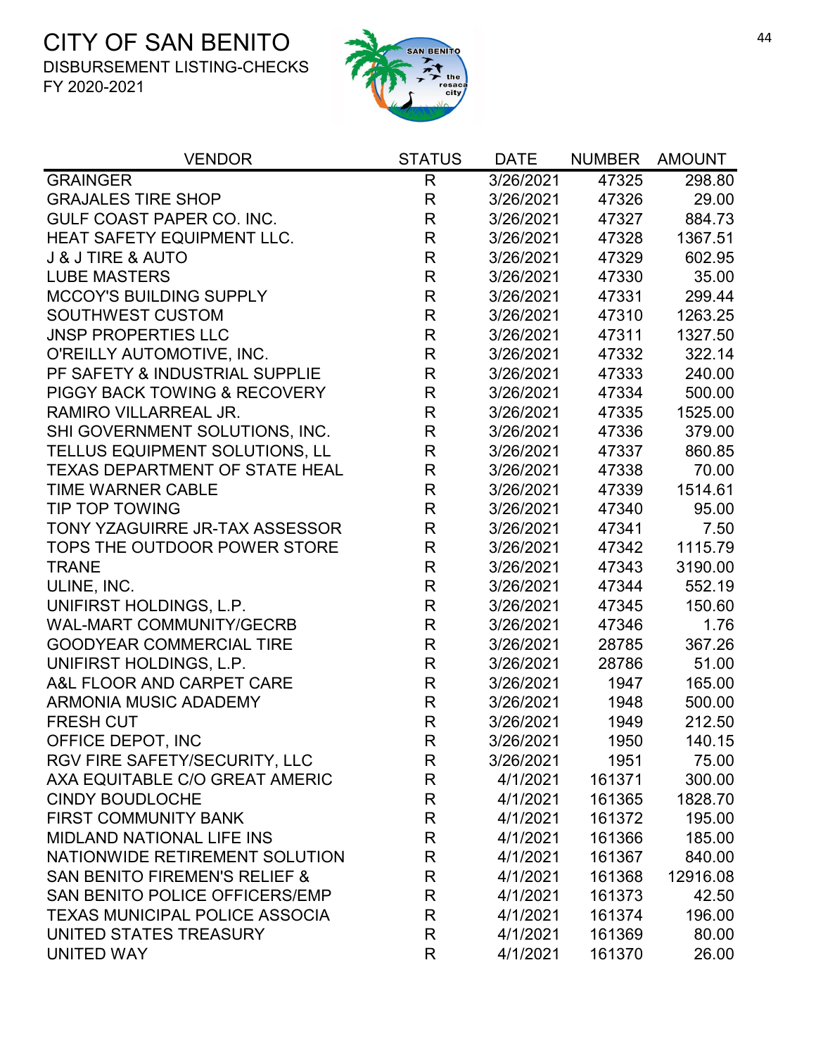# CITY OF SAN BENITO

DISBURSEMENT LISTING-CHECKS

FY 2020-2021

| VENDOR | STATUS | DATE | NUMBER | AMOUNT |
|---|---|---|---|---|
| GRAINGER | R | 3/26/2021 | 47325 | 298.80 |
| GRAJALES TIRE SHOP | R | 3/26/2021 | 47326 | 29.00 |
| GULF COAST PAPER CO. INC. | R | 3/26/2021 | 47327 | 884.73 |
| HEAT SAFETY EQUIPMENT LLC. | R | 3/26/2021 | 47328 | 1367.51 |
| J & J TIRE & AUTO | R | 3/26/2021 | 47329 | 602.95 |
| LUBE MASTERS | R | 3/26/2021 | 47330 | 35.00 |
| MCCOY'S BUILDING SUPPLY | R | 3/26/2021 | 47331 | 299.44 |
| SOUTHWEST CUSTOM | R | 3/26/2021 | 47310 | 1263.25 |
| JNSP PROPERTIES LLC | R | 3/26/2021 | 47311 | 1327.50 |
| O'REILLY AUTOMOTIVE, INC. | R | 3/26/2021 | 47332 | 322.14 |
| PF SAFETY & INDUSTRIAL SUPPLIE | R | 3/26/2021 | 47333 | 240.00 |
| PIGGY BACK TOWING & RECOVERY | R | 3/26/2021 | 47334 | 500.00 |
| RAMIRO VILLARREAL JR. | R | 3/26/2021 | 47335 | 1525.00 |
| SHI GOVERNMENT SOLUTIONS, INC. | R | 3/26/2021 | 47336 | 379.00 |
| TELLUS EQUIPMENT SOLUTIONS, LL | R | 3/26/2021 | 47337 | 860.85 |
| TEXAS DEPARTMENT OF STATE HEAL | R | 3/26/2021 | 47338 | 70.00 |
| TIME WARNER CABLE | R | 3/26/2021 | 47339 | 1514.61 |
| TIP TOP TOWING | R | 3/26/2021 | 47340 | 95.00 |
| TONY YZAGUIRRE JR-TAX ASSESSOR | R | 3/26/2021 | 47341 | 7.50 |
| TOPS THE OUTDOOR POWER STORE | R | 3/26/2021 | 47342 | 1115.79 |
| TRANE | R | 3/26/2021 | 47343 | 3190.00 |
| ULINE, INC. | R | 3/26/2021 | 47344 | 552.19 |
| UNIFIRST HOLDINGS, L.P. | R | 3/26/2021 | 47345 | 150.60 |
| WAL-MART COMMUNITY/GECRB | R | 3/26/2021 | 47346 | 1.76 |
| GOODYEAR COMMERCIAL TIRE | R | 3/26/2021 | 28785 | 367.26 |
| UNIFIRST HOLDINGS, L.P. | R | 3/26/2021 | 28786 | 51.00 |
| A&L FLOOR AND CARPET CARE | R | 3/26/2021 | 1947 | 165.00 |
| ARMONIA MUSIC ADADEMY | R | 3/26/2021 | 1948 | 500.00 |
| FRESH CUT | R | 3/26/2021 | 1949 | 212.50 |
| OFFICE DEPOT, INC | R | 3/26/2021 | 1950 | 140.15 |
| RGV FIRE SAFETY/SECURITY, LLC | R | 3/26/2021 | 1951 | 75.00 |
| AXA EQUITABLE C/O GREAT AMERIC | R | 4/1/2021 | 161371 | 300.00 |
| CINDY BOUDLOCHE | R | 4/1/2021 | 161365 | 1828.70 |
| FIRST COMMUNITY BANK | R | 4/1/2021 | 161372 | 195.00 |
| MIDLAND NATIONAL LIFE INS | R | 4/1/2021 | 161366 | 185.00 |
| NATIONWIDE RETIREMENT SOLUTION | R | 4/1/2021 | 161367 | 840.00 |
| SAN BENITO FIREMEN'S RELIEF & | R | 4/1/2021 | 161368 | 12916.08 |
| SAN BENITO POLICE OFFICERS/EMP | R | 4/1/2021 | 161373 | 42.50 |
| TEXAS MUNICIPAL POLICE ASSOCIA | R | 4/1/2021 | 161374 | 196.00 |
| UNITED STATES TREASURY | R | 4/1/2021 | 161369 | 80.00 |
| UNITED WAY | R | 4/1/2021 | 161370 | 26.00 |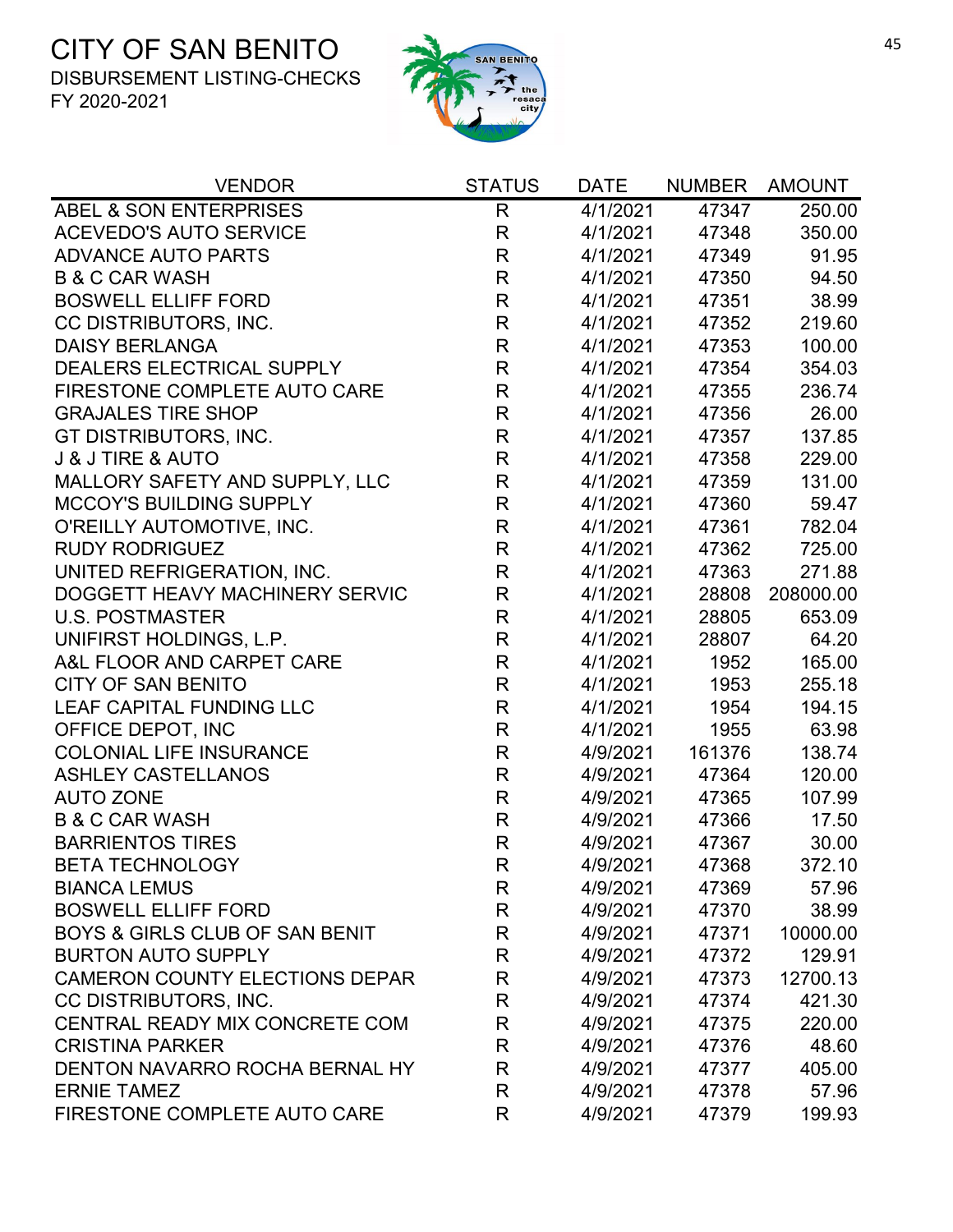# CITY OF SAN BENITO

DISBURSEMENT LISTING-CHECKS

FY 2020-2021

| VENDOR | STATUS | DATE | NUMBER | AMOUNT |
|---|---|---|---|---|
| ABEL & SON ENTERPRISES | R | 4/1/2021 | 47347 | 250.00 |
| ACEVEDO'S AUTO SERVICE | R | 4/1/2021 | 47348 | 350.00 |
| ADVANCE AUTO PARTS | R | 4/1/2021 | 47349 | 91.95 |
| B & C CAR WASH | R | 4/1/2021 | 47350 | 94.50 |
| BOSWELL ELLIFF FORD | R | 4/1/2021 | 47351 | 38.99 |
| CC DISTRIBUTORS, INC. | R | 4/1/2021 | 47352 | 219.60 |
| DAISY BERLANGA | R | 4/1/2021 | 47353 | 100.00 |
| DEALERS ELECTRICAL SUPPLY | R | 4/1/2021 | 47354 | 354.03 |
| FIRESTONE COMPLETE AUTO CARE | R | 4/1/2021 | 47355 | 236.74 |
| GRAJALES TIRE SHOP | R | 4/1/2021 | 47356 | 26.00 |
| GT DISTRIBUTORS, INC. | R | 4/1/2021 | 47357 | 137.85 |
| J & J TIRE & AUTO | R | 4/1/2021 | 47358 | 229.00 |
| MALLORY SAFETY AND SUPPLY, LLC | R | 4/1/2021 | 47359 | 131.00 |
| MCCOY'S BUILDING SUPPLY | R | 4/1/2021 | 47360 | 59.47 |
| O'REILLY AUTOMOTIVE, INC. | R | 4/1/2021 | 47361 | 782.04 |
| RUDY RODRIGUEZ | R | 4/1/2021 | 47362 | 725.00 |
| UNITED REFRIGERATION, INC. | R | 4/1/2021 | 47363 | 271.88 |
| DOGGETT HEAVY MACHINERY SERVIC | R | 4/1/2021 | 28808 | 208000.00 |
| U.S. POSTMASTER | R | 4/1/2021 | 28805 | 653.09 |
| UNIFIRST HOLDINGS, L.P. | R | 4/1/2021 | 28807 | 64.20 |
| A&L FLOOR AND CARPET CARE | R | 4/1/2021 | 1952 | 165.00 |
| CITY OF SAN BENITO | R | 4/1/2021 | 1953 | 255.18 |
| LEAF CAPITAL FUNDING LLC | R | 4/1/2021 | 1954 | 194.15 |
| OFFICE DEPOT, INC | R | 4/1/2021 | 1955 | 63.98 |
| COLONIAL LIFE INSURANCE | R | 4/9/2021 | 161376 | 138.74 |
| ASHLEY CASTELLANOS | R | 4/9/2021 | 47364 | 120.00 |
| AUTO ZONE | R | 4/9/2021 | 47365 | 107.99 |
| B & C CAR WASH | R | 4/9/2021 | 47366 | 17.50 |
| BARRIENTOS TIRES | R | 4/9/2021 | 47367 | 30.00 |
| BETA TECHNOLOGY | R | 4/9/2021 | 47368 | 372.10 |
| BIANCA LEMUS | R | 4/9/2021 | 47369 | 57.96 |
| BOSWELL ELLIFF FORD | R | 4/9/2021 | 47370 | 38.99 |
| BOYS & GIRLS CLUB OF SAN BENIT | R | 4/9/2021 | 47371 | 10000.00 |
| BURTON AUTO SUPPLY | R | 4/9/2021 | 47372 | 129.91 |
| CAMERON COUNTY ELECTIONS DEPAR | R | 4/9/2021 | 47373 | 12700.13 |
| CC DISTRIBUTORS, INC. | R | 4/9/2021 | 47374 | 421.30 |
| CENTRAL READY MIX CONCRETE COM | R | 4/9/2021 | 47375 | 220.00 |
| CRISTINA PARKER | R | 4/9/2021 | 47376 | 48.60 |
| DENTON NAVARRO ROCHA BERNAL HY | R | 4/9/2021 | 47377 | 405.00 |
| ERNIE TAMEZ | R | 4/9/2021 | 47378 | 57.96 |
| FIRESTONE COMPLETE AUTO CARE | R | 4/9/2021 | 47379 | 199.93 |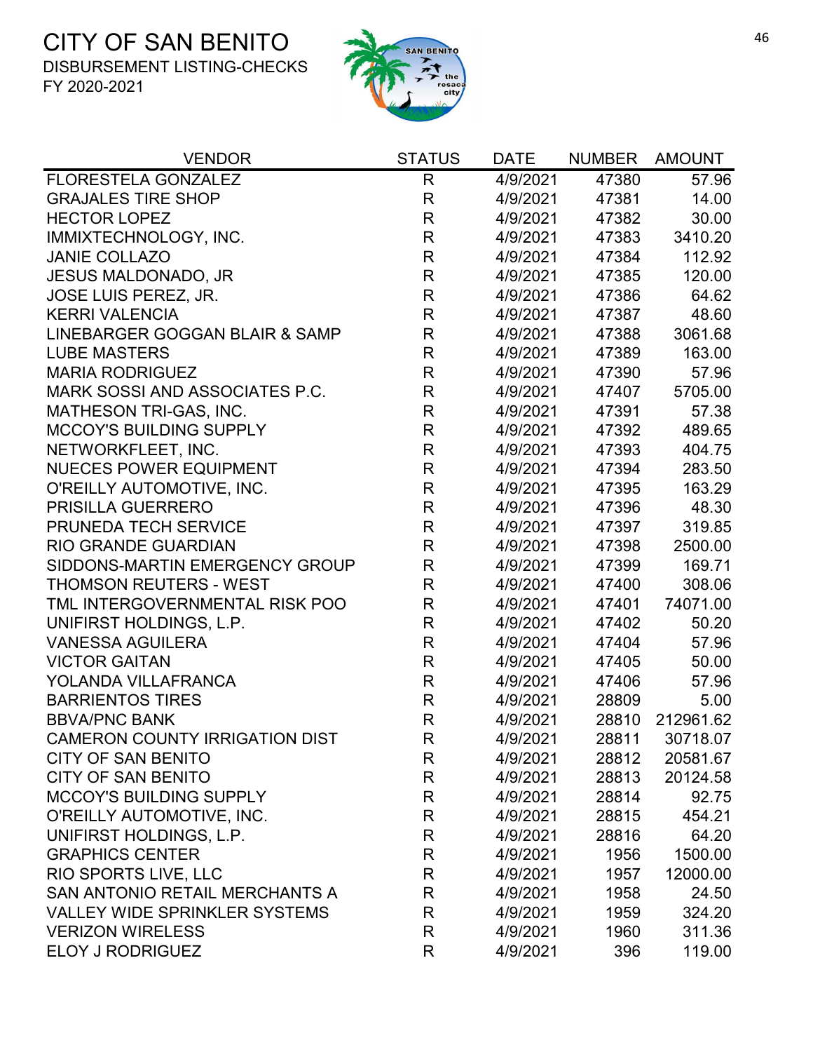# CITY OF SAN BENITO

DISBURSEMENT LISTING-CHECKS

FY 2020-2021

| VENDOR | STATUS | DATE | NUMBER | AMOUNT |
|---|---|---|---|---|
| FLORESTELA GONZALEZ | R | 4/9/2021 | 47380 | 57.96 |
| GRAJALES TIRE SHOP | R | 4/9/2021 | 47381 | 14.00 |
| HECTOR LOPEZ | R | 4/9/2021 | 47382 | 30.00 |
| IMMIXTECHNOLOGY, INC. | R | 4/9/2021 | 47383 | 3410.20 |
| JANIE COLLAZO | R | 4/9/2021 | 47384 | 112.92 |
| JESUS MALDONADO, JR | R | 4/9/2021 | 47385 | 120.00 |
| JOSE LUIS PEREZ, JR. | R | 4/9/2021 | 47386 | 64.62 |
| KERRI VALENCIA | R | 4/9/2021 | 47387 | 48.60 |
| LINEBARGER GOGGAN BLAIR & SAMP | R | 4/9/2021 | 47388 | 3061.68 |
| LUBE MASTERS | R | 4/9/2021 | 47389 | 163.00 |
| MARIA RODRIGUEZ | R | 4/9/2021 | 47390 | 57.96 |
| MARK SOSSI AND ASSOCIATES P.C. | R | 4/9/2021 | 47407 | 5705.00 |
| MATHESON TRI-GAS, INC. | R | 4/9/2021 | 47391 | 57.38 |
| MCCOY'S BUILDING SUPPLY | R | 4/9/2021 | 47392 | 489.65 |
| NETWORKFLEET, INC. | R | 4/9/2021 | 47393 | 404.75 |
| NUECES POWER EQUIPMENT | R | 4/9/2021 | 47394 | 283.50 |
| O'REILLY AUTOMOTIVE, INC. | R | 4/9/2021 | 47395 | 163.29 |
| PRISILLA GUERRERO | R | 4/9/2021 | 47396 | 48.30 |
| PRUNEDA TECH SERVICE | R | 4/9/2021 | 47397 | 319.85 |
| RIO GRANDE GUARDIAN | R | 4/9/2021 | 47398 | 2500.00 |
| SIDDONS-MARTIN EMERGENCY GROUP | R | 4/9/2021 | 47399 | 169.71 |
| THOMSON REUTERS - WEST | R | 4/9/2021 | 47400 | 308.06 |
| TML INTERGOVERNMENTAL RISK POO | R | 4/9/2021 | 47401 | 74071.00 |
| UNIFIRST HOLDINGS, L.P. | R | 4/9/2021 | 47402 | 50.20 |
| VANESSA AGUILERA | R | 4/9/2021 | 47404 | 57.96 |
| VICTOR GAITAN | R | 4/9/2021 | 47405 | 50.00 |
| YOLANDA VILLAFRANCA | R | 4/9/2021 | 47406 | 57.96 |
| BARRIENTOS TIRES | R | 4/9/2021 | 28809 | 5.00 |
| BBVA/PNC BANK | R | 4/9/2021 | 28810 | 212961.62 |
| CAMERON COUNTY IRRIGATION DIST | R | 4/9/2021 | 28811 | 30718.07 |
| CITY OF SAN BENITO | R | 4/9/2021 | 28812 | 20581.67 |
| CITY OF SAN BENITO | R | 4/9/2021 | 28813 | 20124.58 |
| MCCOY'S BUILDING SUPPLY | R | 4/9/2021 | 28814 | 92.75 |
| O'REILLY AUTOMOTIVE, INC. | R | 4/9/2021 | 28815 | 454.21 |
| UNIFIRST HOLDINGS, L.P. | R | 4/9/2021 | 28816 | 64.20 |
| GRAPHICS CENTER | R | 4/9/2021 | 1956 | 1500.00 |
| RIO SPORTS LIVE, LLC | R | 4/9/2021 | 1957 | 12000.00 |
| SAN ANTONIO RETAIL MERCHANTS A | R | 4/9/2021 | 1958 | 24.50 |
| VALLEY WIDE SPRINKLER SYSTEMS | R | 4/9/2021 | 1959 | 324.20 |
| VERIZON WIRELESS | R | 4/9/2021 | 1960 | 311.36 |
| ELOY J RODRIGUEZ | R | 4/9/2021 | 396 | 119.00 |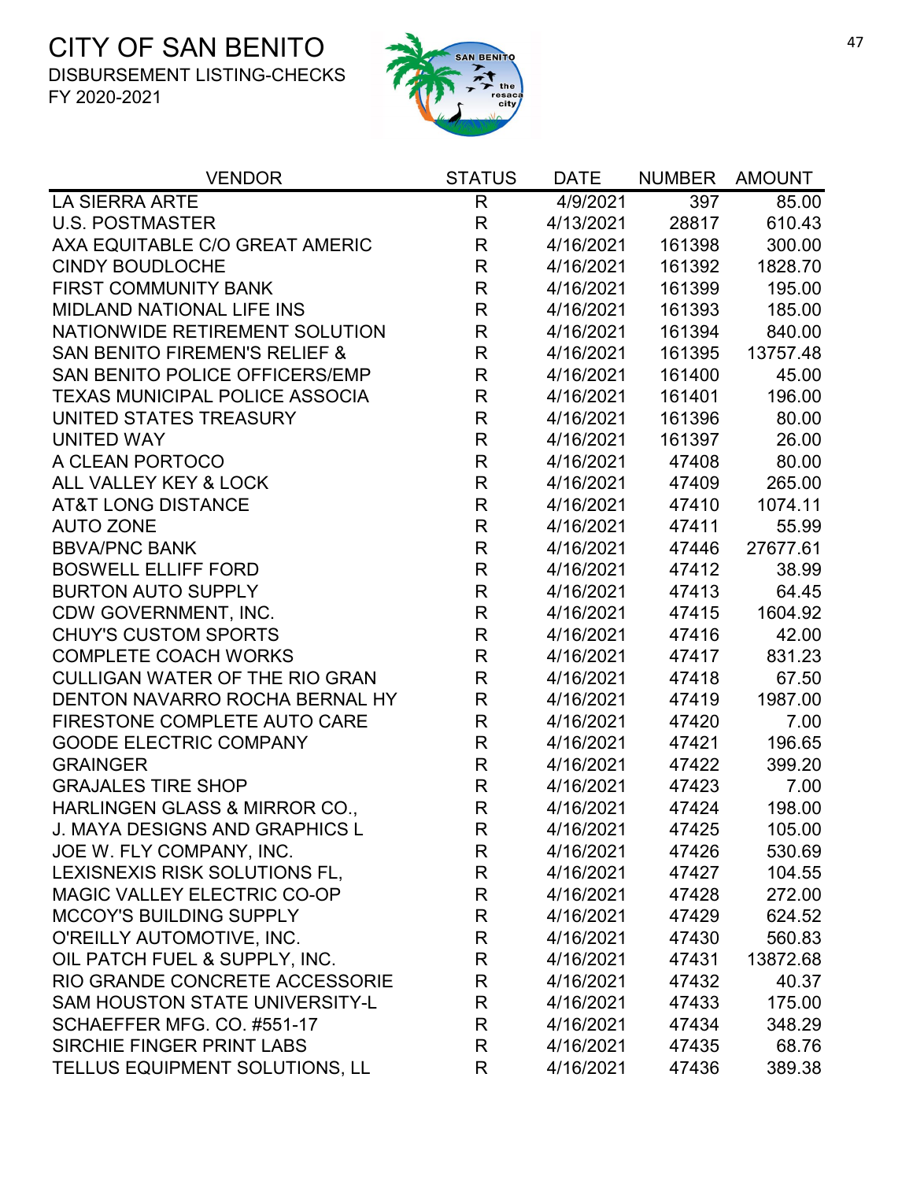# CITY OF SAN BENITO

DISBURSEMENT LISTING-CHECKS

FY 2020-2021

| VENDOR | STATUS | DATE | NUMBER | AMOUNT |
|---|---|---|---|---|
| LA SIERRA ARTE | R | 4/9/2021 | 397 | 85.00 |
| U.S. POSTMASTER | R | 4/13/2021 | 28817 | 610.43 |
| AXA EQUITABLE C/O GREAT AMERIC | R | 4/16/2021 | 161398 | 300.00 |
| CINDY BOUDLOCHE | R | 4/16/2021 | 161392 | 1828.70 |
| FIRST COMMUNITY BANK | R | 4/16/2021 | 161399 | 195.00 |
| MIDLAND NATIONAL LIFE INS | R | 4/16/2021 | 161393 | 185.00 |
| NATIONWIDE RETIREMENT SOLUTION | R | 4/16/2021 | 161394 | 840.00 |
| SAN BENITO FIREMEN'S RELIEF & | R | 4/16/2021 | 161395 | 13757.48 |
| SAN BENITO POLICE OFFICERS/EMP | R | 4/16/2021 | 161400 | 45.00 |
| TEXAS MUNICIPAL POLICE ASSOCIA | R | 4/16/2021 | 161401 | 196.00 |
| UNITED STATES TREASURY | R | 4/16/2021 | 161396 | 80.00 |
| UNITED WAY | R | 4/16/2021 | 161397 | 26.00 |
| A CLEAN PORTOCO | R | 4/16/2021 | 47408 | 80.00 |
| ALL VALLEY KEY & LOCK | R | 4/16/2021 | 47409 | 265.00 |
| AT&T LONG DISTANCE | R | 4/16/2021 | 47410 | 1074.11 |
| AUTO ZONE | R | 4/16/2021 | 47411 | 55.99 |
| BBVA/PNC BANK | R | 4/16/2021 | 47446 | 27677.61 |
| BOSWELL ELLIFF FORD | R | 4/16/2021 | 47412 | 38.99 |
| BURTON AUTO SUPPLY | R | 4/16/2021 | 47413 | 64.45 |
| CDW GOVERNMENT, INC. | R | 4/16/2021 | 47415 | 1604.92 |
| CHUY'S CUSTOM SPORTS | R | 4/16/2021 | 47416 | 42.00 |
| COMPLETE COACH WORKS | R | 4/16/2021 | 47417 | 831.23 |
| CULLIGAN WATER OF THE RIO GRAN | R | 4/16/2021 | 47418 | 67.50 |
| DENTON NAVARRO ROCHA BERNAL HY | R | 4/16/2021 | 47419 | 1987.00 |
| FIRESTONE COMPLETE AUTO CARE | R | 4/16/2021 | 47420 | 7.00 |
| GOODE ELECTRIC COMPANY | R | 4/16/2021 | 47421 | 196.65 |
| GRAINGER | R | 4/16/2021 | 47422 | 399.20 |
| GRAJALES TIRE SHOP | R | 4/16/2021 | 47423 | 7.00 |
| HARLINGEN GLASS & MIRROR CO., | R | 4/16/2021 | 47424 | 198.00 |
| J. MAYA DESIGNS AND GRAPHICS L | R | 4/16/2021 | 47425 | 105.00 |
| JOE W. FLY COMPANY, INC. | R | 4/16/2021 | 47426 | 530.69 |
| LEXISNEXIS RISK SOLUTIONS FL, | R | 4/16/2021 | 47427 | 104.55 |
| MAGIC VALLEY ELECTRIC CO-OP | R | 4/16/2021 | 47428 | 272.00 |
| MCCOY'S BUILDING SUPPLY | R | 4/16/2021 | 47429 | 624.52 |
| O'REILLY AUTOMOTIVE, INC. | R | 4/16/2021 | 47430 | 560.83 |
| OIL PATCH FUEL & SUPPLY, INC. | R | 4/16/2021 | 47431 | 13872.68 |
| RIO GRANDE CONCRETE ACCESSORIE | R | 4/16/2021 | 47432 | 40.37 |
| SAM HOUSTON STATE UNIVERSITY-L | R | 4/16/2021 | 47433 | 175.00 |
| SCHAEFFER MFG. CO. #551-17 | R | 4/16/2021 | 47434 | 348.29 |
| SIRCHIE FINGER PRINT LABS | R | 4/16/2021 | 47435 | 68.76 |
| TELLUS EQUIPMENT SOLUTIONS, LL | R | 4/16/2021 | 47436 | 389.38 |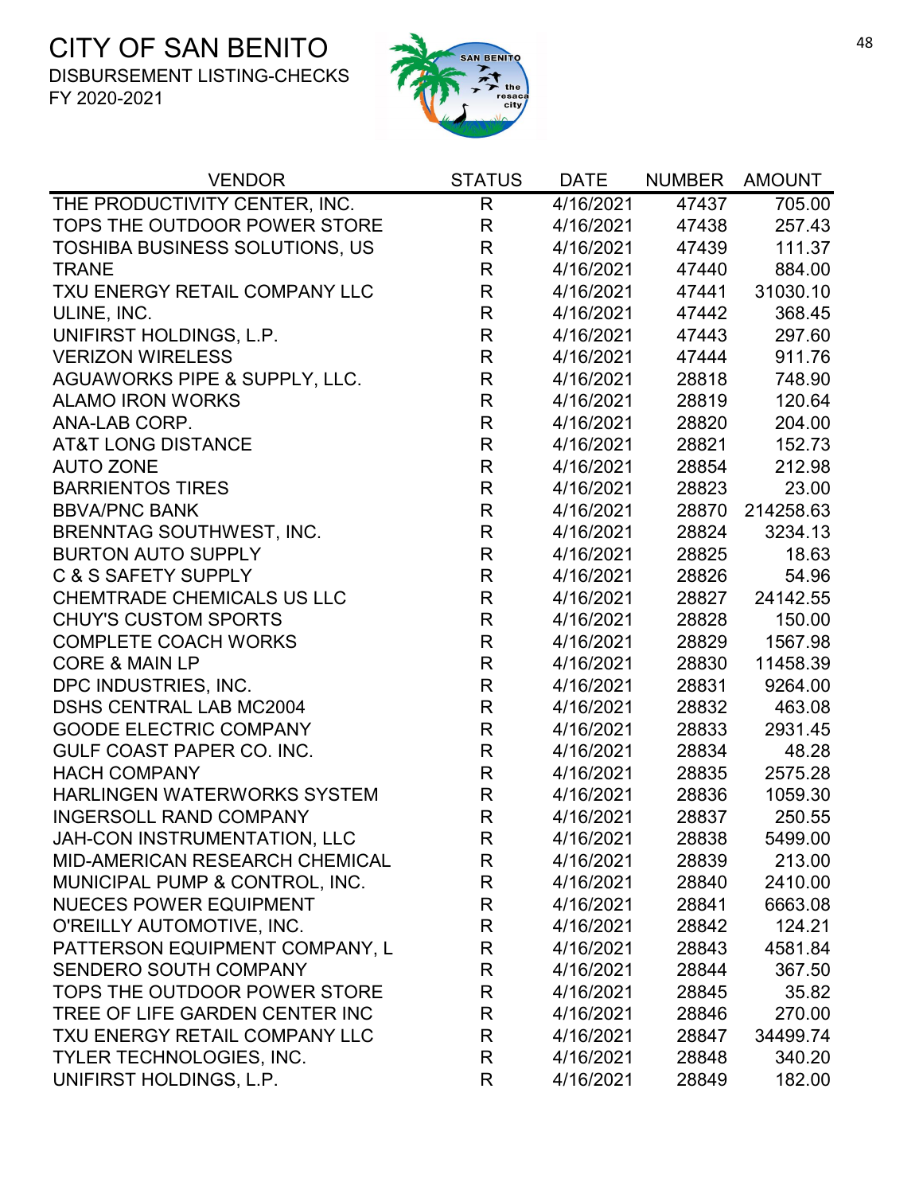# CITY OF SAN BENITO

DISBURSEMENT LISTING-CHECKS
FY 2020-2021

| VENDOR | STATUS | DATE | NUMBER | AMOUNT |
|---|---|---|---|---|
| THE PRODUCTIVITY CENTER, INC. | R | 4/16/2021 | 47437 | 705.00 |
| TOPS THE OUTDOOR POWER STORE | R | 4/16/2021 | 47438 | 257.43 |
| TOSHIBA BUSINESS SOLUTIONS, US | R | 4/16/2021 | 47439 | 111.37 |
| TRANE | R | 4/16/2021 | 47440 | 884.00 |
| TXU ENERGY RETAIL COMPANY LLC | R | 4/16/2021 | 47441 | 31030.10 |
| ULINE, INC. | R | 4/16/2021 | 47442 | 368.45 |
| UNIFIRST HOLDINGS, L.P. | R | 4/16/2021 | 47443 | 297.60 |
| VERIZON WIRELESS | R | 4/16/2021 | 47444 | 911.76 |
| AGUAWORKS PIPE & SUPPLY, LLC. | R | 4/16/2021 | 28818 | 748.90 |
| ALAMO IRON WORKS | R | 4/16/2021 | 28819 | 120.64 |
| ANA-LAB CORP. | R | 4/16/2021 | 28820 | 204.00 |
| AT&T LONG DISTANCE | R | 4/16/2021 | 28821 | 152.73 |
| AUTO ZONE | R | 4/16/2021 | 28854 | 212.98 |
| BARRIENTOS TIRES | R | 4/16/2021 | 28823 | 23.00 |
| BBVA/PNC BANK | R | 4/16/2021 | 28870 | 214258.63 |
| BRENNTAG SOUTHWEST, INC. | R | 4/16/2021 | 28824 | 3234.13 |
| BURTON AUTO SUPPLY | R | 4/16/2021 | 28825 | 18.63 |
| C & S SAFETY SUPPLY | R | 4/16/2021 | 28826 | 54.96 |
| CHEMTRADE CHEMICALS US LLC | R | 4/16/2021 | 28827 | 24142.55 |
| CHUY'S CUSTOM SPORTS | R | 4/16/2021 | 28828 | 150.00 |
| COMPLETE COACH WORKS | R | 4/16/2021 | 28829 | 1567.98 |
| CORE & MAIN LP | R | 4/16/2021 | 28830 | 11458.39 |
| DPC INDUSTRIES, INC. | R | 4/16/2021 | 28831 | 9264.00 |
| DSHS CENTRAL LAB MC2004 | R | 4/16/2021 | 28832 | 463.08 |
| GOODE ELECTRIC COMPANY | R | 4/16/2021 | 28833 | 2931.45 |
| GULF COAST PAPER CO. INC. | R | 4/16/2021 | 28834 | 48.28 |
| HACH COMPANY | R | 4/16/2021 | 28835 | 2575.28 |
| HARLINGEN WATERWORKS SYSTEM | R | 4/16/2021 | 28836 | 1059.30 |
| INGERSOLL RAND COMPANY | R | 4/16/2021 | 28837 | 250.55 |
| JAH-CON INSTRUMENTATION, LLC | R | 4/16/2021 | 28838 | 5499.00 |
| MID-AMERICAN RESEARCH CHEMICAL | R | 4/16/2021 | 28839 | 213.00 |
| MUNICIPAL PUMP & CONTROL, INC. | R | 4/16/2021 | 28840 | 2410.00 |
| NUECES POWER EQUIPMENT | R | 4/16/2021 | 28841 | 6663.08 |
| O'REILLY AUTOMOTIVE, INC. | R | 4/16/2021 | 28842 | 124.21 |
| PATTERSON EQUIPMENT COMPANY, L | R | 4/16/2021 | 28843 | 4581.84 |
| SENDERO SOUTH COMPANY | R | 4/16/2021 | 28844 | 367.50 |
| TOPS THE OUTDOOR POWER STORE | R | 4/16/2021 | 28845 | 35.82 |
| TREE OF LIFE GARDEN CENTER INC | R | 4/16/2021 | 28846 | 270.00 |
| TXU ENERGY RETAIL COMPANY LLC | R | 4/16/2021 | 28847 | 34499.74 |
| TYLER TECHNOLOGIES, INC. | R | 4/16/2021 | 28848 | 340.20 |
| UNIFIRST HOLDINGS, L.P. | R | 4/16/2021 | 28849 | 182.00 |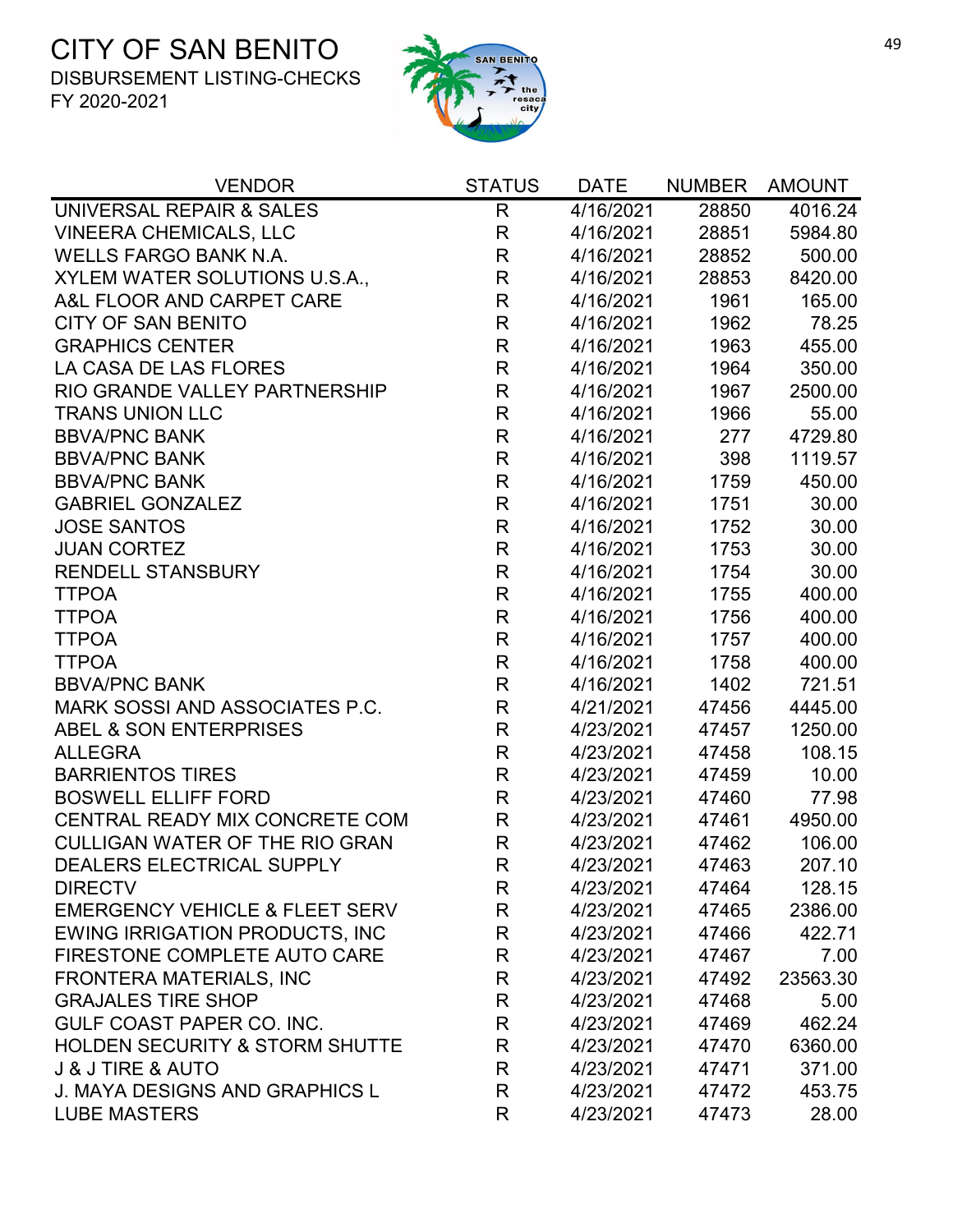# CITY OF SAN BENITO

DISBURSEMENT LISTING-CHECKS

FY 2020-2021

| VENDOR | STATUS | DATE | NUMBER | AMOUNT |
|---|---|---|---|---|
| UNIVERSAL REPAIR & SALES | R | 4/16/2021 | 28850 | 4016.24 |
| VINEERA CHEMICALS, LLC | R | 4/16/2021 | 28851 | 5984.80 |
| WELLS FARGO BANK N.A. | R | 4/16/2021 | 28852 | 500.00 |
| XYLEM WATER SOLUTIONS U.S.A., | R | 4/16/2021 | 28853 | 8420.00 |
| A&L FLOOR AND CARPET CARE | R | 4/16/2021 | 1961 | 165.00 |
| CITY OF SAN BENITO | R | 4/16/2021 | 1962 | 78.25 |
| GRAPHICS CENTER | R | 4/16/2021 | 1963 | 455.00 |
| LA CASA DE LAS FLORES | R | 4/16/2021 | 1964 | 350.00 |
| RIO GRANDE VALLEY PARTNERSHIP | R | 4/16/2021 | 1967 | 2500.00 |
| TRANS UNION LLC | R | 4/16/2021 | 1966 | 55.00 |
| BBVA/PNC BANK | R | 4/16/2021 | 277 | 4729.80 |
| BBVA/PNC BANK | R | 4/16/2021 | 398 | 1119.57 |
| BBVA/PNC BANK | R | 4/16/2021 | 1759 | 450.00 |
| GABRIEL GONZALEZ | R | 4/16/2021 | 1751 | 30.00 |
| JOSE SANTOS | R | 4/16/2021 | 1752 | 30.00 |
| JUAN CORTEZ | R | 4/16/2021 | 1753 | 30.00 |
| RENDELL STANSBURY | R | 4/16/2021 | 1754 | 30.00 |
| TTPOA | R | 4/16/2021 | 1755 | 400.00 |
| TTPOA | R | 4/16/2021 | 1756 | 400.00 |
| TTPOA | R | 4/16/2021 | 1757 | 400.00 |
| TTPOA | R | 4/16/2021 | 1758 | 400.00 |
| BBVA/PNC BANK | R | 4/16/2021 | 1402 | 721.51 |
| MARK SOSSI AND ASSOCIATES P.C. | R | 4/21/2021 | 47456 | 4445.00 |
| ABEL & SON ENTERPRISES | R | 4/23/2021 | 47457 | 1250.00 |
| ALLEGRA | R | 4/23/2021 | 47458 | 108.15 |
| BARRIENTOS TIRES | R | 4/23/2021 | 47459 | 10.00 |
| BOSWELL ELLIFF FORD | R | 4/23/2021 | 47460 | 77.98 |
| CENTRAL READY MIX CONCRETE COM | R | 4/23/2021 | 47461 | 4950.00 |
| CULLIGAN WATER OF THE RIO GRAN | R | 4/23/2021 | 47462 | 106.00 |
| DEALERS ELECTRICAL SUPPLY | R | 4/23/2021 | 47463 | 207.10 |
| DIRECTV | R | 4/23/2021 | 47464 | 128.15 |
| EMERGENCY VEHICLE & FLEET SERV | R | 4/23/2021 | 47465 | 2386.00 |
| EWING IRRIGATION PRODUCTS, INC | R | 4/23/2021 | 47466 | 422.71 |
| FIRESTONE COMPLETE AUTO CARE | R | 4/23/2021 | 47467 | 7.00 |
| FRONTERA MATERIALS, INC | R | 4/23/2021 | 47492 | 23563.30 |
| GRAJALES TIRE SHOP | R | 4/23/2021 | 47468 | 5.00 |
| GULF COAST PAPER CO. INC. | R | 4/23/2021 | 47469 | 462.24 |
| HOLDEN SECURITY & STORM SHUTTE | R | 4/23/2021 | 47470 | 6360.00 |
| J & J TIRE & AUTO | R | 4/23/2021 | 47471 | 371.00 |
| J. MAYA DESIGNS AND GRAPHICS L | R | 4/23/2021 | 47472 | 453.75 |
| LUBE MASTERS | R | 4/23/2021 | 47473 | 28.00 |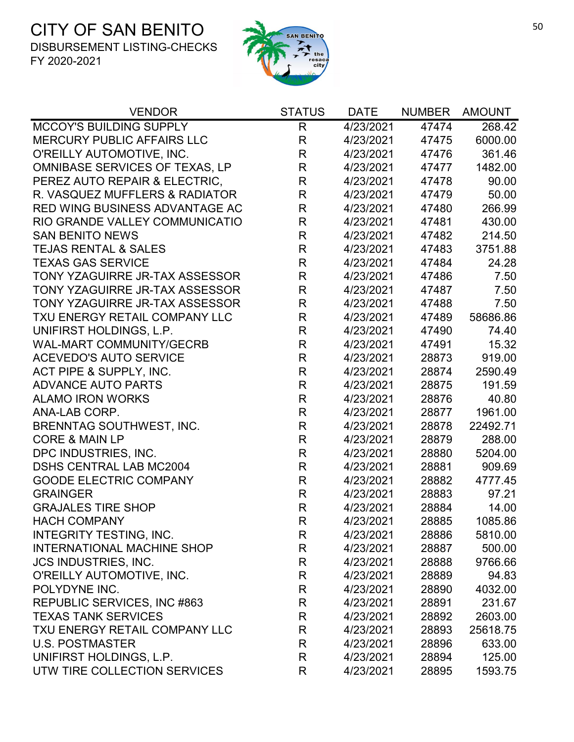# CITY OF SAN BENITO

DISBURSEMENT LISTING-CHECKS
FY 2020-2021

| VENDOR | STATUS | DATE | NUMBER | AMOUNT |
|---|---|---|---|---|
| MCCOY'S BUILDING SUPPLY | R | 4/23/2021 | 47474 | 268.42 |
| MERCURY PUBLIC AFFAIRS LLC | R | 4/23/2021 | 47475 | 6000.00 |
| O'REILLY AUTOMOTIVE, INC. | R | 4/23/2021 | 47476 | 361.46 |
| OMNIBASE SERVICES OF TEXAS, LP | R | 4/23/2021 | 47477 | 1482.00 |
| PEREZ AUTO REPAIR & ELECTRIC, | R | 4/23/2021 | 47478 | 90.00 |
| R. VASQUEZ MUFFLERS & RADIATOR | R | 4/23/2021 | 47479 | 50.00 |
| RED WING BUSINESS ADVANTAGE AC | R | 4/23/2021 | 47480 | 266.99 |
| RIO GRANDE VALLEY COMMUNICATIO | R | 4/23/2021 | 47481 | 430.00 |
| SAN BENITO NEWS | R | 4/23/2021 | 47482 | 214.50 |
| TEJAS RENTAL & SALES | R | 4/23/2021 | 47483 | 3751.88 |
| TEXAS GAS SERVICE | R | 4/23/2021 | 47484 | 24.28 |
| TONY YZAGUIRRE JR-TAX ASSESSOR | R | 4/23/2021 | 47486 | 7.50 |
| TONY YZAGUIRRE JR-TAX ASSESSOR | R | 4/23/2021 | 47487 | 7.50 |
| TONY YZAGUIRRE JR-TAX ASSESSOR | R | 4/23/2021 | 47488 | 7.50 |
| TXU ENERGY RETAIL COMPANY LLC | R | 4/23/2021 | 47489 | 58686.86 |
| UNIFIRST HOLDINGS, L.P. | R | 4/23/2021 | 47490 | 74.40 |
| WAL-MART COMMUNITY/GECRB | R | 4/23/2021 | 47491 | 15.32 |
| ACEVEDO'S AUTO SERVICE | R | 4/23/2021 | 28873 | 919.00 |
| ACT PIPE & SUPPLY, INC. | R | 4/23/2021 | 28874 | 2590.49 |
| ADVANCE AUTO PARTS | R | 4/23/2021 | 28875 | 191.59 |
| ALAMO IRON WORKS | R | 4/23/2021 | 28876 | 40.80 |
| ANA-LAB CORP. | R | 4/23/2021 | 28877 | 1961.00 |
| BRENNTAG SOUTHWEST, INC. | R | 4/23/2021 | 28878 | 22492.71 |
| CORE & MAIN LP | R | 4/23/2021 | 28879 | 288.00 |
| DPC INDUSTRIES, INC. | R | 4/23/2021 | 28880 | 5204.00 |
| DSHS CENTRAL LAB MC2004 | R | 4/23/2021 | 28881 | 909.69 |
| GOODE ELECTRIC COMPANY | R | 4/23/2021 | 28882 | 4777.45 |
| GRAINGER | R | 4/23/2021 | 28883 | 97.21 |
| GRAJALES TIRE SHOP | R | 4/23/2021 | 28884 | 14.00 |
| HACH COMPANY | R | 4/23/2021 | 28885 | 1085.86 |
| INTEGRITY TESTING, INC. | R | 4/23/2021 | 28886 | 5810.00 |
| INTERNATIONAL MACHINE SHOP | R | 4/23/2021 | 28887 | 500.00 |
| JCS INDUSTRIES, INC. | R | 4/23/2021 | 28888 | 9766.66 |
| O'REILLY AUTOMOTIVE, INC. | R | 4/23/2021 | 28889 | 94.83 |
| POLYDYNE INC. | R | 4/23/2021 | 28890 | 4032.00 |
| REPUBLIC SERVICES, INC #863 | R | 4/23/2021 | 28891 | 231.67 |
| TEXAS TANK SERVICES | R | 4/23/2021 | 28892 | 2603.00 |
| TXU ENERGY RETAIL COMPANY LLC | R | 4/23/2021 | 28893 | 25618.75 |
| U.S. POSTMASTER | R | 4/23/2021 | 28896 | 633.00 |
| UNIFIRST HOLDINGS, L.P. | R | 4/23/2021 | 28894 | 125.00 |
| UTW TIRE COLLECTION SERVICES | R | 4/23/2021 | 28895 | 1593.75 |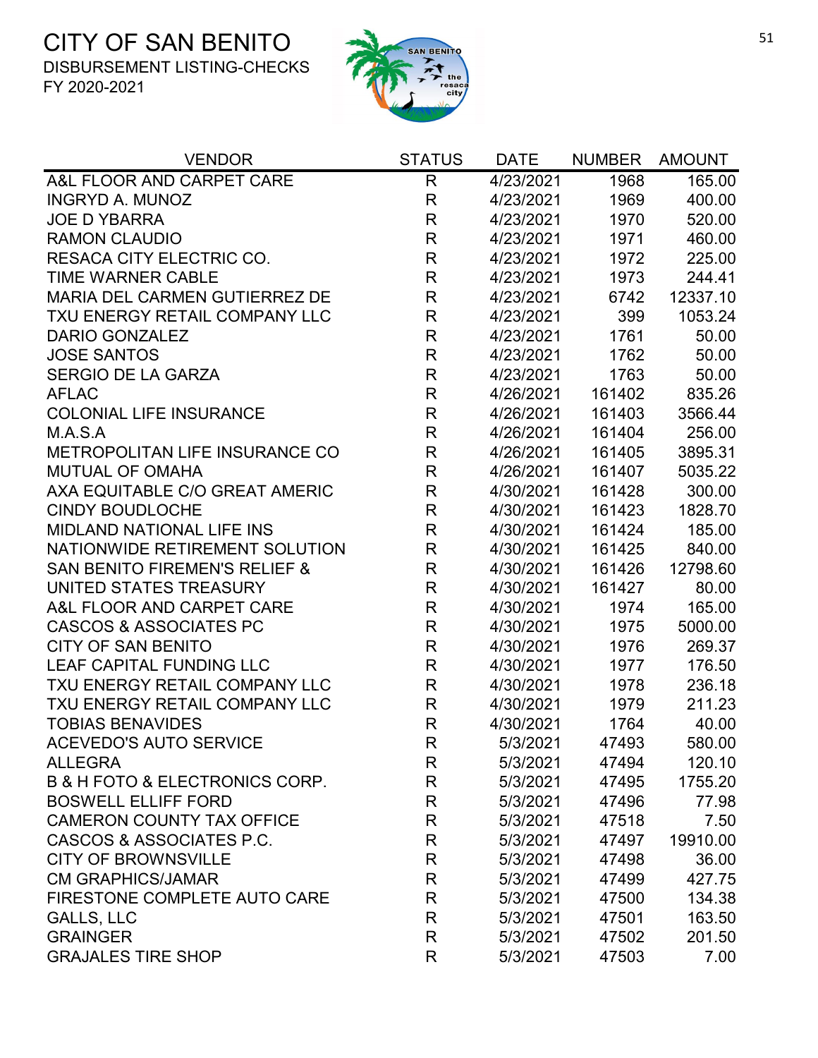# CITY OF SAN BENITO

DISBURSEMENT LISTING-CHECKS
FY 2020-2021

| VENDOR | STATUS | DATE | NUMBER | AMOUNT |
|---|---|---|---|---|
| A&L FLOOR AND CARPET CARE | R | 4/23/2021 | 1968 | 165.00 |
| INGRYD A. MUNOZ | R | 4/23/2021 | 1969 | 400.00 |
| JOE D YBARRA | R | 4/23/2021 | 1970 | 520.00 |
| RAMON CLAUDIO | R | 4/23/2021 | 1971 | 460.00 |
| RESACA CITY ELECTRIC CO. | R | 4/23/2021 | 1972 | 225.00 |
| TIME WARNER CABLE | R | 4/23/2021 | 1973 | 244.41 |
| MARIA DEL CARMEN GUTIERREZ DE | R | 4/23/2021 | 6742 | 12337.10 |
| TXU ENERGY RETAIL COMPANY LLC | R | 4/23/2021 | 399 | 1053.24 |
| DARIO GONZALEZ | R | 4/23/2021 | 1761 | 50.00 |
| JOSE SANTOS | R | 4/23/2021 | 1762 | 50.00 |
| SERGIO DE LA GARZA | R | 4/23/2021 | 1763 | 50.00 |
| AFLAC | R | 4/26/2021 | 161402 | 835.26 |
| COLONIAL LIFE INSURANCE | R | 4/26/2021 | 161403 | 3566.44 |
| M.A.S.A | R | 4/26/2021 | 161404 | 256.00 |
| METROPOLITAN LIFE INSURANCE CO | R | 4/26/2021 | 161405 | 3895.31 |
| MUTUAL OF OMAHA | R | 4/26/2021 | 161407 | 5035.22 |
| AXA EQUITABLE C/O GREAT AMERIC | R | 4/30/2021 | 161428 | 300.00 |
| CINDY BOUDLOCHE | R | 4/30/2021 | 161423 | 1828.70 |
| MIDLAND NATIONAL LIFE INS | R | 4/30/2021 | 161424 | 185.00 |
| NATIONWIDE RETIREMENT SOLUTION | R | 4/30/2021 | 161425 | 840.00 |
| SAN BENITO FIREMEN'S RELIEF & | R | 4/30/2021 | 161426 | 12798.60 |
| UNITED STATES TREASURY | R | 4/30/2021 | 161427 | 80.00 |
| A&L FLOOR AND CARPET CARE | R | 4/30/2021 | 1974 | 165.00 |
| CASCOS & ASSOCIATES PC | R | 4/30/2021 | 1975 | 5000.00 |
| CITY OF SAN BENITO | R | 4/30/2021 | 1976 | 269.37 |
| LEAF CAPITAL FUNDING LLC | R | 4/30/2021 | 1977 | 176.50 |
| TXU ENERGY RETAIL COMPANY LLC | R | 4/30/2021 | 1978 | 236.18 |
| TXU ENERGY RETAIL COMPANY LLC | R | 4/30/2021 | 1979 | 211.23 |
| TOBIAS BENAVIDES | R | 4/30/2021 | 1764 | 40.00 |
| ACEVEDO'S AUTO SERVICE | R | 5/3/2021 | 47493 | 580.00 |
| ALLEGRA | R | 5/3/2021 | 47494 | 120.10 |
| B & H FOTO & ELECTRONICS CORP. | R | 5/3/2021 | 47495 | 1755.20 |
| BOSWELL ELLIFF FORD | R | 5/3/2021 | 47496 | 77.98 |
| CAMERON COUNTY TAX OFFICE | R | 5/3/2021 | 47518 | 7.50 |
| CASCOS & ASSOCIATES P.C. | R | 5/3/2021 | 47497 | 19910.00 |
| CITY OF BROWNSVILLE | R | 5/3/2021 | 47498 | 36.00 |
| CM GRAPHICS/JAMAR | R | 5/3/2021 | 47499 | 427.75 |
| FIRESTONE COMPLETE AUTO CARE | R | 5/3/2021 | 47500 | 134.38 |
| GALLS, LLC | R | 5/3/2021 | 47501 | 163.50 |
| GRAINGER | R | 5/3/2021 | 47502 | 201.50 |
| GRAJALES TIRE SHOP | R | 5/3/2021 | 47503 | 7.00 |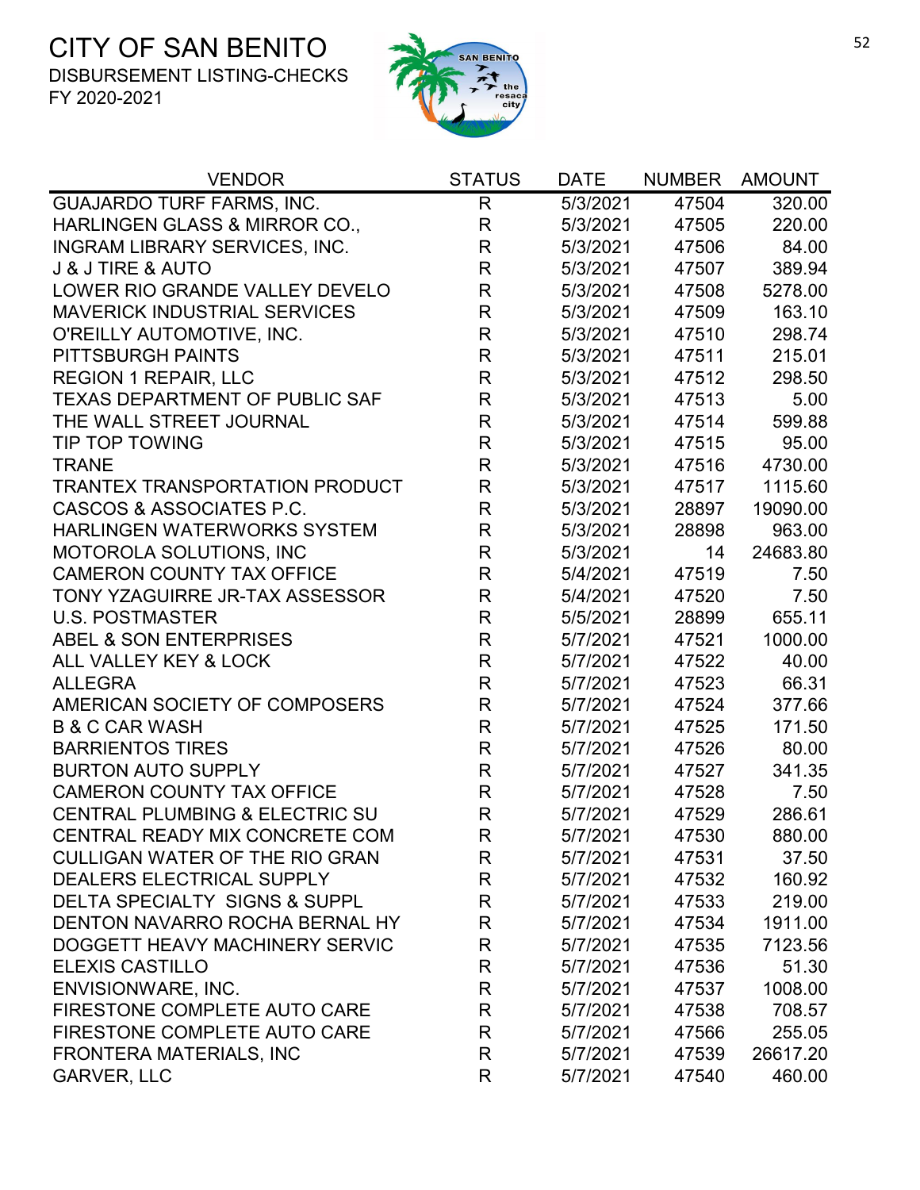# CITY OF SAN BENITO

DISBURSEMENT LISTING-CHECKS

FY 2020-2021

| VENDOR | STATUS | DATE | NUMBER | AMOUNT |
|---|---|---|---|---|
| GUAJARDO TURF FARMS, INC. | R | 5/3/2021 | 47504 | 320.00 |
| HARLINGEN GLASS & MIRROR CO., | R | 5/3/2021 | 47505 | 220.00 |
| INGRAM LIBRARY SERVICES, INC. | R | 5/3/2021 | 47506 | 84.00 |
| J & J TIRE & AUTO | R | 5/3/2021 | 47507 | 389.94 |
| LOWER RIO GRANDE VALLEY DEVELO | R | 5/3/2021 | 47508 | 5278.00 |
| MAVERICK INDUSTRIAL SERVICES | R | 5/3/2021 | 47509 | 163.10 |
| O'REILLY AUTOMOTIVE, INC. | R | 5/3/2021 | 47510 | 298.74 |
| PITTSBURGH PAINTS | R | 5/3/2021 | 47511 | 215.01 |
| REGION 1 REPAIR, LLC | R | 5/3/2021 | 47512 | 298.50 |
| TEXAS DEPARTMENT OF PUBLIC SAF | R | 5/3/2021 | 47513 | 5.00 |
| THE WALL STREET JOURNAL | R | 5/3/2021 | 47514 | 599.88 |
| TIP TOP TOWING | R | 5/3/2021 | 47515 | 95.00 |
| TRANE | R | 5/3/2021 | 47516 | 4730.00 |
| TRANTEX TRANSPORTATION PRODUCT | R | 5/3/2021 | 47517 | 1115.60 |
| CASCOS & ASSOCIATES P.C. | R | 5/3/2021 | 28897 | 19090.00 |
| HARLINGEN WATERWORKS SYSTEM | R | 5/3/2021 | 28898 | 963.00 |
| MOTOROLA SOLUTIONS, INC | R | 5/3/2021 | 14 | 24683.80 |
| CAMERON COUNTY TAX OFFICE | R | 5/4/2021 | 47519 | 7.50 |
| TONY YZAGUIRRE JR-TAX ASSESSOR | R | 5/4/2021 | 47520 | 7.50 |
| U.S. POSTMASTER | R | 5/5/2021 | 28899 | 655.11 |
| ABEL & SON ENTERPRISES | R | 5/7/2021 | 47521 | 1000.00 |
| ALL VALLEY KEY & LOCK | R | 5/7/2021 | 47522 | 40.00 |
| ALLEGRA | R | 5/7/2021 | 47523 | 66.31 |
| AMERICAN SOCIETY OF COMPOSERS | R | 5/7/2021 | 47524 | 377.66 |
| B & C CAR WASH | R | 5/7/2021 | 47525 | 171.50 |
| BARRIENTOS TIRES | R | 5/7/2021 | 47526 | 80.00 |
| BURTON AUTO SUPPLY | R | 5/7/2021 | 47527 | 341.35 |
| CAMERON COUNTY TAX OFFICE | R | 5/7/2021 | 47528 | 7.50 |
| CENTRAL PLUMBING & ELECTRIC SU | R | 5/7/2021 | 47529 | 286.61 |
| CENTRAL READY MIX CONCRETE COM | R | 5/7/2021 | 47530 | 880.00 |
| CULLIGAN WATER OF THE RIO GRAN | R | 5/7/2021 | 47531 | 37.50 |
| DEALERS ELECTRICAL SUPPLY | R | 5/7/2021 | 47532 | 160.92 |
| DELTA SPECIALTY SIGNS & SUPPL | R | 5/7/2021 | 47533 | 219.00 |
| DENTON NAVARRO ROCHA BERNAL HY | R | 5/7/2021 | 47534 | 1911.00 |
| DOGGETT HEAVY MACHINERY SERVIC | R | 5/7/2021 | 47535 | 7123.56 |
| ELEXIS CASTILLO | R | 5/7/2021 | 47536 | 51.30 |
| ENVISIONWARE, INC. | R | 5/7/2021 | 47537 | 1008.00 |
| FIRESTONE COMPLETE AUTO CARE | R | 5/7/2021 | 47538 | 708.57 |
| FIRESTONE COMPLETE AUTO CARE | R | 5/7/2021 | 47566 | 255.05 |
| FRONTERA MATERIALS, INC | R | 5/7/2021 | 47539 | 26617.20 |
| GARVER, LLC | R | 5/7/2021 | 47540 | 460.00 |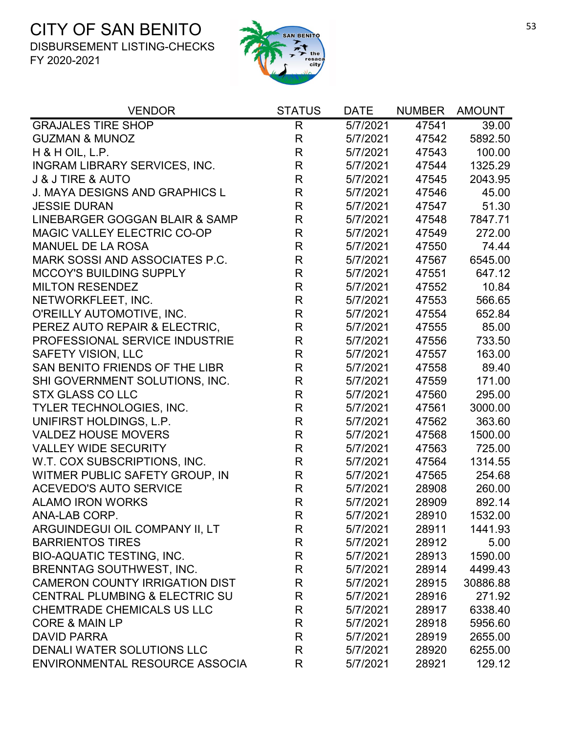# CITY OF SAN BENITO

DISBURSEMENT LISTING-CHECKS
FY 2020-2021

| VENDOR | STATUS | DATE | NUMBER | AMOUNT |
|---|---|---|---|---|
| GRAJALES TIRE SHOP | R | 5/7/2021 | 47541 | 39.00 |
| GUZMAN & MUNOZ | R | 5/7/2021 | 47542 | 5892.50 |
| H & H OIL, L.P. | R | 5/7/2021 | 47543 | 100.00 |
| INGRAM LIBRARY SERVICES, INC. | R | 5/7/2021 | 47544 | 1325.29 |
| J & J TIRE & AUTO | R | 5/7/2021 | 47545 | 2043.95 |
| J. MAYA DESIGNS AND GRAPHICS L | R | 5/7/2021 | 47546 | 45.00 |
| JESSIE DURAN | R | 5/7/2021 | 47547 | 51.30 |
| LINEBARGER GOGGAN BLAIR & SAMP | R | 5/7/2021 | 47548 | 7847.71 |
| MAGIC VALLEY ELECTRIC CO-OP | R | 5/7/2021 | 47549 | 272.00 |
| MANUEL DE LA ROSA | R | 5/7/2021 | 47550 | 74.44 |
| MARK SOSSI AND ASSOCIATES P.C. | R | 5/7/2021 | 47567 | 6545.00 |
| MCCOY'S BUILDING SUPPLY | R | 5/7/2021 | 47551 | 647.12 |
| MILTON RESENDEZ | R | 5/7/2021 | 47552 | 10.84 |
| NETWORKFLEET, INC. | R | 5/7/2021 | 47553 | 566.65 |
| O'REILLY AUTOMOTIVE, INC. | R | 5/7/2021 | 47554 | 652.84 |
| PEREZ AUTO REPAIR & ELECTRIC, | R | 5/7/2021 | 47555 | 85.00 |
| PROFESSIONAL SERVICE INDUSTRIE | R | 5/7/2021 | 47556 | 733.50 |
| SAFETY VISION, LLC | R | 5/7/2021 | 47557 | 163.00 |
| SAN BENITO FRIENDS OF THE LIBR | R | 5/7/2021 | 47558 | 89.40 |
| SHI GOVERNMENT SOLUTIONS, INC. | R | 5/7/2021 | 47559 | 171.00 |
| STX GLASS CO LLC | R | 5/7/2021 | 47560 | 295.00 |
| TYLER TECHNOLOGIES, INC. | R | 5/7/2021 | 47561 | 3000.00 |
| UNIFIRST HOLDINGS, L.P. | R | 5/7/2021 | 47562 | 363.60 |
| VALDEZ HOUSE MOVERS | R | 5/7/2021 | 47568 | 1500.00 |
| VALLEY WIDE SECURITY | R | 5/7/2021 | 47563 | 725.00 |
| W.T. COX SUBSCRIPTIONS, INC. | R | 5/7/2021 | 47564 | 1314.55 |
| WITMER PUBLIC SAFETY GROUP, IN | R | 5/7/2021 | 47565 | 254.68 |
| ACEVEDO'S AUTO SERVICE | R | 5/7/2021 | 28908 | 260.00 |
| ALAMO IRON WORKS | R | 5/7/2021 | 28909 | 892.14 |
| ANA-LAB CORP. | R | 5/7/2021 | 28910 | 1532.00 |
| ARGUINDEGUI OIL COMPANY II, LT | R | 5/7/2021 | 28911 | 1441.93 |
| BARRIENTOS TIRES | R | 5/7/2021 | 28912 | 5.00 |
| BIO-AQUATIC TESTING, INC. | R | 5/7/2021 | 28913 | 1590.00 |
| BRENNTAG SOUTHWEST, INC. | R | 5/7/2021 | 28914 | 4499.43 |
| CAMERON COUNTY IRRIGATION DIST | R | 5/7/2021 | 28915 | 30886.88 |
| CENTRAL PLUMBING & ELECTRIC SU | R | 5/7/2021 | 28916 | 271.92 |
| CHEMTRADE CHEMICALS US LLC | R | 5/7/2021 | 28917 | 6338.40 |
| CORE & MAIN LP | R | 5/7/2021 | 28918 | 5956.60 |
| DAVID PARRA | R | 5/7/2021 | 28919 | 2655.00 |
| DENALI WATER SOLUTIONS LLC | R | 5/7/2021 | 28920 | 6255.00 |
| ENVIRONMENTAL RESOURCE ASSOCIA | R | 5/7/2021 | 28921 | 129.12 |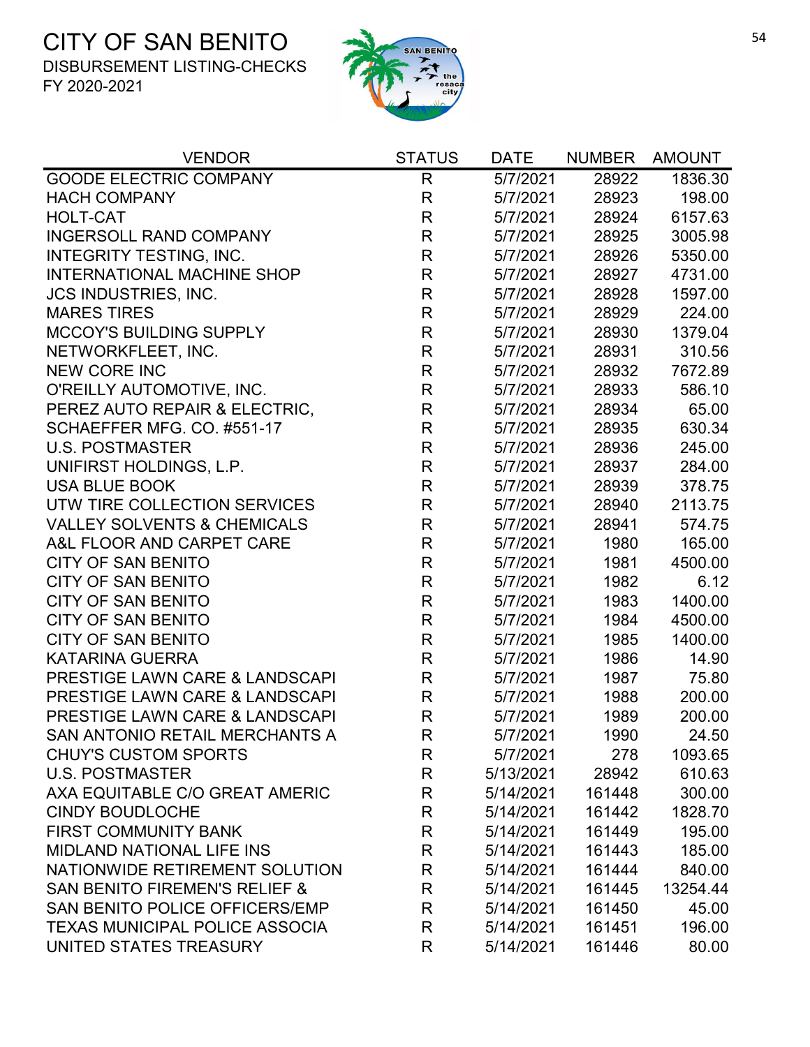# CITY OF SAN BENITO

DISBURSEMENT LISTING-CHECKS

FY 2020-2021

| VENDOR | STATUS | DATE | NUMBER | AMOUNT |
|---|---|---|---|---|
| GOODE ELECTRIC COMPANY | R | 5/7/2021 | 28922 | 1836.30 |
| HACH COMPANY | R | 5/7/2021 | 28923 | 198.00 |
| HOLT-CAT | R | 5/7/2021 | 28924 | 6157.63 |
| INGERSOLL RAND COMPANY | R | 5/7/2021 | 28925 | 3005.98 |
| INTEGRITY TESTING, INC. | R | 5/7/2021 | 28926 | 5350.00 |
| INTERNATIONAL MACHINE SHOP | R | 5/7/2021 | 28927 | 4731.00 |
| JCS INDUSTRIES, INC. | R | 5/7/2021 | 28928 | 1597.00 |
| MARES TIRES | R | 5/7/2021 | 28929 | 224.00 |
| MCCOY'S BUILDING SUPPLY | R | 5/7/2021 | 28930 | 1379.04 |
| NETWORKFLEET, INC. | R | 5/7/2021 | 28931 | 310.56 |
| NEW CORE INC | R | 5/7/2021 | 28932 | 7672.89 |
| O'REILLY AUTOMOTIVE, INC. | R | 5/7/2021 | 28933 | 586.10 |
| PEREZ AUTO REPAIR & ELECTRIC, | R | 5/7/2021 | 28934 | 65.00 |
| SCHAEFFER MFG. CO. #551-17 | R | 5/7/2021 | 28935 | 630.34 |
| U.S. POSTMASTER | R | 5/7/2021 | 28936 | 245.00 |
| UNIFIRST HOLDINGS, L.P. | R | 5/7/2021 | 28937 | 284.00 |
| USA BLUE BOOK | R | 5/7/2021 | 28939 | 378.75 |
| UTW TIRE COLLECTION SERVICES | R | 5/7/2021 | 28940 | 2113.75 |
| VALLEY SOLVENTS & CHEMICALS | R | 5/7/2021 | 28941 | 574.75 |
| A&L FLOOR AND CARPET CARE | R | 5/7/2021 | 1980 | 165.00 |
| CITY OF SAN BENITO | R | 5/7/2021 | 1981 | 4500.00 |
| CITY OF SAN BENITO | R | 5/7/2021 | 1982 | 6.12 |
| CITY OF SAN BENITO | R | 5/7/2021 | 1983 | 1400.00 |
| CITY OF SAN BENITO | R | 5/7/2021 | 1984 | 4500.00 |
| CITY OF SAN BENITO | R | 5/7/2021 | 1985 | 1400.00 |
| KATARINA GUERRA | R | 5/7/2021 | 1986 | 14.90 |
| PRESTIGE LAWN CARE & LANDSCAPI | R | 5/7/2021 | 1987 | 75.80 |
| PRESTIGE LAWN CARE & LANDSCAPI | R | 5/7/2021 | 1988 | 200.00 |
| PRESTIGE LAWN CARE & LANDSCAPI | R | 5/7/2021 | 1989 | 200.00 |
| SAN ANTONIO RETAIL MERCHANTS A | R | 5/7/2021 | 1990 | 24.50 |
| CHUY'S CUSTOM SPORTS | R | 5/7/2021 | 278 | 1093.65 |
| U.S. POSTMASTER | R | 5/13/2021 | 28942 | 610.63 |
| AXA EQUITABLE C/O GREAT AMERIC | R | 5/14/2021 | 161448 | 300.00 |
| CINDY BOUDLOCHE | R | 5/14/2021 | 161442 | 1828.70 |
| FIRST COMMUNITY BANK | R | 5/14/2021 | 161449 | 195.00 |
| MIDLAND NATIONAL LIFE INS | R | 5/14/2021 | 161443 | 185.00 |
| NATIONWIDE RETIREMENT SOLUTION | R | 5/14/2021 | 161444 | 840.00 |
| SAN BENITO FIREMEN'S RELIEF & | R | 5/14/2021 | 161445 | 13254.44 |
| SAN BENITO POLICE OFFICERS/EMP | R | 5/14/2021 | 161450 | 45.00 |
| TEXAS MUNICIPAL POLICE ASSOCIA | R | 5/14/2021 | 161451 | 196.00 |
| UNITED STATES TREASURY | R | 5/14/2021 | 161446 | 80.00 |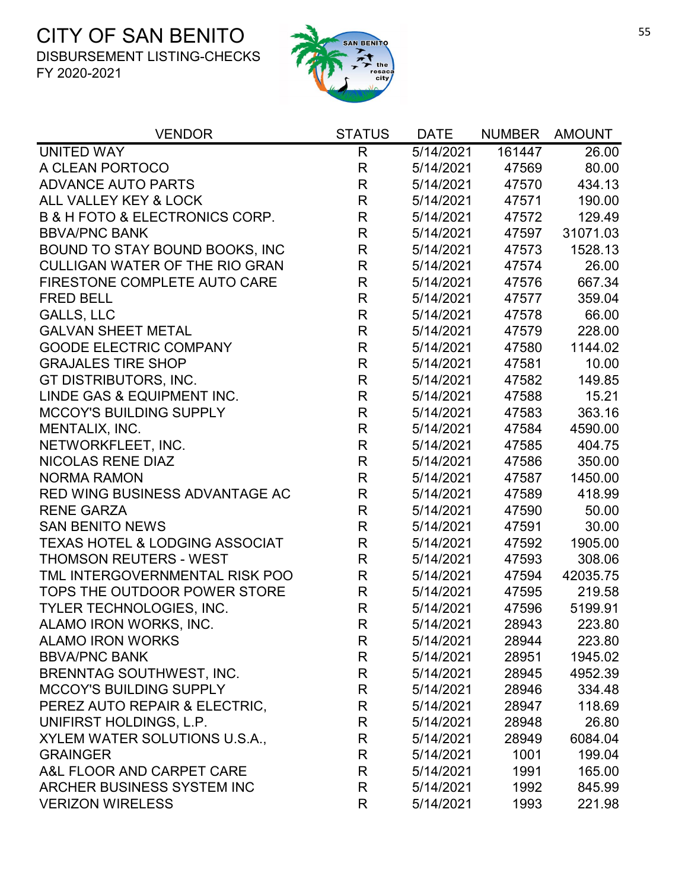# CITY OF SAN BENITO

DISBURSEMENT LISTING-CHECKS
FY 2020-2021

| VENDOR | STATUS | DATE | NUMBER | AMOUNT |
|---|---|---|---|---|
| UNITED WAY | R | 5/14/2021 | 161447 | 26.00 |
| A CLEAN PORTOCO | R | 5/14/2021 | 47569 | 80.00 |
| ADVANCE AUTO PARTS | R | 5/14/2021 | 47570 | 434.13 |
| ALL VALLEY KEY & LOCK | R | 5/14/2021 | 47571 | 190.00 |
| B & H FOTO & ELECTRONICS CORP. | R | 5/14/2021 | 47572 | 129.49 |
| BBVA/PNC BANK | R | 5/14/2021 | 47597 | 31071.03 |
| BOUND TO STAY BOUND BOOKS, INC | R | 5/14/2021 | 47573 | 1528.13 |
| CULLIGAN WATER OF THE RIO GRAN | R | 5/14/2021 | 47574 | 26.00 |
| FIRESTONE COMPLETE AUTO CARE | R | 5/14/2021 | 47576 | 667.34 |
| FRED BELL | R | 5/14/2021 | 47577 | 359.04 |
| GALLS, LLC | R | 5/14/2021 | 47578 | 66.00 |
| GALVAN SHEET METAL | R | 5/14/2021 | 47579 | 228.00 |
| GOODE ELECTRIC COMPANY | R | 5/14/2021 | 47580 | 1144.02 |
| GRAJALES TIRE SHOP | R | 5/14/2021 | 47581 | 10.00 |
| GT DISTRIBUTORS, INC. | R | 5/14/2021 | 47582 | 149.85 |
| LINDE GAS & EQUIPMENT INC. | R | 5/14/2021 | 47588 | 15.21 |
| MCCOY'S BUILDING SUPPLY | R | 5/14/2021 | 47583 | 363.16 |
| MENTALIX, INC. | R | 5/14/2021 | 47584 | 4590.00 |
| NETWORKFLEET, INC. | R | 5/14/2021 | 47585 | 404.75 |
| NICOLAS RENE DIAZ | R | 5/14/2021 | 47586 | 350.00 |
| NORMA RAMON | R | 5/14/2021 | 47587 | 1450.00 |
| RED WING BUSINESS ADVANTAGE AC | R | 5/14/2021 | 47589 | 418.99 |
| RENE GARZA | R | 5/14/2021 | 47590 | 50.00 |
| SAN BENITO NEWS | R | 5/14/2021 | 47591 | 30.00 |
| TEXAS HOTEL & LODGING ASSOCIAT | R | 5/14/2021 | 47592 | 1905.00 |
| THOMSON REUTERS - WEST | R | 5/14/2021 | 47593 | 308.06 |
| TML INTERGOVERNMENTAL RISK POO | R | 5/14/2021 | 47594 | 42035.75 |
| TOPS THE OUTDOOR POWER STORE | R | 5/14/2021 | 47595 | 219.58 |
| TYLER TECHNOLOGIES, INC. | R | 5/14/2021 | 47596 | 5199.91 |
| ALAMO IRON WORKS, INC. | R | 5/14/2021 | 28943 | 223.80 |
| ALAMO IRON WORKS | R | 5/14/2021 | 28944 | 223.80 |
| BBVA/PNC BANK | R | 5/14/2021 | 28951 | 1945.02 |
| BRENNTAG SOUTHWEST, INC. | R | 5/14/2021 | 28945 | 4952.39 |
| MCCOY'S BUILDING SUPPLY | R | 5/14/2021 | 28946 | 334.48 |
| PEREZ AUTO REPAIR & ELECTRIC, | R | 5/14/2021 | 28947 | 118.69 |
| UNIFIRST HOLDINGS, L.P. | R | 5/14/2021 | 28948 | 26.80 |
| XYLEM WATER SOLUTIONS U.S.A., | R | 5/14/2021 | 28949 | 6084.04 |
| GRAINGER | R | 5/14/2021 | 1001 | 199.04 |
| A&L FLOOR AND CARPET CARE | R | 5/14/2021 | 1991 | 165.00 |
| ARCHER BUSINESS SYSTEM INC | R | 5/14/2021 | 1992 | 845.99 |
| VERIZON WIRELESS | R | 5/14/2021 | 1993 | 221.98 |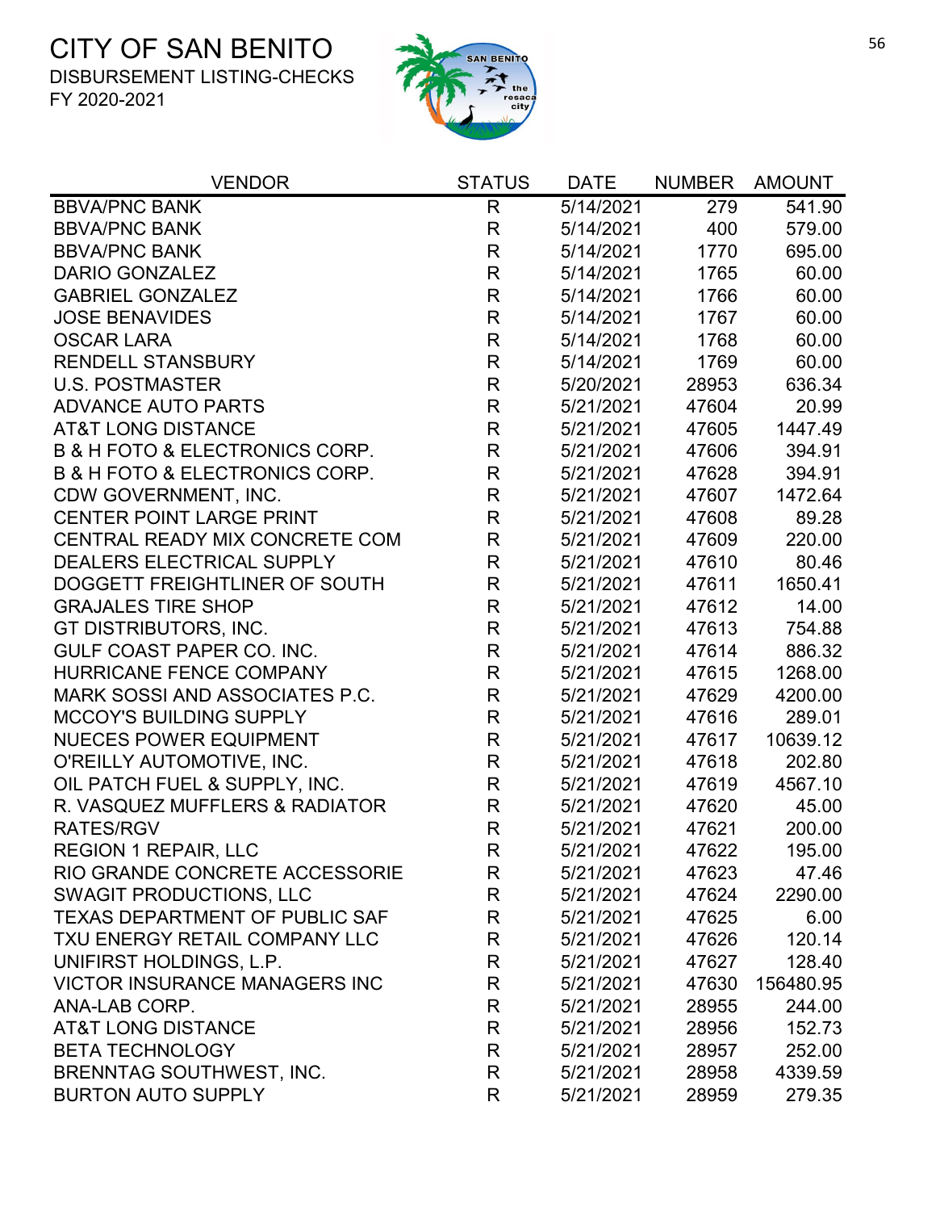# CITY OF SAN BENITO

DISBURSEMENT LISTING-CHECKS

FY 2020-2021

| VENDOR | STATUS | DATE | NUMBER | AMOUNT |
|---|---|---|---|---|
| BBVA/PNC BANK | R | 5/14/2021 | 279 | 541.90 |
| BBVA/PNC BANK | R | 5/14/2021 | 400 | 579.00 |
| BBVA/PNC BANK | R | 5/14/2021 | 1770 | 695.00 |
| DARIO GONZALEZ | R | 5/14/2021 | 1765 | 60.00 |
| GABRIEL GONZALEZ | R | 5/14/2021 | 1766 | 60.00 |
| JOSE BENAVIDES | R | 5/14/2021 | 1767 | 60.00 |
| OSCAR LARA | R | 5/14/2021 | 1768 | 60.00 |
| RENDELL STANSBURY | R | 5/14/2021 | 1769 | 60.00 |
| U.S. POSTMASTER | R | 5/20/2021 | 28953 | 636.34 |
| ADVANCE AUTO PARTS | R | 5/21/2021 | 47604 | 20.99 |
| AT&T LONG DISTANCE | R | 5/21/2021 | 47605 | 1447.49 |
| B & H FOTO & ELECTRONICS CORP. | R | 5/21/2021 | 47606 | 394.91 |
| B & H FOTO & ELECTRONICS CORP. | R | 5/21/2021 | 47628 | 394.91 |
| CDW GOVERNMENT, INC. | R | 5/21/2021 | 47607 | 1472.64 |
| CENTER POINT LARGE PRINT | R | 5/21/2021 | 47608 | 89.28 |
| CENTRAL READY MIX CONCRETE COM | R | 5/21/2021 | 47609 | 220.00 |
| DEALERS ELECTRICAL SUPPLY | R | 5/21/2021 | 47610 | 80.46 |
| DOGGETT FREIGHTLINER OF SOUTH | R | 5/21/2021 | 47611 | 1650.41 |
| GRAJALES TIRE SHOP | R | 5/21/2021 | 47612 | 14.00 |
| GT DISTRIBUTORS, INC. | R | 5/21/2021 | 47613 | 754.88 |
| GULF COAST PAPER CO. INC. | R | 5/21/2021 | 47614 | 886.32 |
| HURRICANE FENCE COMPANY | R | 5/21/2021 | 47615 | 1268.00 |
| MARK SOSSI AND ASSOCIATES P.C. | R | 5/21/2021 | 47629 | 4200.00 |
| MCCOY'S BUILDING SUPPLY | R | 5/21/2021 | 47616 | 289.01 |
| NUECES POWER EQUIPMENT | R | 5/21/2021 | 47617 | 10639.12 |
| O'REILLY AUTOMOTIVE, INC. | R | 5/21/2021 | 47618 | 202.80 |
| OIL PATCH FUEL & SUPPLY, INC. | R | 5/21/2021 | 47619 | 4567.10 |
| R. VASQUEZ MUFFLERS & RADIATOR | R | 5/21/2021 | 47620 | 45.00 |
| RATES/RGV | R | 5/21/2021 | 47621 | 200.00 |
| REGION 1 REPAIR, LLC | R | 5/21/2021 | 47622 | 195.00 |
| RIO GRANDE CONCRETE ACCESSORIE | R | 5/21/2021 | 47623 | 47.46 |
| SWAGIT PRODUCTIONS, LLC | R | 5/21/2021 | 47624 | 2290.00 |
| TEXAS DEPARTMENT OF PUBLIC SAF | R | 5/21/2021 | 47625 | 6.00 |
| TXU ENERGY RETAIL COMPANY LLC | R | 5/21/2021 | 47626 | 120.14 |
| UNIFIRST HOLDINGS, L.P. | R | 5/21/2021 | 47627 | 128.40 |
| VICTOR INSURANCE MANAGERS INC | R | 5/21/2021 | 47630 | 156480.95 |
| ANA-LAB CORP. | R | 5/21/2021 | 28955 | 244.00 |
| AT&T LONG DISTANCE | R | 5/21/2021 | 28956 | 152.73 |
| BETA TECHNOLOGY | R | 5/21/2021 | 28957 | 252.00 |
| BRENNTAG SOUTHWEST, INC. | R | 5/21/2021 | 28958 | 4339.59 |
| BURTON AUTO SUPPLY | R | 5/21/2021 | 28959 | 279.35 |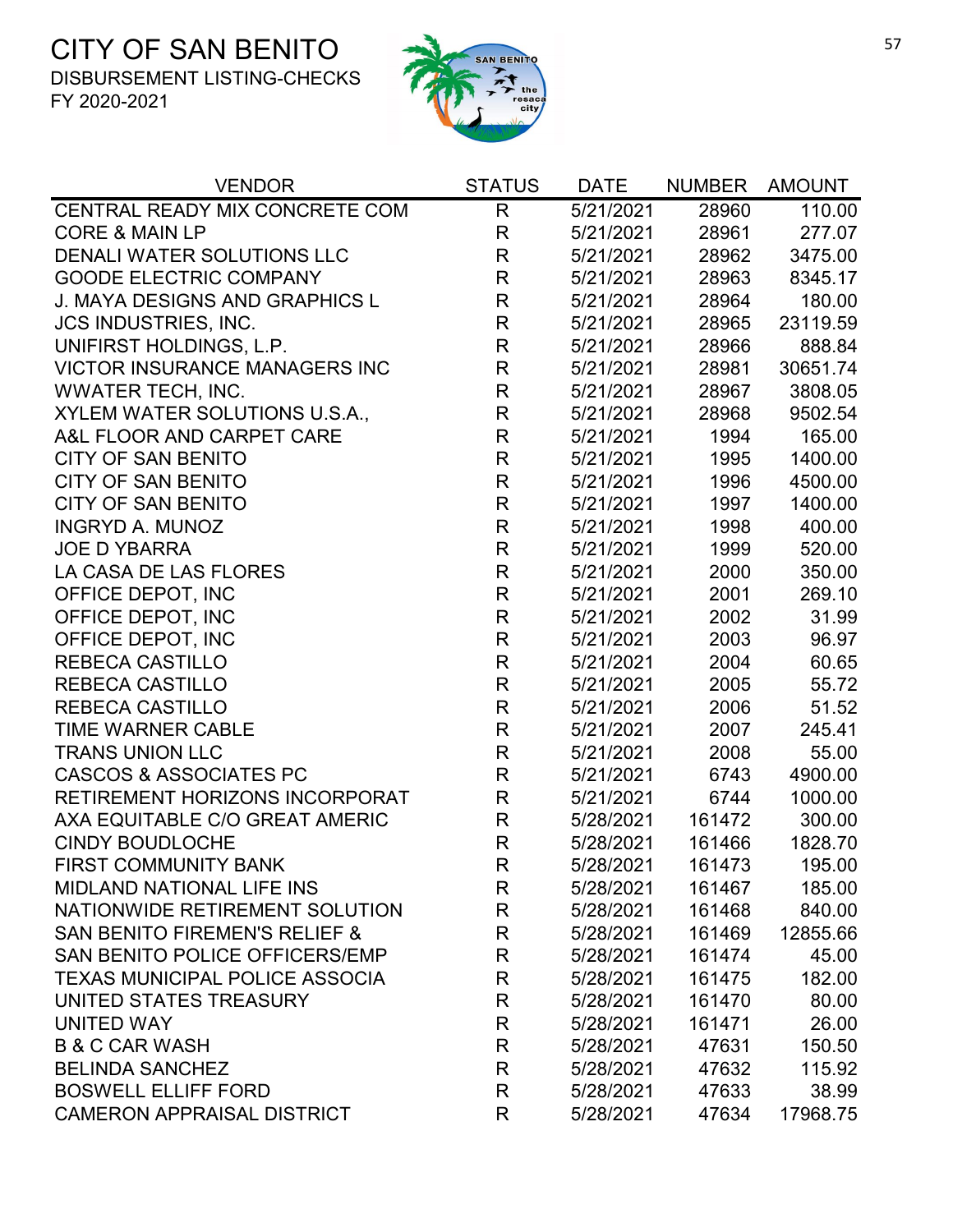# CITY OF SAN BENITO

DISBURSEMENT LISTING-CHECKS

FY 2020-2021

| VENDOR | STATUS | DATE | NUMBER | AMOUNT |
|---|---|---|---|---|
| CENTRAL READY MIX CONCRETE COM | R | 5/21/2021 | 28960 | 110.00 |
| CORE & MAIN LP | R | 5/21/2021 | 28961 | 277.07 |
| DENALI WATER SOLUTIONS LLC | R | 5/21/2021 | 28962 | 3475.00 |
| GOODE ELECTRIC COMPANY | R | 5/21/2021 | 28963 | 8345.17 |
| J. MAYA DESIGNS AND GRAPHICS L | R | 5/21/2021 | 28964 | 180.00 |
| JCS INDUSTRIES, INC. | R | 5/21/2021 | 28965 | 23119.59 |
| UNIFIRST HOLDINGS, L.P. | R | 5/21/2021 | 28966 | 888.84 |
| VICTOR INSURANCE MANAGERS INC | R | 5/21/2021 | 28981 | 30651.74 |
| WWATER TECH, INC. | R | 5/21/2021 | 28967 | 3808.05 |
| XYLEM WATER SOLUTIONS U.S.A., | R | 5/21/2021 | 28968 | 9502.54 |
| A&L FLOOR AND CARPET CARE | R | 5/21/2021 | 1994 | 165.00 |
| CITY OF SAN BENITO | R | 5/21/2021 | 1995 | 1400.00 |
| CITY OF SAN BENITO | R | 5/21/2021 | 1996 | 4500.00 |
| CITY OF SAN BENITO | R | 5/21/2021 | 1997 | 1400.00 |
| INGRYD A. MUNOZ | R | 5/21/2021 | 1998 | 400.00 |
| JOE D YBARRA | R | 5/21/2021 | 1999 | 520.00 |
| LA CASA DE LAS FLORES | R | 5/21/2021 | 2000 | 350.00 |
| OFFICE DEPOT, INC | R | 5/21/2021 | 2001 | 269.10 |
| OFFICE DEPOT, INC | R | 5/21/2021 | 2002 | 31.99 |
| OFFICE DEPOT, INC | R | 5/21/2021 | 2003 | 96.97 |
| REBECA CASTILLO | R | 5/21/2021 | 2004 | 60.65 |
| REBECA CASTILLO | R | 5/21/2021 | 2005 | 55.72 |
| REBECA CASTILLO | R | 5/21/2021 | 2006 | 51.52 |
| TIME WARNER CABLE | R | 5/21/2021 | 2007 | 245.41 |
| TRANS UNION LLC | R | 5/21/2021 | 2008 | 55.00 |
| CASCOS & ASSOCIATES PC | R | 5/21/2021 | 6743 | 4900.00 |
| RETIREMENT HORIZONS INCORPORAT | R | 5/21/2021 | 6744 | 1000.00 |
| AXA EQUITABLE C/O GREAT AMERIC | R | 5/28/2021 | 161472 | 300.00 |
| CINDY BOUDLOCHE | R | 5/28/2021 | 161466 | 1828.70 |
| FIRST COMMUNITY BANK | R | 5/28/2021 | 161473 | 195.00 |
| MIDLAND NATIONAL LIFE INS | R | 5/28/2021 | 161467 | 185.00 |
| NATIONWIDE RETIREMENT SOLUTION | R | 5/28/2021 | 161468 | 840.00 |
| SAN BENITO FIREMEN'S RELIEF & | R | 5/28/2021 | 161469 | 12855.66 |
| SAN BENITO POLICE OFFICERS/EMP | R | 5/28/2021 | 161474 | 45.00 |
| TEXAS MUNICIPAL POLICE ASSOCIA | R | 5/28/2021 | 161475 | 182.00 |
| UNITED STATES TREASURY | R | 5/28/2021 | 161470 | 80.00 |
| UNITED WAY | R | 5/28/2021 | 161471 | 26.00 |
| B & C CAR WASH | R | 5/28/2021 | 47631 | 150.50 |
| BELINDA SANCHEZ | R | 5/28/2021 | 47632 | 115.92 |
| BOSWELL ELLIFF FORD | R | 5/28/2021 | 47633 | 38.99 |
| CAMERON APPRAISAL DISTRICT | R | 5/28/2021 | 47634 | 17968.75 |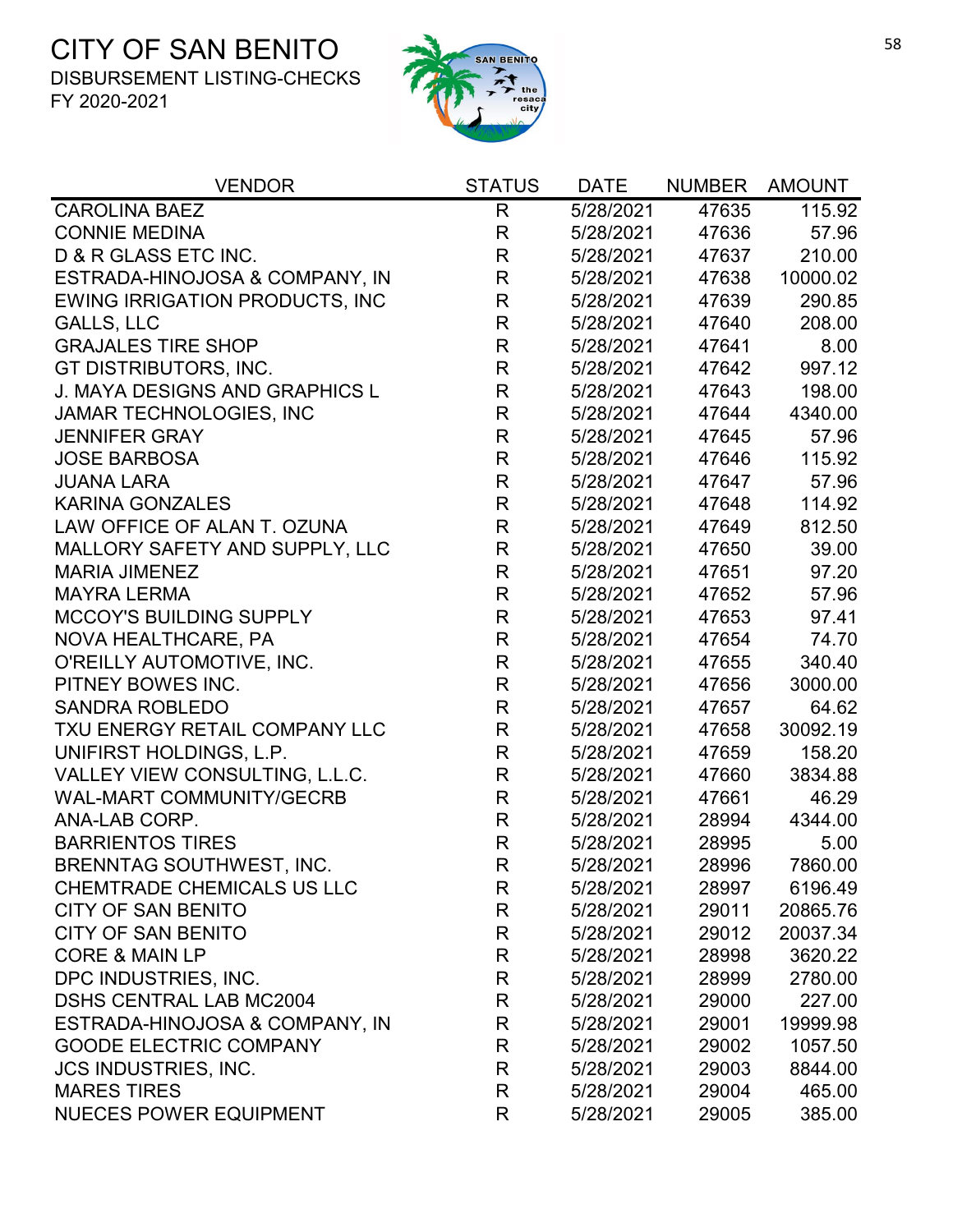# CITY OF SAN BENITO

DISBURSEMENT LISTING-CHECKS

FY 2020-2021

| VENDOR | STATUS | DATE | NUMBER | AMOUNT |
|---|---|---|---|---|
| CAROLINA BAEZ | R | 5/28/2021 | 47635 | 115.92 |
| CONNIE MEDINA | R | 5/28/2021 | 47636 | 57.96 |
| D & R GLASS ETC INC. | R | 5/28/2021 | 47637 | 210.00 |
| ESTRADA-HINOJOSA & COMPANY, IN | R | 5/28/2021 | 47638 | 10000.02 |
| EWING IRRIGATION PRODUCTS, INC | R | 5/28/2021 | 47639 | 290.85 |
| GALLS, LLC | R | 5/28/2021 | 47640 | 208.00 |
| GRAJALES TIRE SHOP | R | 5/28/2021 | 47641 | 8.00 |
| GT DISTRIBUTORS, INC. | R | 5/28/2021 | 47642 | 997.12 |
| J. MAYA DESIGNS AND GRAPHICS L | R | 5/28/2021 | 47643 | 198.00 |
| JAMAR TECHNOLOGIES, INC | R | 5/28/2021 | 47644 | 4340.00 |
| JENNIFER GRAY | R | 5/28/2021 | 47645 | 57.96 |
| JOSE BARBOSA | R | 5/28/2021 | 47646 | 115.92 |
| JUANA LARA | R | 5/28/2021 | 47647 | 57.96 |
| KARINA GONZALES | R | 5/28/2021 | 47648 | 114.92 |
| LAW OFFICE OF ALAN T. OZUNA | R | 5/28/2021 | 47649 | 812.50 |
| MALLORY SAFETY AND SUPPLY, LLC | R | 5/28/2021 | 47650 | 39.00 |
| MARIA JIMENEZ | R | 5/28/2021 | 47651 | 97.20 |
| MAYRA LERMA | R | 5/28/2021 | 47652 | 57.96 |
| MCCOY'S BUILDING SUPPLY | R | 5/28/2021 | 47653 | 97.41 |
| NOVA HEALTHCARE, PA | R | 5/28/2021 | 47654 | 74.70 |
| O'REILLY AUTOMOTIVE, INC. | R | 5/28/2021 | 47655 | 340.40 |
| PITNEY BOWES INC. | R | 5/28/2021 | 47656 | 3000.00 |
| SANDRA ROBLEDO | R | 5/28/2021 | 47657 | 64.62 |
| TXU ENERGY RETAIL COMPANY LLC | R | 5/28/2021 | 47658 | 30092.19 |
| UNIFIRST HOLDINGS, L.P. | R | 5/28/2021 | 47659 | 158.20 |
| VALLEY VIEW CONSULTING, L.L.C. | R | 5/28/2021 | 47660 | 3834.88 |
| WAL-MART COMMUNITY/GECRB | R | 5/28/2021 | 47661 | 46.29 |
| ANA-LAB CORP. | R | 5/28/2021 | 28994 | 4344.00 |
| BARRIENTOS TIRES | R | 5/28/2021 | 28995 | 5.00 |
| BRENNTAG SOUTHWEST, INC. | R | 5/28/2021 | 28996 | 7860.00 |
| CHEMTRADE CHEMICALS US LLC | R | 5/28/2021 | 28997 | 6196.49 |
| CITY OF SAN BENITO | R | 5/28/2021 | 29011 | 20865.76 |
| CITY OF SAN BENITO | R | 5/28/2021 | 29012 | 20037.34 |
| CORE & MAIN LP | R | 5/28/2021 | 28998 | 3620.22 |
| DPC INDUSTRIES, INC. | R | 5/28/2021 | 28999 | 2780.00 |
| DSHS CENTRAL LAB MC2004 | R | 5/28/2021 | 29000 | 227.00 |
| ESTRADA-HINOJOSA & COMPANY, IN | R | 5/28/2021 | 29001 | 19999.98 |
| GOODE ELECTRIC COMPANY | R | 5/28/2021 | 29002 | 1057.50 |
| JCS INDUSTRIES, INC. | R | 5/28/2021 | 29003 | 8844.00 |
| MARES TIRES | R | 5/28/2021 | 29004 | 465.00 |
| NUECES POWER EQUIPMENT | R | 5/28/2021 | 29005 | 385.00 |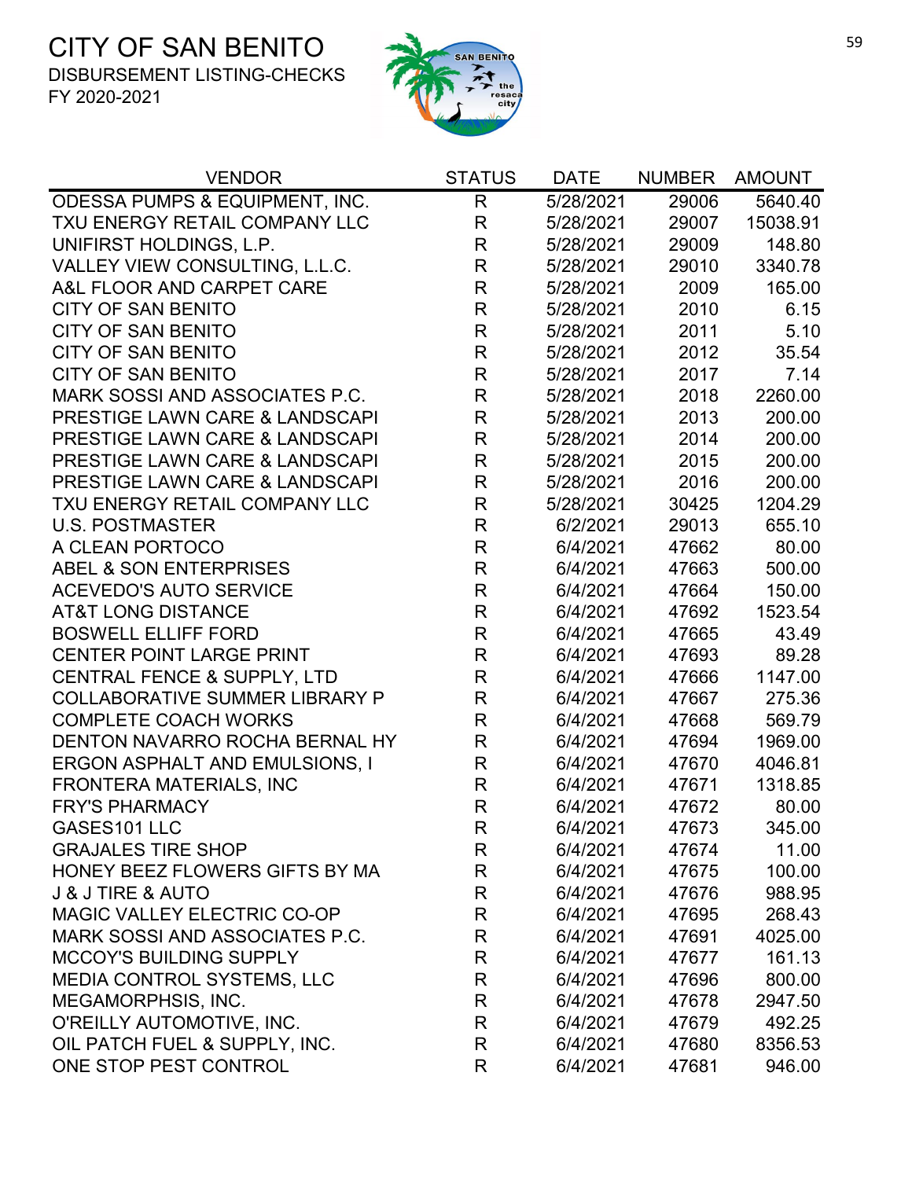# CITY OF SAN BENITO

DISBURSEMENT LISTING-CHECKS

FY 2020-2021

| VENDOR | STATUS | DATE | NUMBER | AMOUNT |
|---|---|---|---|---|
| ODESSA PUMPS & EQUIPMENT, INC. | R | 5/28/2021 | 29006 | 5640.40 |
| TXU ENERGY RETAIL COMPANY LLC | R | 5/28/2021 | 29007 | 15038.91 |
| UNIFIRST HOLDINGS, L.P. | R | 5/28/2021 | 29009 | 148.80 |
| VALLEY VIEW CONSULTING, L.L.C. | R | 5/28/2021 | 29010 | 3340.78 |
| A&L FLOOR AND CARPET CARE | R | 5/28/2021 | 2009 | 165.00 |
| CITY OF SAN BENITO | R | 5/28/2021 | 2010 | 6.15 |
| CITY OF SAN BENITO | R | 5/28/2021 | 2011 | 5.10 |
| CITY OF SAN BENITO | R | 5/28/2021 | 2012 | 35.54 |
| CITY OF SAN BENITO | R | 5/28/2021 | 2017 | 7.14 |
| MARK SOSSI AND ASSOCIATES P.C. | R | 5/28/2021 | 2018 | 2260.00 |
| PRESTIGE LAWN CARE & LANDSCAPI | R | 5/28/2021 | 2013 | 200.00 |
| PRESTIGE LAWN CARE & LANDSCAPI | R | 5/28/2021 | 2014 | 200.00 |
| PRESTIGE LAWN CARE & LANDSCAPI | R | 5/28/2021 | 2015 | 200.00 |
| PRESTIGE LAWN CARE & LANDSCAPI | R | 5/28/2021 | 2016 | 200.00 |
| TXU ENERGY RETAIL COMPANY LLC | R | 5/28/2021 | 30425 | 1204.29 |
| U.S. POSTMASTER | R | 6/2/2021 | 29013 | 655.10 |
| A CLEAN PORTOCO | R | 6/4/2021 | 47662 | 80.00 |
| ABEL & SON ENTERPRISES | R | 6/4/2021 | 47663 | 500.00 |
| ACEVEDO'S AUTO SERVICE | R | 6/4/2021 | 47664 | 150.00 |
| AT&T LONG DISTANCE | R | 6/4/2021 | 47692 | 1523.54 |
| BOSWELL ELLIFF FORD | R | 6/4/2021 | 47665 | 43.49 |
| CENTER POINT LARGE PRINT | R | 6/4/2021 | 47693 | 89.28 |
| CENTRAL FENCE & SUPPLY, LTD | R | 6/4/2021 | 47666 | 1147.00 |
| COLLABORATIVE SUMMER LIBRARY P | R | 6/4/2021 | 47667 | 275.36 |
| COMPLETE COACH WORKS | R | 6/4/2021 | 47668 | 569.79 |
| DENTON NAVARRO ROCHA BERNAL HY | R | 6/4/2021 | 47694 | 1969.00 |
| ERGON ASPHALT AND EMULSIONS, I | R | 6/4/2021 | 47670 | 4046.81 |
| FRONTERA MATERIALS, INC | R | 6/4/2021 | 47671 | 1318.85 |
| FRY'S PHARMACY | R | 6/4/2021 | 47672 | 80.00 |
| GASES101 LLC | R | 6/4/2021 | 47673 | 345.00 |
| GRAJALES TIRE SHOP | R | 6/4/2021 | 47674 | 11.00 |
| HONEY BEEZ FLOWERS GIFTS BY MA | R | 6/4/2021 | 47675 | 100.00 |
| J & J TIRE & AUTO | R | 6/4/2021 | 47676 | 988.95 |
| MAGIC VALLEY ELECTRIC CO-OP | R | 6/4/2021 | 47695 | 268.43 |
| MARK SOSSI AND ASSOCIATES P.C. | R | 6/4/2021 | 47691 | 4025.00 |
| MCCOY'S BUILDING SUPPLY | R | 6/4/2021 | 47677 | 161.13 |
| MEDIA CONTROL SYSTEMS, LLC | R | 6/4/2021 | 47696 | 800.00 |
| MEGAMORPHSIS, INC. | R | 6/4/2021 | 47678 | 2947.50 |
| O'REILLY AUTOMOTIVE, INC. | R | 6/4/2021 | 47679 | 492.25 |
| OIL PATCH FUEL & SUPPLY, INC. | R | 6/4/2021 | 47680 | 8356.53 |
| ONE STOP PEST CONTROL | R | 6/4/2021 | 47681 | 946.00 |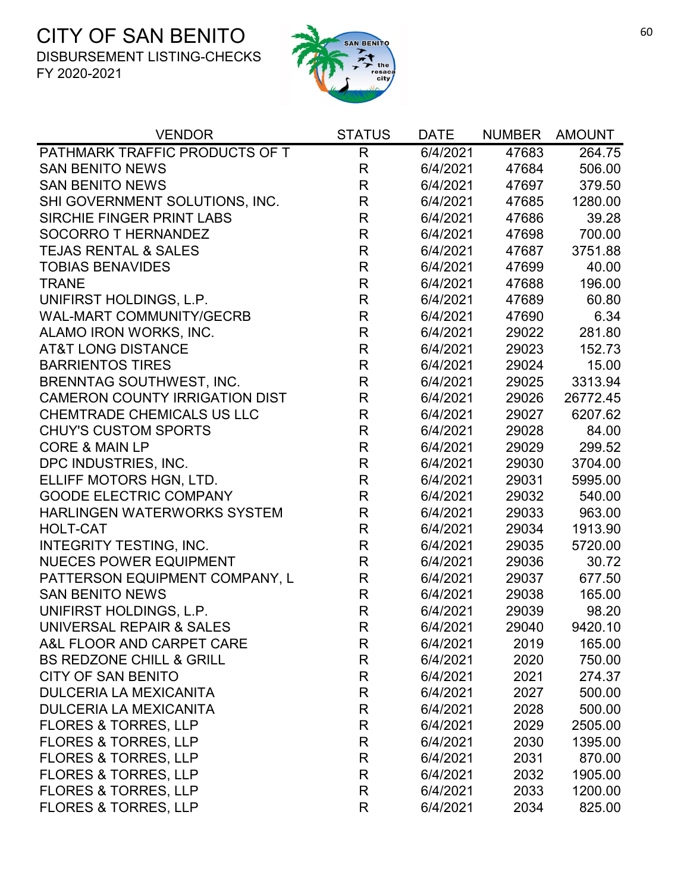# CITY OF SAN BENITO

DISBURSEMENT LISTING-CHECKS

FY 2020-2021

| VENDOR | STATUS | DATE | NUMBER | AMOUNT |
|---|---|---|---|---|
| PATHMARK TRAFFIC PRODUCTS OF T | R | 6/4/2021 | 47683 | 264.75 |
| SAN BENITO NEWS | R | 6/4/2021 | 47684 | 506.00 |
| SAN BENITO NEWS | R | 6/4/2021 | 47697 | 379.50 |
| SHI GOVERNMENT SOLUTIONS, INC. | R | 6/4/2021 | 47685 | 1280.00 |
| SIRCHIE FINGER PRINT LABS | R | 6/4/2021 | 47686 | 39.28 |
| SOCORRO T HERNANDEZ | R | 6/4/2021 | 47698 | 700.00 |
| TEJAS RENTAL & SALES | R | 6/4/2021 | 47687 | 3751.88 |
| TOBIAS BENAVIDES | R | 6/4/2021 | 47699 | 40.00 |
| TRANE | R | 6/4/2021 | 47688 | 196.00 |
| UNIFIRST HOLDINGS, L.P. | R | 6/4/2021 | 47689 | 60.80 |
| WAL-MART COMMUNITY/GECRB | R | 6/4/2021 | 47690 | 6.34 |
| ALAMO IRON WORKS, INC. | R | 6/4/2021 | 29022 | 281.80 |
| AT&T LONG DISTANCE | R | 6/4/2021 | 29023 | 152.73 |
| BARRIENTOS TIRES | R | 6/4/2021 | 29024 | 15.00 |
| BRENNTAG SOUTHWEST, INC. | R | 6/4/2021 | 29025 | 3313.94 |
| CAMERON COUNTY IRRIGATION DIST | R | 6/4/2021 | 29026 | 26772.45 |
| CHEMTRADE CHEMICALS US LLC | R | 6/4/2021 | 29027 | 6207.62 |
| CHUY'S CUSTOM SPORTS | R | 6/4/2021 | 29028 | 84.00 |
| CORE & MAIN LP | R | 6/4/2021 | 29029 | 299.52 |
| DPC INDUSTRIES, INC. | R | 6/4/2021 | 29030 | 3704.00 |
| ELLIFF MOTORS HGN, LTD. | R | 6/4/2021 | 29031 | 5995.00 |
| GOODE ELECTRIC COMPANY | R | 6/4/2021 | 29032 | 540.00 |
| HARLINGEN WATERWORKS SYSTEM | R | 6/4/2021 | 29033 | 963.00 |
| HOLT-CAT | R | 6/4/2021 | 29034 | 1913.90 |
| INTEGRITY TESTING, INC. | R | 6/4/2021 | 29035 | 5720.00 |
| NUECES POWER EQUIPMENT | R | 6/4/2021 | 29036 | 30.72 |
| PATTERSON EQUIPMENT COMPANY, L | R | 6/4/2021 | 29037 | 677.50 |
| SAN BENITO NEWS | R | 6/4/2021 | 29038 | 165.00 |
| UNIFIRST HOLDINGS, L.P. | R | 6/4/2021 | 29039 | 98.20 |
| UNIVERSAL REPAIR & SALES | R | 6/4/2021 | 29040 | 9420.10 |
| A&L FLOOR AND CARPET CARE | R | 6/4/2021 | 2019 | 165.00 |
| BS REDZONE CHILL & GRILL | R | 6/4/2021 | 2020 | 750.00 |
| CITY OF SAN BENITO | R | 6/4/2021 | 2021 | 274.37 |
| DULCERIA LA MEXICANITA | R | 6/4/2021 | 2027 | 500.00 |
| DULCERIA LA MEXICANITA | R | 6/4/2021 | 2028 | 500.00 |
| FLORES & TORRES, LLP | R | 6/4/2021 | 2029 | 2505.00 |
| FLORES & TORRES, LLP | R | 6/4/2021 | 2030 | 1395.00 |
| FLORES & TORRES, LLP | R | 6/4/2021 | 2031 | 870.00 |
| FLORES & TORRES, LLP | R | 6/4/2021 | 2032 | 1905.00 |
| FLORES & TORRES, LLP | R | 6/4/2021 | 2033 | 1200.00 |
| FLORES & TORRES, LLP | R | 6/4/2021 | 2034 | 825.00 |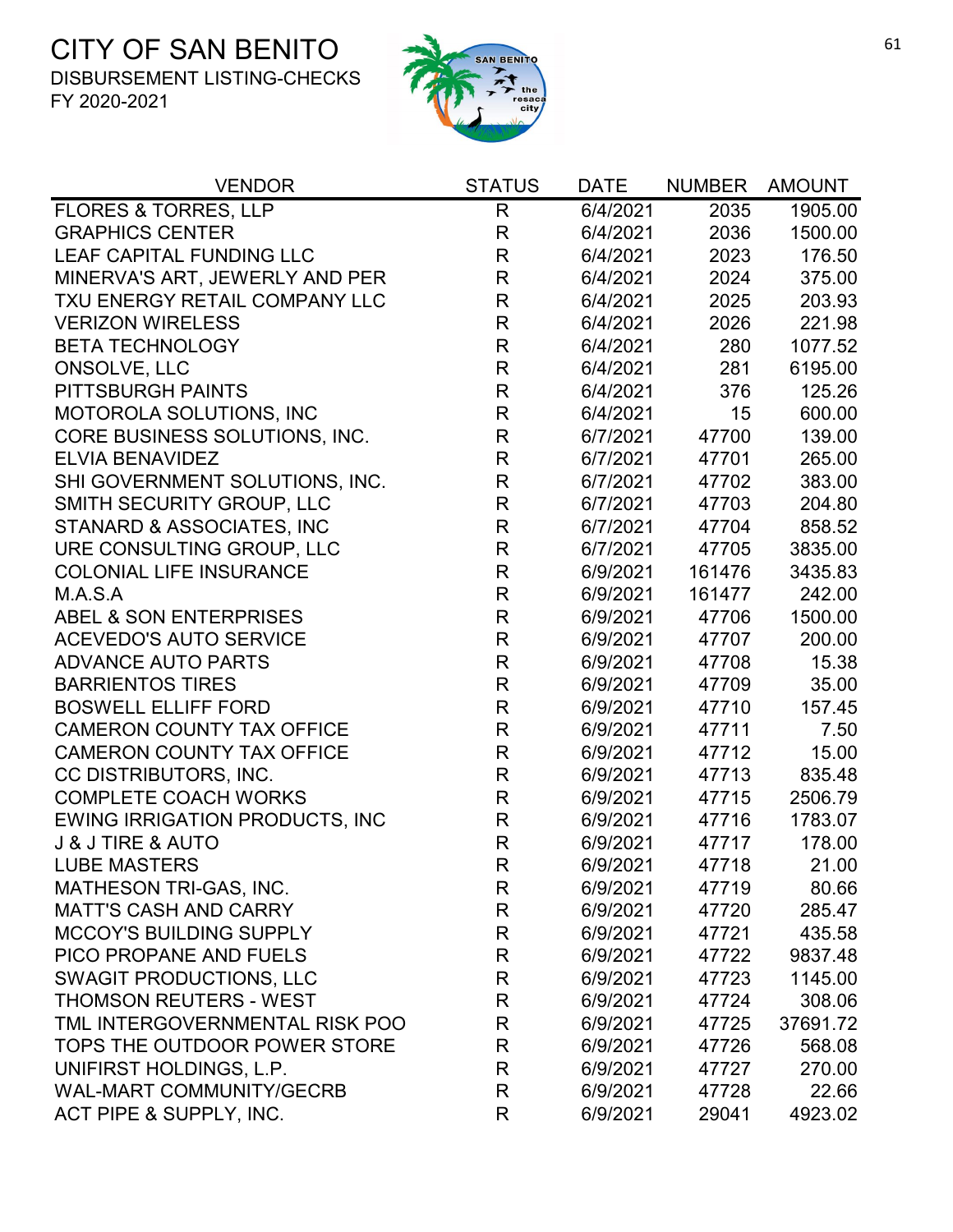# CITY OF SAN BENITO

DISBURSEMENT LISTING-CHECKS

FY 2020-2021

| VENDOR | STATUS | DATE | NUMBER | AMOUNT |
|---|---|---|---|---|
| FLORES & TORRES, LLP | R | 6/4/2021 | 2035 | 1905.00 |
| GRAPHICS CENTER | R | 6/4/2021 | 2036 | 1500.00 |
| LEAF CAPITAL FUNDING LLC | R | 6/4/2021 | 2023 | 176.50 |
| MINERVA'S ART, JEWERLY AND PER | R | 6/4/2021 | 2024 | 375.00 |
| TXU ENERGY RETAIL COMPANY LLC | R | 6/4/2021 | 2025 | 203.93 |
| VERIZON WIRELESS | R | 6/4/2021 | 2026 | 221.98 |
| BETA TECHNOLOGY | R | 6/4/2021 | 280 | 1077.52 |
| ONSOLVE, LLC | R | 6/4/2021 | 281 | 6195.00 |
| PITTSBURGH PAINTS | R | 6/4/2021 | 376 | 125.26 |
| MOTOROLA SOLUTIONS, INC | R | 6/4/2021 | 15 | 600.00 |
| CORE BUSINESS SOLUTIONS, INC. | R | 6/7/2021 | 47700 | 139.00 |
| ELVIA BENAVIDEZ | R | 6/7/2021 | 47701 | 265.00 |
| SHI GOVERNMENT SOLUTIONS, INC. | R | 6/7/2021 | 47702 | 383.00 |
| SMITH SECURITY GROUP, LLC | R | 6/7/2021 | 47703 | 204.80 |
| STANARD & ASSOCIATES, INC | R | 6/7/2021 | 47704 | 858.52 |
| URE CONSULTING GROUP, LLC | R | 6/7/2021 | 47705 | 3835.00 |
| COLONIAL LIFE INSURANCE | R | 6/9/2021 | 161476 | 3435.83 |
| M.A.S.A | R | 6/9/2021 | 161477 | 242.00 |
| ABEL & SON ENTERPRISES | R | 6/9/2021 | 47706 | 1500.00 |
| ACEVEDO'S AUTO SERVICE | R | 6/9/2021 | 47707 | 200.00 |
| ADVANCE AUTO PARTS | R | 6/9/2021 | 47708 | 15.38 |
| BARRIENTOS TIRES | R | 6/9/2021 | 47709 | 35.00 |
| BOSWELL ELLIFF FORD | R | 6/9/2021 | 47710 | 157.45 |
| CAMERON COUNTY TAX OFFICE | R | 6/9/2021 | 47711 | 7.50 |
| CAMERON COUNTY TAX OFFICE | R | 6/9/2021 | 47712 | 15.00 |
| CC DISTRIBUTORS, INC. | R | 6/9/2021 | 47713 | 835.48 |
| COMPLETE COACH WORKS | R | 6/9/2021 | 47715 | 2506.79 |
| EWING IRRIGATION PRODUCTS, INC | R | 6/9/2021 | 47716 | 1783.07 |
| J & J TIRE & AUTO | R | 6/9/2021 | 47717 | 178.00 |
| LUBE MASTERS | R | 6/9/2021 | 47718 | 21.00 |
| MATHESON TRI-GAS, INC. | R | 6/9/2021 | 47719 | 80.66 |
| MATT'S CASH AND CARRY | R | 6/9/2021 | 47720 | 285.47 |
| MCCOY'S BUILDING SUPPLY | R | 6/9/2021 | 47721 | 435.58 |
| PICO PROPANE AND FUELS | R | 6/9/2021 | 47722 | 9837.48 |
| SWAGIT PRODUCTIONS, LLC | R | 6/9/2021 | 47723 | 1145.00 |
| THOMSON REUTERS - WEST | R | 6/9/2021 | 47724 | 308.06 |
| TML INTERGOVERNMENTAL RISK POO | R | 6/9/2021 | 47725 | 37691.72 |
| TOPS THE OUTDOOR POWER STORE | R | 6/9/2021 | 47726 | 568.08 |
| UNIFIRST HOLDINGS, L.P. | R | 6/9/2021 | 47727 | 270.00 |
| WAL-MART COMMUNITY/GECRB | R | 6/9/2021 | 47728 | 22.66 |
| ACT PIPE & SUPPLY, INC. | R | 6/9/2021 | 29041 | 4923.02 |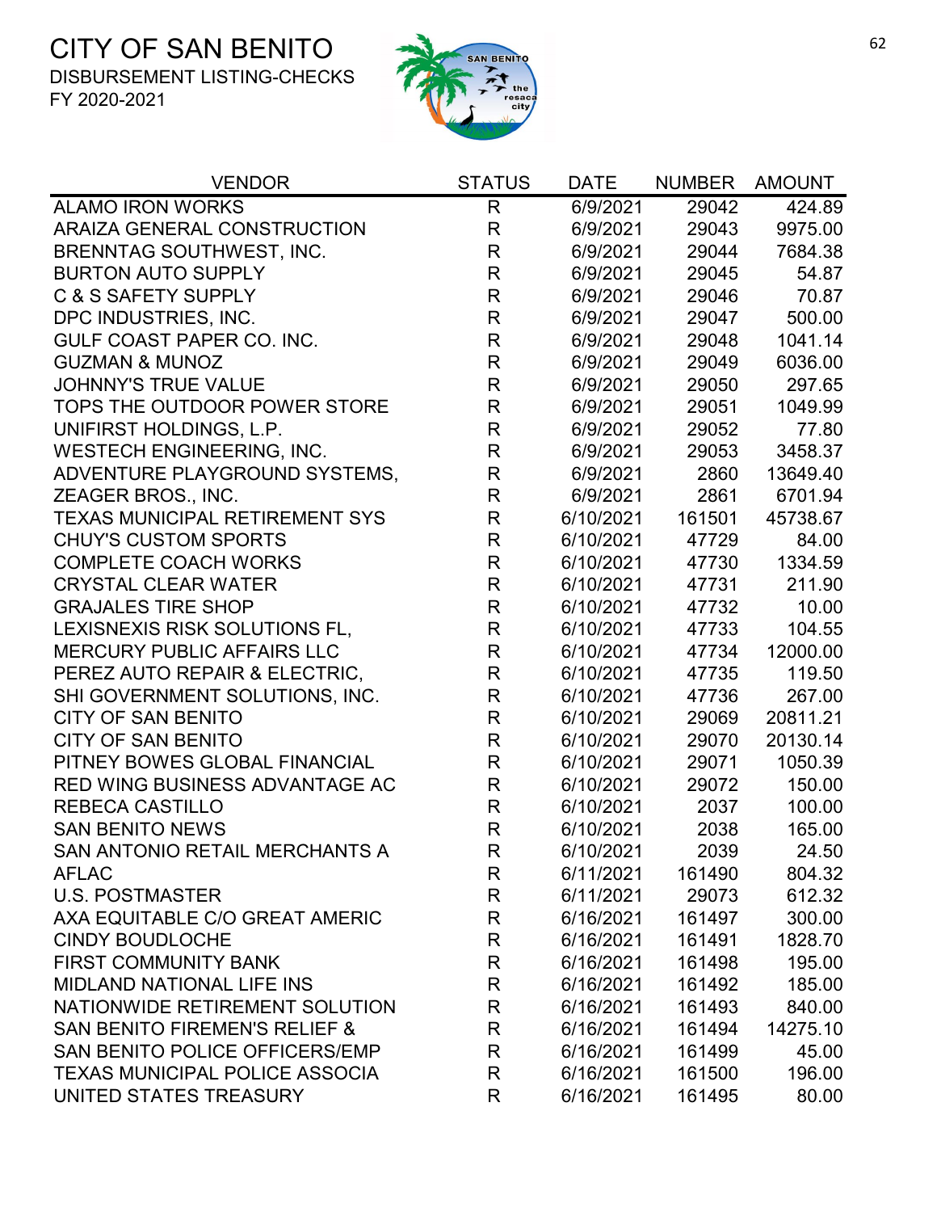# CITY OF SAN BENITO

DISBURSEMENT LISTING-CHECKS

FY 2020-2021

| VENDOR | STATUS | DATE | NUMBER | AMOUNT |
|---|---|---|---|---|
| ALAMO IRON WORKS | R | 6/9/2021 | 29042 | 424.89 |
| ARAIZA GENERAL CONSTRUCTION | R | 6/9/2021 | 29043 | 9975.00 |
| BRENNTAG SOUTHWEST, INC. | R | 6/9/2021 | 29044 | 7684.38 |
| BURTON AUTO SUPPLY | R | 6/9/2021 | 29045 | 54.87 |
| C & S SAFETY SUPPLY | R | 6/9/2021 | 29046 | 70.87 |
| DPC INDUSTRIES, INC. | R | 6/9/2021 | 29047 | 500.00 |
| GULF COAST PAPER CO. INC. | R | 6/9/2021 | 29048 | 1041.14 |
| GUZMAN & MUNOZ | R | 6/9/2021 | 29049 | 6036.00 |
| JOHNNY'S TRUE VALUE | R | 6/9/2021 | 29050 | 297.65 |
| TOPS THE OUTDOOR POWER STORE | R | 6/9/2021 | 29051 | 1049.99 |
| UNIFIRST HOLDINGS, L.P. | R | 6/9/2021 | 29052 | 77.80 |
| WESTECH ENGINEERING, INC. | R | 6/9/2021 | 29053 | 3458.37 |
| ADVENTURE PLAYGROUND SYSTEMS, | R | 6/9/2021 | 2860 | 13649.40 |
| ZEAGER BROS., INC. | R | 6/9/2021 | 2861 | 6701.94 |
| TEXAS MUNICIPAL RETIREMENT SYS | R | 6/10/2021 | 161501 | 45738.67 |
| CHUY'S CUSTOM SPORTS | R | 6/10/2021 | 47729 | 84.00 |
| COMPLETE COACH WORKS | R | 6/10/2021 | 47730 | 1334.59 |
| CRYSTAL CLEAR WATER | R | 6/10/2021 | 47731 | 211.90 |
| GRAJALES TIRE SHOP | R | 6/10/2021 | 47732 | 10.00 |
| LEXISNEXIS RISK SOLUTIONS FL, | R | 6/10/2021 | 47733 | 104.55 |
| MERCURY PUBLIC AFFAIRS LLC | R | 6/10/2021 | 47734 | 12000.00 |
| PEREZ AUTO REPAIR & ELECTRIC, | R | 6/10/2021 | 47735 | 119.50 |
| SHI GOVERNMENT SOLUTIONS, INC. | R | 6/10/2021 | 47736 | 267.00 |
| CITY OF SAN BENITO | R | 6/10/2021 | 29069 | 20811.21 |
| CITY OF SAN BENITO | R | 6/10/2021 | 29070 | 20130.14 |
| PITNEY BOWES GLOBAL FINANCIAL | R | 6/10/2021 | 29071 | 1050.39 |
| RED WING BUSINESS ADVANTAGE AC | R | 6/10/2021 | 29072 | 150.00 |
| REBECA CASTILLO | R | 6/10/2021 | 2037 | 100.00 |
| SAN BENITO NEWS | R | 6/10/2021 | 2038 | 165.00 |
| SAN ANTONIO RETAIL MERCHANTS A | R | 6/10/2021 | 2039 | 24.50 |
| AFLAC | R | 6/11/2021 | 161490 | 804.32 |
| U.S. POSTMASTER | R | 6/11/2021 | 29073 | 612.32 |
| AXA EQUITABLE C/O GREAT AMERIC | R | 6/16/2021 | 161497 | 300.00 |
| CINDY BOUDLOCHE | R | 6/16/2021 | 161491 | 1828.70 |
| FIRST COMMUNITY BANK | R | 6/16/2021 | 161498 | 195.00 |
| MIDLAND NATIONAL LIFE INS | R | 6/16/2021 | 161492 | 185.00 |
| NATIONWIDE RETIREMENT SOLUTION | R | 6/16/2021 | 161493 | 840.00 |
| SAN BENITO FIREMEN'S RELIEF & | R | 6/16/2021 | 161494 | 14275.10 |
| SAN BENITO POLICE OFFICERS/EMP | R | 6/16/2021 | 161499 | 45.00 |
| TEXAS MUNICIPAL POLICE ASSOCIA | R | 6/16/2021 | 161500 | 196.00 |
| UNITED STATES TREASURY | R | 6/16/2021 | 161495 | 80.00 |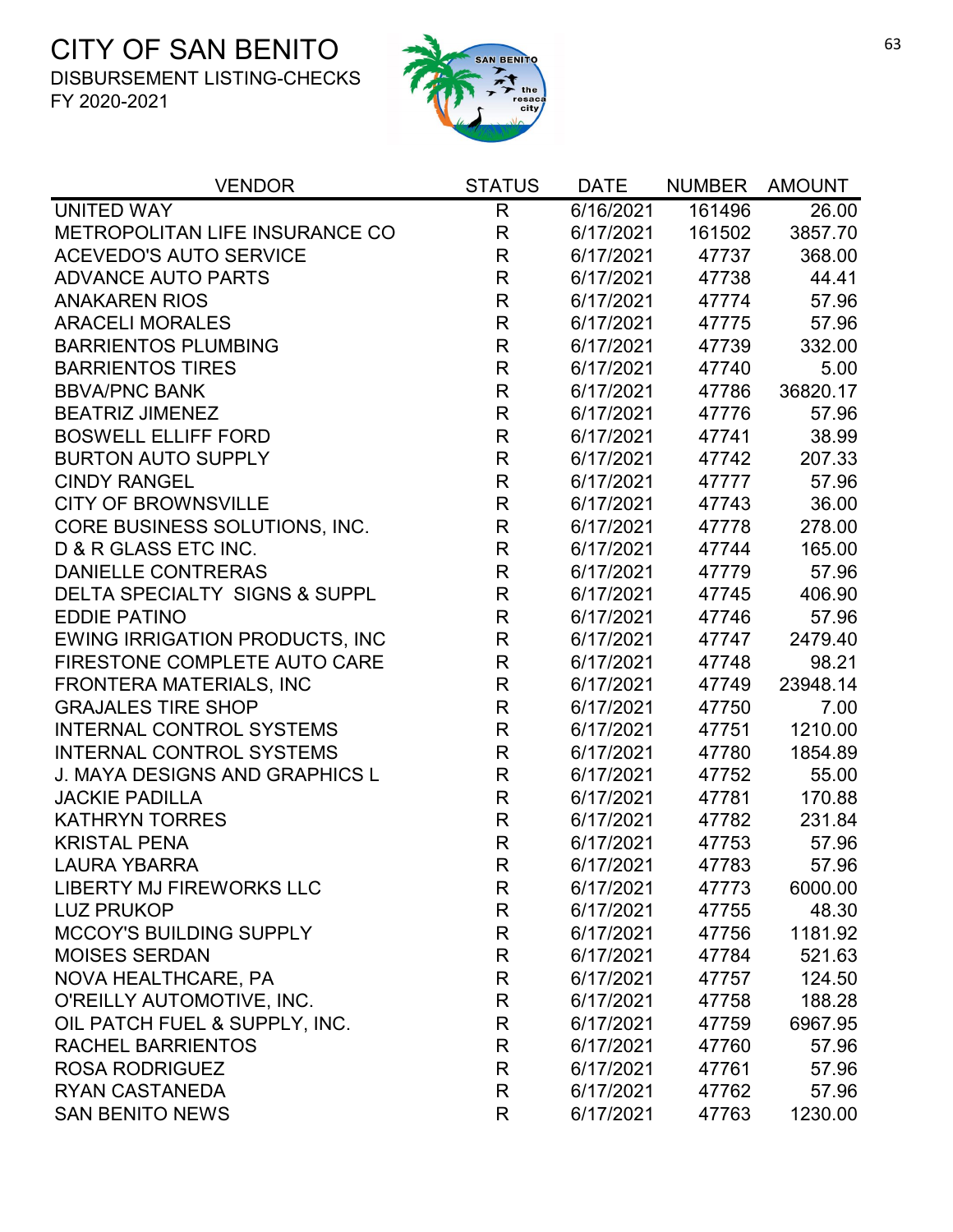# CITY OF SAN BENITO

DISBURSEMENT LISTING-CHECKS

FY 2020-2021

| VENDOR | STATUS | DATE | NUMBER | AMOUNT |
|---|---|---|---|---|
| UNITED WAY | R | 6/16/2021 | 161496 | 26.00 |
| METROPOLITAN LIFE INSURANCE CO | R | 6/17/2021 | 161502 | 3857.70 |
| ACEVEDO'S AUTO SERVICE | R | 6/17/2021 | 47737 | 368.00 |
| ADVANCE AUTO PARTS | R | 6/17/2021 | 47738 | 44.41 |
| ANAKAREN RIOS | R | 6/17/2021 | 47774 | 57.96 |
| ARACELI MORALES | R | 6/17/2021 | 47775 | 57.96 |
| BARRIENTOS PLUMBING | R | 6/17/2021 | 47739 | 332.00 |
| BARRIENTOS TIRES | R | 6/17/2021 | 47740 | 5.00 |
| BBVA/PNC BANK | R | 6/17/2021 | 47786 | 36820.17 |
| BEATRIZ JIMENEZ | R | 6/17/2021 | 47776 | 57.96 |
| BOSWELL ELLIFF FORD | R | 6/17/2021 | 47741 | 38.99 |
| BURTON AUTO SUPPLY | R | 6/17/2021 | 47742 | 207.33 |
| CINDY RANGEL | R | 6/17/2021 | 47777 | 57.96 |
| CITY OF BROWNSVILLE | R | 6/17/2021 | 47743 | 36.00 |
| CORE BUSINESS SOLUTIONS, INC. | R | 6/17/2021 | 47778 | 278.00 |
| D & R GLASS ETC INC. | R | 6/17/2021 | 47744 | 165.00 |
| DANIELLE CONTRERAS | R | 6/17/2021 | 47779 | 57.96 |
| DELTA SPECIALTY SIGNS & SUPPL | R | 6/17/2021 | 47745 | 406.90 |
| EDDIE PATINO | R | 6/17/2021 | 47746 | 57.96 |
| EWING IRRIGATION PRODUCTS, INC | R | 6/17/2021 | 47747 | 2479.40 |
| FIRESTONE COMPLETE AUTO CARE | R | 6/17/2021 | 47748 | 98.21 |
| FRONTERA MATERIALS, INC | R | 6/17/2021 | 47749 | 23948.14 |
| GRAJALES TIRE SHOP | R | 6/17/2021 | 47750 | 7.00 |
| INTERNAL CONTROL SYSTEMS | R | 6/17/2021 | 47751 | 1210.00 |
| INTERNAL CONTROL SYSTEMS | R | 6/17/2021 | 47780 | 1854.89 |
| J. MAYA DESIGNS AND GRAPHICS L | R | 6/17/2021 | 47752 | 55.00 |
| JACKIE PADILLA | R | 6/17/2021 | 47781 | 170.88 |
| KATHRYN TORRES | R | 6/17/2021 | 47782 | 231.84 |
| KRISTAL PENA | R | 6/17/2021 | 47753 | 57.96 |
| LAURA YBARRA | R | 6/17/2021 | 47783 | 57.96 |
| LIBERTY MJ FIREWORKS LLC | R | 6/17/2021 | 47773 | 6000.00 |
| LUZ PRUKOP | R | 6/17/2021 | 47755 | 48.30 |
| MCCOY'S BUILDING SUPPLY | R | 6/17/2021 | 47756 | 1181.92 |
| MOISES SERDAN | R | 6/17/2021 | 47784 | 521.63 |
| NOVA HEALTHCARE, PA | R | 6/17/2021 | 47757 | 124.50 |
| O'REILLY AUTOMOTIVE, INC. | R | 6/17/2021 | 47758 | 188.28 |
| OIL PATCH FUEL & SUPPLY, INC. | R | 6/17/2021 | 47759 | 6967.95 |
| RACHEL BARRIENTOS | R | 6/17/2021 | 47760 | 57.96 |
| ROSA RODRIGUEZ | R | 6/17/2021 | 47761 | 57.96 |
| RYAN CASTANEDA | R | 6/17/2021 | 47762 | 57.96 |
| SAN BENITO NEWS | R | 6/17/2021 | 47763 | 1230.00 |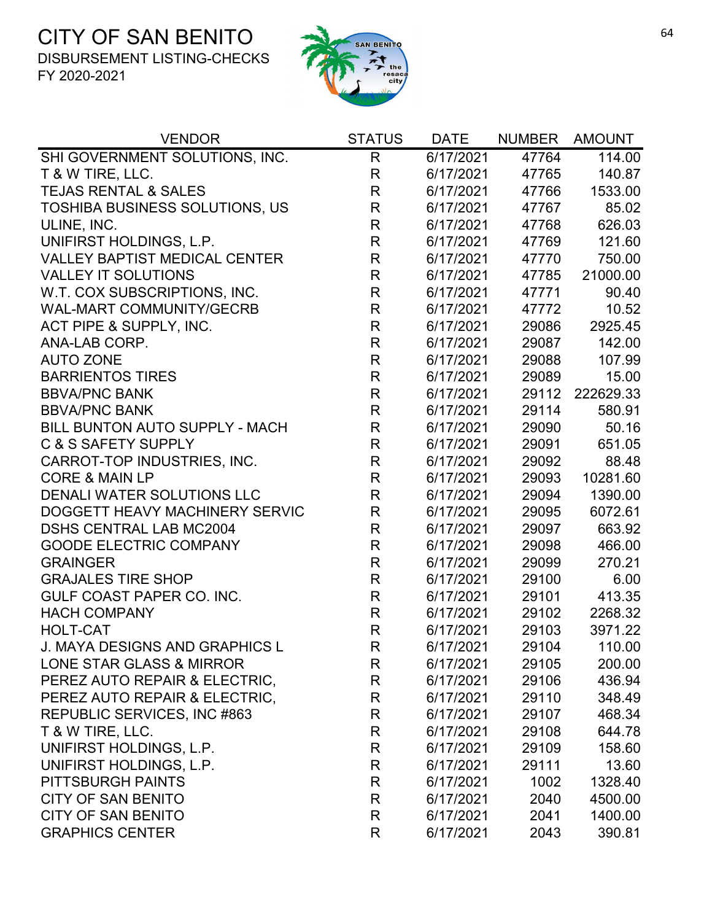# CITY OF SAN BENITO

DISBURSEMENT LISTING-CHECKS

FY 2020-2021

| VENDOR | STATUS | DATE | NUMBER | AMOUNT |
|---|---|---|---|---|
| SHI GOVERNMENT SOLUTIONS, INC. | R | 6/17/2021 | 47764 | 114.00 |
| T & W TIRE, LLC. | R | 6/17/2021 | 47765 | 140.87 |
| TEJAS RENTAL & SALES | R | 6/17/2021 | 47766 | 1533.00 |
| TOSHIBA BUSINESS SOLUTIONS, US | R | 6/17/2021 | 47767 | 85.02 |
| ULINE, INC. | R | 6/17/2021 | 47768 | 626.03 |
| UNIFIRST HOLDINGS, L.P. | R | 6/17/2021 | 47769 | 121.60 |
| VALLEY BAPTIST MEDICAL CENTER | R | 6/17/2021 | 47770 | 750.00 |
| VALLEY IT SOLUTIONS | R | 6/17/2021 | 47785 | 21000.00 |
| W.T. COX SUBSCRIPTIONS, INC. | R | 6/17/2021 | 47771 | 90.40 |
| WAL-MART COMMUNITY/GECRB | R | 6/17/2021 | 47772 | 10.52 |
| ACT PIPE & SUPPLY, INC. | R | 6/17/2021 | 29086 | 2925.45 |
| ANA-LAB CORP. | R | 6/17/2021 | 29087 | 142.00 |
| AUTO ZONE | R | 6/17/2021 | 29088 | 107.99 |
| BARRIENTOS TIRES | R | 6/17/2021 | 29089 | 15.00 |
| BBVA/PNC BANK | R | 6/17/2021 | 29112 | 222629.33 |
| BBVA/PNC BANK | R | 6/17/2021 | 29114 | 580.91 |
| BILL BUNTON AUTO SUPPLY - MACH | R | 6/17/2021 | 29090 | 50.16 |
| C & S SAFETY SUPPLY | R | 6/17/2021 | 29091 | 651.05 |
| CARROT-TOP INDUSTRIES, INC. | R | 6/17/2021 | 29092 | 88.48 |
| CORE & MAIN LP | R | 6/17/2021 | 29093 | 10281.60 |
| DENALI WATER SOLUTIONS LLC | R | 6/17/2021 | 29094 | 1390.00 |
| DOGGETT HEAVY MACHINERY SERVIC | R | 6/17/2021 | 29095 | 6072.61 |
| DSHS CENTRAL LAB MC2004 | R | 6/17/2021 | 29097 | 663.92 |
| GOODE ELECTRIC COMPANY | R | 6/17/2021 | 29098 | 466.00 |
| GRAINGER | R | 6/17/2021 | 29099 | 270.21 |
| GRAJALES TIRE SHOP | R | 6/17/2021 | 29100 | 6.00 |
| GULF COAST PAPER CO. INC. | R | 6/17/2021 | 29101 | 413.35 |
| HACH COMPANY | R | 6/17/2021 | 29102 | 2268.32 |
| HOLT-CAT | R | 6/17/2021 | 29103 | 3971.22 |
| J. MAYA DESIGNS AND GRAPHICS L | R | 6/17/2021 | 29104 | 110.00 |
| LONE STAR GLASS & MIRROR | R | 6/17/2021 | 29105 | 200.00 |
| PEREZ AUTO REPAIR & ELECTRIC, | R | 6/17/2021 | 29106 | 436.94 |
| PEREZ AUTO REPAIR & ELECTRIC, | R | 6/17/2021 | 29110 | 348.49 |
| REPUBLIC SERVICES, INC #863 | R | 6/17/2021 | 29107 | 468.34 |
| T & W TIRE, LLC. | R | 6/17/2021 | 29108 | 644.78 |
| UNIFIRST HOLDINGS, L.P. | R | 6/17/2021 | 29109 | 158.60 |
| UNIFIRST HOLDINGS, L.P. | R | 6/17/2021 | 29111 | 13.60 |
| PITTSBURGH PAINTS | R | 6/17/2021 | 1002 | 1328.40 |
| CITY OF SAN BENITO | R | 6/17/2021 | 2040 | 4500.00 |
| CITY OF SAN BENITO | R | 6/17/2021 | 2041 | 1400.00 |
| GRAPHICS CENTER | R | 6/17/2021 | 2043 | 390.81 |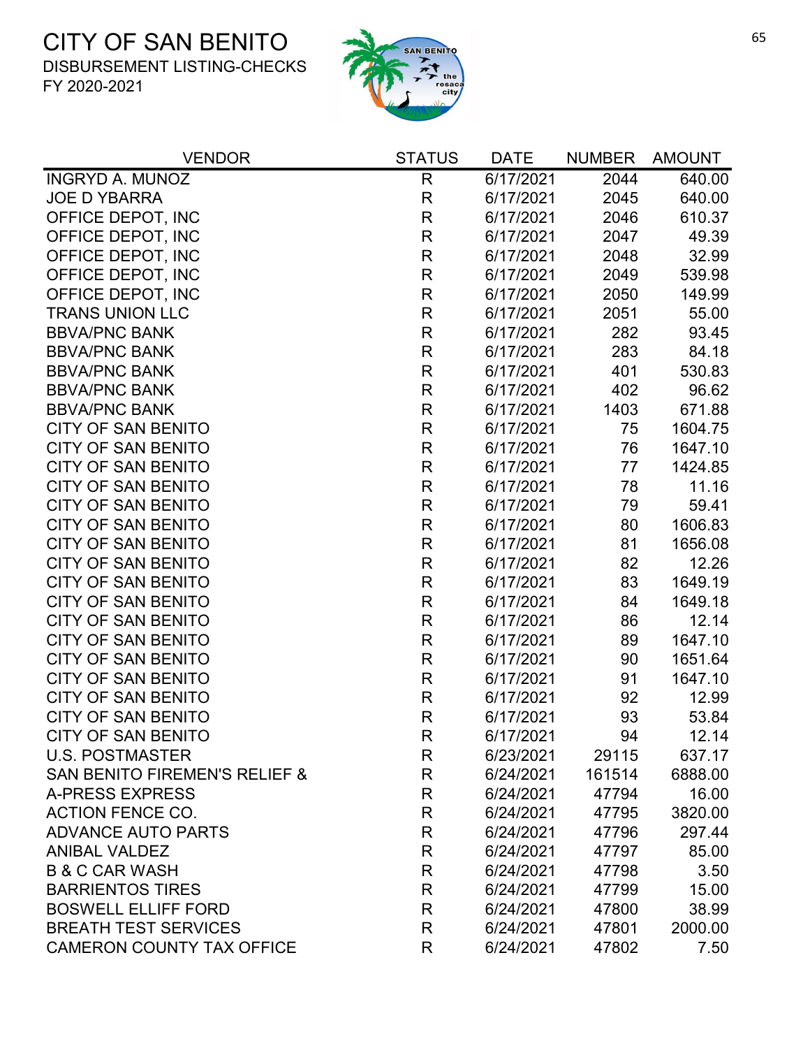# CITY OF SAN BENITO

DISBURSEMENT LISTING-CHECKS
FY 2020-2021

| VENDOR | STATUS | DATE | NUMBER | AMOUNT |
|---|---|---|---|---|
| INGRYD A. MUNOZ | R | 6/17/2021 | 2044 | 640.00 |
| JOE D YBARRA | R | 6/17/2021 | 2045 | 640.00 |
| OFFICE DEPOT, INC | R | 6/17/2021 | 2046 | 610.37 |
| OFFICE DEPOT, INC | R | 6/17/2021 | 2047 | 49.39 |
| OFFICE DEPOT, INC | R | 6/17/2021 | 2048 | 32.99 |
| OFFICE DEPOT, INC | R | 6/17/2021 | 2049 | 539.98 |
| OFFICE DEPOT, INC | R | 6/17/2021 | 2050 | 149.99 |
| TRANS UNION LLC | R | 6/17/2021 | 2051 | 55.00 |
| BBVA/PNC BANK | R | 6/17/2021 | 282 | 93.45 |
| BBVA/PNC BANK | R | 6/17/2021 | 283 | 84.18 |
| BBVA/PNC BANK | R | 6/17/2021 | 401 | 530.83 |
| BBVA/PNC BANK | R | 6/17/2021 | 402 | 96.62 |
| BBVA/PNC BANK | R | 6/17/2021 | 1403 | 671.88 |
| CITY OF SAN BENITO | R | 6/17/2021 | 75 | 1604.75 |
| CITY OF SAN BENITO | R | 6/17/2021 | 76 | 1647.10 |
| CITY OF SAN BENITO | R | 6/17/2021 | 77 | 1424.85 |
| CITY OF SAN BENITO | R | 6/17/2021 | 78 | 11.16 |
| CITY OF SAN BENITO | R | 6/17/2021 | 79 | 59.41 |
| CITY OF SAN BENITO | R | 6/17/2021 | 80 | 1606.83 |
| CITY OF SAN BENITO | R | 6/17/2021 | 81 | 1656.08 |
| CITY OF SAN BENITO | R | 6/17/2021 | 82 | 12.26 |
| CITY OF SAN BENITO | R | 6/17/2021 | 83 | 1649.19 |
| CITY OF SAN BENITO | R | 6/17/2021 | 84 | 1649.18 |
| CITY OF SAN BENITO | R | 6/17/2021 | 86 | 12.14 |
| CITY OF SAN BENITO | R | 6/17/2021 | 89 | 1647.10 |
| CITY OF SAN BENITO | R | 6/17/2021 | 90 | 1651.64 |
| CITY OF SAN BENITO | R | 6/17/2021 | 91 | 1647.10 |
| CITY OF SAN BENITO | R | 6/17/2021 | 92 | 12.99 |
| CITY OF SAN BENITO | R | 6/17/2021 | 93 | 53.84 |
| CITY OF SAN BENITO | R | 6/17/2021 | 94 | 12.14 |
| U.S. POSTMASTER | R | 6/23/2021 | 29115 | 637.17 |
| SAN BENITO FIREMEN'S RELIEF & | R | 6/24/2021 | 161514 | 6888.00 |
| A-PRESS EXPRESS | R | 6/24/2021 | 47794 | 16.00 |
| ACTION FENCE CO. | R | 6/24/2021 | 47795 | 3820.00 |
| ADVANCE AUTO PARTS | R | 6/24/2021 | 47796 | 297.44 |
| ANIBAL VALDEZ | R | 6/24/2021 | 47797 | 85.00 |
| B & C CAR WASH | R | 6/24/2021 | 47798 | 3.50 |
| BARRIENTOS TIRES | R | 6/24/2021 | 47799 | 15.00 |
| BOSWELL ELLIFF FORD | R | 6/24/2021 | 47800 | 38.99 |
| BREATH TEST SERVICES | R | 6/24/2021 | 47801 | 2000.00 |
| CAMERON COUNTY TAX OFFICE | R | 6/24/2021 | 47802 | 7.50 |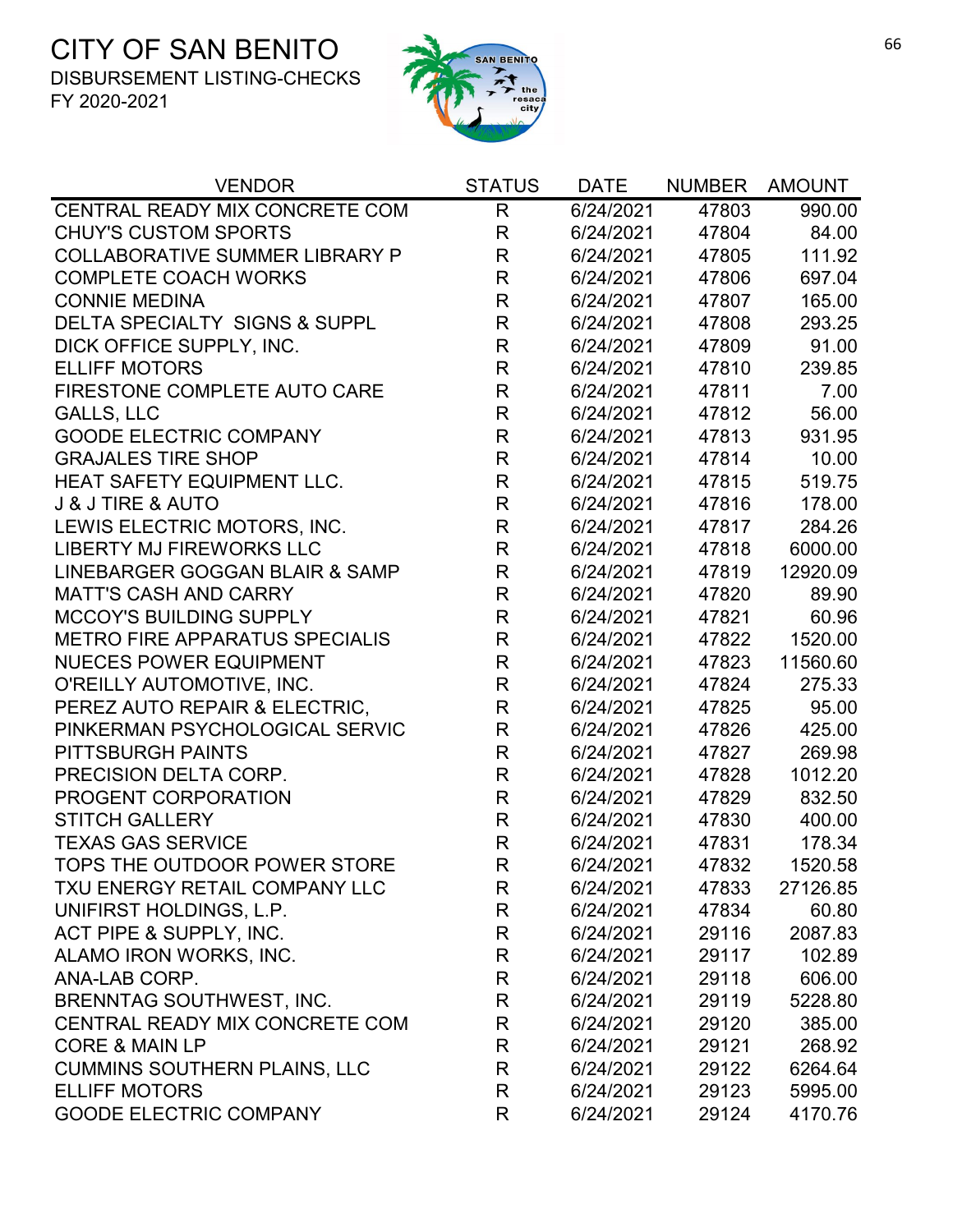# CITY OF SAN BENITO

DISBURSEMENT LISTING-CHECKS

FY 2020-2021

| VENDOR | STATUS | DATE | NUMBER | AMOUNT |
|---|---|---|---|---|
| CENTRAL READY MIX CONCRETE COM | R | 6/24/2021 | 47803 | 990.00 |
| CHUY'S CUSTOM SPORTS | R | 6/24/2021 | 47804 | 84.00 |
| COLLABORATIVE SUMMER LIBRARY P | R | 6/24/2021 | 47805 | 111.92 |
| COMPLETE COACH WORKS | R | 6/24/2021 | 47806 | 697.04 |
| CONNIE MEDINA | R | 6/24/2021 | 47807 | 165.00 |
| DELTA SPECIALTY SIGNS & SUPPL | R | 6/24/2021 | 47808 | 293.25 |
| DICK OFFICE SUPPLY, INC. | R | 6/24/2021 | 47809 | 91.00 |
| ELLIFF MOTORS | R | 6/24/2021 | 47810 | 239.85 |
| FIRESTONE COMPLETE AUTO CARE | R | 6/24/2021 | 47811 | 7.00 |
| GALLS, LLC | R | 6/24/2021 | 47812 | 56.00 |
| GOODE ELECTRIC COMPANY | R | 6/24/2021 | 47813 | 931.95 |
| GRAJALES TIRE SHOP | R | 6/24/2021 | 47814 | 10.00 |
| HEAT SAFETY EQUIPMENT LLC. | R | 6/24/2021 | 47815 | 519.75 |
| J & J TIRE & AUTO | R | 6/24/2021 | 47816 | 178.00 |
| LEWIS ELECTRIC MOTORS, INC. | R | 6/24/2021 | 47817 | 284.26 |
| LIBERTY MJ FIREWORKS LLC | R | 6/24/2021 | 47818 | 6000.00 |
| LINEBARGER GOGGAN BLAIR & SAMP | R | 6/24/2021 | 47819 | 12920.09 |
| MATT'S CASH AND CARRY | R | 6/24/2021 | 47820 | 89.90 |
| MCCOY'S BUILDING SUPPLY | R | 6/24/2021 | 47821 | 60.96 |
| METRO FIRE APPARATUS SPECIALIS | R | 6/24/2021 | 47822 | 1520.00 |
| NUECES POWER EQUIPMENT | R | 6/24/2021 | 47823 | 11560.60 |
| O'REILLY AUTOMOTIVE, INC. | R | 6/24/2021 | 47824 | 275.33 |
| PEREZ AUTO REPAIR & ELECTRIC, | R | 6/24/2021 | 47825 | 95.00 |
| PINKERMAN PSYCHOLOGICAL SERVIC | R | 6/24/2021 | 47826 | 425.00 |
| PITTSBURGH PAINTS | R | 6/24/2021 | 47827 | 269.98 |
| PRECISION DELTA CORP. | R | 6/24/2021 | 47828 | 1012.20 |
| PROGENT CORPORATION | R | 6/24/2021 | 47829 | 832.50 |
| STITCH GALLERY | R | 6/24/2021 | 47830 | 400.00 |
| TEXAS GAS SERVICE | R | 6/24/2021 | 47831 | 178.34 |
| TOPS THE OUTDOOR POWER STORE | R | 6/24/2021 | 47832 | 1520.58 |
| TXU ENERGY RETAIL COMPANY LLC | R | 6/24/2021 | 47833 | 27126.85 |
| UNIFIRST HOLDINGS, L.P. | R | 6/24/2021 | 47834 | 60.80 |
| ACT PIPE & SUPPLY, INC. | R | 6/24/2021 | 29116 | 2087.83 |
| ALAMO IRON WORKS, INC. | R | 6/24/2021 | 29117 | 102.89 |
| ANA-LAB CORP. | R | 6/24/2021 | 29118 | 606.00 |
| BRENNTAG SOUTHWEST, INC. | R | 6/24/2021 | 29119 | 5228.80 |
| CENTRAL READY MIX CONCRETE COM | R | 6/24/2021 | 29120 | 385.00 |
| CORE & MAIN LP | R | 6/24/2021 | 29121 | 268.92 |
| CUMMINS SOUTHERN PLAINS, LLC | R | 6/24/2021 | 29122 | 6264.64 |
| ELLIFF MOTORS | R | 6/24/2021 | 29123 | 5995.00 |
| GOODE ELECTRIC COMPANY | R | 6/24/2021 | 29124 | 4170.76 |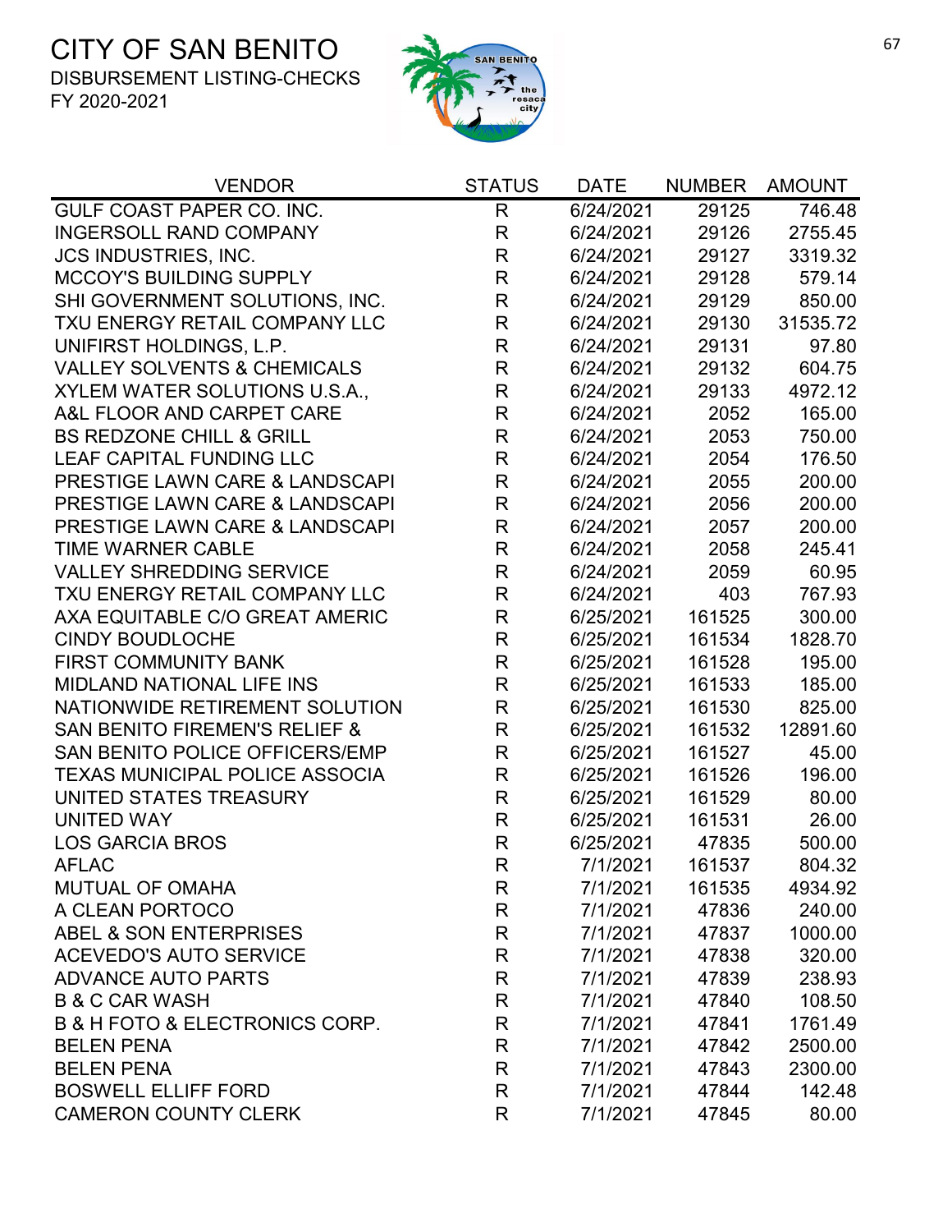# CITY OF SAN BENITO

DISBURSEMENT LISTING-CHECKS

FY 2020-2021

| VENDOR | STATUS | DATE | NUMBER | AMOUNT |
|---|---|---|---|---|
| GULF COAST PAPER CO. INC. | R | 6/24/2021 | 29125 | 746.48 |
| INGERSOLL RAND COMPANY | R | 6/24/2021 | 29126 | 2755.45 |
| JCS INDUSTRIES, INC. | R | 6/24/2021 | 29127 | 3319.32 |
| MCCOY'S BUILDING SUPPLY | R | 6/24/2021 | 29128 | 579.14 |
| SHI GOVERNMENT SOLUTIONS, INC. | R | 6/24/2021 | 29129 | 850.00 |
| TXU ENERGY RETAIL COMPANY LLC | R | 6/24/2021 | 29130 | 31535.72 |
| UNIFIRST HOLDINGS, L.P. | R | 6/24/2021 | 29131 | 97.80 |
| VALLEY SOLVENTS & CHEMICALS | R | 6/24/2021 | 29132 | 604.75 |
| XYLEM WATER SOLUTIONS U.S.A., | R | 6/24/2021 | 29133 | 4972.12 |
| A&L FLOOR AND CARPET CARE | R | 6/24/2021 | 2052 | 165.00 |
| BS REDZONE CHILL & GRILL | R | 6/24/2021 | 2053 | 750.00 |
| LEAF CAPITAL FUNDING LLC | R | 6/24/2021 | 2054 | 176.50 |
| PRESTIGE LAWN CARE & LANDSCAPI | R | 6/24/2021 | 2055 | 200.00 |
| PRESTIGE LAWN CARE & LANDSCAPI | R | 6/24/2021 | 2056 | 200.00 |
| PRESTIGE LAWN CARE & LANDSCAPI | R | 6/24/2021 | 2057 | 200.00 |
| TIME WARNER CABLE | R | 6/24/2021 | 2058 | 245.41 |
| VALLEY SHREDDING SERVICE | R | 6/24/2021 | 2059 | 60.95 |
| TXU ENERGY RETAIL COMPANY LLC | R | 6/24/2021 | 403 | 767.93 |
| AXA EQUITABLE C/O GREAT AMERIC | R | 6/25/2021 | 161525 | 300.00 |
| CINDY BOUDLOCHE | R | 6/25/2021 | 161534 | 1828.70 |
| FIRST COMMUNITY BANK | R | 6/25/2021 | 161528 | 195.00 |
| MIDLAND NATIONAL LIFE INS | R | 6/25/2021 | 161533 | 185.00 |
| NATIONWIDE RETIREMENT SOLUTION | R | 6/25/2021 | 161530 | 825.00 |
| SAN BENITO FIREMEN'S RELIEF & | R | 6/25/2021 | 161532 | 12891.60 |
| SAN BENITO POLICE OFFICERS/EMP | R | 6/25/2021 | 161527 | 45.00 |
| TEXAS MUNICIPAL POLICE ASSOCIA | R | 6/25/2021 | 161526 | 196.00 |
| UNITED STATES TREASURY | R | 6/25/2021 | 161529 | 80.00 |
| UNITED WAY | R | 6/25/2021 | 161531 | 26.00 |
| LOS GARCIA BROS | R | 6/25/2021 | 47835 | 500.00 |
| AFLAC | R | 7/1/2021 | 161537 | 804.32 |
| MUTUAL OF OMAHA | R | 7/1/2021 | 161535 | 4934.92 |
| A CLEAN PORTOCO | R | 7/1/2021 | 47836 | 240.00 |
| ABEL & SON ENTERPRISES | R | 7/1/2021 | 47837 | 1000.00 |
| ACEVEDO'S AUTO SERVICE | R | 7/1/2021 | 47838 | 320.00 |
| ADVANCE AUTO PARTS | R | 7/1/2021 | 47839 | 238.93 |
| B & C CAR WASH | R | 7/1/2021 | 47840 | 108.50 |
| B & H FOTO & ELECTRONICS CORP. | R | 7/1/2021 | 47841 | 1761.49 |
| BELEN PENA | R | 7/1/2021 | 47842 | 2500.00 |
| BELEN PENA | R | 7/1/2021 | 47843 | 2300.00 |
| BOSWELL ELLIFF FORD | R | 7/1/2021 | 47844 | 142.48 |
| CAMERON COUNTY CLERK | R | 7/1/2021 | 47845 | 80.00 |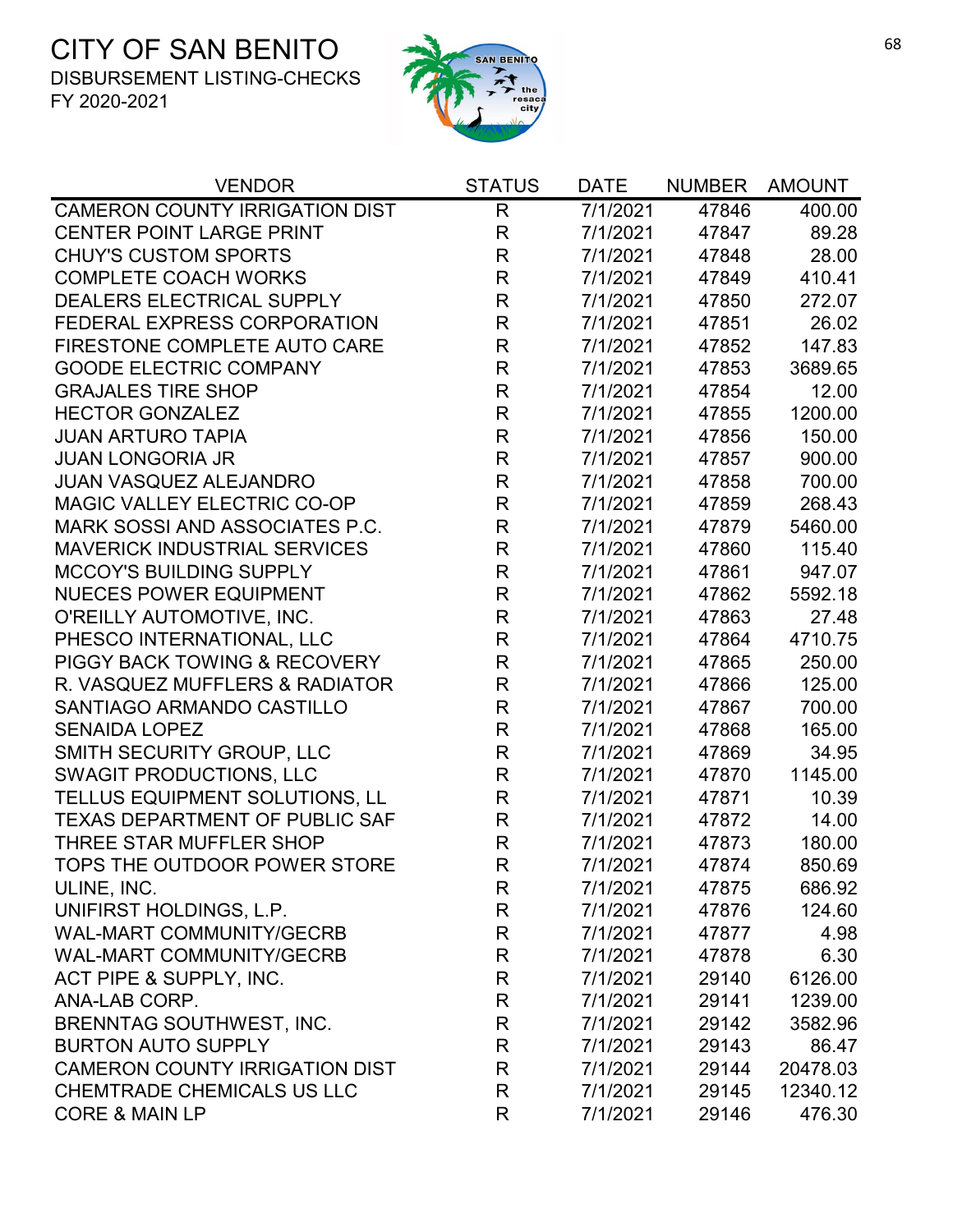# CITY OF SAN BENITO

DISBURSEMENT LISTING-CHECKS

FY 2020-2021

| VENDOR | STATUS | DATE | NUMBER | AMOUNT |
|---|---|---|---|---|
| CAMERON COUNTY IRRIGATION DIST | R | 7/1/2021 | 47846 | 400.00 |
| CENTER POINT LARGE PRINT | R | 7/1/2021 | 47847 | 89.28 |
| CHUY'S CUSTOM SPORTS | R | 7/1/2021 | 47848 | 28.00 |
| COMPLETE COACH WORKS | R | 7/1/2021 | 47849 | 410.41 |
| DEALERS ELECTRICAL SUPPLY | R | 7/1/2021 | 47850 | 272.07 |
| FEDERAL EXPRESS CORPORATION | R | 7/1/2021 | 47851 | 26.02 |
| FIRESTONE COMPLETE AUTO CARE | R | 7/1/2021 | 47852 | 147.83 |
| GOODE ELECTRIC COMPANY | R | 7/1/2021 | 47853 | 3689.65 |
| GRAJALES TIRE SHOP | R | 7/1/2021 | 47854 | 12.00 |
| HECTOR GONZALEZ | R | 7/1/2021 | 47855 | 1200.00 |
| JUAN ARTURO TAPIA | R | 7/1/2021 | 47856 | 150.00 |
| JUAN LONGORIA JR | R | 7/1/2021 | 47857 | 900.00 |
| JUAN VASQUEZ ALEJANDRO | R | 7/1/2021 | 47858 | 700.00 |
| MAGIC VALLEY ELECTRIC CO-OP | R | 7/1/2021 | 47859 | 268.43 |
| MARK SOSSI AND ASSOCIATES P.C. | R | 7/1/2021 | 47879 | 5460.00 |
| MAVERICK INDUSTRIAL SERVICES | R | 7/1/2021 | 47860 | 115.40 |
| MCCOY'S BUILDING SUPPLY | R | 7/1/2021 | 47861 | 947.07 |
| NUECES POWER EQUIPMENT | R | 7/1/2021 | 47862 | 5592.18 |
| O'REILLY AUTOMOTIVE, INC. | R | 7/1/2021 | 47863 | 27.48 |
| PHESCO INTERNATIONAL, LLC | R | 7/1/2021 | 47864 | 4710.75 |
| PIGGY BACK TOWING & RECOVERY | R | 7/1/2021 | 47865 | 250.00 |
| R. VASQUEZ MUFFLERS & RADIATOR | R | 7/1/2021 | 47866 | 125.00 |
| SANTIAGO ARMANDO CASTILLO | R | 7/1/2021 | 47867 | 700.00 |
| SENAIDA LOPEZ | R | 7/1/2021 | 47868 | 165.00 |
| SMITH SECURITY GROUP, LLC | R | 7/1/2021 | 47869 | 34.95 |
| SWAGIT PRODUCTIONS, LLC | R | 7/1/2021 | 47870 | 1145.00 |
| TELLUS EQUIPMENT SOLUTIONS, LL | R | 7/1/2021 | 47871 | 10.39 |
| TEXAS DEPARTMENT OF PUBLIC SAF | R | 7/1/2021 | 47872 | 14.00 |
| THREE STAR MUFFLER SHOP | R | 7/1/2021 | 47873 | 180.00 |
| TOPS THE OUTDOOR POWER STORE | R | 7/1/2021 | 47874 | 850.69 |
| ULINE, INC. | R | 7/1/2021 | 47875 | 686.92 |
| UNIFIRST HOLDINGS, L.P. | R | 7/1/2021 | 47876 | 124.60 |
| WAL-MART COMMUNITY/GECRB | R | 7/1/2021 | 47877 | 4.98 |
| WAL-MART COMMUNITY/GECRB | R | 7/1/2021 | 47878 | 6.30 |
| ACT PIPE & SUPPLY, INC. | R | 7/1/2021 | 29140 | 6126.00 |
| ANA-LAB CORP. | R | 7/1/2021 | 29141 | 1239.00 |
| BRENNTAG SOUTHWEST, INC. | R | 7/1/2021 | 29142 | 3582.96 |
| BURTON AUTO SUPPLY | R | 7/1/2021 | 29143 | 86.47 |
| CAMERON COUNTY IRRIGATION DIST | R | 7/1/2021 | 29144 | 20478.03 |
| CHEMTRADE CHEMICALS US LLC | R | 7/1/2021 | 29145 | 12340.12 |
| CORE & MAIN LP | R | 7/1/2021 | 29146 | 476.30 |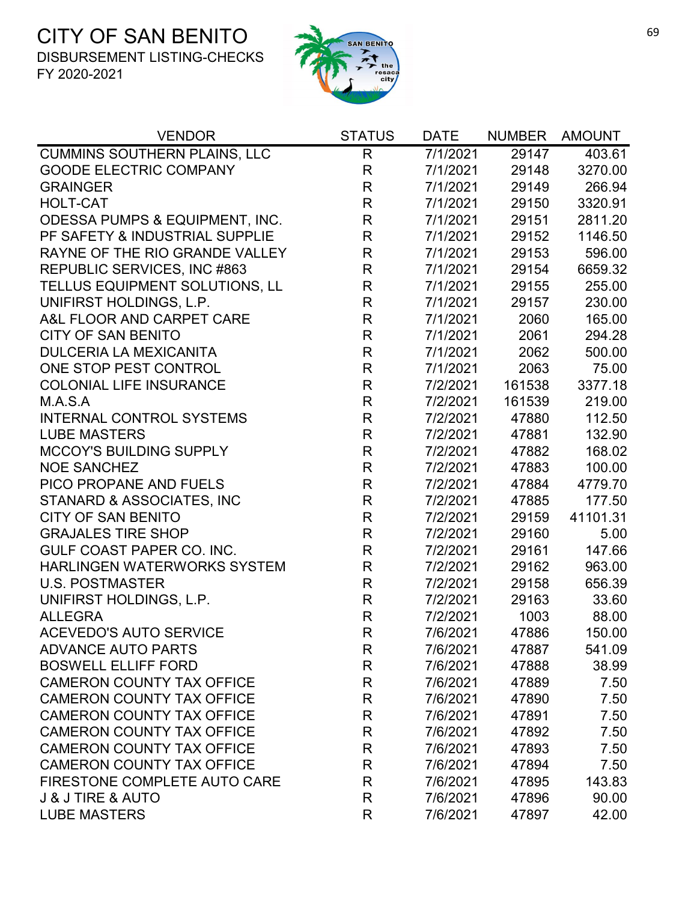# CITY OF SAN BENITO

DISBURSEMENT LISTING-CHECKS

FY 2020-2021

| VENDOR | STATUS | DATE | NUMBER | AMOUNT |
|---|---|---|---|---|
| CUMMINS SOUTHERN PLAINS, LLC | R | 7/1/2021 | 29147 | 403.61 |
| GOODE ELECTRIC COMPANY | R | 7/1/2021 | 29148 | 3270.00 |
| GRAINGER | R | 7/1/2021 | 29149 | 266.94 |
| HOLT-CAT | R | 7/1/2021 | 29150 | 3320.91 |
| ODESSA PUMPS & EQUIPMENT, INC. | R | 7/1/2021 | 29151 | 2811.20 |
| PF SAFETY & INDUSTRIAL SUPPLIE | R | 7/1/2021 | 29152 | 1146.50 |
| RAYNE OF THE RIO GRANDE VALLEY | R | 7/1/2021 | 29153 | 596.00 |
| REPUBLIC SERVICES, INC #863 | R | 7/1/2021 | 29154 | 6659.32 |
| TELLUS EQUIPMENT SOLUTIONS, LL | R | 7/1/2021 | 29155 | 255.00 |
| UNIFIRST HOLDINGS, L.P. | R | 7/1/2021 | 29157 | 230.00 |
| A&L FLOOR AND CARPET CARE | R | 7/1/2021 | 2060 | 165.00 |
| CITY OF SAN BENITO | R | 7/1/2021 | 2061 | 294.28 |
| DULCERIA LA MEXICANITA | R | 7/1/2021 | 2062 | 500.00 |
| ONE STOP PEST CONTROL | R | 7/1/2021 | 2063 | 75.00 |
| COLONIAL LIFE INSURANCE | R | 7/2/2021 | 161538 | 3377.18 |
| M.A.S.A | R | 7/2/2021 | 161539 | 219.00 |
| INTERNAL CONTROL SYSTEMS | R | 7/2/2021 | 47880 | 112.50 |
| LUBE MASTERS | R | 7/2/2021 | 47881 | 132.90 |
| MCCOY'S BUILDING SUPPLY | R | 7/2/2021 | 47882 | 168.02 |
| NOE SANCHEZ | R | 7/2/2021 | 47883 | 100.00 |
| PICO PROPANE AND FUELS | R | 7/2/2021 | 47884 | 4779.70 |
| STANARD & ASSOCIATES, INC | R | 7/2/2021 | 47885 | 177.50 |
| CITY OF SAN BENITO | R | 7/2/2021 | 29159 | 41101.31 |
| GRAJALES TIRE SHOP | R | 7/2/2021 | 29160 | 5.00 |
| GULF COAST PAPER CO. INC. | R | 7/2/2021 | 29161 | 147.66 |
| HARLINGEN WATERWORKS SYSTEM | R | 7/2/2021 | 29162 | 963.00 |
| U.S. POSTMASTER | R | 7/2/2021 | 29158 | 656.39 |
| UNIFIRST HOLDINGS, L.P. | R | 7/2/2021 | 29163 | 33.60 |
| ALLEGRA | R | 7/2/2021 | 1003 | 88.00 |
| ACEVEDO'S AUTO SERVICE | R | 7/6/2021 | 47886 | 150.00 |
| ADVANCE AUTO PARTS | R | 7/6/2021 | 47887 | 541.09 |
| BOSWELL ELLIFF FORD | R | 7/6/2021 | 47888 | 38.99 |
| CAMERON COUNTY TAX OFFICE | R | 7/6/2021 | 47889 | 7.50 |
| CAMERON COUNTY TAX OFFICE | R | 7/6/2021 | 47890 | 7.50 |
| CAMERON COUNTY TAX OFFICE | R | 7/6/2021 | 47891 | 7.50 |
| CAMERON COUNTY TAX OFFICE | R | 7/6/2021 | 47892 | 7.50 |
| CAMERON COUNTY TAX OFFICE | R | 7/6/2021 | 47893 | 7.50 |
| CAMERON COUNTY TAX OFFICE | R | 7/6/2021 | 47894 | 7.50 |
| FIRESTONE COMPLETE AUTO CARE | R | 7/6/2021 | 47895 | 143.83 |
| J & J TIRE & AUTO | R | 7/6/2021 | 47896 | 90.00 |
| LUBE MASTERS | R | 7/6/2021 | 47897 | 42.00 |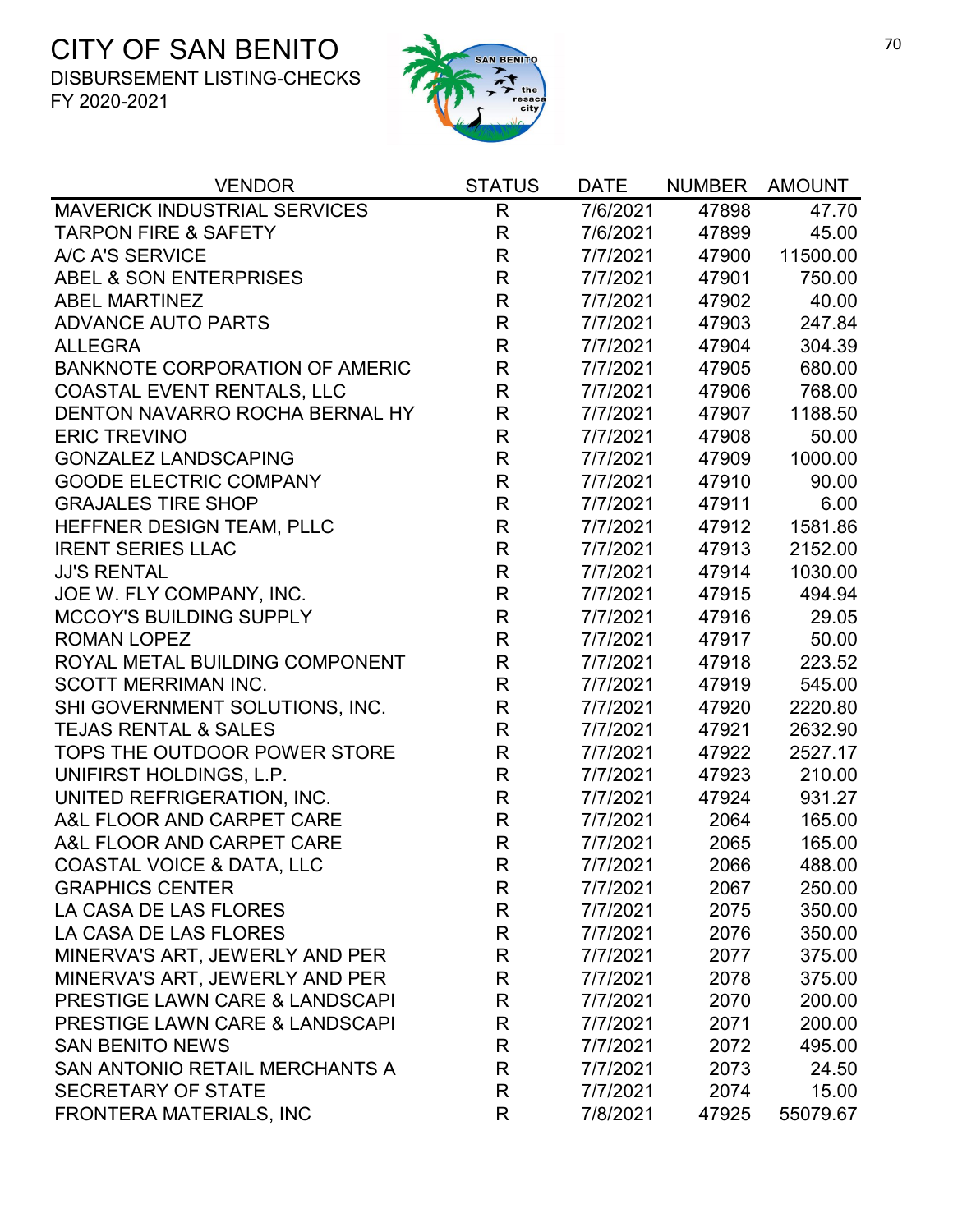# CITY OF SAN BENITO

DISBURSEMENT LISTING-CHECKS

FY 2020-2021

| VENDOR | STATUS | DATE | NUMBER | AMOUNT |
|---|---|---|---|---|
| MAVERICK INDUSTRIAL SERVICES | R | 7/6/2021 | 47898 | 47.70 |
| TARPON FIRE & SAFETY | R | 7/6/2021 | 47899 | 45.00 |
| A/C A'S SERVICE | R | 7/7/2021 | 47900 | 11500.00 |
| ABEL & SON ENTERPRISES | R | 7/7/2021 | 47901 | 750.00 |
| ABEL MARTINEZ | R | 7/7/2021 | 47902 | 40.00 |
| ADVANCE AUTO PARTS | R | 7/7/2021 | 47903 | 247.84 |
| ALLEGRA | R | 7/7/2021 | 47904 | 304.39 |
| BANKNOTE CORPORATION OF AMERIC | R | 7/7/2021 | 47905 | 680.00 |
| COASTAL EVENT RENTALS, LLC | R | 7/7/2021 | 47906 | 768.00 |
| DENTON NAVARRO ROCHA BERNAL HY | R | 7/7/2021 | 47907 | 1188.50 |
| ERIC TREVINO | R | 7/7/2021 | 47908 | 50.00 |
| GONZALEZ LANDSCAPING | R | 7/7/2021 | 47909 | 1000.00 |
| GOODE ELECTRIC COMPANY | R | 7/7/2021 | 47910 | 90.00 |
| GRAJALES TIRE SHOP | R | 7/7/2021 | 47911 | 6.00 |
| HEFFNER DESIGN TEAM, PLLC | R | 7/7/2021 | 47912 | 1581.86 |
| IRENT SERIES LLAC | R | 7/7/2021 | 47913 | 2152.00 |
| JJ'S RENTAL | R | 7/7/2021 | 47914 | 1030.00 |
| JOE W. FLY COMPANY, INC. | R | 7/7/2021 | 47915 | 494.94 |
| MCCOY'S BUILDING SUPPLY | R | 7/7/2021 | 47916 | 29.05 |
| ROMAN LOPEZ | R | 7/7/2021 | 47917 | 50.00 |
| ROYAL METAL BUILDING COMPONENT | R | 7/7/2021 | 47918 | 223.52 |
| SCOTT MERRIMAN INC. | R | 7/7/2021 | 47919 | 545.00 |
| SHI GOVERNMENT SOLUTIONS, INC. | R | 7/7/2021 | 47920 | 2220.80 |
| TEJAS RENTAL & SALES | R | 7/7/2021 | 47921 | 2632.90 |
| TOPS THE OUTDOOR POWER STORE | R | 7/7/2021 | 47922 | 2527.17 |
| UNIFIRST HOLDINGS, L.P. | R | 7/7/2021 | 47923 | 210.00 |
| UNITED REFRIGERATION, INC. | R | 7/7/2021 | 47924 | 931.27 |
| A&L FLOOR AND CARPET CARE | R | 7/7/2021 | 2064 | 165.00 |
| A&L FLOOR AND CARPET CARE | R | 7/7/2021 | 2065 | 165.00 |
| COASTAL VOICE & DATA, LLC | R | 7/7/2021 | 2066 | 488.00 |
| GRAPHICS CENTER | R | 7/7/2021 | 2067 | 250.00 |
| LA CASA DE LAS FLORES | R | 7/7/2021 | 2075 | 350.00 |
| LA CASA DE LAS FLORES | R | 7/7/2021 | 2076 | 350.00 |
| MINERVA'S ART, JEWERLY AND PER | R | 7/7/2021 | 2077 | 375.00 |
| MINERVA'S ART, JEWERLY AND PER | R | 7/7/2021 | 2078 | 375.00 |
| PRESTIGE LAWN CARE & LANDSCAPI | R | 7/7/2021 | 2070 | 200.00 |
| PRESTIGE LAWN CARE & LANDSCAPI | R | 7/7/2021 | 2071 | 200.00 |
| SAN BENITO NEWS | R | 7/7/2021 | 2072 | 495.00 |
| SAN ANTONIO RETAIL MERCHANTS A | R | 7/7/2021 | 2073 | 24.50 |
| SECRETARY OF STATE | R | 7/7/2021 | 2074 | 15.00 |
| FRONTERA MATERIALS, INC | R | 7/8/2021 | 47925 | 55079.67 |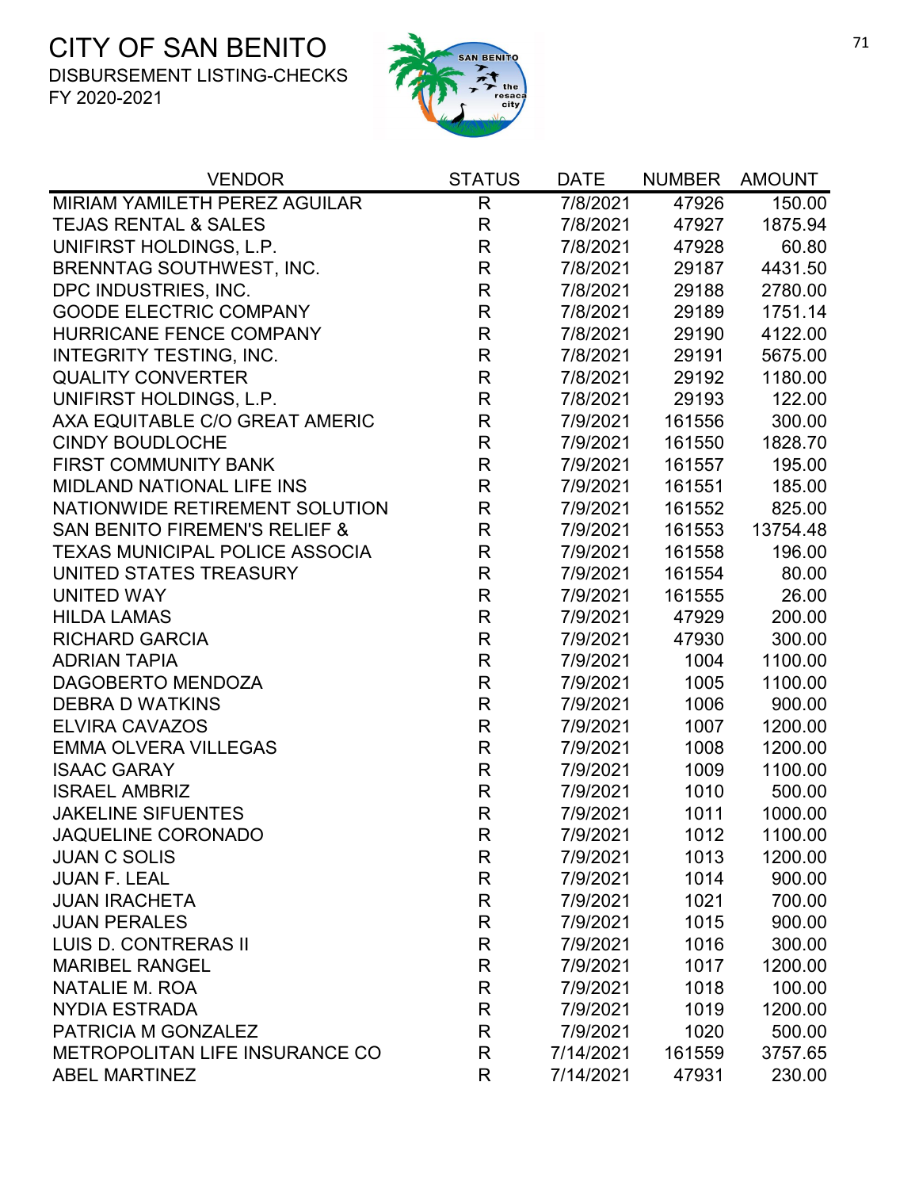# CITY OF SAN BENITO

DISBURSEMENT LISTING-CHECKS
FY 2020-2021

| VENDOR | STATUS | DATE | NUMBER | AMOUNT |
|---|---|---|---|---|
| MIRIAM YAMILETH PEREZ AGUILAR | R | 7/8/2021 | 47926 | 150.00 |
| TEJAS RENTAL & SALES | R | 7/8/2021 | 47927 | 1875.94 |
| UNIFIRST HOLDINGS, L.P. | R | 7/8/2021 | 47928 | 60.80 |
| BRENNTAG SOUTHWEST, INC. | R | 7/8/2021 | 29187 | 4431.50 |
| DPC INDUSTRIES, INC. | R | 7/8/2021 | 29188 | 2780.00 |
| GOODE ELECTRIC COMPANY | R | 7/8/2021 | 29189 | 1751.14 |
| HURRICANE FENCE COMPANY | R | 7/8/2021 | 29190 | 4122.00 |
| INTEGRITY TESTING, INC. | R | 7/8/2021 | 29191 | 5675.00 |
| QUALITY CONVERTER | R | 7/8/2021 | 29192 | 1180.00 |
| UNIFIRST HOLDINGS, L.P. | R | 7/8/2021 | 29193 | 122.00 |
| AXA EQUITABLE C/O GREAT AMERIC | R | 7/9/2021 | 161556 | 300.00 |
| CINDY BOUDLOCHE | R | 7/9/2021 | 161550 | 1828.70 |
| FIRST COMMUNITY BANK | R | 7/9/2021 | 161557 | 195.00 |
| MIDLAND NATIONAL LIFE INS | R | 7/9/2021 | 161551 | 185.00 |
| NATIONWIDE RETIREMENT SOLUTION | R | 7/9/2021 | 161552 | 825.00 |
| SAN BENITO FIREMEN'S RELIEF & | R | 7/9/2021 | 161553 | 13754.48 |
| TEXAS MUNICIPAL POLICE ASSOCIA | R | 7/9/2021 | 161558 | 196.00 |
| UNITED STATES TREASURY | R | 7/9/2021 | 161554 | 80.00 |
| UNITED WAY | R | 7/9/2021 | 161555 | 26.00 |
| HILDA LAMAS | R | 7/9/2021 | 47929 | 200.00 |
| RICHARD GARCIA | R | 7/9/2021 | 47930 | 300.00 |
| ADRIAN TAPIA | R | 7/9/2021 | 1004 | 1100.00 |
| DAGOBERTO MENDOZA | R | 7/9/2021 | 1005 | 1100.00 |
| DEBRA D WATKINS | R | 7/9/2021 | 1006 | 900.00 |
| ELVIRA CAVAZOS | R | 7/9/2021 | 1007 | 1200.00 |
| EMMA OLVERA VILLEGAS | R | 7/9/2021 | 1008 | 1200.00 |
| ISAAC GARAY | R | 7/9/2021 | 1009 | 1100.00 |
| ISRAEL AMBRIZ | R | 7/9/2021 | 1010 | 500.00 |
| JAKELINE SIFUENTES | R | 7/9/2021 | 1011 | 1000.00 |
| JAQUELINE CORONADO | R | 7/9/2021 | 1012 | 1100.00 |
| JUAN C SOLIS | R | 7/9/2021 | 1013 | 1200.00 |
| JUAN F. LEAL | R | 7/9/2021 | 1014 | 900.00 |
| JUAN IRACHETA | R | 7/9/2021 | 1021 | 700.00 |
| JUAN PERALES | R | 7/9/2021 | 1015 | 900.00 |
| LUIS D. CONTRERAS II | R | 7/9/2021 | 1016 | 300.00 |
| MARIBEL RANGEL | R | 7/9/2021 | 1017 | 1200.00 |
| NATALIE M. ROA | R | 7/9/2021 | 1018 | 100.00 |
| NYDIA ESTRADA | R | 7/9/2021 | 1019 | 1200.00 |
| PATRICIA M GONZALEZ | R | 7/9/2021 | 1020 | 500.00 |
| METROPOLITAN LIFE INSURANCE CO | R | 7/14/2021 | 161559 | 3757.65 |
| ABEL MARTINEZ | R | 7/14/2021 | 47931 | 230.00 |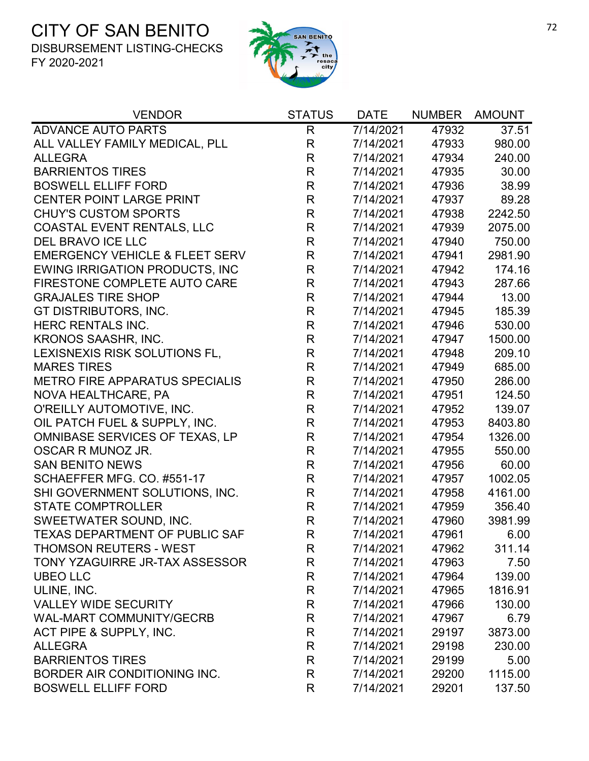# CITY OF SAN BENITO

DISBURSEMENT LISTING-CHECKS

FY 2020-2021

| VENDOR | STATUS | DATE | NUMBER | AMOUNT |
|---|---|---|---|---|
| ADVANCE AUTO PARTS | R | 7/14/2021 | 47932 | 37.51 |
| ALL VALLEY FAMILY MEDICAL, PLL | R | 7/14/2021 | 47933 | 980.00 |
| ALLEGRA | R | 7/14/2021 | 47934 | 240.00 |
| BARRIENTOS TIRES | R | 7/14/2021 | 47935 | 30.00 |
| BOSWELL ELLIFF FORD | R | 7/14/2021 | 47936 | 38.99 |
| CENTER POINT LARGE PRINT | R | 7/14/2021 | 47937 | 89.28 |
| CHUY'S CUSTOM SPORTS | R | 7/14/2021 | 47938 | 2242.50 |
| COASTAL EVENT RENTALS, LLC | R | 7/14/2021 | 47939 | 2075.00 |
| DEL BRAVO ICE LLC | R | 7/14/2021 | 47940 | 750.00 |
| EMERGENCY VEHICLE & FLEET SERV | R | 7/14/2021 | 47941 | 2981.90 |
| EWING IRRIGATION PRODUCTS, INC | R | 7/14/2021 | 47942 | 174.16 |
| FIRESTONE COMPLETE AUTO CARE | R | 7/14/2021 | 47943 | 287.66 |
| GRAJALES TIRE SHOP | R | 7/14/2021 | 47944 | 13.00 |
| GT DISTRIBUTORS, INC. | R | 7/14/2021 | 47945 | 185.39 |
| HERC RENTALS INC. | R | 7/14/2021 | 47946 | 530.00 |
| KRONOS SAASHR, INC. | R | 7/14/2021 | 47947 | 1500.00 |
| LEXISNEXIS RISK SOLUTIONS FL, | R | 7/14/2021 | 47948 | 209.10 |
| MARES TIRES | R | 7/14/2021 | 47949 | 685.00 |
| METRO FIRE APPARATUS SPECIALIS | R | 7/14/2021 | 47950 | 286.00 |
| NOVA HEALTHCARE, PA | R | 7/14/2021 | 47951 | 124.50 |
| O'REILLY AUTOMOTIVE, INC. | R | 7/14/2021 | 47952 | 139.07 |
| OIL PATCH FUEL & SUPPLY, INC. | R | 7/14/2021 | 47953 | 8403.80 |
| OMNIBASE SERVICES OF TEXAS, LP | R | 7/14/2021 | 47954 | 1326.00 |
| OSCAR R MUNOZ JR. | R | 7/14/2021 | 47955 | 550.00 |
| SAN BENITO NEWS | R | 7/14/2021 | 47956 | 60.00 |
| SCHAEFFER MFG. CO. #551-17 | R | 7/14/2021 | 47957 | 1002.05 |
| SHI GOVERNMENT SOLUTIONS, INC. | R | 7/14/2021 | 47958 | 4161.00 |
| STATE COMPTROLLER | R | 7/14/2021 | 47959 | 356.40 |
| SWEETWATER SOUND, INC. | R | 7/14/2021 | 47960 | 3981.99 |
| TEXAS DEPARTMENT OF PUBLIC SAF | R | 7/14/2021 | 47961 | 6.00 |
| THOMSON REUTERS - WEST | R | 7/14/2021 | 47962 | 311.14 |
| TONY YZAGUIRRE JR-TAX ASSESSOR | R | 7/14/2021 | 47963 | 7.50 |
| UBEO LLC | R | 7/14/2021 | 47964 | 139.00 |
| ULINE, INC. | R | 7/14/2021 | 47965 | 1816.91 |
| VALLEY WIDE SECURITY | R | 7/14/2021 | 47966 | 130.00 |
| WAL-MART COMMUNITY/GECRB | R | 7/14/2021 | 47967 | 6.79 |
| ACT PIPE & SUPPLY, INC. | R | 7/14/2021 | 29197 | 3873.00 |
| ALLEGRA | R | 7/14/2021 | 29198 | 230.00 |
| BARRIENTOS TIRES | R | 7/14/2021 | 29199 | 5.00 |
| BORDER AIR CONDITIONING INC. | R | 7/14/2021 | 29200 | 1115.00 |
| BOSWELL ELLIFF FORD | R | 7/14/2021 | 29201 | 137.50 |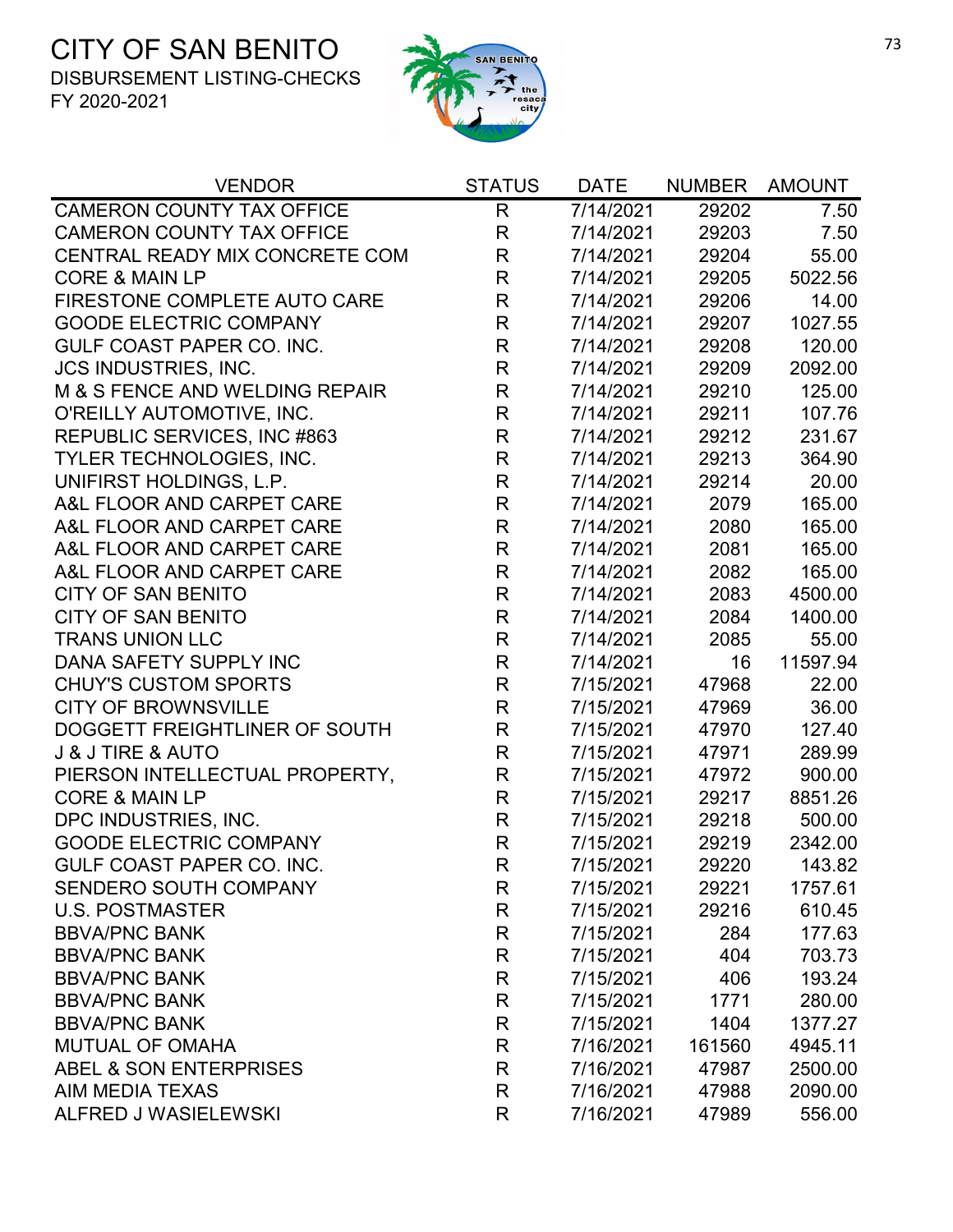# CITY OF SAN BENITO

DISBURSEMENT LISTING-CHECKS

FY 2020-2021

| VENDOR | STATUS | DATE | NUMBER | AMOUNT |
|---|---|---|---|---|
| CAMERON COUNTY TAX OFFICE | R | 7/14/2021 | 29202 | 7.50 |
| CAMERON COUNTY TAX OFFICE | R | 7/14/2021 | 29203 | 7.50 |
| CENTRAL READY MIX CONCRETE COM | R | 7/14/2021 | 29204 | 55.00 |
| CORE & MAIN LP | R | 7/14/2021 | 29205 | 5022.56 |
| FIRESTONE COMPLETE AUTO CARE | R | 7/14/2021 | 29206 | 14.00 |
| GOODE ELECTRIC COMPANY | R | 7/14/2021 | 29207 | 1027.55 |
| GULF COAST PAPER CO. INC. | R | 7/14/2021 | 29208 | 120.00 |
| JCS INDUSTRIES, INC. | R | 7/14/2021 | 29209 | 2092.00 |
| M & S FENCE AND WELDING REPAIR | R | 7/14/2021 | 29210 | 125.00 |
| O'REILLY AUTOMOTIVE, INC. | R | 7/14/2021 | 29211 | 107.76 |
| REPUBLIC SERVICES, INC #863 | R | 7/14/2021 | 29212 | 231.67 |
| TYLER TECHNOLOGIES, INC. | R | 7/14/2021 | 29213 | 364.90 |
| UNIFIRST HOLDINGS, L.P. | R | 7/14/2021 | 29214 | 20.00 |
| A&L FLOOR AND CARPET CARE | R | 7/14/2021 | 2079 | 165.00 |
| A&L FLOOR AND CARPET CARE | R | 7/14/2021 | 2080 | 165.00 |
| A&L FLOOR AND CARPET CARE | R | 7/14/2021 | 2081 | 165.00 |
| A&L FLOOR AND CARPET CARE | R | 7/14/2021 | 2082 | 165.00 |
| CITY OF SAN BENITO | R | 7/14/2021 | 2083 | 4500.00 |
| CITY OF SAN BENITO | R | 7/14/2021 | 2084 | 1400.00 |
| TRANS UNION LLC | R | 7/14/2021 | 2085 | 55.00 |
| DANA SAFETY SUPPLY INC | R | 7/14/2021 | 16 | 11597.94 |
| CHUY'S CUSTOM SPORTS | R | 7/15/2021 | 47968 | 22.00 |
| CITY OF BROWNSVILLE | R | 7/15/2021 | 47969 | 36.00 |
| DOGGETT FREIGHTLINER OF SOUTH | R | 7/15/2021 | 47970 | 127.40 |
| J & J TIRE & AUTO | R | 7/15/2021 | 47971 | 289.99 |
| PIERSON INTELLECTUAL PROPERTY, | R | 7/15/2021 | 47972 | 900.00 |
| CORE & MAIN LP | R | 7/15/2021 | 29217 | 8851.26 |
| DPC INDUSTRIES, INC. | R | 7/15/2021 | 29218 | 500.00 |
| GOODE ELECTRIC COMPANY | R | 7/15/2021 | 29219 | 2342.00 |
| GULF COAST PAPER CO. INC. | R | 7/15/2021 | 29220 | 143.82 |
| SENDERO SOUTH COMPANY | R | 7/15/2021 | 29221 | 1757.61 |
| U.S. POSTMASTER | R | 7/15/2021 | 29216 | 610.45 |
| BBVA/PNC BANK | R | 7/15/2021 | 284 | 177.63 |
| BBVA/PNC BANK | R | 7/15/2021 | 404 | 703.73 |
| BBVA/PNC BANK | R | 7/15/2021 | 406 | 193.24 |
| BBVA/PNC BANK | R | 7/15/2021 | 1771 | 280.00 |
| BBVA/PNC BANK | R | 7/15/2021 | 1404 | 1377.27 |
| MUTUAL OF OMAHA | R | 7/16/2021 | 161560 | 4945.11 |
| ABEL & SON ENTERPRISES | R | 7/16/2021 | 47987 | 2500.00 |
| AIM MEDIA TEXAS | R | 7/16/2021 | 47988 | 2090.00 |
| ALFRED J WASIELEWSKI | R | 7/16/2021 | 47989 | 556.00 |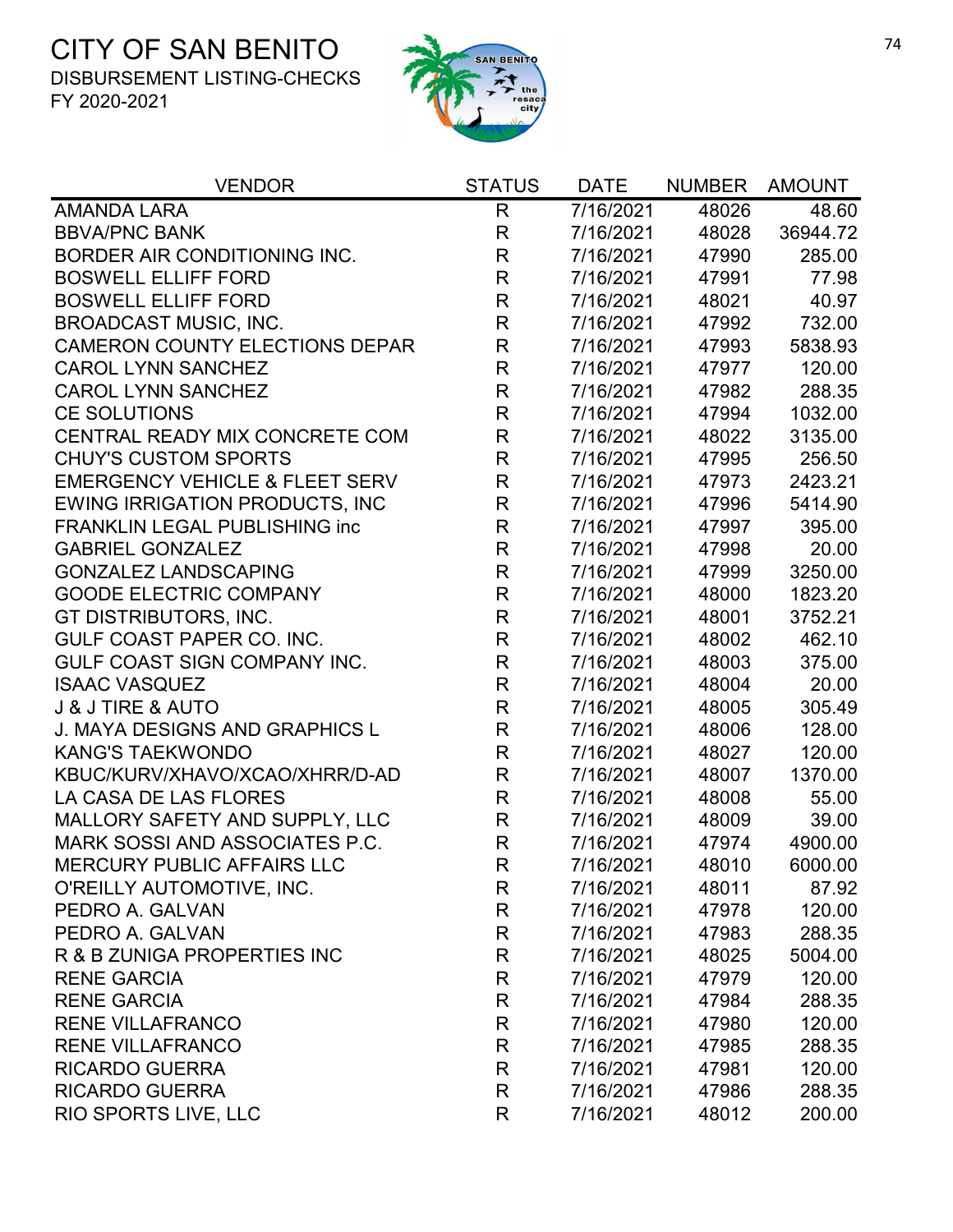# CITY OF SAN BENITO

DISBURSEMENT LISTING-CHECKS

FY 2020-2021

| VENDOR | STATUS | DATE | NUMBER | AMOUNT |
|---|---|---|---|---|
| AMANDA LARA | R | 7/16/2021 | 48026 | 48.60 |
| BBVA/PNC BANK | R | 7/16/2021 | 48028 | 36944.72 |
| BORDER AIR CONDITIONING INC. | R | 7/16/2021 | 47990 | 285.00 |
| BOSWELL ELLIFF FORD | R | 7/16/2021 | 47991 | 77.98 |
| BOSWELL ELLIFF FORD | R | 7/16/2021 | 48021 | 40.97 |
| BROADCAST MUSIC, INC. | R | 7/16/2021 | 47992 | 732.00 |
| CAMERON COUNTY ELECTIONS DEPAR | R | 7/16/2021 | 47993 | 5838.93 |
| CAROL LYNN SANCHEZ | R | 7/16/2021 | 47977 | 120.00 |
| CAROL LYNN SANCHEZ | R | 7/16/2021 | 47982 | 288.35 |
| CE SOLUTIONS | R | 7/16/2021 | 47994 | 1032.00 |
| CENTRAL READY MIX CONCRETE COM | R | 7/16/2021 | 48022 | 3135.00 |
| CHUY'S CUSTOM SPORTS | R | 7/16/2021 | 47995 | 256.50 |
| EMERGENCY VEHICLE & FLEET SERV | R | 7/16/2021 | 47973 | 2423.21 |
| EWING IRRIGATION PRODUCTS, INC | R | 7/16/2021 | 47996 | 5414.90 |
| FRANKLIN LEGAL PUBLISHING inc | R | 7/16/2021 | 47997 | 395.00 |
| GABRIEL GONZALEZ | R | 7/16/2021 | 47998 | 20.00 |
| GONZALEZ LANDSCAPING | R | 7/16/2021 | 47999 | 3250.00 |
| GOODE ELECTRIC COMPANY | R | 7/16/2021 | 48000 | 1823.20 |
| GT DISTRIBUTORS, INC. | R | 7/16/2021 | 48001 | 3752.21 |
| GULF COAST PAPER CO. INC. | R | 7/16/2021 | 48002 | 462.10 |
| GULF COAST SIGN COMPANY INC. | R | 7/16/2021 | 48003 | 375.00 |
| ISAAC VASQUEZ | R | 7/16/2021 | 48004 | 20.00 |
| J & J TIRE & AUTO | R | 7/16/2021 | 48005 | 305.49 |
| J. MAYA DESIGNS AND GRAPHICS L | R | 7/16/2021 | 48006 | 128.00 |
| KANG'S TAEKWONDO | R | 7/16/2021 | 48027 | 120.00 |
| KBUC/KURV/XHAVO/XCAO/XHRR/D-AD | R | 7/16/2021 | 48007 | 1370.00 |
| LA CASA DE LAS FLORES | R | 7/16/2021 | 48008 | 55.00 |
| MALLORY SAFETY AND SUPPLY, LLC | R | 7/16/2021 | 48009 | 39.00 |
| MARK SOSSI AND ASSOCIATES P.C. | R | 7/16/2021 | 47974 | 4900.00 |
| MERCURY PUBLIC AFFAIRS LLC | R | 7/16/2021 | 48010 | 6000.00 |
| O'REILLY AUTOMOTIVE, INC. | R | 7/16/2021 | 48011 | 87.92 |
| PEDRO A. GALVAN | R | 7/16/2021 | 47978 | 120.00 |
| PEDRO A. GALVAN | R | 7/16/2021 | 47983 | 288.35 |
| R & B ZUNIGA PROPERTIES INC | R | 7/16/2021 | 48025 | 5004.00 |
| RENE GARCIA | R | 7/16/2021 | 47979 | 120.00 |
| RENE GARCIA | R | 7/16/2021 | 47984 | 288.35 |
| RENE VILLAFRANCO | R | 7/16/2021 | 47980 | 120.00 |
| RENE VILLAFRANCO | R | 7/16/2021 | 47985 | 288.35 |
| RICARDO GUERRA | R | 7/16/2021 | 47981 | 120.00 |
| RICARDO GUERRA | R | 7/16/2021 | 47986 | 288.35 |
| RIO SPORTS LIVE, LLC | R | 7/16/2021 | 48012 | 200.00 |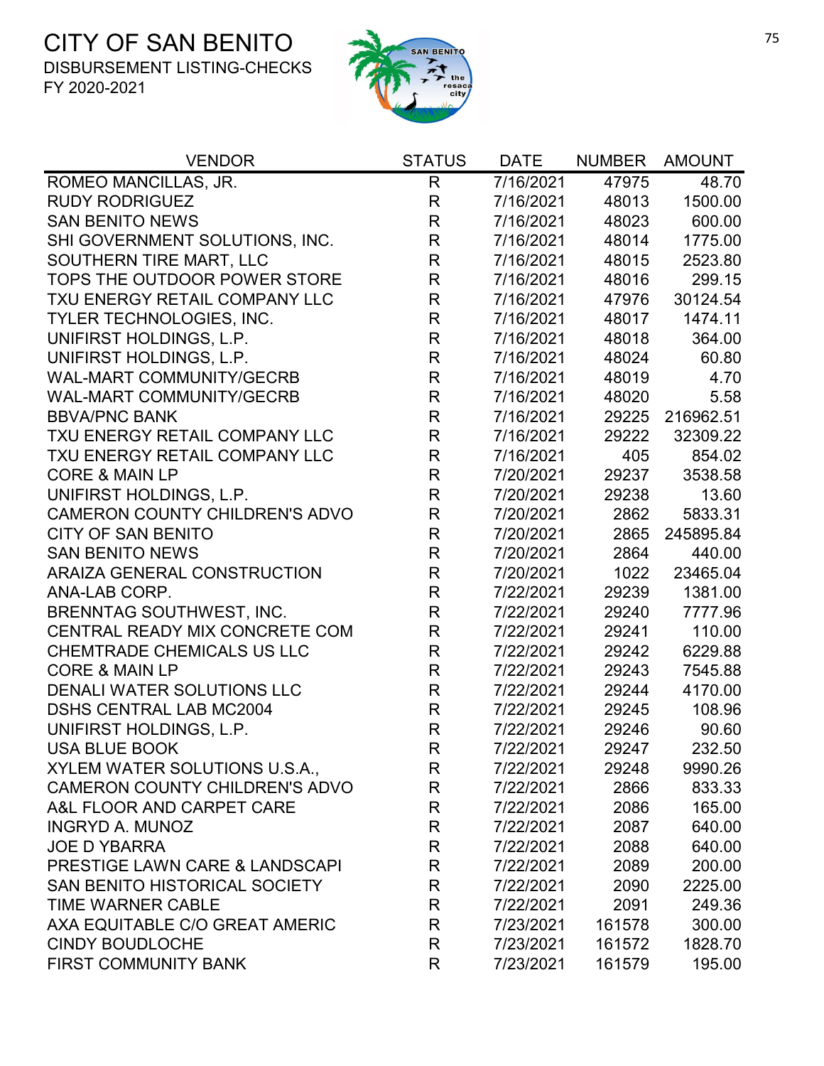# CITY OF SAN BENITO

DISBURSEMENT LISTING-CHECKS

FY 2020-2021

| VENDOR | STATUS | DATE | NUMBER | AMOUNT |
|---|---|---|---|---|
| ROMEO MANCILLAS, JR. | R | 7/16/2021 | 47975 | 48.70 |
| RUDY RODRIGUEZ | R | 7/16/2021 | 48013 | 1500.00 |
| SAN BENITO NEWS | R | 7/16/2021 | 48023 | 600.00 |
| SHI GOVERNMENT SOLUTIONS, INC. | R | 7/16/2021 | 48014 | 1775.00 |
| SOUTHERN TIRE MART, LLC | R | 7/16/2021 | 48015 | 2523.80 |
| TOPS THE OUTDOOR POWER STORE | R | 7/16/2021 | 48016 | 299.15 |
| TXU ENERGY RETAIL COMPANY LLC | R | 7/16/2021 | 47976 | 30124.54 |
| TYLER TECHNOLOGIES, INC. | R | 7/16/2021 | 48017 | 1474.11 |
| UNIFIRST HOLDINGS, L.P. | R | 7/16/2021 | 48018 | 364.00 |
| UNIFIRST HOLDINGS, L.P. | R | 7/16/2021 | 48024 | 60.80 |
| WAL-MART COMMUNITY/GECRB | R | 7/16/2021 | 48019 | 4.70 |
| WAL-MART COMMUNITY/GECRB | R | 7/16/2021 | 48020 | 5.58 |
| BBVA/PNC BANK | R | 7/16/2021 | 29225 | 216962.51 |
| TXU ENERGY RETAIL COMPANY LLC | R | 7/16/2021 | 29222 | 32309.22 |
| TXU ENERGY RETAIL COMPANY LLC | R | 7/16/2021 | 405 | 854.02 |
| CORE & MAIN LP | R | 7/20/2021 | 29237 | 3538.58 |
| UNIFIRST HOLDINGS, L.P. | R | 7/20/2021 | 29238 | 13.60 |
| CAMERON COUNTY CHILDREN'S ADVO | R | 7/20/2021 | 2862 | 5833.31 |
| CITY OF SAN BENITO | R | 7/20/2021 | 2865 | 245895.84 |
| SAN BENITO NEWS | R | 7/20/2021 | 2864 | 440.00 |
| ARAIZA GENERAL CONSTRUCTION | R | 7/20/2021 | 1022 | 23465.04 |
| ANA-LAB CORP. | R | 7/22/2021 | 29239 | 1381.00 |
| BRENNTAG SOUTHWEST, INC. | R | 7/22/2021 | 29240 | 7777.96 |
| CENTRAL READY MIX CONCRETE COM | R | 7/22/2021 | 29241 | 110.00 |
| CHEMTRADE CHEMICALS US LLC | R | 7/22/2021 | 29242 | 6229.88 |
| CORE & MAIN LP | R | 7/22/2021 | 29243 | 7545.88 |
| DENALI WATER SOLUTIONS LLC | R | 7/22/2021 | 29244 | 4170.00 |
| DSHS CENTRAL LAB MC2004 | R | 7/22/2021 | 29245 | 108.96 |
| UNIFIRST HOLDINGS, L.P. | R | 7/22/2021 | 29246 | 90.60 |
| USA BLUE BOOK | R | 7/22/2021 | 29247 | 232.50 |
| XYLEM WATER SOLUTIONS U.S.A., | R | 7/22/2021 | 29248 | 9990.26 |
| CAMERON COUNTY CHILDREN'S ADVO | R | 7/22/2021 | 2866 | 833.33 |
| A&L FLOOR AND CARPET CARE | R | 7/22/2021 | 2086 | 165.00 |
| INGRYD A. MUNOZ | R | 7/22/2021 | 2087 | 640.00 |
| JOE D YBARRA | R | 7/22/2021 | 2088 | 640.00 |
| PRESTIGE LAWN CARE & LANDSCAPI | R | 7/22/2021 | 2089 | 200.00 |
| SAN BENITO HISTORICAL SOCIETY | R | 7/22/2021 | 2090 | 2225.00 |
| TIME WARNER CABLE | R | 7/22/2021 | 2091 | 249.36 |
| AXA EQUITABLE C/O GREAT AMERIC | R | 7/23/2021 | 161578 | 300.00 |
| CINDY BOUDLOCHE | R | 7/23/2021 | 161572 | 1828.70 |
| FIRST COMMUNITY BANK | R | 7/23/2021 | 161579 | 195.00 |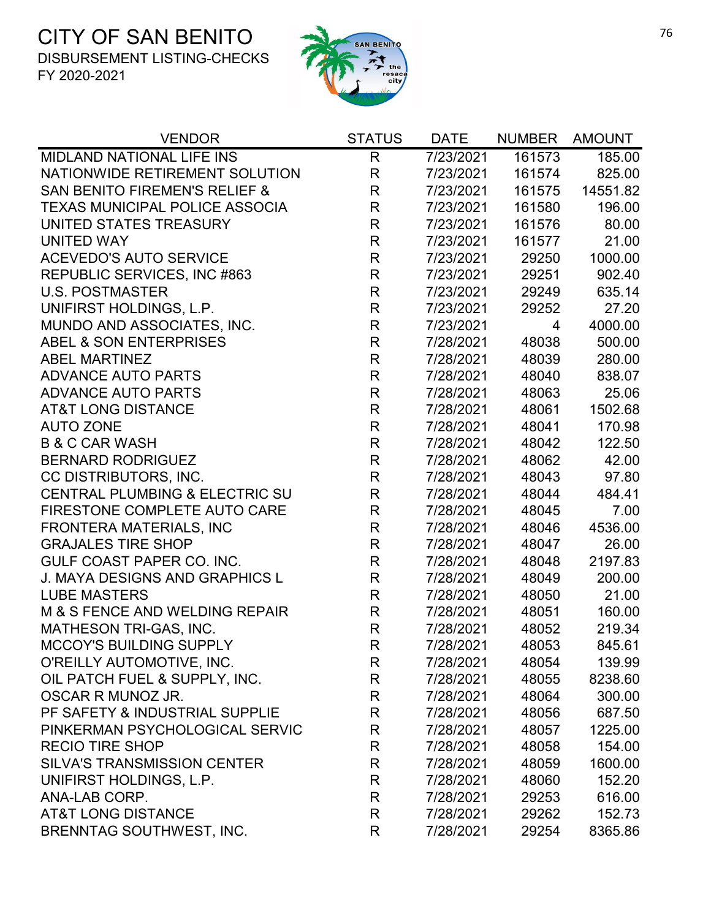# CITY OF SAN BENITO

DISBURSEMENT LISTING-CHECKS

FY 2020-2021

| VENDOR | STATUS | DATE | NUMBER | AMOUNT |
|---|---|---|---|---|
| MIDLAND NATIONAL LIFE INS | R | 7/23/2021 | 161573 | 185.00 |
| NATIONWIDE RETIREMENT SOLUTION | R | 7/23/2021 | 161574 | 825.00 |
| SAN BENITO FIREMEN'S RELIEF & | R | 7/23/2021 | 161575 | 14551.82 |
| TEXAS MUNICIPAL POLICE ASSOCIA | R | 7/23/2021 | 161580 | 196.00 |
| UNITED STATES TREASURY | R | 7/23/2021 | 161576 | 80.00 |
| UNITED WAY | R | 7/23/2021 | 161577 | 21.00 |
| ACEVEDO'S AUTO SERVICE | R | 7/23/2021 | 29250 | 1000.00 |
| REPUBLIC SERVICES, INC #863 | R | 7/23/2021 | 29251 | 902.40 |
| U.S. POSTMASTER | R | 7/23/2021 | 29249 | 635.14 |
| UNIFIRST HOLDINGS, L.P. | R | 7/23/2021 | 29252 | 27.20 |
| MUNDO AND ASSOCIATES, INC. | R | 7/23/2021 | 4 | 4000.00 |
| ABEL & SON ENTERPRISES | R | 7/28/2021 | 48038 | 500.00 |
| ABEL MARTINEZ | R | 7/28/2021 | 48039 | 280.00 |
| ADVANCE AUTO PARTS | R | 7/28/2021 | 48040 | 838.07 |
| ADVANCE AUTO PARTS | R | 7/28/2021 | 48063 | 25.06 |
| AT&T LONG DISTANCE | R | 7/28/2021 | 48061 | 1502.68 |
| AUTO ZONE | R | 7/28/2021 | 48041 | 170.98 |
| B & C CAR WASH | R | 7/28/2021 | 48042 | 122.50 |
| BERNARD RODRIGUEZ | R | 7/28/2021 | 48062 | 42.00 |
| CC DISTRIBUTORS, INC. | R | 7/28/2021 | 48043 | 97.80 |
| CENTRAL PLUMBING & ELECTRIC SU | R | 7/28/2021 | 48044 | 484.41 |
| FIRESTONE COMPLETE AUTO CARE | R | 7/28/2021 | 48045 | 7.00 |
| FRONTERA MATERIALS, INC | R | 7/28/2021 | 48046 | 4536.00 |
| GRAJALES TIRE SHOP | R | 7/28/2021 | 48047 | 26.00 |
| GULF COAST PAPER CO. INC. | R | 7/28/2021 | 48048 | 2197.83 |
| J. MAYA DESIGNS AND GRAPHICS L | R | 7/28/2021 | 48049 | 200.00 |
| LUBE MASTERS | R | 7/28/2021 | 48050 | 21.00 |
| M & S FENCE AND WELDING REPAIR | R | 7/28/2021 | 48051 | 160.00 |
| MATHESON TRI-GAS, INC. | R | 7/28/2021 | 48052 | 219.34 |
| MCCOY'S BUILDING SUPPLY | R | 7/28/2021 | 48053 | 845.61 |
| O'REILLY AUTOMOTIVE, INC. | R | 7/28/2021 | 48054 | 139.99 |
| OIL PATCH FUEL & SUPPLY, INC. | R | 7/28/2021 | 48055 | 8238.60 |
| OSCAR R MUNOZ JR. | R | 7/28/2021 | 48064 | 300.00 |
| PF SAFETY & INDUSTRIAL SUPPLIE | R | 7/28/2021 | 48056 | 687.50 |
| PINKERMAN PSYCHOLOGICAL SERVIC | R | 7/28/2021 | 48057 | 1225.00 |
| RECIO TIRE SHOP | R | 7/28/2021 | 48058 | 154.00 |
| SILVA'S TRANSMISSION CENTER | R | 7/28/2021 | 48059 | 1600.00 |
| UNIFIRST HOLDINGS, L.P. | R | 7/28/2021 | 48060 | 152.20 |
| ANA-LAB CORP. | R | 7/28/2021 | 29253 | 616.00 |
| AT&T LONG DISTANCE | R | 7/28/2021 | 29262 | 152.73 |
| BRENNTAG SOUTHWEST, INC. | R | 7/28/2021 | 29254 | 8365.86 |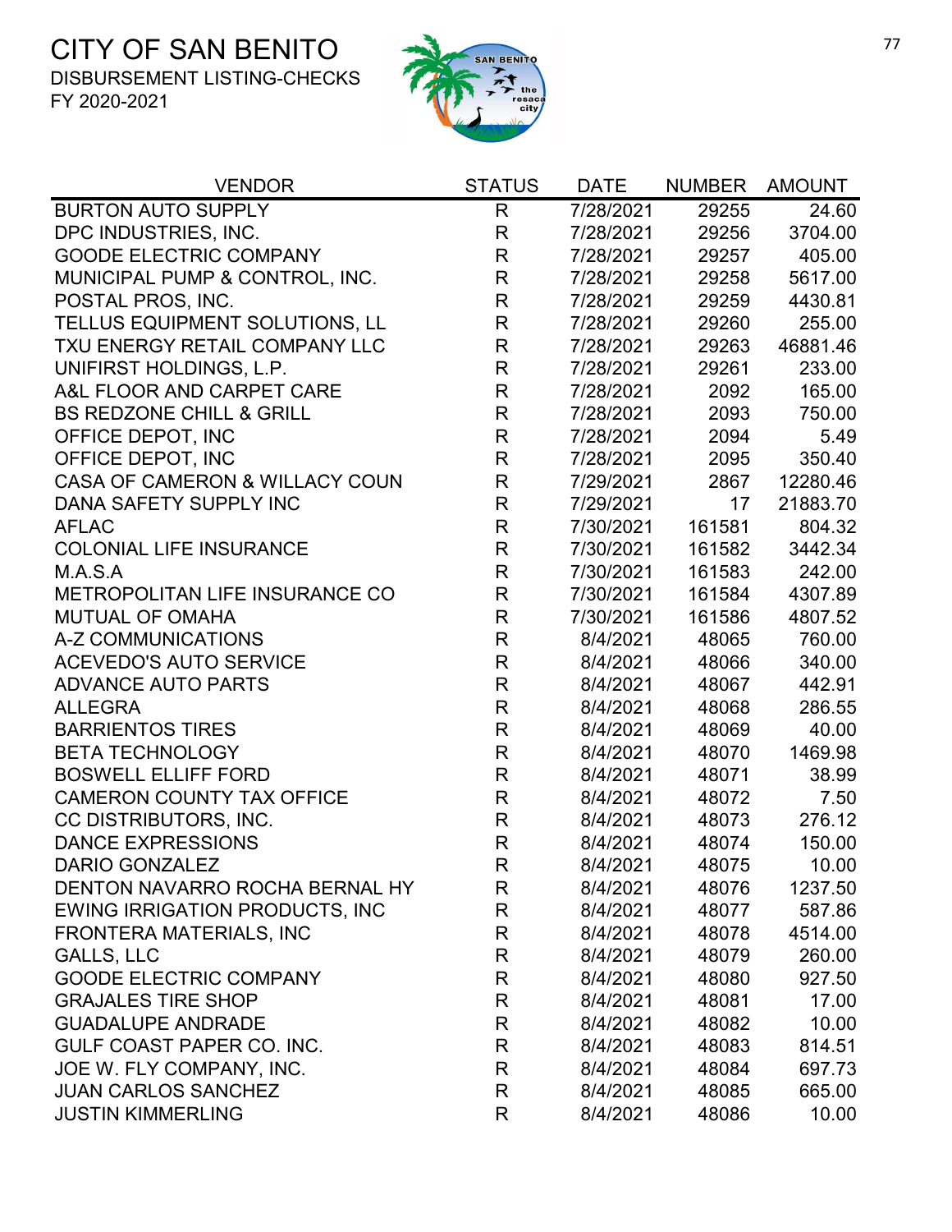# CITY OF SAN BENITO

DISBURSEMENT LISTING-CHECKS

FY 2020-2021

| VENDOR | STATUS | DATE | NUMBER | AMOUNT |
|---|---|---|---|---|
| BURTON AUTO SUPPLY | R | 7/28/2021 | 29255 | 24.60 |
| DPC INDUSTRIES, INC. | R | 7/28/2021 | 29256 | 3704.00 |
| GOODE ELECTRIC COMPANY | R | 7/28/2021 | 29257 | 405.00 |
| MUNICIPAL PUMP & CONTROL, INC. | R | 7/28/2021 | 29258 | 5617.00 |
| POSTAL PROS, INC. | R | 7/28/2021 | 29259 | 4430.81 |
| TELLUS EQUIPMENT SOLUTIONS, LL | R | 7/28/2021 | 29260 | 255.00 |
| TXU ENERGY RETAIL COMPANY LLC | R | 7/28/2021 | 29263 | 46881.46 |
| UNIFIRST HOLDINGS, L.P. | R | 7/28/2021 | 29261 | 233.00 |
| A&L FLOOR AND CARPET CARE | R | 7/28/2021 | 2092 | 165.00 |
| BS REDZONE CHILL & GRILL | R | 7/28/2021 | 2093 | 750.00 |
| OFFICE DEPOT, INC | R | 7/28/2021 | 2094 | 5.49 |
| OFFICE DEPOT, INC | R | 7/28/2021 | 2095 | 350.40 |
| CASA OF CAMERON & WILLACY COUN | R | 7/29/2021 | 2867 | 12280.46 |
| DANA SAFETY SUPPLY INC | R | 7/29/2021 | 17 | 21883.70 |
| AFLAC | R | 7/30/2021 | 161581 | 804.32 |
| COLONIAL LIFE INSURANCE | R | 7/30/2021 | 161582 | 3442.34 |
| M.A.S.A | R | 7/30/2021 | 161583 | 242.00 |
| METROPOLITAN LIFE INSURANCE CO | R | 7/30/2021 | 161584 | 4307.89 |
| MUTUAL OF OMAHA | R | 7/30/2021 | 161586 | 4807.52 |
| A-Z COMMUNICATIONS | R | 8/4/2021 | 48065 | 760.00 |
| ACEVEDO'S AUTO SERVICE | R | 8/4/2021 | 48066 | 340.00 |
| ADVANCE AUTO PARTS | R | 8/4/2021 | 48067 | 442.91 |
| ALLEGRA | R | 8/4/2021 | 48068 | 286.55 |
| BARRIENTOS TIRES | R | 8/4/2021 | 48069 | 40.00 |
| BETA TECHNOLOGY | R | 8/4/2021 | 48070 | 1469.98 |
| BOSWELL ELLIFF FORD | R | 8/4/2021 | 48071 | 38.99 |
| CAMERON COUNTY TAX OFFICE | R | 8/4/2021 | 48072 | 7.50 |
| CC DISTRIBUTORS, INC. | R | 8/4/2021 | 48073 | 276.12 |
| DANCE EXPRESSIONS | R | 8/4/2021 | 48074 | 150.00 |
| DARIO GONZALEZ | R | 8/4/2021 | 48075 | 10.00 |
| DENTON NAVARRO ROCHA BERNAL HY | R | 8/4/2021 | 48076 | 1237.50 |
| EWING IRRIGATION PRODUCTS, INC | R | 8/4/2021 | 48077 | 587.86 |
| FRONTERA MATERIALS, INC | R | 8/4/2021 | 48078 | 4514.00 |
| GALLS, LLC | R | 8/4/2021 | 48079 | 260.00 |
| GOODE ELECTRIC COMPANY | R | 8/4/2021 | 48080 | 927.50 |
| GRAJALES TIRE SHOP | R | 8/4/2021 | 48081 | 17.00 |
| GUADALUPE ANDRADE | R | 8/4/2021 | 48082 | 10.00 |
| GULF COAST PAPER CO. INC. | R | 8/4/2021 | 48083 | 814.51 |
| JOE W. FLY COMPANY, INC. | R | 8/4/2021 | 48084 | 697.73 |
| JUAN CARLOS SANCHEZ | R | 8/4/2021 | 48085 | 665.00 |
| JUSTIN KIMMERLING | R | 8/4/2021 | 48086 | 10.00 |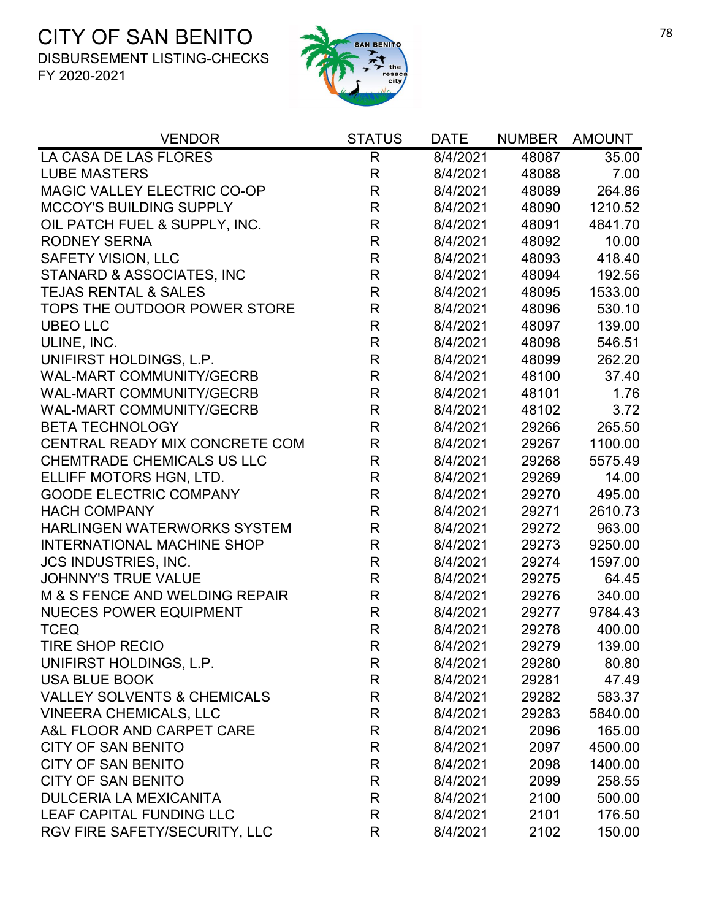# CITY OF SAN BENITO

DISBURSEMENT LISTING-CHECKS

FY 2020-2021

| VENDOR | STATUS | DATE | NUMBER | AMOUNT |
|---|---|---|---|---|
| LA CASA DE LAS FLORES | R | 8/4/2021 | 48087 | 35.00 |
| LUBE MASTERS | R | 8/4/2021 | 48088 | 7.00 |
| MAGIC VALLEY ELECTRIC CO-OP | R | 8/4/2021 | 48089 | 264.86 |
| MCCOY'S BUILDING SUPPLY | R | 8/4/2021 | 48090 | 1210.52 |
| OIL PATCH FUEL & SUPPLY, INC. | R | 8/4/2021 | 48091 | 4841.70 |
| RODNEY SERNA | R | 8/4/2021 | 48092 | 10.00 |
| SAFETY VISION, LLC | R | 8/4/2021 | 48093 | 418.40 |
| STANARD & ASSOCIATES, INC | R | 8/4/2021 | 48094 | 192.56 |
| TEJAS RENTAL & SALES | R | 8/4/2021 | 48095 | 1533.00 |
| TOPS THE OUTDOOR POWER STORE | R | 8/4/2021 | 48096 | 530.10 |
| UBEO LLC | R | 8/4/2021 | 48097 | 139.00 |
| ULINE, INC. | R | 8/4/2021 | 48098 | 546.51 |
| UNIFIRST HOLDINGS, L.P. | R | 8/4/2021 | 48099 | 262.20 |
| WAL-MART COMMUNITY/GECRB | R | 8/4/2021 | 48100 | 37.40 |
| WAL-MART COMMUNITY/GECRB | R | 8/4/2021 | 48101 | 1.76 |
| WAL-MART COMMUNITY/GECRB | R | 8/4/2021 | 48102 | 3.72 |
| BETA TECHNOLOGY | R | 8/4/2021 | 29266 | 265.50 |
| CENTRAL READY MIX CONCRETE COM | R | 8/4/2021 | 29267 | 1100.00 |
| CHEMTRADE CHEMICALS US LLC | R | 8/4/2021 | 29268 | 5575.49 |
| ELLIFF MOTORS HGN, LTD. | R | 8/4/2021 | 29269 | 14.00 |
| GOODE ELECTRIC COMPANY | R | 8/4/2021 | 29270 | 495.00 |
| HACH COMPANY | R | 8/4/2021 | 29271 | 2610.73 |
| HARLINGEN WATERWORKS SYSTEM | R | 8/4/2021 | 29272 | 963.00 |
| INTERNATIONAL MACHINE SHOP | R | 8/4/2021 | 29273 | 9250.00 |
| JCS INDUSTRIES, INC. | R | 8/4/2021 | 29274 | 1597.00 |
| JOHNNY'S TRUE VALUE | R | 8/4/2021 | 29275 | 64.45 |
| M & S FENCE AND WELDING REPAIR | R | 8/4/2021 | 29276 | 340.00 |
| NUECES POWER EQUIPMENT | R | 8/4/2021 | 29277 | 9784.43 |
| TCEQ | R | 8/4/2021 | 29278 | 400.00 |
| TIRE SHOP RECIO | R | 8/4/2021 | 29279 | 139.00 |
| UNIFIRST HOLDINGS, L.P. | R | 8/4/2021 | 29280 | 80.80 |
| USA BLUE BOOK | R | 8/4/2021 | 29281 | 47.49 |
| VALLEY SOLVENTS & CHEMICALS | R | 8/4/2021 | 29282 | 583.37 |
| VINEERA CHEMICALS, LLC | R | 8/4/2021 | 29283 | 5840.00 |
| A&L FLOOR AND CARPET CARE | R | 8/4/2021 | 2096 | 165.00 |
| CITY OF SAN BENITO | R | 8/4/2021 | 2097 | 4500.00 |
| CITY OF SAN BENITO | R | 8/4/2021 | 2098 | 1400.00 |
| CITY OF SAN BENITO | R | 8/4/2021 | 2099 | 258.55 |
| DULCERIA LA MEXICANITA | R | 8/4/2021 | 2100 | 500.00 |
| LEAF CAPITAL FUNDING LLC | R | 8/4/2021 | 2101 | 176.50 |
| RGV FIRE SAFETY/SECURITY, LLC | R | 8/4/2021 | 2102 | 150.00 |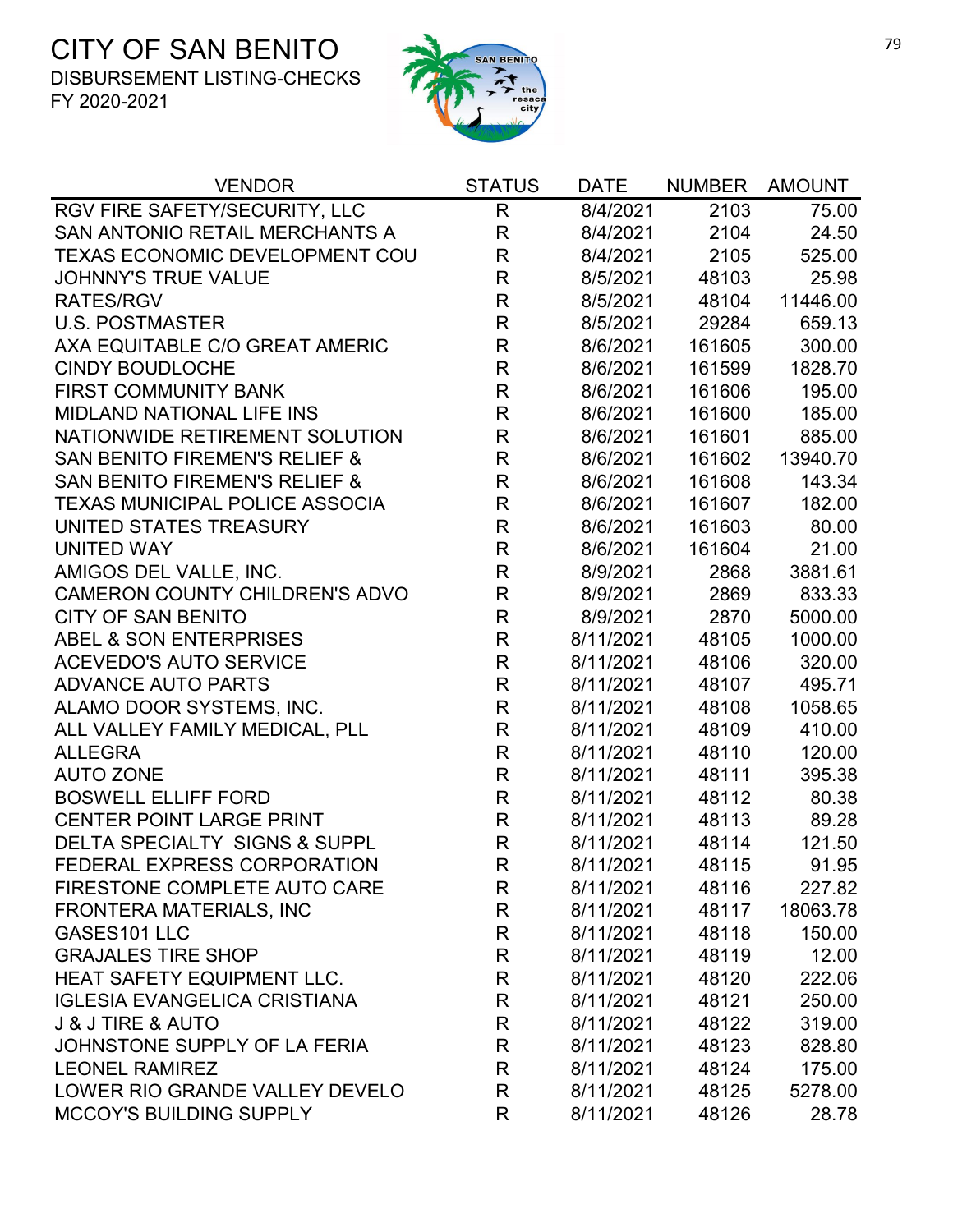# CITY OF SAN BENITO

DISBURSEMENT LISTING-CHECKS

FY 2020-2021

| VENDOR | STATUS | DATE | NUMBER | AMOUNT |
|---|---|---|---|---|
| RGV FIRE SAFETY/SECURITY, LLC | R | 8/4/2021 | 2103 | 75.00 |
| SAN ANTONIO RETAIL MERCHANTS A | R | 8/4/2021 | 2104 | 24.50 |
| TEXAS ECONOMIC DEVELOPMENT COU | R | 8/4/2021 | 2105 | 525.00 |
| JOHNNY'S TRUE VALUE | R | 8/5/2021 | 48103 | 25.98 |
| RATES/RGV | R | 8/5/2021 | 48104 | 11446.00 |
| U.S. POSTMASTER | R | 8/5/2021 | 29284 | 659.13 |
| AXA EQUITABLE C/O GREAT AMERIC | R | 8/6/2021 | 161605 | 300.00 |
| CINDY BOUDLOCHE | R | 8/6/2021 | 161599 | 1828.70 |
| FIRST COMMUNITY BANK | R | 8/6/2021 | 161606 | 195.00 |
| MIDLAND NATIONAL LIFE INS | R | 8/6/2021 | 161600 | 185.00 |
| NATIONWIDE RETIREMENT SOLUTION | R | 8/6/2021 | 161601 | 885.00 |
| SAN BENITO FIREMEN'S RELIEF & | R | 8/6/2021 | 161602 | 13940.70 |
| SAN BENITO FIREMEN'S RELIEF & | R | 8/6/2021 | 161608 | 143.34 |
| TEXAS MUNICIPAL POLICE ASSOCIA | R | 8/6/2021 | 161607 | 182.00 |
| UNITED STATES TREASURY | R | 8/6/2021 | 161603 | 80.00 |
| UNITED WAY | R | 8/6/2021 | 161604 | 21.00 |
| AMIGOS DEL VALLE, INC. | R | 8/9/2021 | 2868 | 3881.61 |
| CAMERON COUNTY CHILDREN'S ADVO | R | 8/9/2021 | 2869 | 833.33 |
| CITY OF SAN BENITO | R | 8/9/2021 | 2870 | 5000.00 |
| ABEL & SON ENTERPRISES | R | 8/11/2021 | 48105 | 1000.00 |
| ACEVEDO'S AUTO SERVICE | R | 8/11/2021 | 48106 | 320.00 |
| ADVANCE AUTO PARTS | R | 8/11/2021 | 48107 | 495.71 |
| ALAMO DOOR SYSTEMS, INC. | R | 8/11/2021 | 48108 | 1058.65 |
| ALL VALLEY FAMILY MEDICAL, PLL | R | 8/11/2021 | 48109 | 410.00 |
| ALLEGRA | R | 8/11/2021 | 48110 | 120.00 |
| AUTO ZONE | R | 8/11/2021 | 48111 | 395.38 |
| BOSWELL ELLIFF FORD | R | 8/11/2021 | 48112 | 80.38 |
| CENTER POINT LARGE PRINT | R | 8/11/2021 | 48113 | 89.28 |
| DELTA SPECIALTY SIGNS & SUPPL | R | 8/11/2021 | 48114 | 121.50 |
| FEDERAL EXPRESS CORPORATION | R | 8/11/2021 | 48115 | 91.95 |
| FIRESTONE COMPLETE AUTO CARE | R | 8/11/2021 | 48116 | 227.82 |
| FRONTERA MATERIALS, INC | R | 8/11/2021 | 48117 | 18063.78 |
| GASES101 LLC | R | 8/11/2021 | 48118 | 150.00 |
| GRAJALES TIRE SHOP | R | 8/11/2021 | 48119 | 12.00 |
| HEAT SAFETY EQUIPMENT LLC. | R | 8/11/2021 | 48120 | 222.06 |
| IGLESIA EVANGELICA CRISTIANA | R | 8/11/2021 | 48121 | 250.00 |
| J & J TIRE & AUTO | R | 8/11/2021 | 48122 | 319.00 |
| JOHNSTONE SUPPLY OF LA FERIA | R | 8/11/2021 | 48123 | 828.80 |
| LEONEL RAMIREZ | R | 8/11/2021 | 48124 | 175.00 |
| LOWER RIO GRANDE VALLEY DEVELO | R | 8/11/2021 | 48125 | 5278.00 |
| MCCOY'S BUILDING SUPPLY | R | 8/11/2021 | 48126 | 28.78 |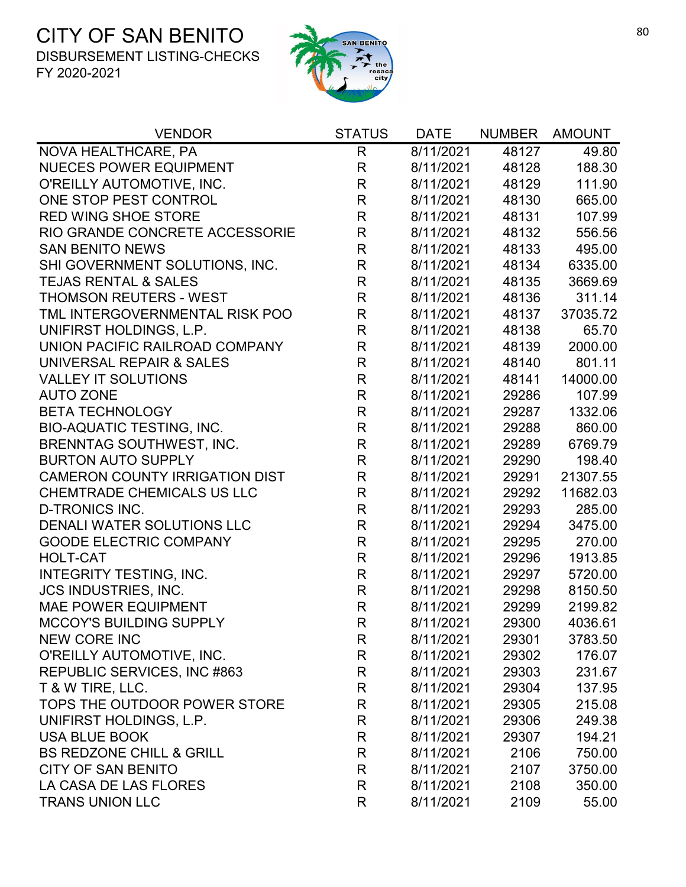# CITY OF SAN BENITO

DISBURSEMENT LISTING-CHECKS

FY 2020-2021

| VENDOR | STATUS | DATE | NUMBER | AMOUNT |
|---|---|---|---|---|
| NOVA HEALTHCARE, PA | R | 8/11/2021 | 48127 | 49.80 |
| NUECES POWER EQUIPMENT | R | 8/11/2021 | 48128 | 188.30 |
| O'REILLY AUTOMOTIVE, INC. | R | 8/11/2021 | 48129 | 111.90 |
| ONE STOP PEST CONTROL | R | 8/11/2021 | 48130 | 665.00 |
| RED WING SHOE STORE | R | 8/11/2021 | 48131 | 107.99 |
| RIO GRANDE CONCRETE ACCESSORIE | R | 8/11/2021 | 48132 | 556.56 |
| SAN BENITO NEWS | R | 8/11/2021 | 48133 | 495.00 |
| SHI GOVERNMENT SOLUTIONS, INC. | R | 8/11/2021 | 48134 | 6335.00 |
| TEJAS RENTAL & SALES | R | 8/11/2021 | 48135 | 3669.69 |
| THOMSON REUTERS - WEST | R | 8/11/2021 | 48136 | 311.14 |
| TML INTERGOVERNMENTAL RISK POO | R | 8/11/2021 | 48137 | 37035.72 |
| UNIFIRST HOLDINGS, L.P. | R | 8/11/2021 | 48138 | 65.70 |
| UNION PACIFIC RAILROAD COMPANY | R | 8/11/2021 | 48139 | 2000.00 |
| UNIVERSAL REPAIR & SALES | R | 8/11/2021 | 48140 | 801.11 |
| VALLEY IT SOLUTIONS | R | 8/11/2021 | 48141 | 14000.00 |
| AUTO ZONE | R | 8/11/2021 | 29286 | 107.99 |
| BETA TECHNOLOGY | R | 8/11/2021 | 29287 | 1332.06 |
| BIO-AQUATIC TESTING, INC. | R | 8/11/2021 | 29288 | 860.00 |
| BRENNTAG SOUTHWEST, INC. | R | 8/11/2021 | 29289 | 6769.79 |
| BURTON AUTO SUPPLY | R | 8/11/2021 | 29290 | 198.40 |
| CAMERON COUNTY IRRIGATION DIST | R | 8/11/2021 | 29291 | 21307.55 |
| CHEMTRADE CHEMICALS US LLC | R | 8/11/2021 | 29292 | 11682.03 |
| D-TRONICS INC. | R | 8/11/2021 | 29293 | 285.00 |
| DENALI WATER SOLUTIONS LLC | R | 8/11/2021 | 29294 | 3475.00 |
| GOODE ELECTRIC COMPANY | R | 8/11/2021 | 29295 | 270.00 |
| HOLT-CAT | R | 8/11/2021 | 29296 | 1913.85 |
| INTEGRITY TESTING, INC. | R | 8/11/2021 | 29297 | 5720.00 |
| JCS INDUSTRIES, INC. | R | 8/11/2021 | 29298 | 8150.50 |
| MAE POWER EQUIPMENT | R | 8/11/2021 | 29299 | 2199.82 |
| MCCOY'S BUILDING SUPPLY | R | 8/11/2021 | 29300 | 4036.61 |
| NEW CORE INC | R | 8/11/2021 | 29301 | 3783.50 |
| O'REILLY AUTOMOTIVE, INC. | R | 8/11/2021 | 29302 | 176.07 |
| REPUBLIC SERVICES, INC #863 | R | 8/11/2021 | 29303 | 231.67 |
| T & W TIRE, LLC. | R | 8/11/2021 | 29304 | 137.95 |
| TOPS THE OUTDOOR POWER STORE | R | 8/11/2021 | 29305 | 215.08 |
| UNIFIRST HOLDINGS, L.P. | R | 8/11/2021 | 29306 | 249.38 |
| USA BLUE BOOK | R | 8/11/2021 | 29307 | 194.21 |
| BS REDZONE CHILL & GRILL | R | 8/11/2021 | 2106 | 750.00 |
| CITY OF SAN BENITO | R | 8/11/2021 | 2107 | 3750.00 |
| LA CASA DE LAS FLORES | R | 8/11/2021 | 2108 | 350.00 |
| TRANS UNION LLC | R | 8/11/2021 | 2109 | 55.00 |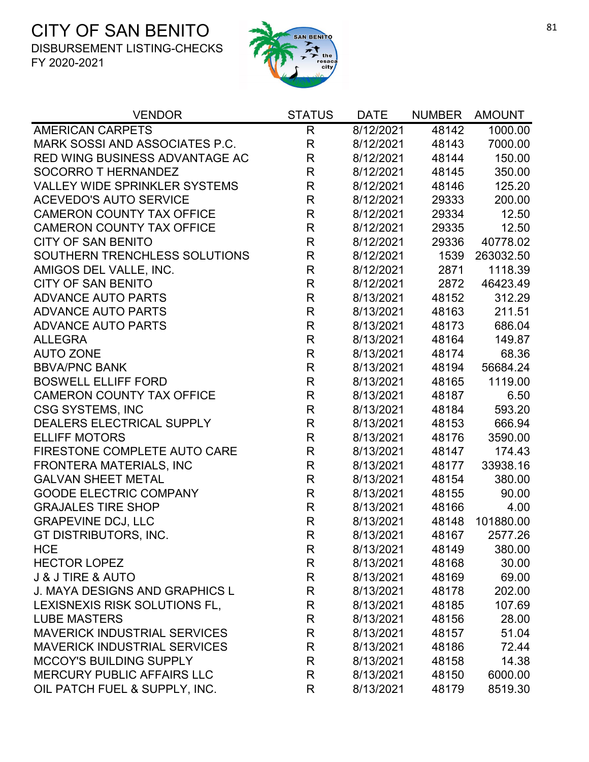# CITY OF SAN BENITO

DISBURSEMENT LISTING-CHECKS
FY 2020-2021

| VENDOR | STATUS | DATE | NUMBER | AMOUNT |
|---|---|---|---|---|
| AMERICAN CARPETS | R | 8/12/2021 | 48142 | 1000.00 |
| MARK SOSSI AND ASSOCIATES P.C. | R | 8/12/2021 | 48143 | 7000.00 |
| RED WING BUSINESS ADVANTAGE AC | R | 8/12/2021 | 48144 | 150.00 |
| SOCORRO T HERNANDEZ | R | 8/12/2021 | 48145 | 350.00 |
| VALLEY WIDE SPRINKLER SYSTEMS | R | 8/12/2021 | 48146 | 125.20 |
| ACEVEDO'S AUTO SERVICE | R | 8/12/2021 | 29333 | 200.00 |
| CAMERON COUNTY TAX OFFICE | R | 8/12/2021 | 29334 | 12.50 |
| CAMERON COUNTY TAX OFFICE | R | 8/12/2021 | 29335 | 12.50 |
| CITY OF SAN BENITO | R | 8/12/2021 | 29336 | 40778.02 |
| SOUTHERN TRENCHLESS SOLUTIONS | R | 8/12/2021 | 1539 | 263032.50 |
| AMIGOS DEL VALLE, INC. | R | 8/12/2021 | 2871 | 1118.39 |
| CITY OF SAN BENITO | R | 8/12/2021 | 2872 | 46423.49 |
| ADVANCE AUTO PARTS | R | 8/13/2021 | 48152 | 312.29 |
| ADVANCE AUTO PARTS | R | 8/13/2021 | 48163 | 211.51 |
| ADVANCE AUTO PARTS | R | 8/13/2021 | 48173 | 686.04 |
| ALLEGRA | R | 8/13/2021 | 48164 | 149.87 |
| AUTO ZONE | R | 8/13/2021 | 48174 | 68.36 |
| BBVA/PNC BANK | R | 8/13/2021 | 48194 | 56684.24 |
| BOSWELL ELLIFF FORD | R | 8/13/2021 | 48165 | 1119.00 |
| CAMERON COUNTY TAX OFFICE | R | 8/13/2021 | 48187 | 6.50 |
| CSG SYSTEMS, INC | R | 8/13/2021 | 48184 | 593.20 |
| DEALERS ELECTRICAL SUPPLY | R | 8/13/2021 | 48153 | 666.94 |
| ELLIFF MOTORS | R | 8/13/2021 | 48176 | 3590.00 |
| FIRESTONE COMPLETE AUTO CARE | R | 8/13/2021 | 48147 | 174.43 |
| FRONTERA MATERIALS, INC | R | 8/13/2021 | 48177 | 33938.16 |
| GALVAN SHEET METAL | R | 8/13/2021 | 48154 | 380.00 |
| GOODE ELECTRIC COMPANY | R | 8/13/2021 | 48155 | 90.00 |
| GRAJALES TIRE SHOP | R | 8/13/2021 | 48166 | 4.00 |
| GRAPEVINE DCJ, LLC | R | 8/13/2021 | 48148 | 101880.00 |
| GT DISTRIBUTORS, INC. | R | 8/13/2021 | 48167 | 2577.26 |
| HCE | R | 8/13/2021 | 48149 | 380.00 |
| HECTOR LOPEZ | R | 8/13/2021 | 48168 | 30.00 |
| J & J TIRE & AUTO | R | 8/13/2021 | 48169 | 69.00 |
| J. MAYA DESIGNS AND GRAPHICS L | R | 8/13/2021 | 48178 | 202.00 |
| LEXISNEXIS RISK SOLUTIONS FL, | R | 8/13/2021 | 48185 | 107.69 |
| LUBE MASTERS | R | 8/13/2021 | 48156 | 28.00 |
| MAVERICK INDUSTRIAL SERVICES | R | 8/13/2021 | 48157 | 51.04 |
| MAVERICK INDUSTRIAL SERVICES | R | 8/13/2021 | 48186 | 72.44 |
| MCCOY'S BUILDING SUPPLY | R | 8/13/2021 | 48158 | 14.38 |
| MERCURY PUBLIC AFFAIRS LLC | R | 8/13/2021 | 48150 | 6000.00 |
| OIL PATCH FUEL & SUPPLY, INC. | R | 8/13/2021 | 48179 | 8519.30 |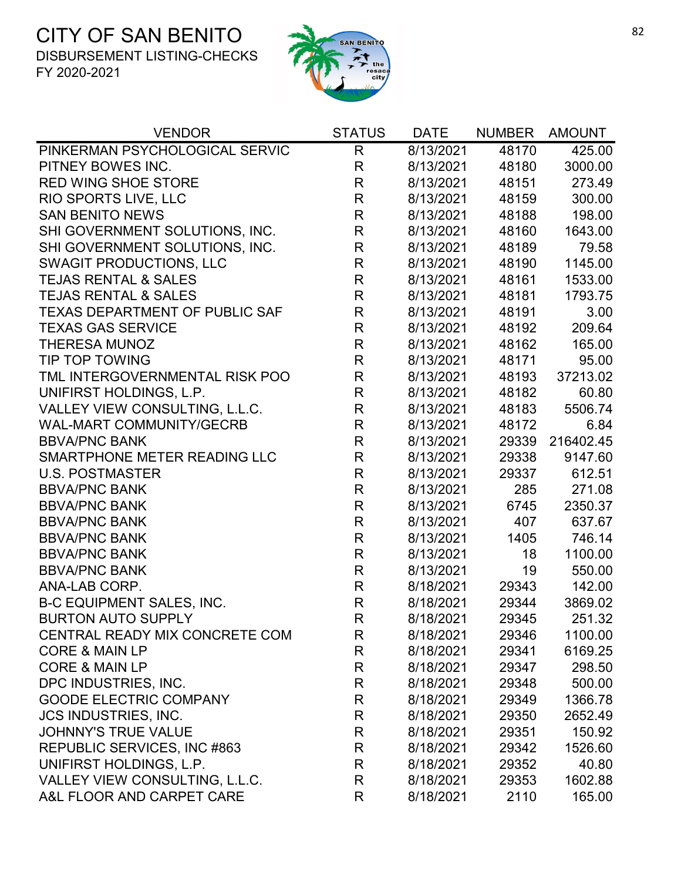# CITY OF SAN BENITO

DISBURSEMENT LISTING-CHECKS

FY 2020-2021

| VENDOR | STATUS | DATE | NUMBER | AMOUNT |
|---|---|---|---|---|
| PINKERMAN PSYCHOLOGICAL SERVIC | R | 8/13/2021 | 48170 | 425.00 |
| PITNEY BOWES INC. | R | 8/13/2021 | 48180 | 3000.00 |
| RED WING SHOE STORE | R | 8/13/2021 | 48151 | 273.49 |
| RIO SPORTS LIVE, LLC | R | 8/13/2021 | 48159 | 300.00 |
| SAN BENITO NEWS | R | 8/13/2021 | 48188 | 198.00 |
| SHI GOVERNMENT SOLUTIONS, INC. | R | 8/13/2021 | 48160 | 1643.00 |
| SHI GOVERNMENT SOLUTIONS, INC. | R | 8/13/2021 | 48189 | 79.58 |
| SWAGIT PRODUCTIONS, LLC | R | 8/13/2021 | 48190 | 1145.00 |
| TEJAS RENTAL & SALES | R | 8/13/2021 | 48161 | 1533.00 |
| TEJAS RENTAL & SALES | R | 8/13/2021 | 48181 | 1793.75 |
| TEXAS DEPARTMENT OF PUBLIC SAF | R | 8/13/2021 | 48191 | 3.00 |
| TEXAS GAS SERVICE | R | 8/13/2021 | 48192 | 209.64 |
| THERESA MUNOZ | R | 8/13/2021 | 48162 | 165.00 |
| TIP TOP TOWING | R | 8/13/2021 | 48171 | 95.00 |
| TML INTERGOVERNMENTAL RISK POO | R | 8/13/2021 | 48193 | 37213.02 |
| UNIFIRST HOLDINGS, L.P. | R | 8/13/2021 | 48182 | 60.80 |
| VALLEY VIEW CONSULTING, L.L.C. | R | 8/13/2021 | 48183 | 5506.74 |
| WAL-MART COMMUNITY/GECRB | R | 8/13/2021 | 48172 | 6.84 |
| BBVA/PNC BANK | R | 8/13/2021 | 29339 | 216402.45 |
| SMARTPHONE METER READING LLC | R | 8/13/2021 | 29338 | 9147.60 |
| U.S. POSTMASTER | R | 8/13/2021 | 29337 | 612.51 |
| BBVA/PNC BANK | R | 8/13/2021 | 285 | 271.08 |
| BBVA/PNC BANK | R | 8/13/2021 | 6745 | 2350.37 |
| BBVA/PNC BANK | R | 8/13/2021 | 407 | 637.67 |
| BBVA/PNC BANK | R | 8/13/2021 | 1405 | 746.14 |
| BBVA/PNC BANK | R | 8/13/2021 | 18 | 1100.00 |
| BBVA/PNC BANK | R | 8/13/2021 | 19 | 550.00 |
| ANA-LAB CORP. | R | 8/18/2021 | 29343 | 142.00 |
| B-C EQUIPMENT SALES, INC. | R | 8/18/2021 | 29344 | 3869.02 |
| BURTON AUTO SUPPLY | R | 8/18/2021 | 29345 | 251.32 |
| CENTRAL READY MIX CONCRETE COM | R | 8/18/2021 | 29346 | 1100.00 |
| CORE & MAIN LP | R | 8/18/2021 | 29341 | 6169.25 |
| CORE & MAIN LP | R | 8/18/2021 | 29347 | 298.50 |
| DPC INDUSTRIES, INC. | R | 8/18/2021 | 29348 | 500.00 |
| GOODE ELECTRIC COMPANY | R | 8/18/2021 | 29349 | 1366.78 |
| JCS INDUSTRIES, INC. | R | 8/18/2021 | 29350 | 2652.49 |
| JOHNNY'S TRUE VALUE | R | 8/18/2021 | 29351 | 150.92 |
| REPUBLIC SERVICES, INC #863 | R | 8/18/2021 | 29342 | 1526.60 |
| UNIFIRST HOLDINGS, L.P. | R | 8/18/2021 | 29352 | 40.80 |
| VALLEY VIEW CONSULTING, L.L.C. | R | 8/18/2021 | 29353 | 1602.88 |
| A&L FLOOR AND CARPET CARE | R | 8/18/2021 | 2110 | 165.00 |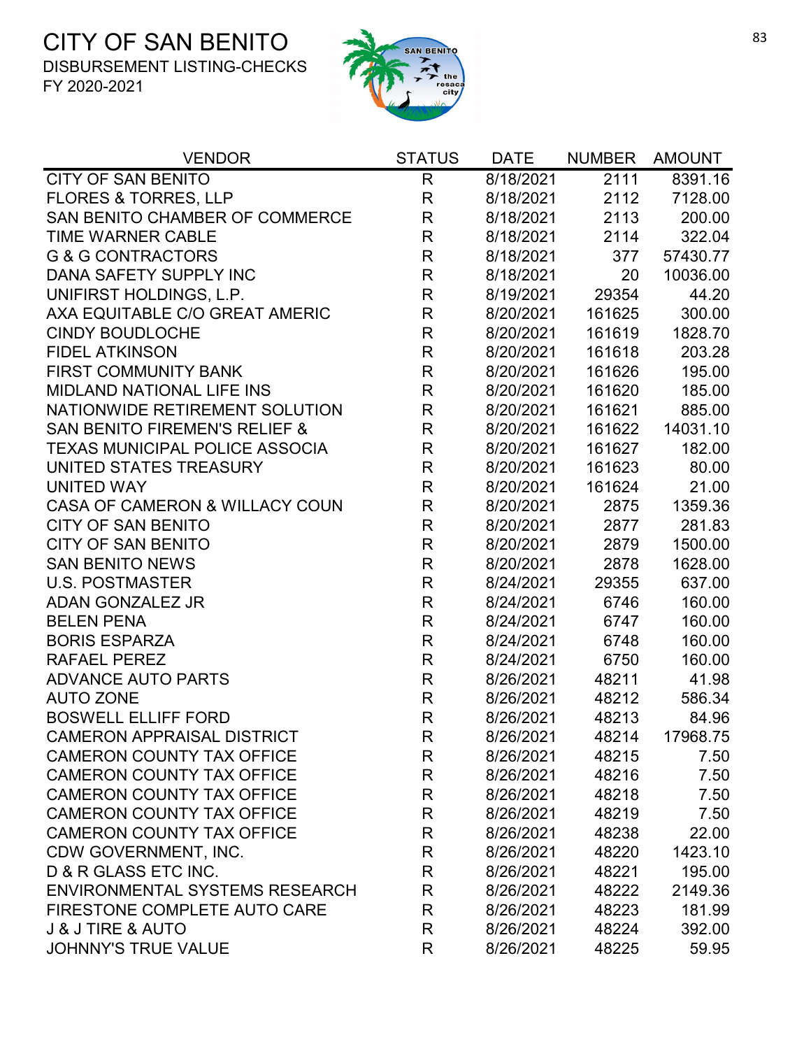# CITY OF SAN BENITO

DISBURSEMENT LISTING-CHECKS

FY 2020-2021

| VENDOR | STATUS | DATE | NUMBER | AMOUNT |
|---|---|---|---|---|
| CITY OF SAN BENITO | R | 8/18/2021 | 2111 | 8391.16 |
| FLORES & TORRES, LLP | R | 8/18/2021 | 2112 | 7128.00 |
| SAN BENITO CHAMBER OF COMMERCE | R | 8/18/2021 | 2113 | 200.00 |
| TIME WARNER CABLE | R | 8/18/2021 | 2114 | 322.04 |
| G & G CONTRACTORS | R | 8/18/2021 | 377 | 57430.77 |
| DANA SAFETY SUPPLY INC | R | 8/18/2021 | 20 | 10036.00 |
| UNIFIRST HOLDINGS, L.P. | R | 8/19/2021 | 29354 | 44.20 |
| AXA EQUITABLE C/O GREAT AMERIC | R | 8/20/2021 | 161625 | 300.00 |
| CINDY BOUDLOCHE | R | 8/20/2021 | 161619 | 1828.70 |
| FIDEL ATKINSON | R | 8/20/2021 | 161618 | 203.28 |
| FIRST COMMUNITY BANK | R | 8/20/2021 | 161626 | 195.00 |
| MIDLAND NATIONAL LIFE INS | R | 8/20/2021 | 161620 | 185.00 |
| NATIONWIDE RETIREMENT SOLUTION | R | 8/20/2021 | 161621 | 885.00 |
| SAN BENITO FIREMEN'S RELIEF & | R | 8/20/2021 | 161622 | 14031.10 |
| TEXAS MUNICIPAL POLICE ASSOCIA | R | 8/20/2021 | 161627 | 182.00 |
| UNITED STATES TREASURY | R | 8/20/2021 | 161623 | 80.00 |
| UNITED WAY | R | 8/20/2021 | 161624 | 21.00 |
| CASA OF CAMERON & WILLACY COUN | R | 8/20/2021 | 2875 | 1359.36 |
| CITY OF SAN BENITO | R | 8/20/2021 | 2877 | 281.83 |
| CITY OF SAN BENITO | R | 8/20/2021 | 2879 | 1500.00 |
| SAN BENITO NEWS | R | 8/20/2021 | 2878 | 1628.00 |
| U.S. POSTMASTER | R | 8/24/2021 | 29355 | 637.00 |
| ADAN GONZALEZ JR | R | 8/24/2021 | 6746 | 160.00 |
| BELEN PENA | R | 8/24/2021 | 6747 | 160.00 |
| BORIS ESPARZA | R | 8/24/2021 | 6748 | 160.00 |
| RAFAEL PEREZ | R | 8/24/2021 | 6750 | 160.00 |
| ADVANCE AUTO PARTS | R | 8/26/2021 | 48211 | 41.98 |
| AUTO ZONE | R | 8/26/2021 | 48212 | 586.34 |
| BOSWELL ELLIFF FORD | R | 8/26/2021 | 48213 | 84.96 |
| CAMERON APPRAISAL DISTRICT | R | 8/26/2021 | 48214 | 17968.75 |
| CAMERON COUNTY TAX OFFICE | R | 8/26/2021 | 48215 | 7.50 |
| CAMERON COUNTY TAX OFFICE | R | 8/26/2021 | 48216 | 7.50 |
| CAMERON COUNTY TAX OFFICE | R | 8/26/2021 | 48218 | 7.50 |
| CAMERON COUNTY TAX OFFICE | R | 8/26/2021 | 48219 | 7.50 |
| CAMERON COUNTY TAX OFFICE | R | 8/26/2021 | 48238 | 22.00 |
| CDW GOVERNMENT, INC. | R | 8/26/2021 | 48220 | 1423.10 |
| D & R GLASS ETC INC. | R | 8/26/2021 | 48221 | 195.00 |
| ENVIRONMENTAL SYSTEMS RESEARCH | R | 8/26/2021 | 48222 | 2149.36 |
| FIRESTONE COMPLETE AUTO CARE | R | 8/26/2021 | 48223 | 181.99 |
| J & J TIRE & AUTO | R | 8/26/2021 | 48224 | 392.00 |
| JOHNNY'S TRUE VALUE | R | 8/26/2021 | 48225 | 59.95 |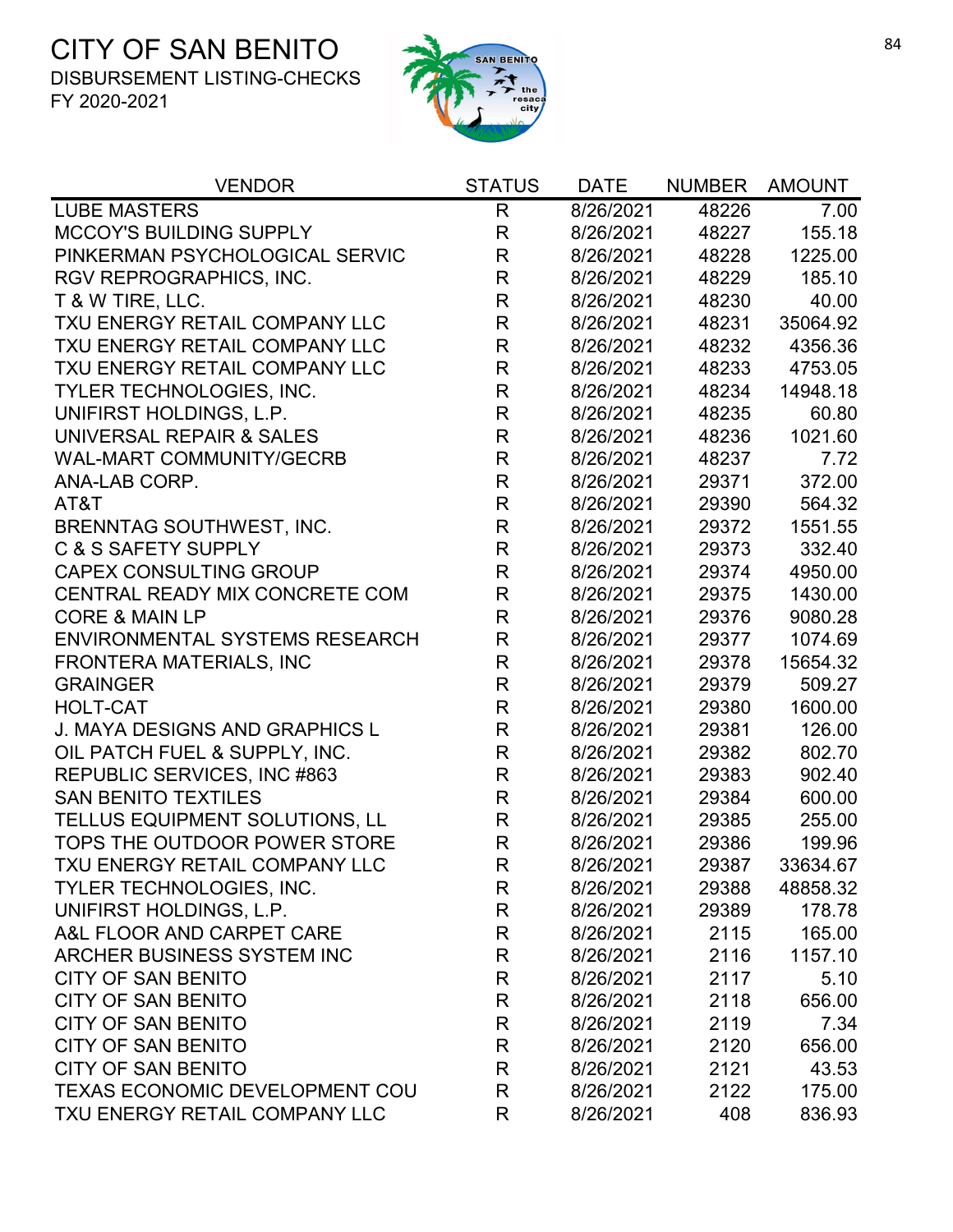# CITY OF SAN BENITO

DISBURSEMENT LISTING-CHECKS

FY 2020-2021

| VENDOR | STATUS | DATE | NUMBER | AMOUNT |
|---|---|---|---|---|
| LUBE MASTERS | R | 8/26/2021 | 48226 | 7.00 |
| MCCOY'S BUILDING SUPPLY | R | 8/26/2021 | 48227 | 155.18 |
| PINKERMAN PSYCHOLOGICAL SERVIC | R | 8/26/2021 | 48228 | 1225.00 |
| RGV REPROGRAPHICS, INC. | R | 8/26/2021 | 48229 | 185.10 |
| T & W TIRE, LLC. | R | 8/26/2021 | 48230 | 40.00 |
| TXU ENERGY RETAIL COMPANY LLC | R | 8/26/2021 | 48231 | 35064.92 |
| TXU ENERGY RETAIL COMPANY LLC | R | 8/26/2021 | 48232 | 4356.36 |
| TXU ENERGY RETAIL COMPANY LLC | R | 8/26/2021 | 48233 | 4753.05 |
| TYLER TECHNOLOGIES, INC. | R | 8/26/2021 | 48234 | 14948.18 |
| UNIFIRST HOLDINGS, L.P. | R | 8/26/2021 | 48235 | 60.80 |
| UNIVERSAL REPAIR & SALES | R | 8/26/2021 | 48236 | 1021.60 |
| WAL-MART COMMUNITY/GECRB | R | 8/26/2021 | 48237 | 7.72 |
| ANA-LAB CORP. | R | 8/26/2021 | 29371 | 372.00 |
| AT&T | R | 8/26/2021 | 29390 | 564.32 |
| BRENNTAG SOUTHWEST, INC. | R | 8/26/2021 | 29372 | 1551.55 |
| C & S SAFETY SUPPLY | R | 8/26/2021 | 29373 | 332.40 |
| CAPEX CONSULTING GROUP | R | 8/26/2021 | 29374 | 4950.00 |
| CENTRAL READY MIX CONCRETE COM | R | 8/26/2021 | 29375 | 1430.00 |
| CORE & MAIN LP | R | 8/26/2021 | 29376 | 9080.28 |
| ENVIRONMENTAL SYSTEMS RESEARCH | R | 8/26/2021 | 29377 | 1074.69 |
| FRONTERA MATERIALS, INC | R | 8/26/2021 | 29378 | 15654.32 |
| GRAINGER | R | 8/26/2021 | 29379 | 509.27 |
| HOLT-CAT | R | 8/26/2021 | 29380 | 1600.00 |
| J. MAYA DESIGNS AND GRAPHICS L | R | 8/26/2021 | 29381 | 126.00 |
| OIL PATCH FUEL & SUPPLY, INC. | R | 8/26/2021 | 29382 | 802.70 |
| REPUBLIC SERVICES, INC #863 | R | 8/26/2021 | 29383 | 902.40 |
| SAN BENITO TEXTILES | R | 8/26/2021 | 29384 | 600.00 |
| TELLUS EQUIPMENT SOLUTIONS, LL | R | 8/26/2021 | 29385 | 255.00 |
| TOPS THE OUTDOOR POWER STORE | R | 8/26/2021 | 29386 | 199.96 |
| TXU ENERGY RETAIL COMPANY LLC | R | 8/26/2021 | 29387 | 33634.67 |
| TYLER TECHNOLOGIES, INC. | R | 8/26/2021 | 29388 | 48858.32 |
| UNIFIRST HOLDINGS, L.P. | R | 8/26/2021 | 29389 | 178.78 |
| A&L FLOOR AND CARPET CARE | R | 8/26/2021 | 2115 | 165.00 |
| ARCHER BUSINESS SYSTEM INC | R | 8/26/2021 | 2116 | 1157.10 |
| CITY OF SAN BENITO | R | 8/26/2021 | 2117 | 5.10 |
| CITY OF SAN BENITO | R | 8/26/2021 | 2118 | 656.00 |
| CITY OF SAN BENITO | R | 8/26/2021 | 2119 | 7.34 |
| CITY OF SAN BENITO | R | 8/26/2021 | 2120 | 656.00 |
| CITY OF SAN BENITO | R | 8/26/2021 | 2121 | 43.53 |
| TEXAS ECONOMIC DEVELOPMENT COU | R | 8/26/2021 | 2122 | 175.00 |
| TXU ENERGY RETAIL COMPANY LLC | R | 8/26/2021 | 408 | 836.93 |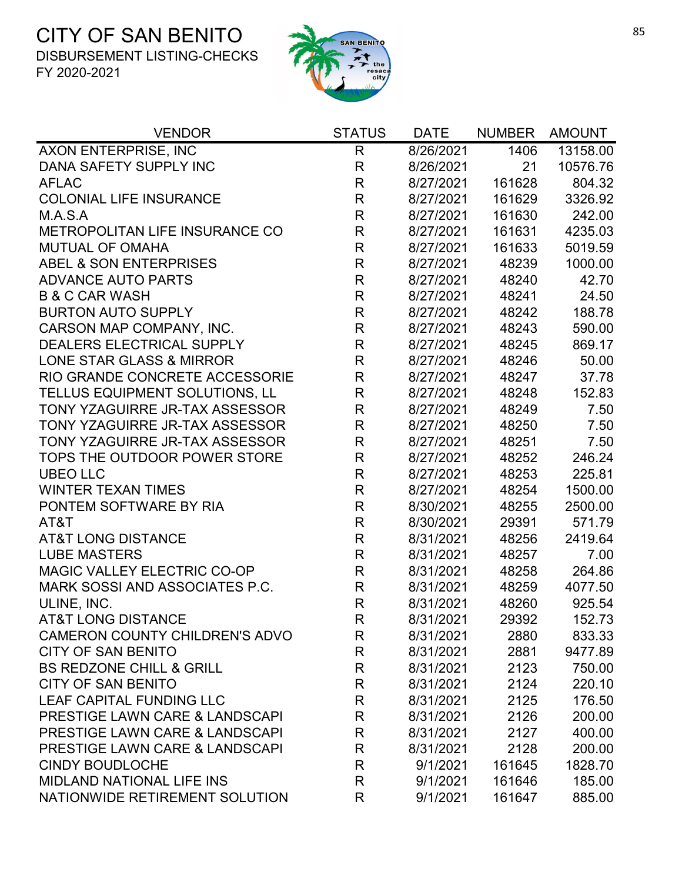# CITY OF SAN BENITO

DISBURSEMENT LISTING-CHECKS

FY 2020-2021

| VENDOR | STATUS | DATE | NUMBER | AMOUNT |
|---|---|---|---|---|
| AXON ENTERPRISE, INC | R | 8/26/2021 | 1406 | 13158.00 |
| DANA SAFETY SUPPLY INC | R | 8/26/2021 | 21 | 10576.76 |
| AFLAC | R | 8/27/2021 | 161628 | 804.32 |
| COLONIAL LIFE INSURANCE | R | 8/27/2021 | 161629 | 3326.92 |
| M.A.S.A | R | 8/27/2021 | 161630 | 242.00 |
| METROPOLITAN LIFE INSURANCE CO | R | 8/27/2021 | 161631 | 4235.03 |
| MUTUAL OF OMAHA | R | 8/27/2021 | 161633 | 5019.59 |
| ABEL & SON ENTERPRISES | R | 8/27/2021 | 48239 | 1000.00 |
| ADVANCE AUTO PARTS | R | 8/27/2021 | 48240 | 42.70 |
| B & C CAR WASH | R | 8/27/2021 | 48241 | 24.50 |
| BURTON AUTO SUPPLY | R | 8/27/2021 | 48242 | 188.78 |
| CARSON MAP COMPANY, INC. | R | 8/27/2021 | 48243 | 590.00 |
| DEALERS ELECTRICAL SUPPLY | R | 8/27/2021 | 48245 | 869.17 |
| LONE STAR GLASS & MIRROR | R | 8/27/2021 | 48246 | 50.00 |
| RIO GRANDE CONCRETE ACCESSORIE | R | 8/27/2021 | 48247 | 37.78 |
| TELLUS EQUIPMENT SOLUTIONS, LL | R | 8/27/2021 | 48248 | 152.83 |
| TONY YZAGUIRRE JR-TAX ASSESSOR | R | 8/27/2021 | 48249 | 7.50 |
| TONY YZAGUIRRE JR-TAX ASSESSOR | R | 8/27/2021 | 48250 | 7.50 |
| TONY YZAGUIRRE JR-TAX ASSESSOR | R | 8/27/2021 | 48251 | 7.50 |
| TOPS THE OUTDOOR POWER STORE | R | 8/27/2021 | 48252 | 246.24 |
| UBEO LLC | R | 8/27/2021 | 48253 | 225.81 |
| WINTER TEXAN TIMES | R | 8/27/2021 | 48254 | 1500.00 |
| PONTEM SOFTWARE BY RIA | R | 8/30/2021 | 48255 | 2500.00 |
| AT&T | R | 8/30/2021 | 29391 | 571.79 |
| AT&T LONG DISTANCE | R | 8/31/2021 | 48256 | 2419.64 |
| LUBE MASTERS | R | 8/31/2021 | 48257 | 7.00 |
| MAGIC VALLEY ELECTRIC CO-OP | R | 8/31/2021 | 48258 | 264.86 |
| MARK SOSSI AND ASSOCIATES P.C. | R | 8/31/2021 | 48259 | 4077.50 |
| ULINE, INC. | R | 8/31/2021 | 48260 | 925.54 |
| AT&T LONG DISTANCE | R | 8/31/2021 | 29392 | 152.73 |
| CAMERON COUNTY CHILDREN'S ADVO | R | 8/31/2021 | 2880 | 833.33 |
| CITY OF SAN BENITO | R | 8/31/2021 | 2881 | 9477.89 |
| BS REDZONE CHILL & GRILL | R | 8/31/2021 | 2123 | 750.00 |
| CITY OF SAN BENITO | R | 8/31/2021 | 2124 | 220.10 |
| LEAF CAPITAL FUNDING LLC | R | 8/31/2021 | 2125 | 176.50 |
| PRESTIGE LAWN CARE & LANDSCAPI | R | 8/31/2021 | 2126 | 200.00 |
| PRESTIGE LAWN CARE & LANDSCAPI | R | 8/31/2021 | 2127 | 400.00 |
| PRESTIGE LAWN CARE & LANDSCAPI | R | 8/31/2021 | 2128 | 200.00 |
| CINDY BOUDLOCHE | R | 9/1/2021 | 161645 | 1828.70 |
| MIDLAND NATIONAL LIFE INS | R | 9/1/2021 | 161646 | 185.00 |
| NATIONWIDE RETIREMENT SOLUTION | R | 9/1/2021 | 161647 | 885.00 |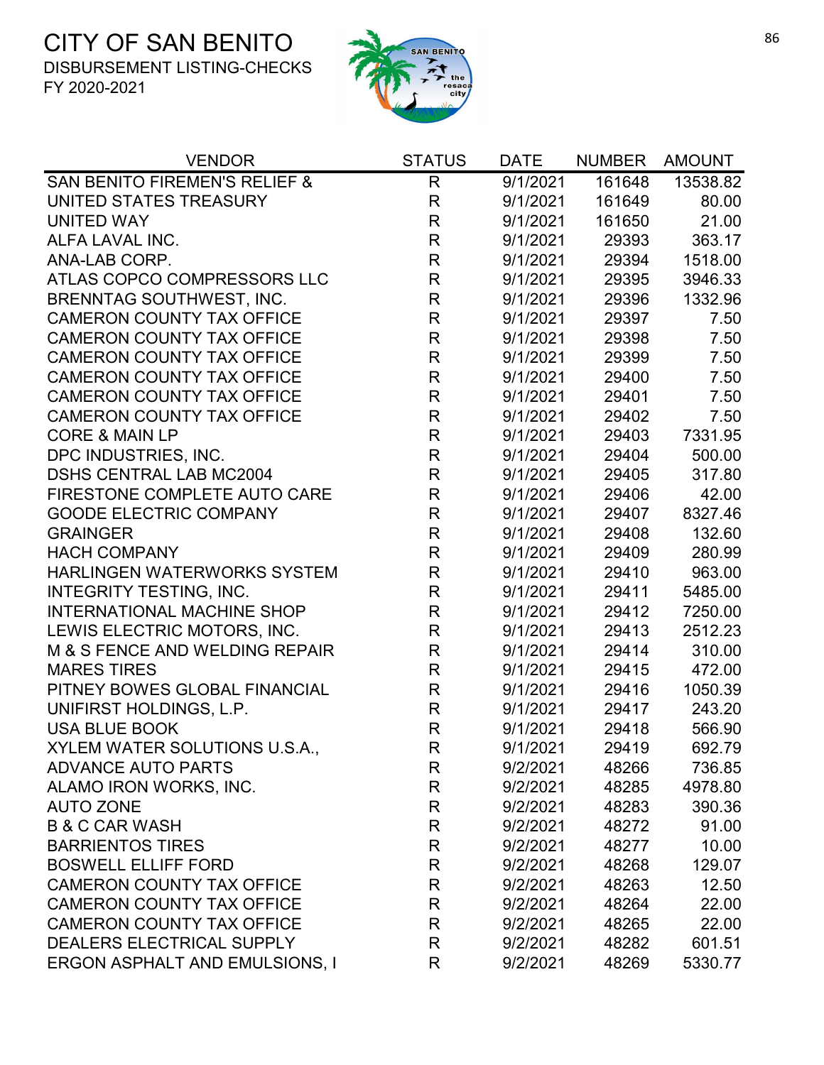# CITY OF SAN BENITO

DISBURSEMENT LISTING-CHECKS

FY 2020-2021

| VENDOR | STATUS | DATE | NUMBER | AMOUNT |
|---|---|---|---|---|
| SAN BENITO FIREMEN'S RELIEF & | R | 9/1/2021 | 161648 | 13538.82 |
| UNITED STATES TREASURY | R | 9/1/2021 | 161649 | 80.00 |
| UNITED WAY | R | 9/1/2021 | 161650 | 21.00 |
| ALFA LAVAL INC. | R | 9/1/2021 | 29393 | 363.17 |
| ANA-LAB CORP. | R | 9/1/2021 | 29394 | 1518.00 |
| ATLAS COPCO COMPRESSORS LLC | R | 9/1/2021 | 29395 | 3946.33 |
| BRENNTAG SOUTHWEST, INC. | R | 9/1/2021 | 29396 | 1332.96 |
| CAMERON COUNTY TAX OFFICE | R | 9/1/2021 | 29397 | 7.50 |
| CAMERON COUNTY TAX OFFICE | R | 9/1/2021 | 29398 | 7.50 |
| CAMERON COUNTY TAX OFFICE | R | 9/1/2021 | 29399 | 7.50 |
| CAMERON COUNTY TAX OFFICE | R | 9/1/2021 | 29400 | 7.50 |
| CAMERON COUNTY TAX OFFICE | R | 9/1/2021 | 29401 | 7.50 |
| CAMERON COUNTY TAX OFFICE | R | 9/1/2021 | 29402 | 7.50 |
| CORE & MAIN LP | R | 9/1/2021 | 29403 | 7331.95 |
| DPC INDUSTRIES, INC. | R | 9/1/2021 | 29404 | 500.00 |
| DSHS CENTRAL LAB MC2004 | R | 9/1/2021 | 29405 | 317.80 |
| FIRESTONE COMPLETE AUTO CARE | R | 9/1/2021 | 29406 | 42.00 |
| GOODE ELECTRIC COMPANY | R | 9/1/2021 | 29407 | 8327.46 |
| GRAINGER | R | 9/1/2021 | 29408 | 132.60 |
| HACH COMPANY | R | 9/1/2021 | 29409 | 280.99 |
| HARLINGEN WATERWORKS SYSTEM | R | 9/1/2021 | 29410 | 963.00 |
| INTEGRITY TESTING, INC. | R | 9/1/2021 | 29411 | 5485.00 |
| INTERNATIONAL MACHINE SHOP | R | 9/1/2021 | 29412 | 7250.00 |
| LEWIS ELECTRIC MOTORS, INC. | R | 9/1/2021 | 29413 | 2512.23 |
| M & S FENCE AND WELDING REPAIR | R | 9/1/2021 | 29414 | 310.00 |
| MARES TIRES | R | 9/1/2021 | 29415 | 472.00 |
| PITNEY BOWES GLOBAL FINANCIAL | R | 9/1/2021 | 29416 | 1050.39 |
| UNIFIRST HOLDINGS, L.P. | R | 9/1/2021 | 29417 | 243.20 |
| USA BLUE BOOK | R | 9/1/2021 | 29418 | 566.90 |
| XYLEM WATER SOLUTIONS U.S.A., | R | 9/1/2021 | 29419 | 692.79 |
| ADVANCE AUTO PARTS | R | 9/2/2021 | 48266 | 736.85 |
| ALAMO IRON WORKS, INC. | R | 9/2/2021 | 48285 | 4978.80 |
| AUTO ZONE | R | 9/2/2021 | 48283 | 390.36 |
| B & C CAR WASH | R | 9/2/2021 | 48272 | 91.00 |
| BARRIENTOS TIRES | R | 9/2/2021 | 48277 | 10.00 |
| BOSWELL ELLIFF FORD | R | 9/2/2021 | 48268 | 129.07 |
| CAMERON COUNTY TAX OFFICE | R | 9/2/2021 | 48263 | 12.50 |
| CAMERON COUNTY TAX OFFICE | R | 9/2/2021 | 48264 | 22.00 |
| CAMERON COUNTY TAX OFFICE | R | 9/2/2021 | 48265 | 22.00 |
| DEALERS ELECTRICAL SUPPLY | R | 9/2/2021 | 48282 | 601.51 |
| ERGON ASPHALT AND EMULSIONS, I | R | 9/2/2021 | 48269 | 5330.77 |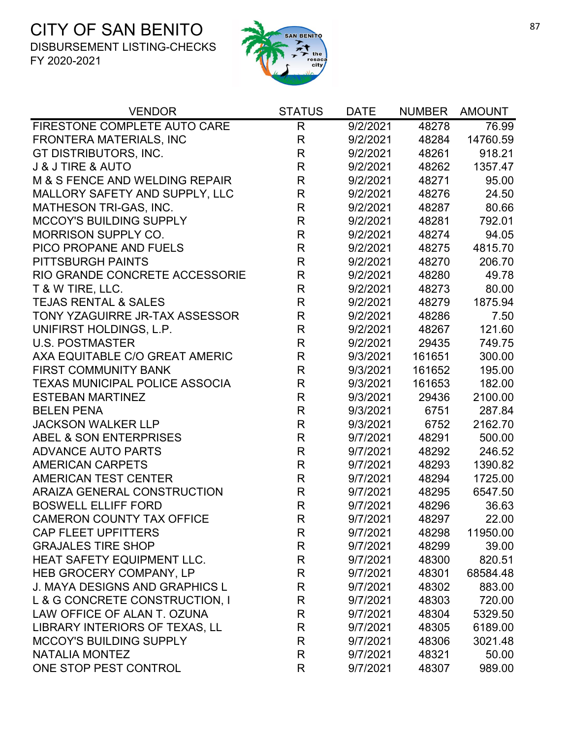# CITY OF SAN BENITO

DISBURSEMENT LISTING-CHECKS

FY 2020-2021

| VENDOR | STATUS | DATE | NUMBER | AMOUNT |
|---|---|---|---|---|
| FIRESTONE COMPLETE AUTO CARE | R | 9/2/2021 | 48278 | 76.99 |
| FRONTERA MATERIALS, INC | R | 9/2/2021 | 48284 | 14760.59 |
| GT DISTRIBUTORS, INC. | R | 9/2/2021 | 48261 | 918.21 |
| J & J TIRE & AUTO | R | 9/2/2021 | 48262 | 1357.47 |
| M & S FENCE AND WELDING REPAIR | R | 9/2/2021 | 48271 | 95.00 |
| MALLORY SAFETY AND SUPPLY, LLC | R | 9/2/2021 | 48276 | 24.50 |
| MATHESON TRI-GAS, INC. | R | 9/2/2021 | 48287 | 80.66 |
| MCCOY'S BUILDING SUPPLY | R | 9/2/2021 | 48281 | 792.01 |
| MORRISON SUPPLY CO. | R | 9/2/2021 | 48274 | 94.05 |
| PICO PROPANE AND FUELS | R | 9/2/2021 | 48275 | 4815.70 |
| PITTSBURGH PAINTS | R | 9/2/2021 | 48270 | 206.70 |
| RIO GRANDE CONCRETE ACCESSORIE | R | 9/2/2021 | 48280 | 49.78 |
| T & W TIRE, LLC. | R | 9/2/2021 | 48273 | 80.00 |
| TEJAS RENTAL & SALES | R | 9/2/2021 | 48279 | 1875.94 |
| TONY YZAGUIRRE JR-TAX ASSESSOR | R | 9/2/2021 | 48286 | 7.50 |
| UNIFIRST HOLDINGS, L.P. | R | 9/2/2021 | 48267 | 121.60 |
| U.S. POSTMASTER | R | 9/2/2021 | 29435 | 749.75 |
| AXA EQUITABLE C/O GREAT AMERIC | R | 9/3/2021 | 161651 | 300.00 |
| FIRST COMMUNITY BANK | R | 9/3/2021 | 161652 | 195.00 |
| TEXAS MUNICIPAL POLICE ASSOCIA | R | 9/3/2021 | 161653 | 182.00 |
| ESTEBAN MARTINEZ | R | 9/3/2021 | 29436 | 2100.00 |
| BELEN PENA | R | 9/3/2021 | 6751 | 287.84 |
| JACKSON WALKER LLP | R | 9/3/2021 | 6752 | 2162.70 |
| ABEL & SON ENTERPRISES | R | 9/7/2021 | 48291 | 500.00 |
| ADVANCE AUTO PARTS | R | 9/7/2021 | 48292 | 246.52 |
| AMERICAN CARPETS | R | 9/7/2021 | 48293 | 1390.82 |
| AMERICAN TEST CENTER | R | 9/7/2021 | 48294 | 1725.00 |
| ARAIZA GENERAL CONSTRUCTION | R | 9/7/2021 | 48295 | 6547.50 |
| BOSWELL ELLIFF FORD | R | 9/7/2021 | 48296 | 36.63 |
| CAMERON COUNTY TAX OFFICE | R | 9/7/2021 | 48297 | 22.00 |
| CAP FLEET UPFITTERS | R | 9/7/2021 | 48298 | 11950.00 |
| GRAJALES TIRE SHOP | R | 9/7/2021 | 48299 | 39.00 |
| HEAT SAFETY EQUIPMENT LLC. | R | 9/7/2021 | 48300 | 820.51 |
| HEB GROCERY COMPANY, LP | R | 9/7/2021 | 48301 | 68584.48 |
| J. MAYA DESIGNS AND GRAPHICS L | R | 9/7/2021 | 48302 | 883.00 |
| L & G CONCRETE CONSTRUCTION, I | R | 9/7/2021 | 48303 | 720.00 |
| LAW OFFICE OF ALAN T. OZUNA | R | 9/7/2021 | 48304 | 5329.50 |
| LIBRARY INTERIORS OF TEXAS, LL | R | 9/7/2021 | 48305 | 6189.00 |
| MCCOY'S BUILDING SUPPLY | R | 9/7/2021 | 48306 | 3021.48 |
| NATALIA MONTEZ | R | 9/7/2021 | 48321 | 50.00 |
| ONE STOP PEST CONTROL | R | 9/7/2021 | 48307 | 989.00 |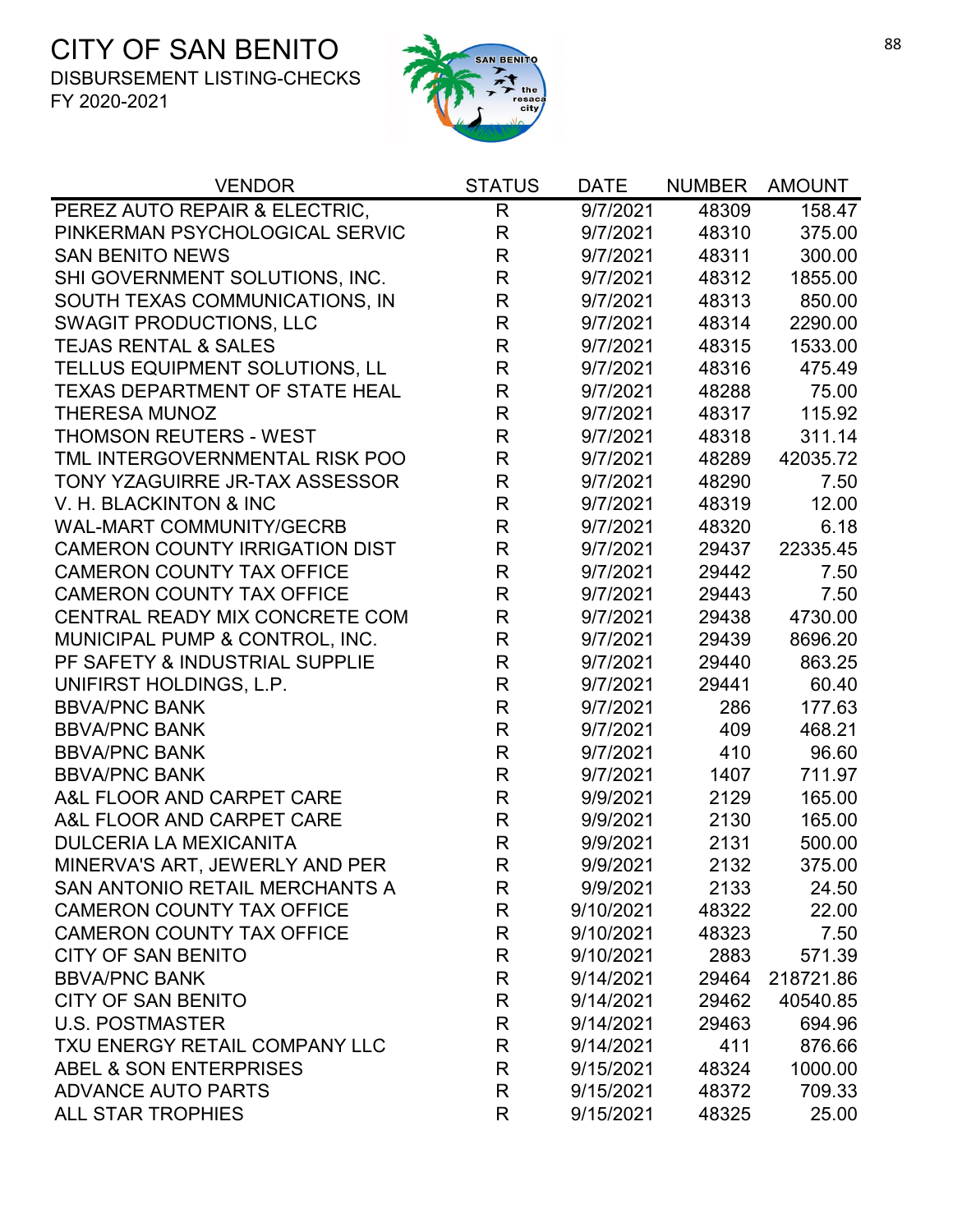# CITY OF SAN BENITO

DISBURSEMENT LISTING-CHECKS

FY 2020-2021

| VENDOR | STATUS | DATE | NUMBER | AMOUNT |
|---|---|---|---|---|
| PEREZ AUTO REPAIR & ELECTRIC, | R | 9/7/2021 | 48309 | 158.47 |
| PINKERMAN PSYCHOLOGICAL SERVIC | R | 9/7/2021 | 48310 | 375.00 |
| SAN BENITO NEWS | R | 9/7/2021 | 48311 | 300.00 |
| SHI GOVERNMENT SOLUTIONS, INC. | R | 9/7/2021 | 48312 | 1855.00 |
| SOUTH TEXAS COMMUNICATIONS, IN | R | 9/7/2021 | 48313 | 850.00 |
| SWAGIT PRODUCTIONS, LLC | R | 9/7/2021 | 48314 | 2290.00 |
| TEJAS RENTAL & SALES | R | 9/7/2021 | 48315 | 1533.00 |
| TELLUS EQUIPMENT SOLUTIONS, LL | R | 9/7/2021 | 48316 | 475.49 |
| TEXAS DEPARTMENT OF STATE HEAL | R | 9/7/2021 | 48288 | 75.00 |
| THERESA MUNOZ | R | 9/7/2021 | 48317 | 115.92 |
| THOMSON REUTERS - WEST | R | 9/7/2021 | 48318 | 311.14 |
| TML INTERGOVERNMENTAL RISK POO | R | 9/7/2021 | 48289 | 42035.72 |
| TONY YZAGUIRRE JR-TAX ASSESSOR | R | 9/7/2021 | 48290 | 7.50 |
| V. H. BLACKINTON & INC | R | 9/7/2021 | 48319 | 12.00 |
| WAL-MART COMMUNITY/GECRB | R | 9/7/2021 | 48320 | 6.18 |
| CAMERON COUNTY IRRIGATION DIST | R | 9/7/2021 | 29437 | 22335.45 |
| CAMERON COUNTY TAX OFFICE | R | 9/7/2021 | 29442 | 7.50 |
| CAMERON COUNTY TAX OFFICE | R | 9/7/2021 | 29443 | 7.50 |
| CENTRAL READY MIX CONCRETE COM | R | 9/7/2021 | 29438 | 4730.00 |
| MUNICIPAL PUMP & CONTROL, INC. | R | 9/7/2021 | 29439 | 8696.20 |
| PF SAFETY & INDUSTRIAL SUPPLIE | R | 9/7/2021 | 29440 | 863.25 |
| UNIFIRST HOLDINGS, L.P. | R | 9/7/2021 | 29441 | 60.40 |
| BBVA/PNC BANK | R | 9/7/2021 | 286 | 177.63 |
| BBVA/PNC BANK | R | 9/7/2021 | 409 | 468.21 |
| BBVA/PNC BANK | R | 9/7/2021 | 410 | 96.60 |
| BBVA/PNC BANK | R | 9/7/2021 | 1407 | 711.97 |
| A&L FLOOR AND CARPET CARE | R | 9/9/2021 | 2129 | 165.00 |
| A&L FLOOR AND CARPET CARE | R | 9/9/2021 | 2130 | 165.00 |
| DULCERIA LA MEXICANITA | R | 9/9/2021 | 2131 | 500.00 |
| MINERVA'S ART, JEWERLY AND PER | R | 9/9/2021 | 2132 | 375.00 |
| SAN ANTONIO RETAIL MERCHANTS A | R | 9/9/2021 | 2133 | 24.50 |
| CAMERON COUNTY TAX OFFICE | R | 9/10/2021 | 48322 | 22.00 |
| CAMERON COUNTY TAX OFFICE | R | 9/10/2021 | 48323 | 7.50 |
| CITY OF SAN BENITO | R | 9/10/2021 | 2883 | 571.39 |
| BBVA/PNC BANK | R | 9/14/2021 | 29464 | 218721.86 |
| CITY OF SAN BENITO | R | 9/14/2021 | 29462 | 40540.85 |
| U.S. POSTMASTER | R | 9/14/2021 | 29463 | 694.96 |
| TXU ENERGY RETAIL COMPANY LLC | R | 9/14/2021 | 411 | 876.66 |
| ABEL & SON ENTERPRISES | R | 9/15/2021 | 48324 | 1000.00 |
| ADVANCE AUTO PARTS | R | 9/15/2021 | 48372 | 709.33 |
| ALL STAR TROPHIES | R | 9/15/2021 | 48325 | 25.00 |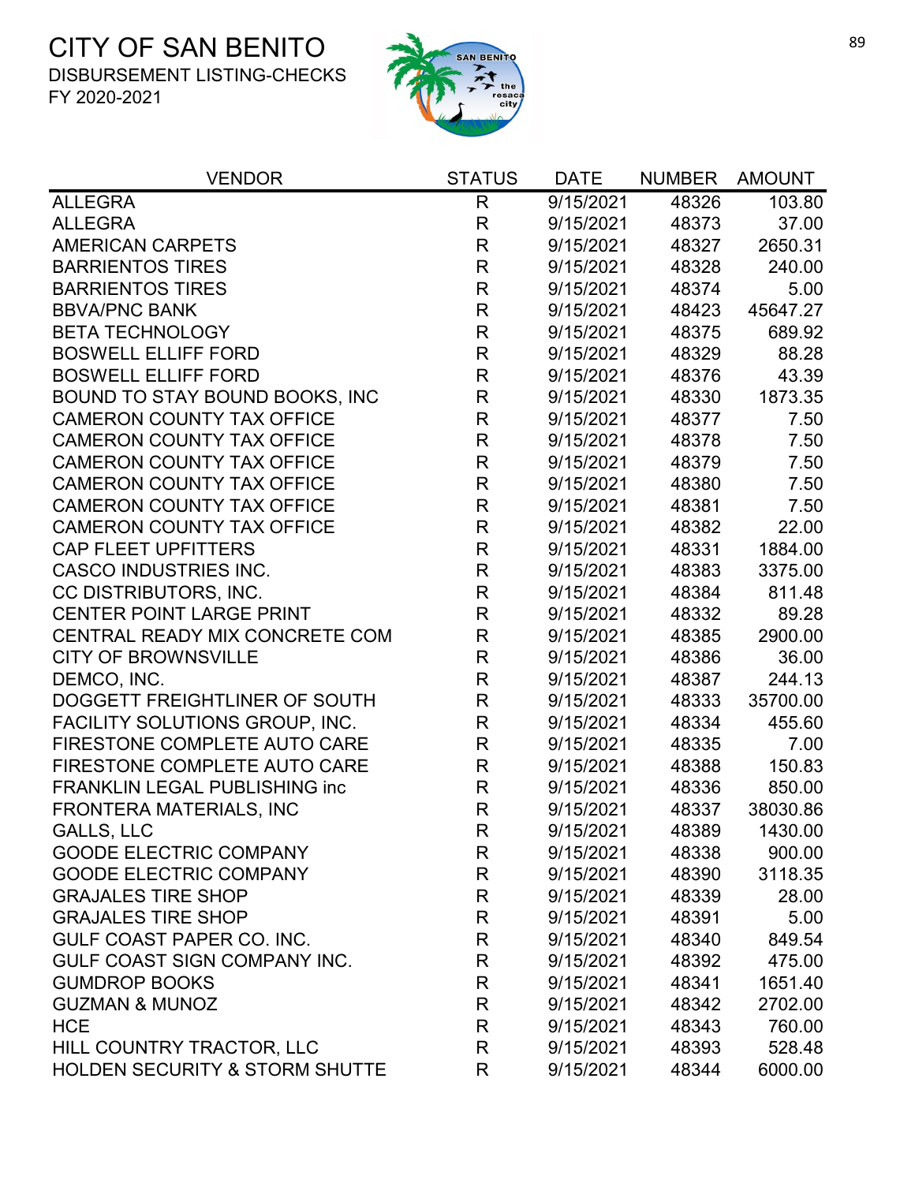# CITY OF SAN BENITO

DISBURSEMENT LISTING-CHECKS

FY 2020-2021

| VENDOR | STATUS | DATE | NUMBER | AMOUNT |
|---|---|---|---|---|
| ALLEGRA | R | 9/15/2021 | 48326 | 103.80 |
| ALLEGRA | R | 9/15/2021 | 48373 | 37.00 |
| AMERICAN CARPETS | R | 9/15/2021 | 48327 | 2650.31 |
| BARRIENTOS TIRES | R | 9/15/2021 | 48328 | 240.00 |
| BARRIENTOS TIRES | R | 9/15/2021 | 48374 | 5.00 |
| BBVA/PNC BANK | R | 9/15/2021 | 48423 | 45647.27 |
| BETA TECHNOLOGY | R | 9/15/2021 | 48375 | 689.92 |
| BOSWELL ELLIFF FORD | R | 9/15/2021 | 48329 | 88.28 |
| BOSWELL ELLIFF FORD | R | 9/15/2021 | 48376 | 43.39 |
| BOUND TO STAY BOUND BOOKS, INC | R | 9/15/2021 | 48330 | 1873.35 |
| CAMERON COUNTY TAX OFFICE | R | 9/15/2021 | 48377 | 7.50 |
| CAMERON COUNTY TAX OFFICE | R | 9/15/2021 | 48378 | 7.50 |
| CAMERON COUNTY TAX OFFICE | R | 9/15/2021 | 48379 | 7.50 |
| CAMERON COUNTY TAX OFFICE | R | 9/15/2021 | 48380 | 7.50 |
| CAMERON COUNTY TAX OFFICE | R | 9/15/2021 | 48381 | 7.50 |
| CAMERON COUNTY TAX OFFICE | R | 9/15/2021 | 48382 | 22.00 |
| CAP FLEET UPFITTERS | R | 9/15/2021 | 48331 | 1884.00 |
| CASCO INDUSTRIES INC. | R | 9/15/2021 | 48383 | 3375.00 |
| CC DISTRIBUTORS, INC. | R | 9/15/2021 | 48384 | 811.48 |
| CENTER POINT LARGE PRINT | R | 9/15/2021 | 48332 | 89.28 |
| CENTRAL READY MIX CONCRETE COM | R | 9/15/2021 | 48385 | 2900.00 |
| CITY OF BROWNSVILLE | R | 9/15/2021 | 48386 | 36.00 |
| DEMCO, INC. | R | 9/15/2021 | 48387 | 244.13 |
| DOGGETT FREIGHTLINER OF SOUTH | R | 9/15/2021 | 48333 | 35700.00 |
| FACILITY SOLUTIONS GROUP, INC. | R | 9/15/2021 | 48334 | 455.60 |
| FIRESTONE COMPLETE AUTO CARE | R | 9/15/2021 | 48335 | 7.00 |
| FIRESTONE COMPLETE AUTO CARE | R | 9/15/2021 | 48388 | 150.83 |
| FRANKLIN LEGAL PUBLISHING inc | R | 9/15/2021 | 48336 | 850.00 |
| FRONTERA MATERIALS, INC | R | 9/15/2021 | 48337 | 38030.86 |
| GALLS, LLC | R | 9/15/2021 | 48389 | 1430.00 |
| GOODE ELECTRIC COMPANY | R | 9/15/2021 | 48338 | 900.00 |
| GOODE ELECTRIC COMPANY | R | 9/15/2021 | 48390 | 3118.35 |
| GRAJALES TIRE SHOP | R | 9/15/2021 | 48339 | 28.00 |
| GRAJALES TIRE SHOP | R | 9/15/2021 | 48391 | 5.00 |
| GULF COAST PAPER CO. INC. | R | 9/15/2021 | 48340 | 849.54 |
| GULF COAST SIGN COMPANY INC. | R | 9/15/2021 | 48392 | 475.00 |
| GUMDROP BOOKS | R | 9/15/2021 | 48341 | 1651.40 |
| GUZMAN & MUNOZ | R | 9/15/2021 | 48342 | 2702.00 |
| HCE | R | 9/15/2021 | 48343 | 760.00 |
| HILL COUNTRY TRACTOR, LLC | R | 9/15/2021 | 48393 | 528.48 |
| HOLDEN SECURITY & STORM SHUTTE | R | 9/15/2021 | 48344 | 6000.00 |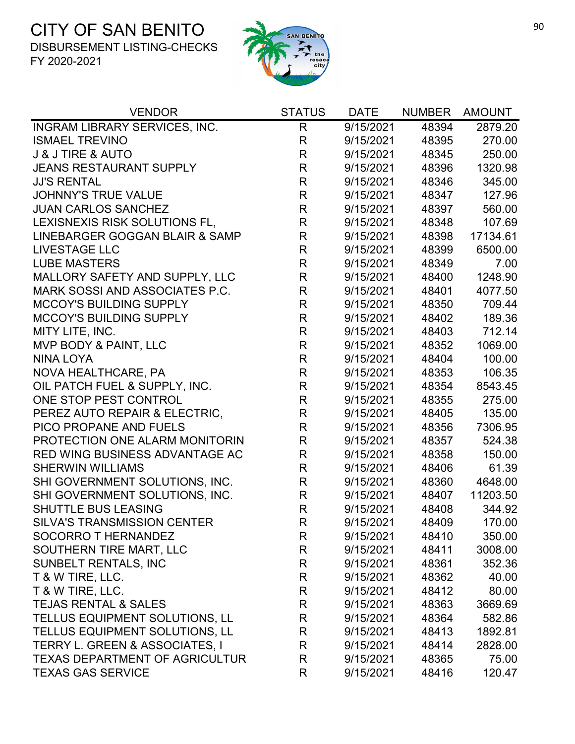# CITY OF SAN BENITO

DISBURSEMENT LISTING-CHECKS

FY 2020-2021

| VENDOR | STATUS | DATE | NUMBER | AMOUNT |
|---|---|---|---|---|
| INGRAM LIBRARY SERVICES, INC. | R | 9/15/2021 | 48394 | 2879.20 |
| ISMAEL TREVINO | R | 9/15/2021 | 48395 | 270.00 |
| J & J TIRE & AUTO | R | 9/15/2021 | 48345 | 250.00 |
| JEANS RESTAURANT SUPPLY | R | 9/15/2021 | 48396 | 1320.98 |
| JJ'S RENTAL | R | 9/15/2021 | 48346 | 345.00 |
| JOHNNY'S TRUE VALUE | R | 9/15/2021 | 48347 | 127.96 |
| JUAN CARLOS SANCHEZ | R | 9/15/2021 | 48397 | 560.00 |
| LEXISNEXIS RISK SOLUTIONS FL, | R | 9/15/2021 | 48348 | 107.69 |
| LINEBARGER GOGGAN BLAIR & SAMP | R | 9/15/2021 | 48398 | 17134.61 |
| LIVESTAGE LLC | R | 9/15/2021 | 48399 | 6500.00 |
| LUBE MASTERS | R | 9/15/2021 | 48349 | 7.00 |
| MALLORY SAFETY AND SUPPLY, LLC | R | 9/15/2021 | 48400 | 1248.90 |
| MARK SOSSI AND ASSOCIATES P.C. | R | 9/15/2021 | 48401 | 4077.50 |
| MCCOY'S BUILDING SUPPLY | R | 9/15/2021 | 48350 | 709.44 |
| MCCOY'S BUILDING SUPPLY | R | 9/15/2021 | 48402 | 189.36 |
| MITY LITE, INC. | R | 9/15/2021 | 48403 | 712.14 |
| MVP BODY & PAINT, LLC | R | 9/15/2021 | 48352 | 1069.00 |
| NINA LOYA | R | 9/15/2021 | 48404 | 100.00 |
| NOVA HEALTHCARE, PA | R | 9/15/2021 | 48353 | 106.35 |
| OIL PATCH FUEL & SUPPLY, INC. | R | 9/15/2021 | 48354 | 8543.45 |
| ONE STOP PEST CONTROL | R | 9/15/2021 | 48355 | 275.00 |
| PEREZ AUTO REPAIR & ELECTRIC, | R | 9/15/2021 | 48405 | 135.00 |
| PICO PROPANE AND FUELS | R | 9/15/2021 | 48356 | 7306.95 |
| PROTECTION ONE ALARM MONITORIN | R | 9/15/2021 | 48357 | 524.38 |
| RED WING BUSINESS ADVANTAGE AC | R | 9/15/2021 | 48358 | 150.00 |
| SHERWIN WILLIAMS | R | 9/15/2021 | 48406 | 61.39 |
| SHI GOVERNMENT SOLUTIONS, INC. | R | 9/15/2021 | 48360 | 4648.00 |
| SHI GOVERNMENT SOLUTIONS, INC. | R | 9/15/2021 | 48407 | 11203.50 |
| SHUTTLE BUS LEASING | R | 9/15/2021 | 48408 | 344.92 |
| SILVA'S TRANSMISSION CENTER | R | 9/15/2021 | 48409 | 170.00 |
| SOCORRO T HERNANDEZ | R | 9/15/2021 | 48410 | 350.00 |
| SOUTHERN TIRE MART, LLC | R | 9/15/2021 | 48411 | 3008.00 |
| SUNBELT RENTALS, INC | R | 9/15/2021 | 48361 | 352.36 |
| T & W TIRE, LLC. | R | 9/15/2021 | 48362 | 40.00 |
| T & W TIRE, LLC. | R | 9/15/2021 | 48412 | 80.00 |
| TEJAS RENTAL & SALES | R | 9/15/2021 | 48363 | 3669.69 |
| TELLUS EQUIPMENT SOLUTIONS, LL | R | 9/15/2021 | 48364 | 582.86 |
| TELLUS EQUIPMENT SOLUTIONS, LL | R | 9/15/2021 | 48413 | 1892.81 |
| TERRY L. GREEN & ASSOCIATES, I | R | 9/15/2021 | 48414 | 2828.00 |
| TEXAS DEPARTMENT OF AGRICULTUR | R | 9/15/2021 | 48365 | 75.00 |
| TEXAS GAS SERVICE | R | 9/15/2021 | 48416 | 120.47 |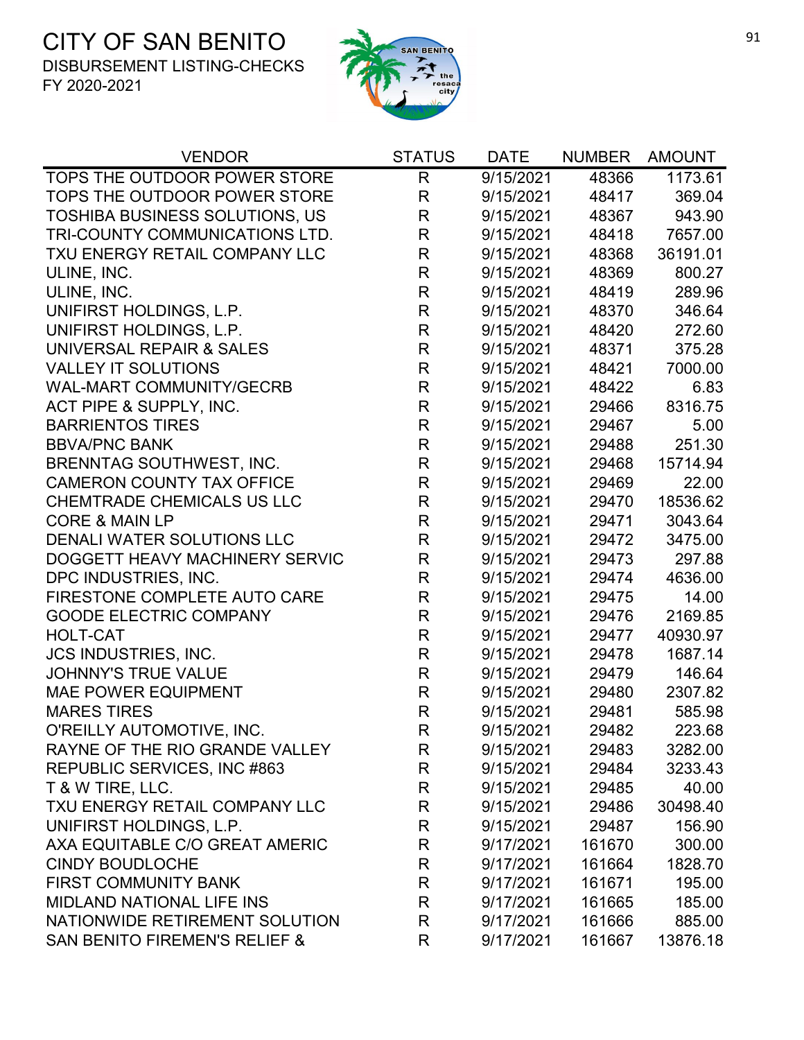# CITY OF SAN BENITO

DISBURSEMENT LISTING-CHECKS

FY 2020-2021

| VENDOR | STATUS | DATE | NUMBER | AMOUNT |
|---|---|---|---|---|
| TOPS THE OUTDOOR POWER STORE | R | 9/15/2021 | 48366 | 1173.61 |
| TOPS THE OUTDOOR POWER STORE | R | 9/15/2021 | 48417 | 369.04 |
| TOSHIBA BUSINESS SOLUTIONS, US | R | 9/15/2021 | 48367 | 943.90 |
| TRI-COUNTY COMMUNICATIONS LTD. | R | 9/15/2021 | 48418 | 7657.00 |
| TXU ENERGY RETAIL COMPANY LLC | R | 9/15/2021 | 48368 | 36191.01 |
| ULINE, INC. | R | 9/15/2021 | 48369 | 800.27 |
| ULINE, INC. | R | 9/15/2021 | 48419 | 289.96 |
| UNIFIRST HOLDINGS, L.P. | R | 9/15/2021 | 48370 | 346.64 |
| UNIFIRST HOLDINGS, L.P. | R | 9/15/2021 | 48420 | 272.60 |
| UNIVERSAL REPAIR & SALES | R | 9/15/2021 | 48371 | 375.28 |
| VALLEY IT SOLUTIONS | R | 9/15/2021 | 48421 | 7000.00 |
| WAL-MART COMMUNITY/GECRB | R | 9/15/2021 | 48422 | 6.83 |
| ACT PIPE & SUPPLY, INC. | R | 9/15/2021 | 29466 | 8316.75 |
| BARRIENTOS TIRES | R | 9/15/2021 | 29467 | 5.00 |
| BBVA/PNC BANK | R | 9/15/2021 | 29488 | 251.30 |
| BRENNTAG SOUTHWEST, INC. | R | 9/15/2021 | 29468 | 15714.94 |
| CAMERON COUNTY TAX OFFICE | R | 9/15/2021 | 29469 | 22.00 |
| CHEMTRADE CHEMICALS US LLC | R | 9/15/2021 | 29470 | 18536.62 |
| CORE & MAIN LP | R | 9/15/2021 | 29471 | 3043.64 |
| DENALI WATER SOLUTIONS LLC | R | 9/15/2021 | 29472 | 3475.00 |
| DOGGETT HEAVY MACHINERY SERVIC | R | 9/15/2021 | 29473 | 297.88 |
| DPC INDUSTRIES, INC. | R | 9/15/2021 | 29474 | 4636.00 |
| FIRESTONE COMPLETE AUTO CARE | R | 9/15/2021 | 29475 | 14.00 |
| GOODE ELECTRIC COMPANY | R | 9/15/2021 | 29476 | 2169.85 |
| HOLT-CAT | R | 9/15/2021 | 29477 | 40930.97 |
| JCS INDUSTRIES, INC. | R | 9/15/2021 | 29478 | 1687.14 |
| JOHNNY'S TRUE VALUE | R | 9/15/2021 | 29479 | 146.64 |
| MAE POWER EQUIPMENT | R | 9/15/2021 | 29480 | 2307.82 |
| MARES TIRES | R | 9/15/2021 | 29481 | 585.98 |
| O'REILLY AUTOMOTIVE, INC. | R | 9/15/2021 | 29482 | 223.68 |
| RAYNE OF THE RIO GRANDE VALLEY | R | 9/15/2021 | 29483 | 3282.00 |
| REPUBLIC SERVICES, INC #863 | R | 9/15/2021 | 29484 | 3233.43 |
| T & W TIRE, LLC. | R | 9/15/2021 | 29485 | 40.00 |
| TXU ENERGY RETAIL COMPANY LLC | R | 9/15/2021 | 29486 | 30498.40 |
| UNIFIRST HOLDINGS, L.P. | R | 9/15/2021 | 29487 | 156.90 |
| AXA EQUITABLE C/O GREAT AMERIC | R | 9/17/2021 | 161670 | 300.00 |
| CINDY BOUDLOCHE | R | 9/17/2021 | 161664 | 1828.70 |
| FIRST COMMUNITY BANK | R | 9/17/2021 | 161671 | 195.00 |
| MIDLAND NATIONAL LIFE INS | R | 9/17/2021 | 161665 | 185.00 |
| NATIONWIDE RETIREMENT SOLUTION | R | 9/17/2021 | 161666 | 885.00 |
| SAN BENITO FIREMEN'S RELIEF & | R | 9/17/2021 | 161667 | 13876.18 |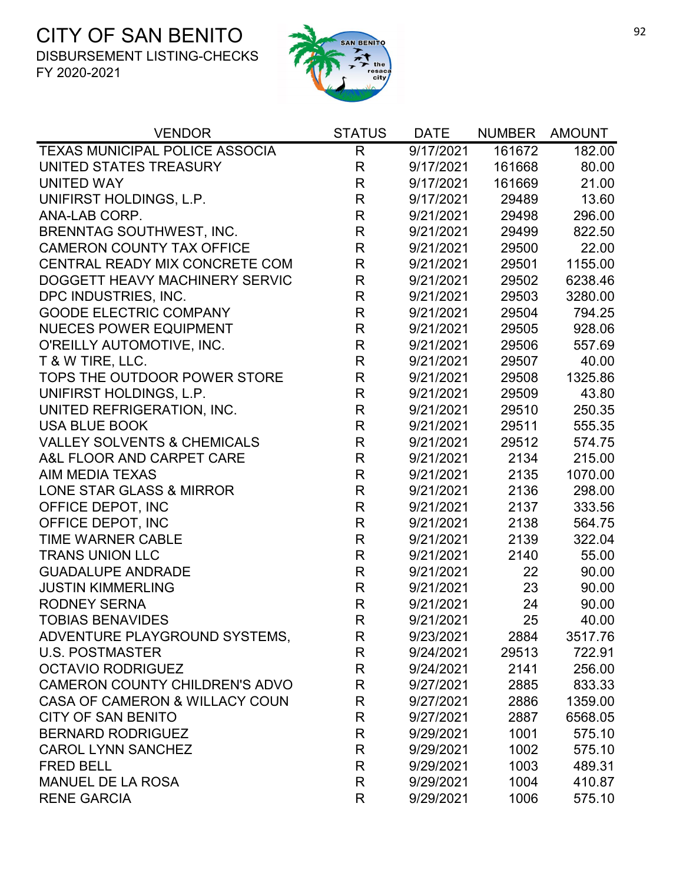# CITY OF SAN BENITO

DISBURSEMENT LISTING-CHECKS

FY 2020-2021

| VENDOR | STATUS | DATE | NUMBER | AMOUNT |
|---|---|---|---|---|
| TEXAS MUNICIPAL POLICE ASSOCIA | R | 9/17/2021 | 161672 | 182.00 |
| UNITED STATES TREASURY | R | 9/17/2021 | 161668 | 80.00 |
| UNITED WAY | R | 9/17/2021 | 161669 | 21.00 |
| UNIFIRST HOLDINGS, L.P. | R | 9/17/2021 | 29489 | 13.60 |
| ANA-LAB CORP. | R | 9/21/2021 | 29498 | 296.00 |
| BRENNTAG SOUTHWEST, INC. | R | 9/21/2021 | 29499 | 822.50 |
| CAMERON COUNTY TAX OFFICE | R | 9/21/2021 | 29500 | 22.00 |
| CENTRAL READY MIX CONCRETE COM | R | 9/21/2021 | 29501 | 1155.00 |
| DOGGETT HEAVY MACHINERY SERVIC | R | 9/21/2021 | 29502 | 6238.46 |
| DPC INDUSTRIES, INC. | R | 9/21/2021 | 29503 | 3280.00 |
| GOODE ELECTRIC COMPANY | R | 9/21/2021 | 29504 | 794.25 |
| NUECES POWER EQUIPMENT | R | 9/21/2021 | 29505 | 928.06 |
| O'REILLY AUTOMOTIVE, INC. | R | 9/21/2021 | 29506 | 557.69 |
| T & W TIRE, LLC. | R | 9/21/2021 | 29507 | 40.00 |
| TOPS THE OUTDOOR POWER STORE | R | 9/21/2021 | 29508 | 1325.86 |
| UNIFIRST HOLDINGS, L.P. | R | 9/21/2021 | 29509 | 43.80 |
| UNITED REFRIGERATION, INC. | R | 9/21/2021 | 29510 | 250.35 |
| USA BLUE BOOK | R | 9/21/2021 | 29511 | 555.35 |
| VALLEY SOLVENTS & CHEMICALS | R | 9/21/2021 | 29512 | 574.75 |
| A&L FLOOR AND CARPET CARE | R | 9/21/2021 | 2134 | 215.00 |
| AIM MEDIA TEXAS | R | 9/21/2021 | 2135 | 1070.00 |
| LONE STAR GLASS & MIRROR | R | 9/21/2021 | 2136 | 298.00 |
| OFFICE DEPOT, INC | R | 9/21/2021 | 2137 | 333.56 |
| OFFICE DEPOT, INC | R | 9/21/2021 | 2138 | 564.75 |
| TIME WARNER CABLE | R | 9/21/2021 | 2139 | 322.04 |
| TRANS UNION LLC | R | 9/21/2021 | 2140 | 55.00 |
| GUADALUPE ANDRADE | R | 9/21/2021 | 22 | 90.00 |
| JUSTIN KIMMERLING | R | 9/21/2021 | 23 | 90.00 |
| RODNEY SERNA | R | 9/21/2021 | 24 | 90.00 |
| TOBIAS BENAVIDES | R | 9/21/2021 | 25 | 40.00 |
| ADVENTURE PLAYGROUND SYSTEMS, | R | 9/23/2021 | 2884 | 3517.76 |
| U.S. POSTMASTER | R | 9/24/2021 | 29513 | 722.91 |
| OCTAVIO RODRIGUEZ | R | 9/24/2021 | 2141 | 256.00 |
| CAMERON COUNTY CHILDREN'S ADVO | R | 9/27/2021 | 2885 | 833.33 |
| CASA OF CAMERON & WILLACY COUN | R | 9/27/2021 | 2886 | 1359.00 |
| CITY OF SAN BENITO | R | 9/27/2021 | 2887 | 6568.05 |
| BERNARD RODRIGUEZ | R | 9/29/2021 | 1001 | 575.10 |
| CAROL LYNN SANCHEZ | R | 9/29/2021 | 1002 | 575.10 |
| FRED BELL | R | 9/29/2021 | 1003 | 489.31 |
| MANUEL DE LA ROSA | R | 9/29/2021 | 1004 | 410.87 |
| RENE GARCIA | R | 9/29/2021 | 1006 | 575.10 |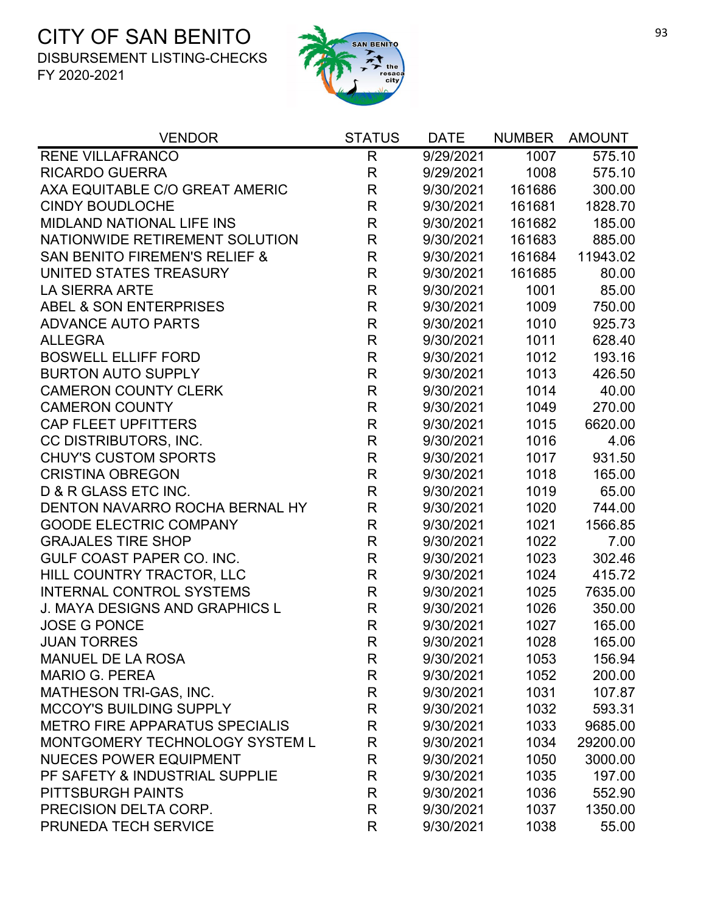# CITY OF SAN BENITO

DISBURSEMENT LISTING-CHECKS

FY 2020-2021

| VENDOR | STATUS | DATE | NUMBER | AMOUNT |
|---|---|---|---|---|
| RENE VILLAFRANCO | R | 9/29/2021 | 1007 | 575.10 |
| RICARDO GUERRA | R | 9/29/2021 | 1008 | 575.10 |
| AXA EQUITABLE C/O GREAT AMERIC | R | 9/30/2021 | 161686 | 300.00 |
| CINDY BOUDLOCHE | R | 9/30/2021 | 161681 | 1828.70 |
| MIDLAND NATIONAL LIFE INS | R | 9/30/2021 | 161682 | 185.00 |
| NATIONWIDE RETIREMENT SOLUTION | R | 9/30/2021 | 161683 | 885.00 |
| SAN BENITO FIREMEN'S RELIEF & | R | 9/30/2021 | 161684 | 11943.02 |
| UNITED STATES TREASURY | R | 9/30/2021 | 161685 | 80.00 |
| LA SIERRA ARTE | R | 9/30/2021 | 1001 | 85.00 |
| ABEL & SON ENTERPRISES | R | 9/30/2021 | 1009 | 750.00 |
| ADVANCE AUTO PARTS | R | 9/30/2021 | 1010 | 925.73 |
| ALLEGRA | R | 9/30/2021 | 1011 | 628.40 |
| BOSWELL ELLIFF FORD | R | 9/30/2021 | 1012 | 193.16 |
| BURTON AUTO SUPPLY | R | 9/30/2021 | 1013 | 426.50 |
| CAMERON COUNTY CLERK | R | 9/30/2021 | 1014 | 40.00 |
| CAMERON COUNTY | R | 9/30/2021 | 1049 | 270.00 |
| CAP FLEET UPFITTERS | R | 9/30/2021 | 1015 | 6620.00 |
| CC DISTRIBUTORS, INC. | R | 9/30/2021 | 1016 | 4.06 |
| CHUY'S CUSTOM SPORTS | R | 9/30/2021 | 1017 | 931.50 |
| CRISTINA OBREGON | R | 9/30/2021 | 1018 | 165.00 |
| D & R GLASS ETC INC. | R | 9/30/2021 | 1019 | 65.00 |
| DENTON NAVARRO ROCHA BERNAL HY | R | 9/30/2021 | 1020 | 744.00 |
| GOODE ELECTRIC COMPANY | R | 9/30/2021 | 1021 | 1566.85 |
| GRAJALES TIRE SHOP | R | 9/30/2021 | 1022 | 7.00 |
| GULF COAST PAPER CO. INC. | R | 9/30/2021 | 1023 | 302.46 |
| HILL COUNTRY TRACTOR, LLC | R | 9/30/2021 | 1024 | 415.72 |
| INTERNAL CONTROL SYSTEMS | R | 9/30/2021 | 1025 | 7635.00 |
| J. MAYA DESIGNS AND GRAPHICS L | R | 9/30/2021 | 1026 | 350.00 |
| JOSE G PONCE | R | 9/30/2021 | 1027 | 165.00 |
| JUAN TORRES | R | 9/30/2021 | 1028 | 165.00 |
| MANUEL DE LA ROSA | R | 9/30/2021 | 1053 | 156.94 |
| MARIO G. PEREA | R | 9/30/2021 | 1052 | 200.00 |
| MATHESON TRI-GAS, INC. | R | 9/30/2021 | 1031 | 107.87 |
| MCCOY'S BUILDING SUPPLY | R | 9/30/2021 | 1032 | 593.31 |
| METRO FIRE APPARATUS SPECIALIS | R | 9/30/2021 | 1033 | 9685.00 |
| MONTGOMERY TECHNOLOGY SYSTEM L | R | 9/30/2021 | 1034 | 29200.00 |
| NUECES POWER EQUIPMENT | R | 9/30/2021 | 1050 | 3000.00 |
| PF SAFETY & INDUSTRIAL SUPPLIE | R | 9/30/2021 | 1035 | 197.00 |
| PITTSBURGH PAINTS | R | 9/30/2021 | 1036 | 552.90 |
| PRECISION DELTA CORP. | R | 9/30/2021 | 1037 | 1350.00 |
| PRUNEDA TECH SERVICE | R | 9/30/2021 | 1038 | 55.00 |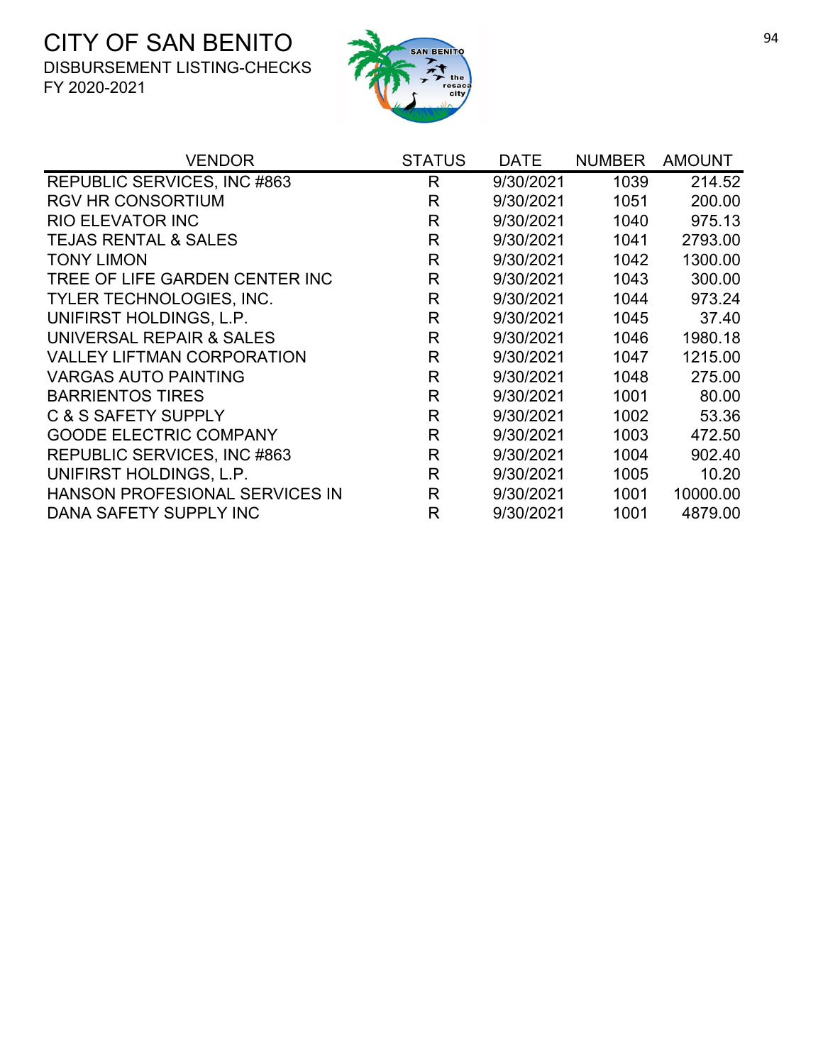# CITY OF SAN BENITO

DISBURSEMENT LISTING-CHECKS

FY 2020-2021

| VENDOR | STATUS | DATE | NUMBER | AMOUNT |
|---|---|---|---|---|
| REPUBLIC SERVICES, INC #863 | R | 9/30/2021 | 1039 | 214.52 |
| RGV HR CONSORTIUM | R | 9/30/2021 | 1051 | 200.00 |
| RIO ELEVATOR INC | R | 9/30/2021 | 1040 | 975.13 |
| TEJAS RENTAL & SALES | R | 9/30/2021 | 1041 | 2793.00 |
| TONY LIMON | R | 9/30/2021 | 1042 | 1300.00 |
| TREE OF LIFE GARDEN CENTER INC | R | 9/30/2021 | 1043 | 300.00 |
| TYLER TECHNOLOGIES, INC. | R | 9/30/2021 | 1044 | 973.24 |
| UNIFIRST HOLDINGS, L.P. | R | 9/30/2021 | 1045 | 37.40 |
| UNIVERSAL REPAIR & SALES | R | 9/30/2021 | 1046 | 1980.18 |
| VALLEY LIFTMAN CORPORATION | R | 9/30/2021 | 1047 | 1215.00 |
| VARGAS AUTO PAINTING | R | 9/30/2021 | 1048 | 275.00 |
| BARRIENTOS TIRES | R | 9/30/2021 | 1001 | 80.00 |
| C & S SAFETY SUPPLY | R | 9/30/2021 | 1002 | 53.36 |
| GOODE ELECTRIC COMPANY | R | 9/30/2021 | 1003 | 472.50 |
| REPUBLIC SERVICES, INC #863 | R | 9/30/2021 | 1004 | 902.40 |
| UNIFIRST HOLDINGS, L.P. | R | 9/30/2021 | 1005 | 10.20 |
| HANSON PROFESIONAL SERVICES IN | R | 9/30/2021 | 1001 | 10000.00 |
| DANA SAFETY SUPPLY INC | R | 9/30/2021 | 1001 | 4879.00 |